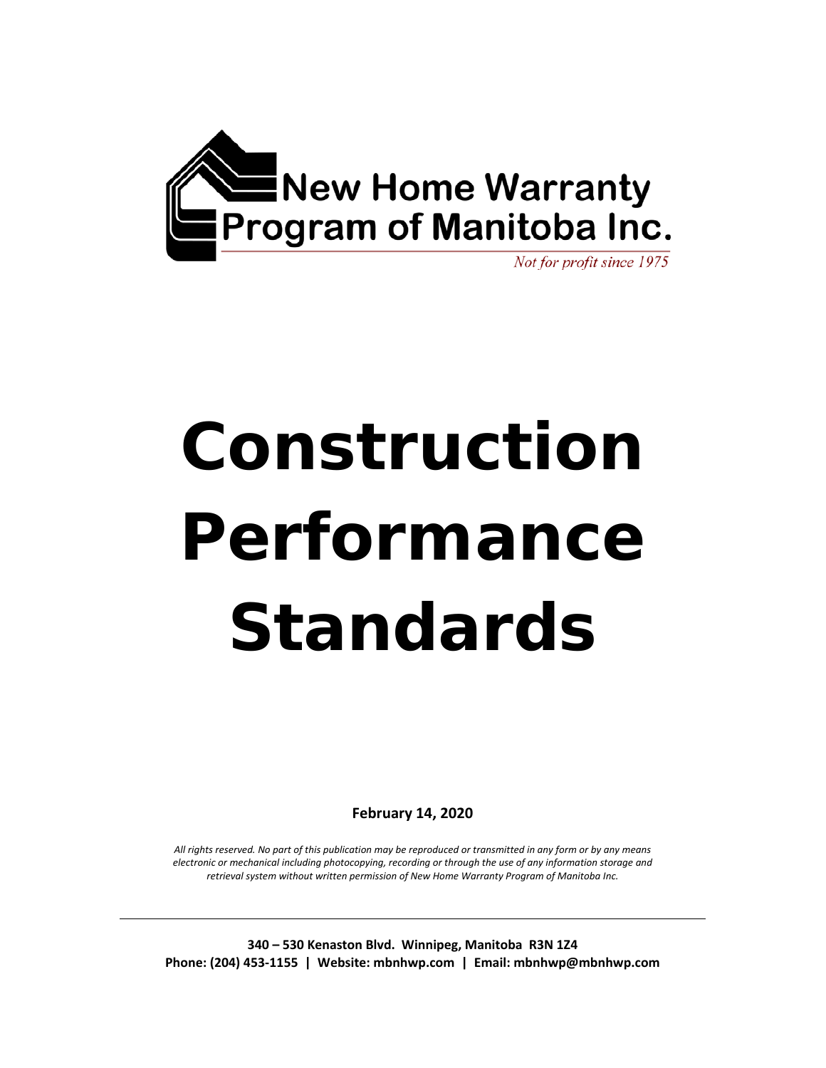New Home Warranty Program of Manitoba Inc.

*Not for profit since 1975*

# Construction Performance Standards

**February 14, 2020**

*All rights reserved. No part of this publication may be reproduced or transmitted in any form or by any means electronic or mechanical including photocopying, recording or through the use of any information storage and retrieval system without written permission of New Home Warranty Program of Manitoba Inc.*

---

**340 – 530 Kenaston Blvd. Winnipeg, Manitoba R3N 1Z4**
**Phone: (204) 453-1155 | Website: mbnhwp.com | Email: mbnhwp@mbnhwp.com**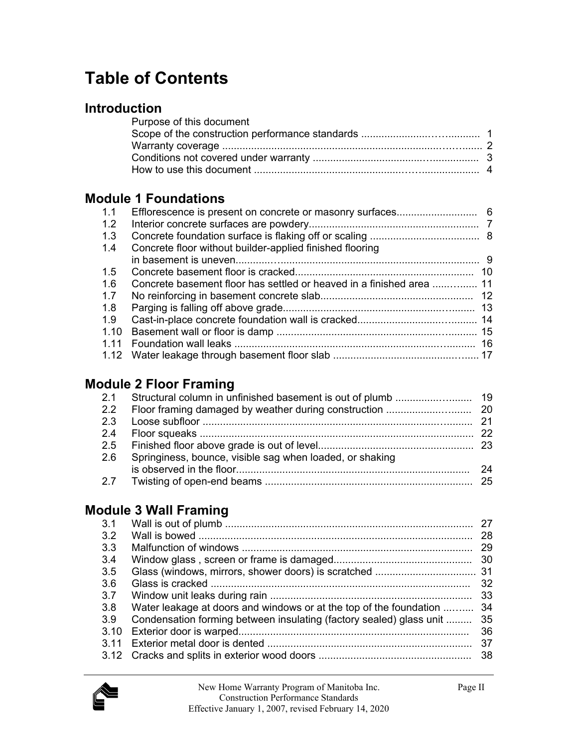# Table of Contents

## Introduction

Purpose of this document
Scope of the construction performance standards ........................................ 1
Warranty coverage ........................................................................................ 2
Conditions not covered under warranty ........................................................ 3
How to use this document ............................................................................. 4

## Module 1 Foundations

| | | |
|---|---|---|
| 1.1 | Efflorescence is present on concrete or masonry surfaces | 6 |
| 1.2 | Interior concrete surfaces are powdery | 7 |
| 1.3 | Concrete foundation surface is flaking off or scaling | 8 |
| 1.4 | Concrete floor without builder-applied finished flooring in basement is uneven | 9 |
| 1.5 | Concrete basement floor is cracked | 10 |
| 1.6 | Concrete basement floor has settled or heaved in a finished area | 11 |
| 1.7 | No reinforcing in basement concrete slab | 12 |
| 1.8 | Parging is falling off above grade | 13 |
| 1.9 | Cast-in-place concrete foundation wall is cracked | 14 |
| 1.10 | Basement wall or floor is damp | 15 |
| 1.11 | Foundation wall leaks | 16 |
| 1.12 | Water leakage through basement floor slab | 17 |

## Module 2 Floor Framing

| | | |
|---|---|---|
| 2.1 | Structural column in unfinished basement is out of plumb | 19 |
| 2.2 | Floor framing damaged by weather during construction | 20 |
| 2.3 | Loose subfloor | 21 |
| 2.4 | Floor squeaks | 22 |
| 2.5 | Finished floor above grade is out of level | 23 |
| 2.6 | Springiness, bounce, visible sag when loaded, or shaking is observed in the floor | 24 |
| 2.7 | Twisting of open-end beams | 25 |

## Module 3 Wall Framing

| | | |
|---|---|---|
| 3.1 | Wall is out of plumb | 27 |
| 3.2 | Wall is bowed | 28 |
| 3.3 | Malfunction of windows | 29 |
| 3.4 | Window glass , screen or frame is damaged | 30 |
| 3.5 | Glass (windows, mirrors, shower doors) is scratched | 31 |
| 3.6 | Glass is cracked | 32 |
| 3.7 | Window unit leaks during rain | 33 |
| 3.8 | Water leakage at doors and windows or at the top of the foundation | 34 |
| 3.9 | Condensation forming between insulating (factory sealed) glass unit | 35 |
| 3.10 | Exterior door is warped | 36 |
| 3.11 | Exterior metal door is dented | 37 |
| 3.12 | Cracks and splits in exterior wood doors | 38 |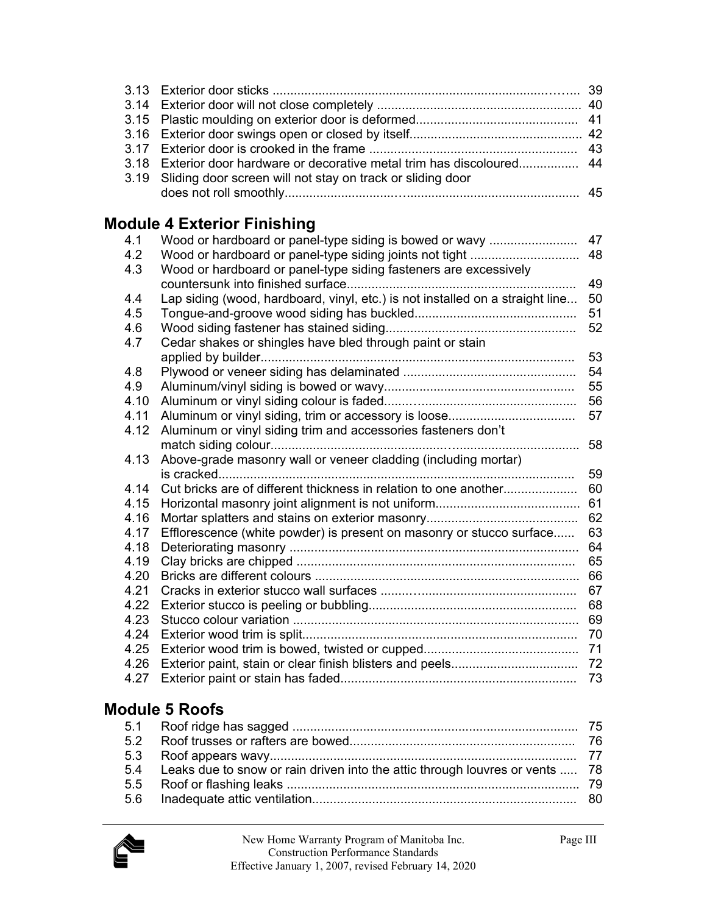| | | |
|---|---|---|
| 3.13 | Exterior door sticks | 39 |
| 3.14 | Exterior door will not close completely | 40 |
| 3.15 | Plastic moulding on exterior door is deformed | 41 |
| 3.16 | Exterior door swings open or closed by itself | 42 |
| 3.17 | Exterior door is crooked in the frame | 43 |
| 3.18 | Exterior door hardware or decorative metal trim has discoloured | 44 |
| 3.19 | Sliding door screen will not stay on track or sliding door does not roll smoothly | 45 |

## Module 4 Exterior Finishing

| | | |
|---|---|---|
| 4.1 | Wood or hardboard or panel-type siding is bowed or wavy | 47 |
| 4.2 | Wood or hardboard or panel-type siding joints not tight | 48 |
| 4.3 | Wood or hardboard or panel-type siding fasteners are excessively countersunk into finished surface | 49 |
| 4.4 | Lap siding (wood, hardboard, vinyl, etc.) is not installed on a straight line | 50 |
| 4.5 | Tongue-and-groove wood siding has buckled | 51 |
| 4.6 | Wood siding fastener has stained siding | 52 |
| 4.7 | Cedar shakes or shingles have bled through paint or stain applied by builder | 53 |
| 4.8 | Plywood or veneer siding has delaminated | 54 |
| 4.9 | Aluminum/vinyl siding is bowed or wavy | 55 |
| 4.10 | Aluminum or vinyl siding colour is faded | 56 |
| 4.11 | Aluminum or vinyl siding, trim or accessory is loose | 57 |
| 4.12 | Aluminum or vinyl siding trim and accessories fasteners don't match siding colour | 58 |
| 4.13 | Above-grade masonry wall or veneer cladding (including mortar) is cracked | 59 |
| 4.14 | Cut bricks are of different thickness in relation to one another | 60 |
| 4.15 | Horizontal masonry joint alignment is not uniform | 61 |
| 4.16 | Mortar splatters and stains on exterior masonry | 62 |
| 4.17 | Efflorescence (white powder) is present on masonry or stucco surface | 63 |
| 4.18 | Deteriorating masonry | 64 |
| 4.19 | Clay bricks are chipped | 65 |
| 4.20 | Bricks are different colours | 66 |
| 4.21 | Cracks in exterior stucco wall surfaces | 67 |
| 4.22 | Exterior stucco is peeling or bubbling | 68 |
| 4.23 | Stucco colour variation | 69 |
| 4.24 | Exterior wood trim is split | 70 |
| 4.25 | Exterior wood trim is bowed, twisted or cupped | 71 |
| 4.26 | Exterior paint, stain or clear finish blisters and peels | 72 |
| 4.27 | Exterior paint or stain has faded | 73 |

## Module 5 Roofs

| | | |
|---|---|---|
| 5.1 | Roof ridge has sagged | 75 |
| 5.2 | Roof trusses or rafters are bowed | 76 |
| 5.3 | Roof appears wavy | 77 |
| 5.4 | Leaks due to snow or rain driven into the attic through louvres or vents | 78 |
| 5.5 | Roof or flashing leaks | 79 |
| 5.6 | Inadequate attic ventilation | 80 |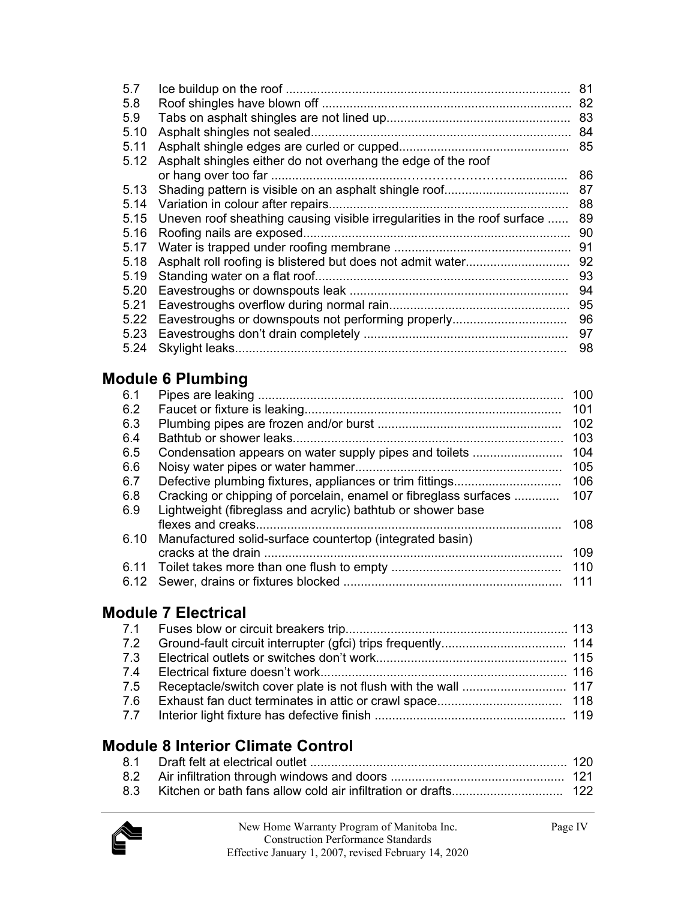| | | |
|---|---|---|
| 5.7 | Ice buildup on the roof | 81 |
| 5.8 | Roof shingles have blown off | 82 |
| 5.9 | Tabs on asphalt shingles are not lined up | 83 |
| 5.10 | Asphalt shingles not sealed | 84 |
| 5.11 | Asphalt shingle edges are curled or cupped | 85 |
| 5.12 | Asphalt shingles either do not overhang the edge of the roof or hang over too far | 86 |
| 5.13 | Shading pattern is visible on an asphalt shingle roof | 87 |
| 5.14 | Variation in colour after repairs | 88 |
| 5.15 | Uneven roof sheathing causing visible irregularities in the roof surface | 89 |
| 5.16 | Roofing nails are exposed | 90 |
| 5.17 | Water is trapped under roofing membrane | 91 |
| 5.18 | Asphalt roll roofing is blistered but does not admit water | 92 |
| 5.19 | Standing water on a flat roof | 93 |
| 5.20 | Eavestroughs or downspouts leak | 94 |
| 5.21 | Eavestroughs overflow during normal rain | 95 |
| 5.22 | Eavestroughs or downspouts not performing properly | 96 |
| 5.23 | Eavestroughs don't drain completely | 97 |
| 5.24 | Skylight leaks | 98 |

## Module 6 Plumbing

| | | |
|---|---|---|
| 6.1 | Pipes are leaking | 100 |
| 6.2 | Faucet or fixture is leaking | 101 |
| 6.3 | Plumbing pipes are frozen and/or burst | 102 |
| 6.4 | Bathtub or shower leaks | 103 |
| 6.5 | Condensation appears on water supply pipes and toilets | 104 |
| 6.6 | Noisy water pipes or water hammer | 105 |
| 6.7 | Defective plumbing fixtures, appliances or trim fittings | 106 |
| 6.8 | Cracking or chipping of porcelain, enamel or fibreglass surfaces | 107 |
| 6.9 | Lightweight (fibreglass and acrylic) bathtub or shower base flexes and creaks | 108 |
| 6.10 | Manufactured solid-surface countertop (integrated basin) cracks at the drain | 109 |
| 6.11 | Toilet takes more than one flush to empty | 110 |
| 6.12 | Sewer, drains or fixtures blocked | 111 |

## Module 7 Electrical

| | | |
|---|---|---|
| 7.1 | Fuses blow or circuit breakers trip | 113 |
| 7.2 | Ground-fault circuit interrupter (gfci) trips frequently | 114 |
| 7.3 | Electrical outlets or switches don't work | 115 |
| 7.4 | Electrical fixture doesn't work | 116 |
| 7.5 | Receptacle/switch cover plate is not flush with the wall | 117 |
| 7.6 | Exhaust fan duct terminates in attic or crawl space | 118 |
| 7.7 | Interior light fixture has defective finish | 119 |

## Module 8 Interior Climate Control

| | | |
|---|---|---|
| 8.1 | Draft felt at electrical outlet | 120 |
| 8.2 | Air infiltration through windows and doors | 121 |
| 8.3 | Kitchen or bath fans allow cold air infiltration or drafts | 122 |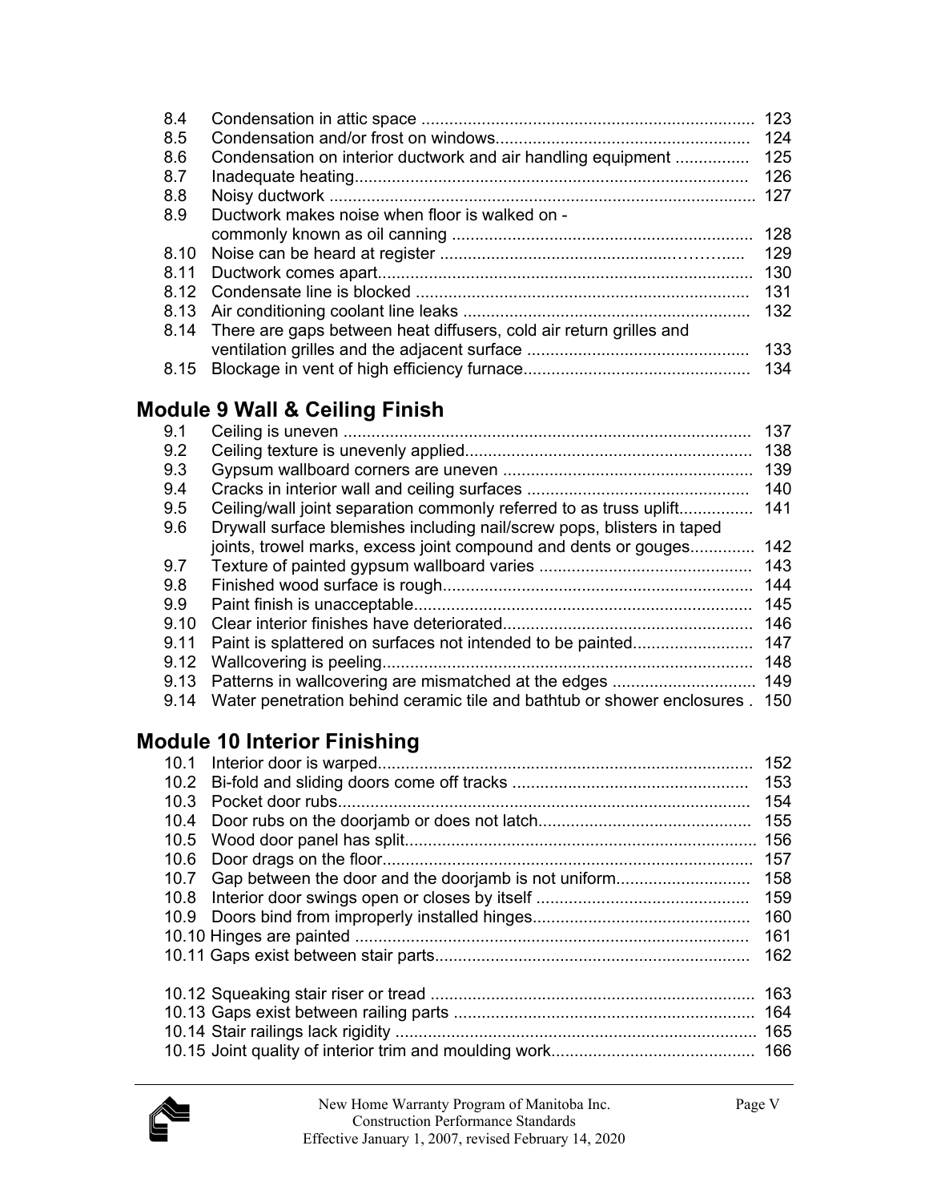| | | |
|---|---|---|
| 8.4 | Condensation in attic space | 123 |
| 8.5 | Condensation and/or frost on windows | 124 |
| 8.6 | Condensation on interior ductwork and air handling equipment | 125 |
| 8.7 | Inadequate heating | 126 |
| 8.8 | Noisy ductwork | 127 |
| 8.9 | Ductwork makes noise when floor is walked on - commonly known as oil canning | 128 |
| 8.10 | Noise can be heard at register | 129 |
| 8.11 | Ductwork comes apart | 130 |
| 8.12 | Condensate line is blocked | 131 |
| 8.13 | Air conditioning coolant line leaks | 132 |
| 8.14 | There are gaps between heat diffusers, cold air return grilles and ventilation grilles and the adjacent surface | 133 |
| 8.15 | Blockage in vent of high efficiency furnace | 134 |

## Module 9 Wall & Ceiling Finish

| | | |
|---|---|---|
| 9.1 | Ceiling is uneven | 137 |
| 9.2 | Ceiling texture is unevenly applied | 138 |
| 9.3 | Gypsum wallboard corners are uneven | 139 |
| 9.4 | Cracks in interior wall and ceiling surfaces | 140 |
| 9.5 | Ceiling/wall joint separation commonly referred to as truss uplift | 141 |
| 9.6 | Drywall surface blemishes including nail/screw pops, blisters in taped joints, trowel marks, excess joint compound and dents or gouges | 142 |
| 9.7 | Texture of painted gypsum wallboard varies | 143 |
| 9.8 | Finished wood surface is rough | 144 |
| 9.9 | Paint finish is unacceptable | 145 |
| 9.10 | Clear interior finishes have deteriorated | 146 |
| 9.11 | Paint is splattered on surfaces not intended to be painted | 147 |
| 9.12 | Wallcovering is peeling | 148 |
| 9.13 | Patterns in wallcovering are mismatched at the edges | 149 |
| 9.14 | Water penetration behind ceramic tile and bathtub or shower enclosures | 150 |

## Module 10 Interior Finishing

| | | |
|---|---|---|
| 10.1 | Interior door is warped | 152 |
| 10.2 | Bi-fold and sliding doors come off tracks | 153 |
| 10.3 | Pocket door rubs | 154 |
| 10.4 | Door rubs on the doorjamb or does not latch | 155 |
| 10.5 | Wood door panel has split | 156 |
| 10.6 | Door drags on the floor | 157 |
| 10.7 | Gap between the door and the doorjamb is not uniform | 158 |
| 10.8 | Interior door swings open or closes by itself | 159 |
| 10.9 | Doors bind from improperly installed hinges | 160 |
| 10.10 | Hinges are painted | 161 |
| 10.11 | Gaps exist between stair parts | 162 |
| 10.12 | Squeaking stair riser or tread | 163 |
| 10.13 | Gaps exist between railing parts | 164 |
| 10.14 | Stair railings lack rigidity | 165 |
| 10.15 | Joint quality of interior trim and moulding work | 166 |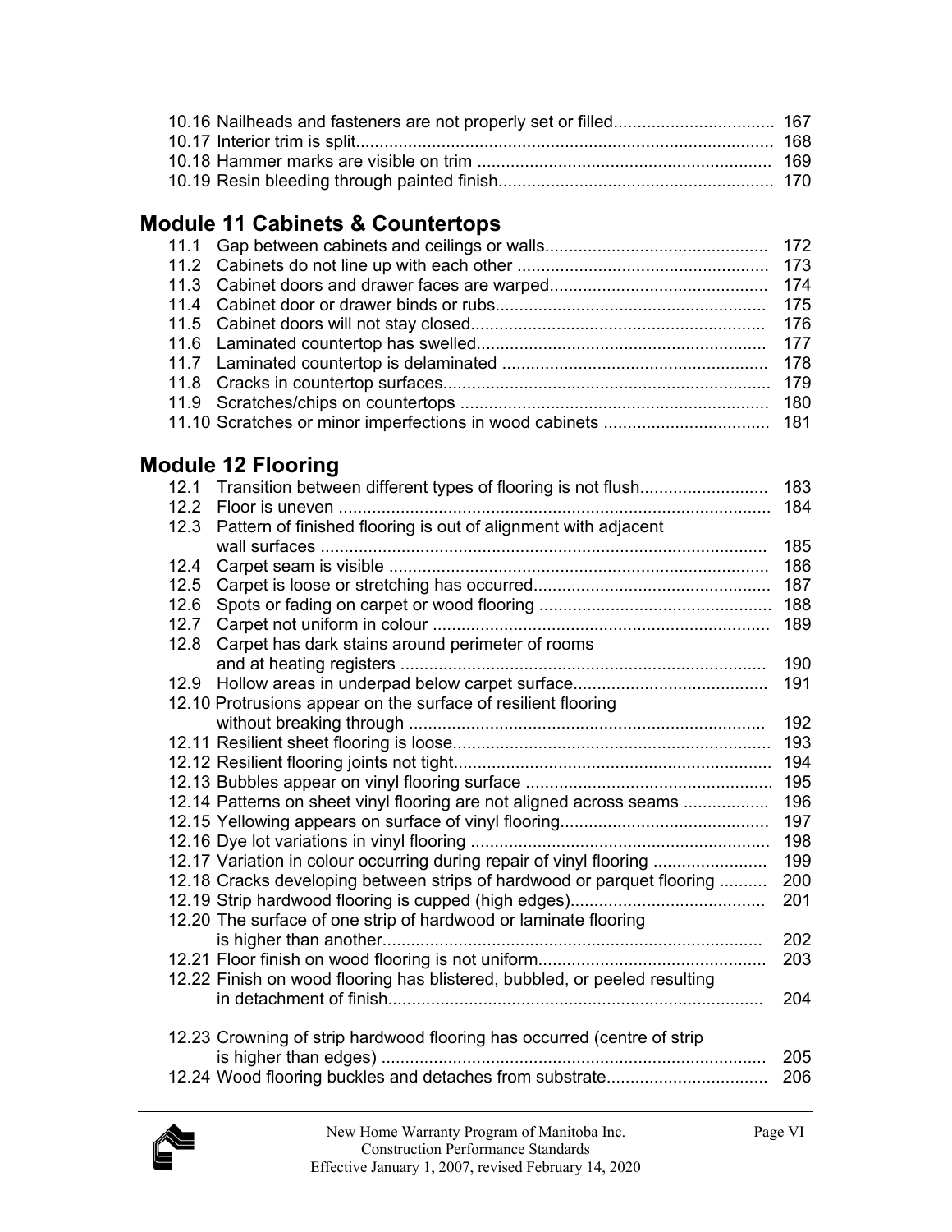10.16 Nailheads and fasteners are not properly set or filled.................................. 167
10.17 Interior trim is split........................................................................................ 168
10.18 Hammer marks are visible on trim ............................................................. 169
10.19 Resin bleeding through painted finish.......................................................... 170

## Module 11 Cabinets & Countertops

11.1 Gap between cabinets and ceilings or walls............................................... 172
11.2 Cabinets do not line up with each other ..................................................... 173
11.3 Cabinet doors and drawer faces are warped............................................. 174
11.4 Cabinet door or drawer binds or rubs......................................................... 175
11.5 Cabinet doors will not stay closed.............................................................. 176
11.6 Laminated countertop has swelled............................................................. 177
11.7 Laminated countertop is delaminated ........................................................ 178
11.8 Cracks in countertop surfaces.................................................................... 179
11.9 Scratches/chips on countertops ................................................................. 180
11.10 Scratches or minor imperfections in wood cabinets ................................... 181

## Module 12 Flooring

12.1 Transition between different types of flooring is not flush........................... 183
12.2 Floor is uneven ........................................................................................... 184
12.3 Pattern of finished flooring is out of alignment with adjacent wall surfaces .............................................................................................. 185
12.4 Carpet seam is visible ................................................................................ 186
12.5 Carpet is loose or stretching has occurred.................................................. 187
12.6 Spots or fading on carpet or wood flooring ................................................. 188
12.7 Carpet not uniform in colour ....................................................................... 189
12.8 Carpet has dark stains around perimeter of rooms and at heating registers ............................................................................. 190
12.9 Hollow areas in underpad below carpet surface......................................... 191
12.10 Protrusions appear on the surface of resilient flooring without breaking through ........................................................................... 192
12.11 Resilient sheet flooring is loose................................................................... 193
12.12 Resilient flooring joints not tight................................................................... 194
12.13 Bubbles appear on vinyl flooring surface .................................................... 195
12.14 Patterns on sheet vinyl flooring are not aligned across seams .................. 196
12.15 Yellowing appears on surface of vinyl flooring............................................ 197
12.16 Dye lot variations in vinyl flooring ............................................................... 198
12.17 Variation in colour occurring during repair of vinyl flooring ........................ 199
12.18 Cracks developing between strips of hardwood or parquet flooring .......... 200
12.19 Strip hardwood flooring is cupped (high edges).......................................... 201
12.20 The surface of one strip of hardwood or laminate flooring is higher than another............................................................................... 202
12.21 Floor finish on wood flooring is not uniform................................................ 203
12.22 Finish on wood flooring has blistered, bubbled, or peeled resulting in detachment of finish............................................................................... 204
12.23 Crowning of strip hardwood flooring has occurred (centre of strip is higher than edges) ................................................................................. 205
12.24 Wood flooring buckles and detaches from substrate.................................. 206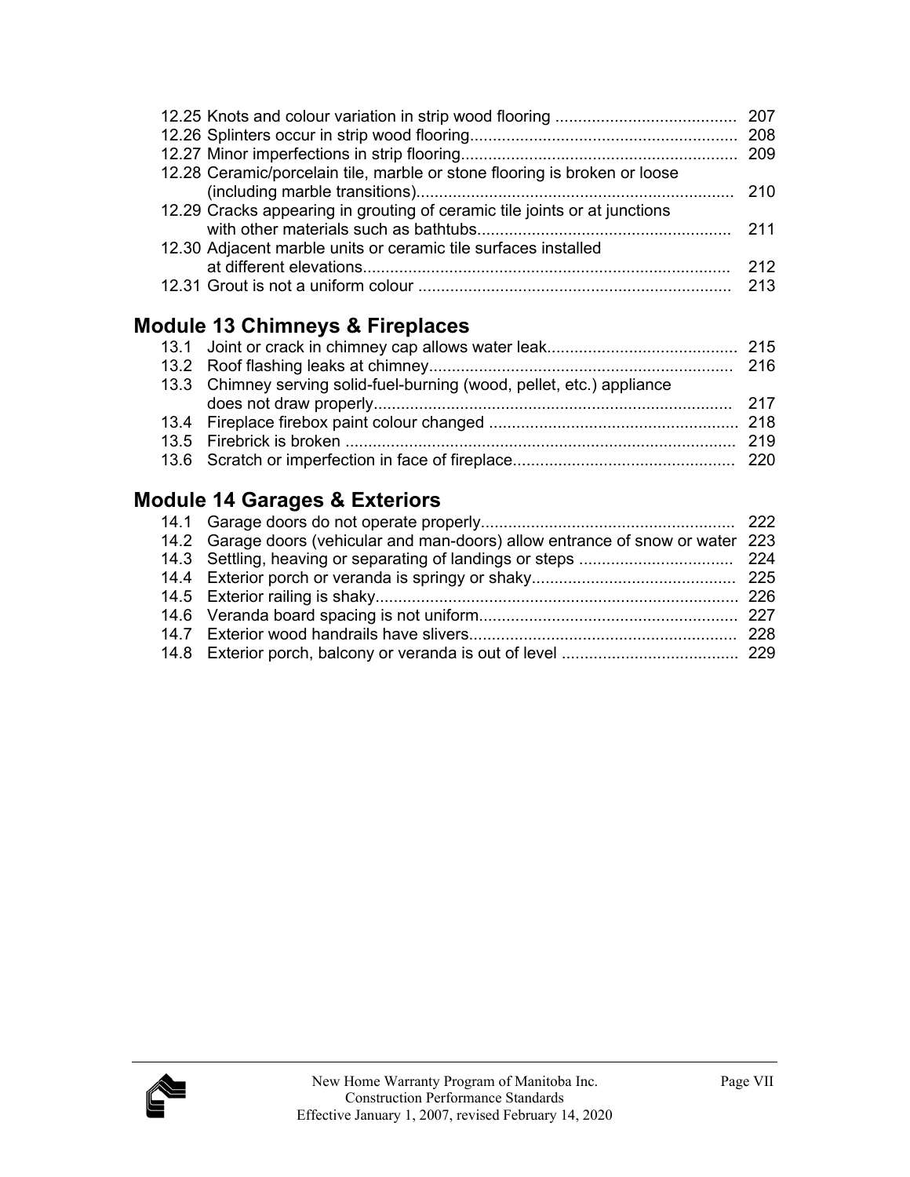12.25 Knots and colour variation in strip wood flooring ........................................ 207
12.26 Splinters occur in strip wood flooring........................................................... 208
12.27 Minor imperfections in strip flooring............................................................. 209
12.28 Ceramic/porcelain tile, marble or stone flooring is broken or loose (including marble transitions)...................................................................... 210
12.29 Cracks appearing in grouting of ceramic tile joints or at junctions with other materials such as bathtubs........................................................ 211
12.30 Adjacent marble units or ceramic tile surfaces installed at different elevations................................................................................. 212
12.31 Grout is not a uniform colour ...................................................................... 213

## Module 13 Chimneys & Fireplaces

13.1 Joint or crack in chimney cap allows water leak.......................................... 215
13.2 Roof flashing leaks at chimney.................................................................... 216
13.3 Chimney serving solid-fuel-burning (wood, pellet, etc.) appliance does not draw properly............................................................................... 217
13.4 Fireplace firebox paint colour changed ....................................................... 218
13.5 Firebrick is broken ...................................................................................... 219
13.6 Scratch or imperfection in face of fireplace................................................. 220

## Module 14 Garages & Exteriors

14.1 Garage doors do not operate properly........................................................ 222
14.2 Garage doors (vehicular and man-doors) allow entrance of snow or water 223
14.3 Settling, heaving or separating of landings or steps .................................. 224
14.4 Exterior porch or veranda is springy or shaky............................................. 225
14.5 Exterior railing is shaky............................................................................... 226
14.6 Veranda board spacing is not uniform......................................................... 227
14.7 Exterior wood handrails have slivers........................................................... 228
14.8 Exterior porch, balcony or veranda is out of level ....................................... 229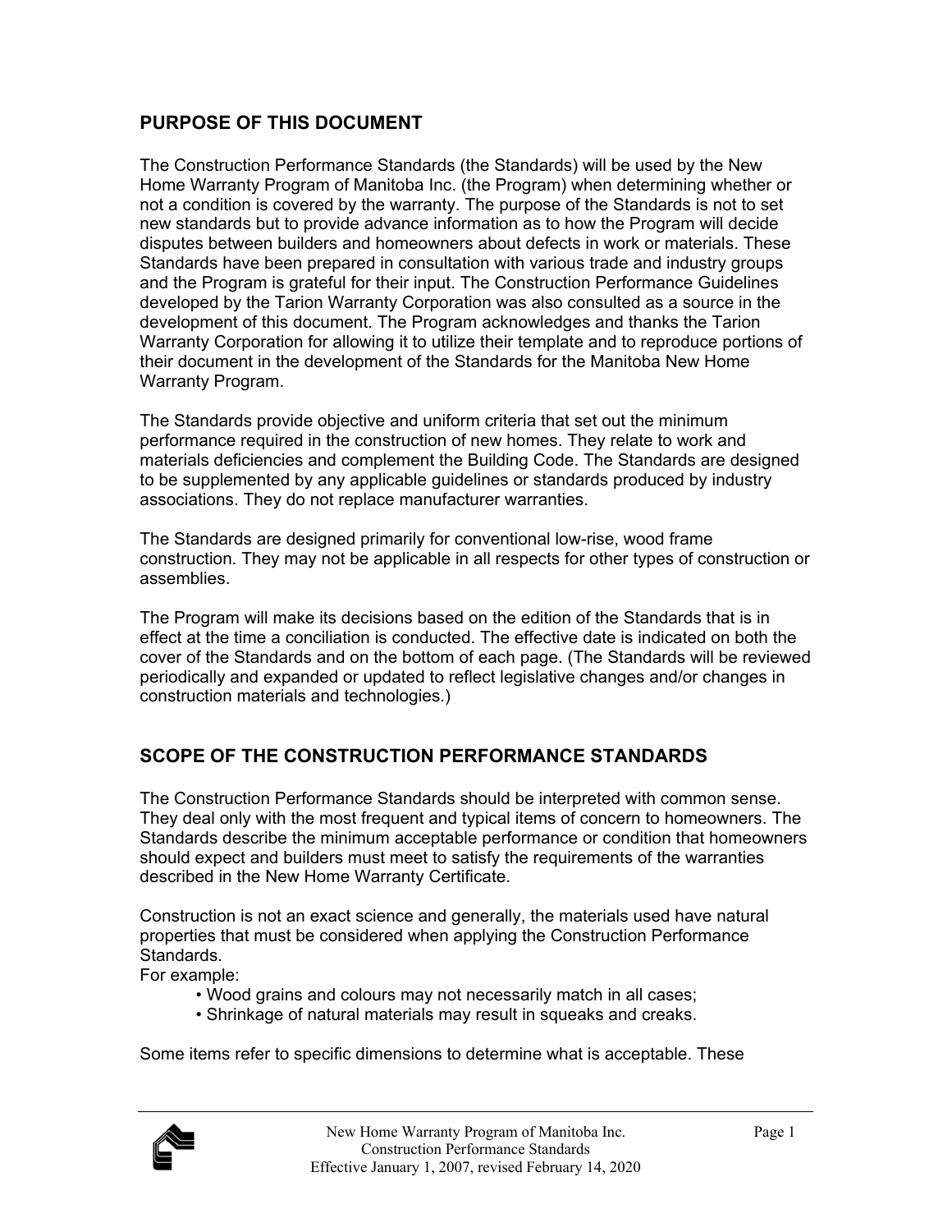## PURPOSE OF THIS DOCUMENT

The Construction Performance Standards (the Standards) will be used by the New Home Warranty Program of Manitoba Inc. (the Program) when determining whether or not a condition is covered by the warranty. The purpose of the Standards is not to set new standards but to provide advance information as to how the Program will decide disputes between builders and homeowners about defects in work or materials. These Standards have been prepared in consultation with various trade and industry groups and the Program is grateful for their input. The Construction Performance Guidelines developed by the Tarion Warranty Corporation was also consulted as a source in the development of this document. The Program acknowledges and thanks the Tarion Warranty Corporation for allowing it to utilize their template and to reproduce portions of their document in the development of the Standards for the Manitoba New Home Warranty Program.

The Standards provide objective and uniform criteria that set out the minimum performance required in the construction of new homes. They relate to work and materials deficiencies and complement the Building Code. The Standards are designed to be supplemented by any applicable guidelines or standards produced by industry associations. They do not replace manufacturer warranties.

The Standards are designed primarily for conventional low-rise, wood frame construction. They may not be applicable in all respects for other types of construction or assemblies.

The Program will make its decisions based on the edition of the Standards that is in effect at the time a conciliation is conducted. The effective date is indicated on both the cover of the Standards and on the bottom of each page. (The Standards will be reviewed periodically and expanded or updated to reflect legislative changes and/or changes in construction materials and technologies.)

## SCOPE OF THE CONSTRUCTION PERFORMANCE STANDARDS

The Construction Performance Standards should be interpreted with common sense. They deal only with the most frequent and typical items of concern to homeowners. The Standards describe the minimum acceptable performance or condition that homeowners should expect and builders must meet to satisfy the requirements of the warranties described in the New Home Warranty Certificate.

Construction is not an exact science and generally, the materials used have natural properties that must be considered when applying the Construction Performance Standards.
For example:

- Wood grains and colours may not necessarily match in all cases;
- Shrinkage of natural materials may result in squeaks and creaks.

Some items refer to specific dimensions to determine what is acceptable. These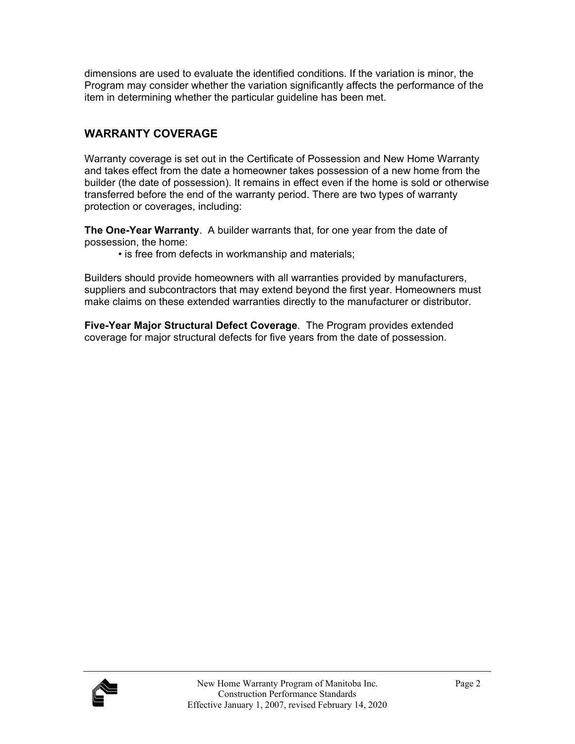dimensions are used to evaluate the identified conditions. If the variation is minor, the Program may consider whether the variation significantly affects the performance of the item in determining whether the particular guideline has been met.

## WARRANTY COVERAGE

Warranty coverage is set out in the Certificate of Possession and New Home Warranty and takes effect from the date a homeowner takes possession of a new home from the builder (the date of possession). It remains in effect even if the home is sold or otherwise transferred before the end of the warranty period. There are two types of warranty protection or coverages, including:

**The One-Year Warranty**. A builder warrants that, for one year from the date of possession, the home:

- is free from defects in workmanship and materials;

Builders should provide homeowners with all warranties provided by manufacturers, suppliers and subcontractors that may extend beyond the first year. Homeowners must make claims on these extended warranties directly to the manufacturer or distributor.

**Five-Year Major Structural Defect Coverage**. The Program provides extended coverage for major structural defects for five years from the date of possession.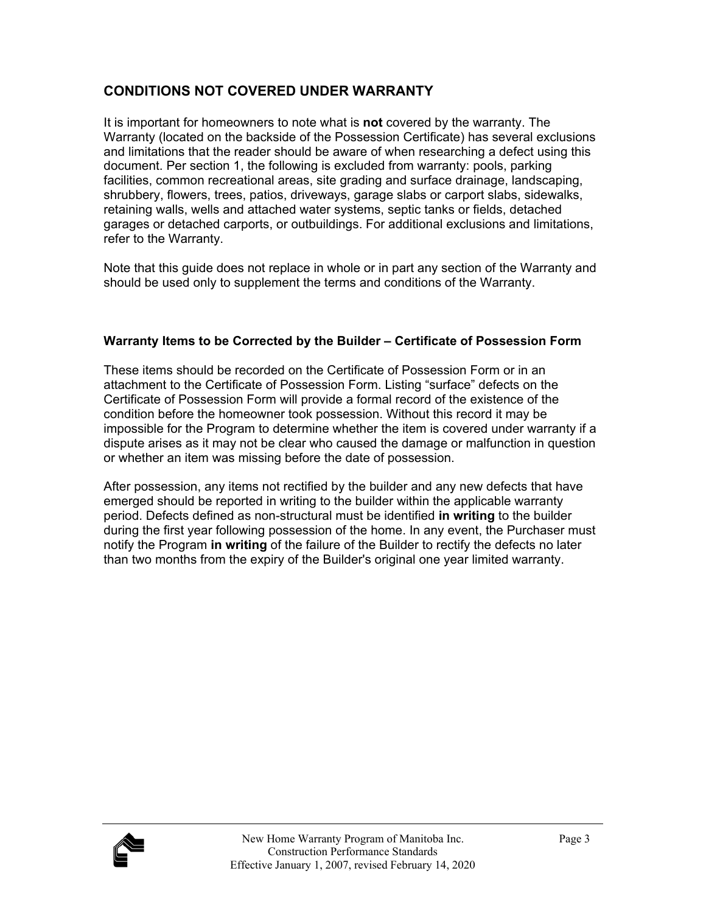## CONDITIONS NOT COVERED UNDER WARRANTY

It is important for homeowners to note what is **not** covered by the warranty. The Warranty (located on the backside of the Possession Certificate) has several exclusions and limitations that the reader should be aware of when researching a defect using this document. Per section 1, the following is excluded from warranty: pools, parking facilities, common recreational areas, site grading and surface drainage, landscaping, shrubbery, flowers, trees, patios, driveways, garage slabs or carport slabs, sidewalks, retaining walls, wells and attached water systems, septic tanks or fields, detached garages or detached carports, or outbuildings. For additional exclusions and limitations, refer to the Warranty.

Note that this guide does not replace in whole or in part any section of the Warranty and should be used only to supplement the terms and conditions of the Warranty.

### Warranty Items to be Corrected by the Builder – Certificate of Possession Form

These items should be recorded on the Certificate of Possession Form or in an attachment to the Certificate of Possession Form. Listing "surface" defects on the Certificate of Possession Form will provide a formal record of the existence of the condition before the homeowner took possession. Without this record it may be impossible for the Program to determine whether the item is covered under warranty if a dispute arises as it may not be clear who caused the damage or malfunction in question or whether an item was missing before the date of possession.

After possession, any items not rectified by the builder and any new defects that have emerged should be reported in writing to the builder within the applicable warranty period. Defects defined as non-structural must be identified **in writing** to the builder during the first year following possession of the home. In any event, the Purchaser must notify the Program **in writing** of the failure of the Builder to rectify the defects no later than two months from the expiry of the Builder's original one year limited warranty.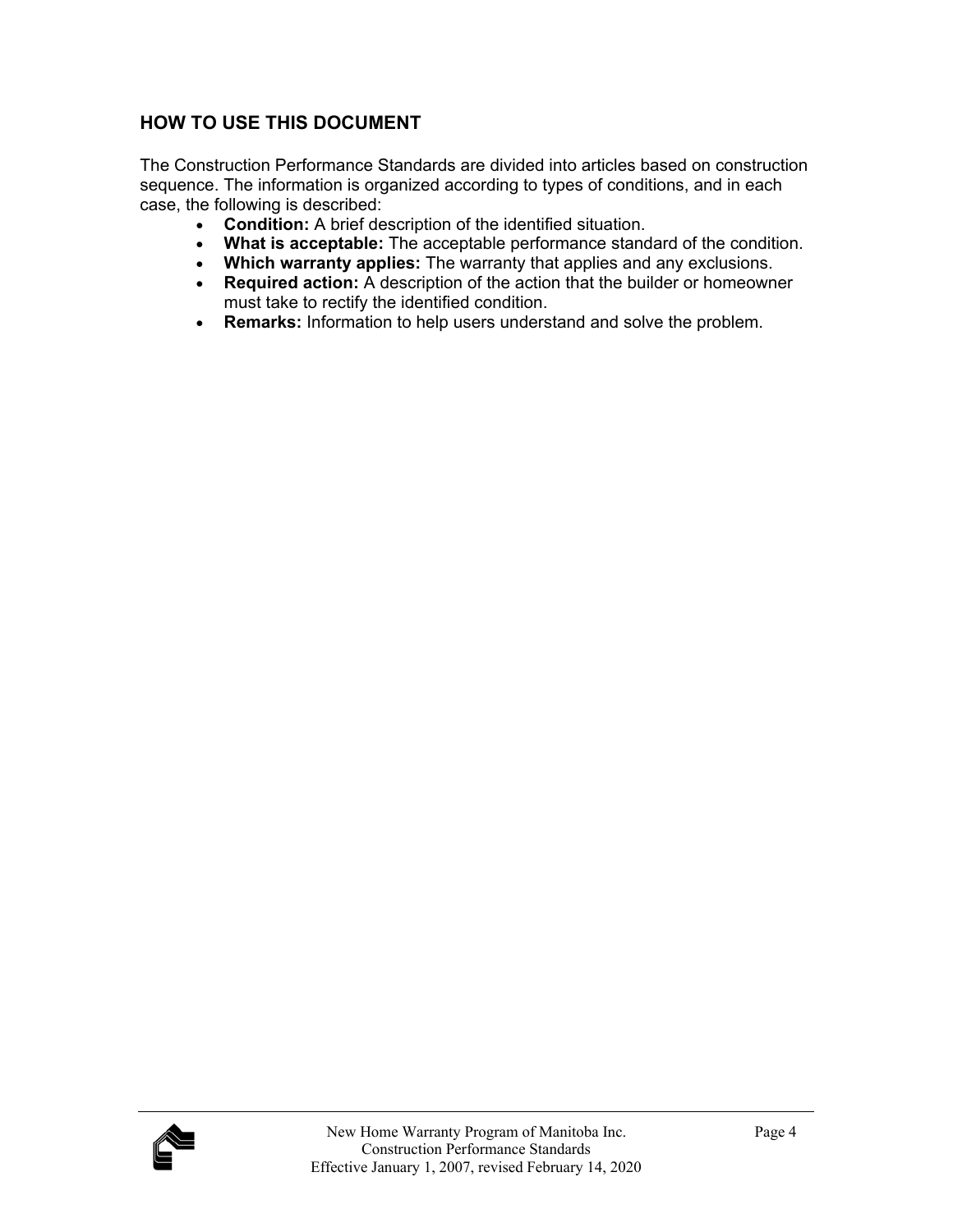## HOW TO USE THIS DOCUMENT

The Construction Performance Standards are divided into articles based on construction sequence. The information is organized according to types of conditions, and in each case, the following is described:

- **Condition:** A brief description of the identified situation.
- **What is acceptable:** The acceptable performance standard of the condition.
- **Which warranty applies:** The warranty that applies and any exclusions.
- **Required action:** A description of the action that the builder or homeowner must take to rectify the identified condition.
- **Remarks:** Information to help users understand and solve the problem.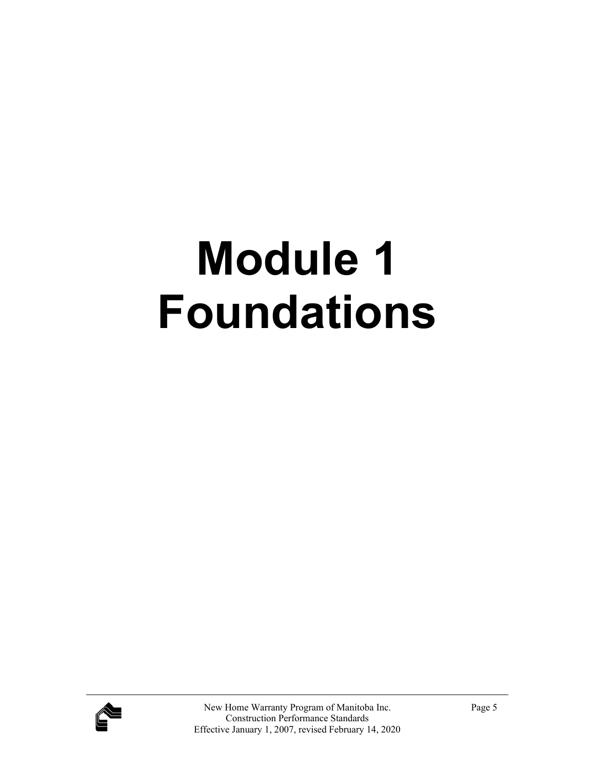# Module 1 Foundations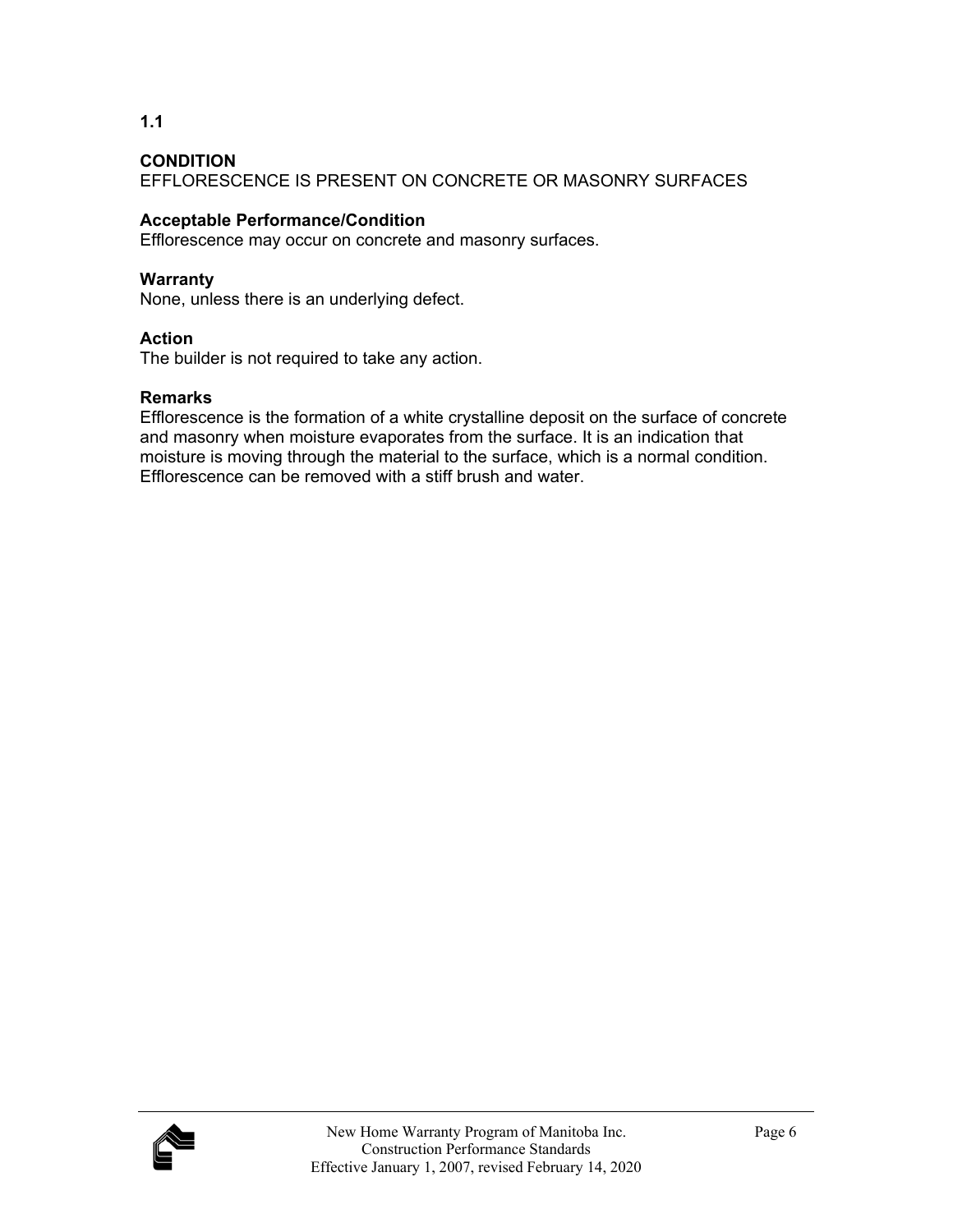## 1.1

**CONDITION**
EFFLORESCENCE IS PRESENT ON CONCRETE OR MASONRY SURFACES

**Acceptable Performance/Condition**
Efflorescence may occur on concrete and masonry surfaces.

**Warranty**
None, unless there is an underlying defect.

**Action**
The builder is not required to take any action.

**Remarks**
Efflorescence is the formation of a white crystalline deposit on the surface of concrete and masonry when moisture evaporates from the surface. It is an indication that moisture is moving through the material to the surface, which is a normal condition. Efflorescence can be removed with a stiff brush and water.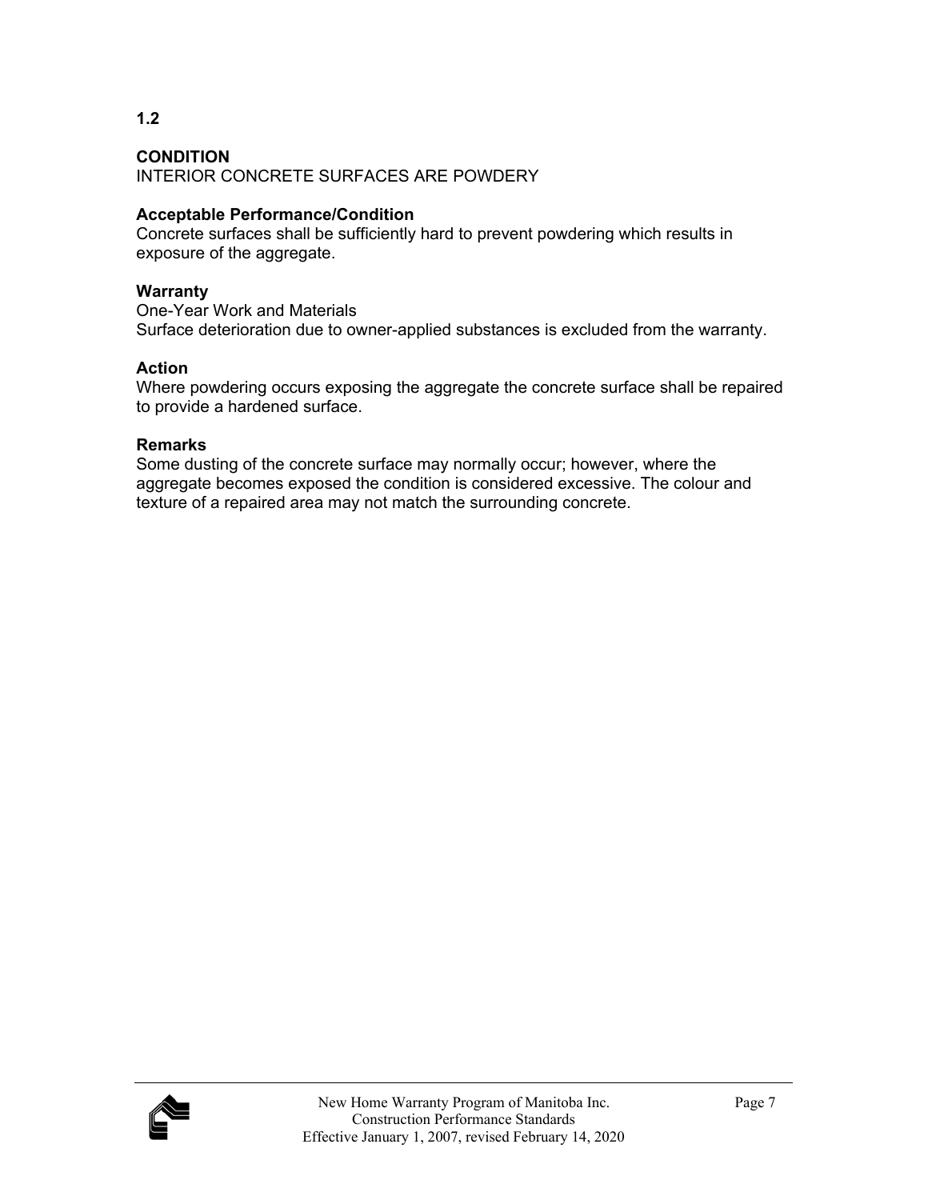**1.2**

**CONDITION**
INTERIOR CONCRETE SURFACES ARE POWDERY

**Acceptable Performance/Condition**
Concrete surfaces shall be sufficiently hard to prevent powdering which results in exposure of the aggregate.

**Warranty**
One-Year Work and Materials
Surface deterioration due to owner-applied substances is excluded from the warranty.

**Action**
Where powdering occurs exposing the aggregate the concrete surface shall be repaired to provide a hardened surface.

**Remarks**
Some dusting of the concrete surface may normally occur; however, where the aggregate becomes exposed the condition is considered excessive. The colour and texture of a repaired area may not match the surrounding concrete.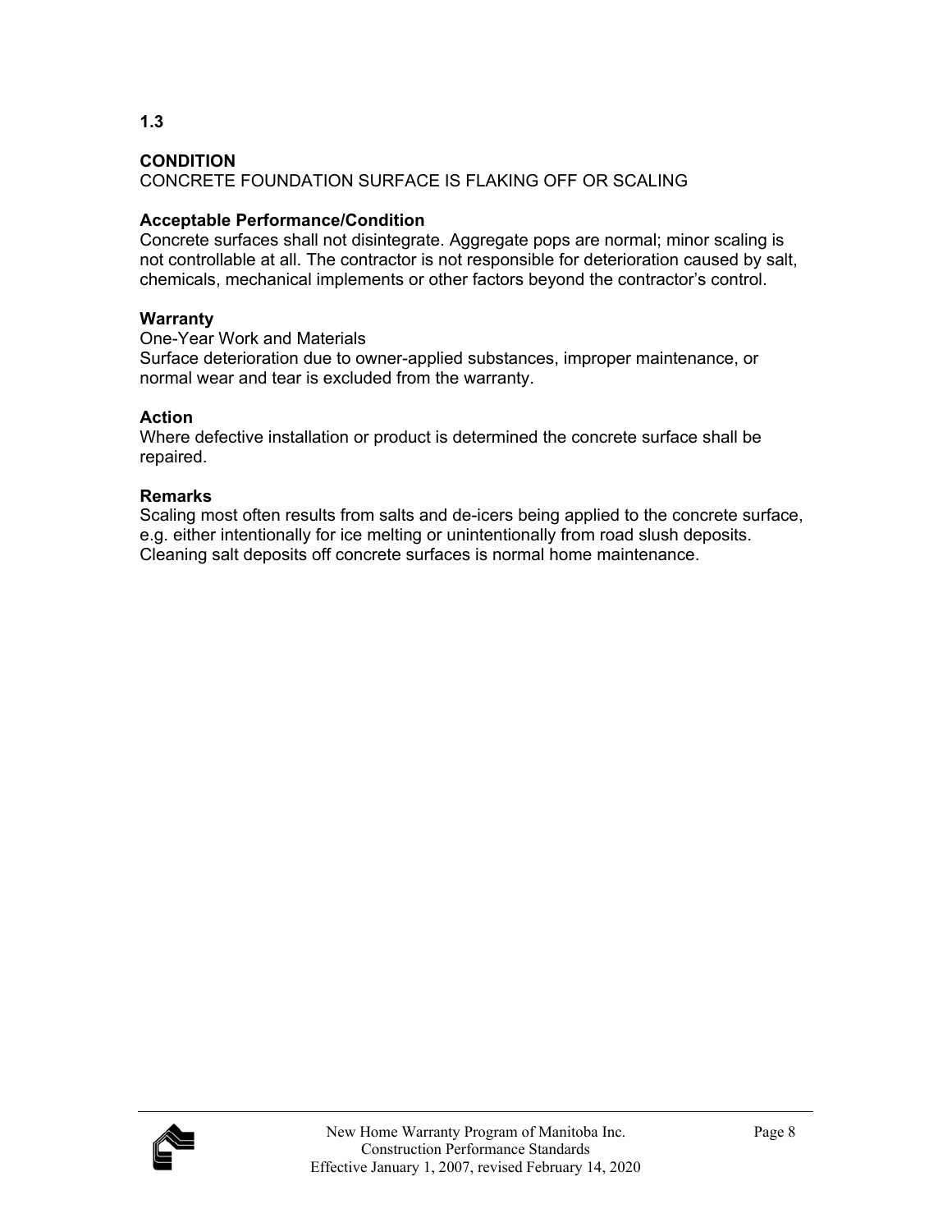**1.3**

**CONDITION**
CONCRETE FOUNDATION SURFACE IS FLAKING OFF OR SCALING

**Acceptable Performance/Condition**
Concrete surfaces shall not disintegrate. Aggregate pops are normal; minor scaling is not controllable at all. The contractor is not responsible for deterioration caused by salt, chemicals, mechanical implements or other factors beyond the contractor's control.

**Warranty**
One-Year Work and Materials
Surface deterioration due to owner-applied substances, improper maintenance, or normal wear and tear is excluded from the warranty.

**Action**
Where defective installation or product is determined the concrete surface shall be repaired.

**Remarks**
Scaling most often results from salts and de-icers being applied to the concrete surface, e.g. either intentionally for ice melting or unintentionally from road slush deposits. Cleaning salt deposits off concrete surfaces is normal home maintenance.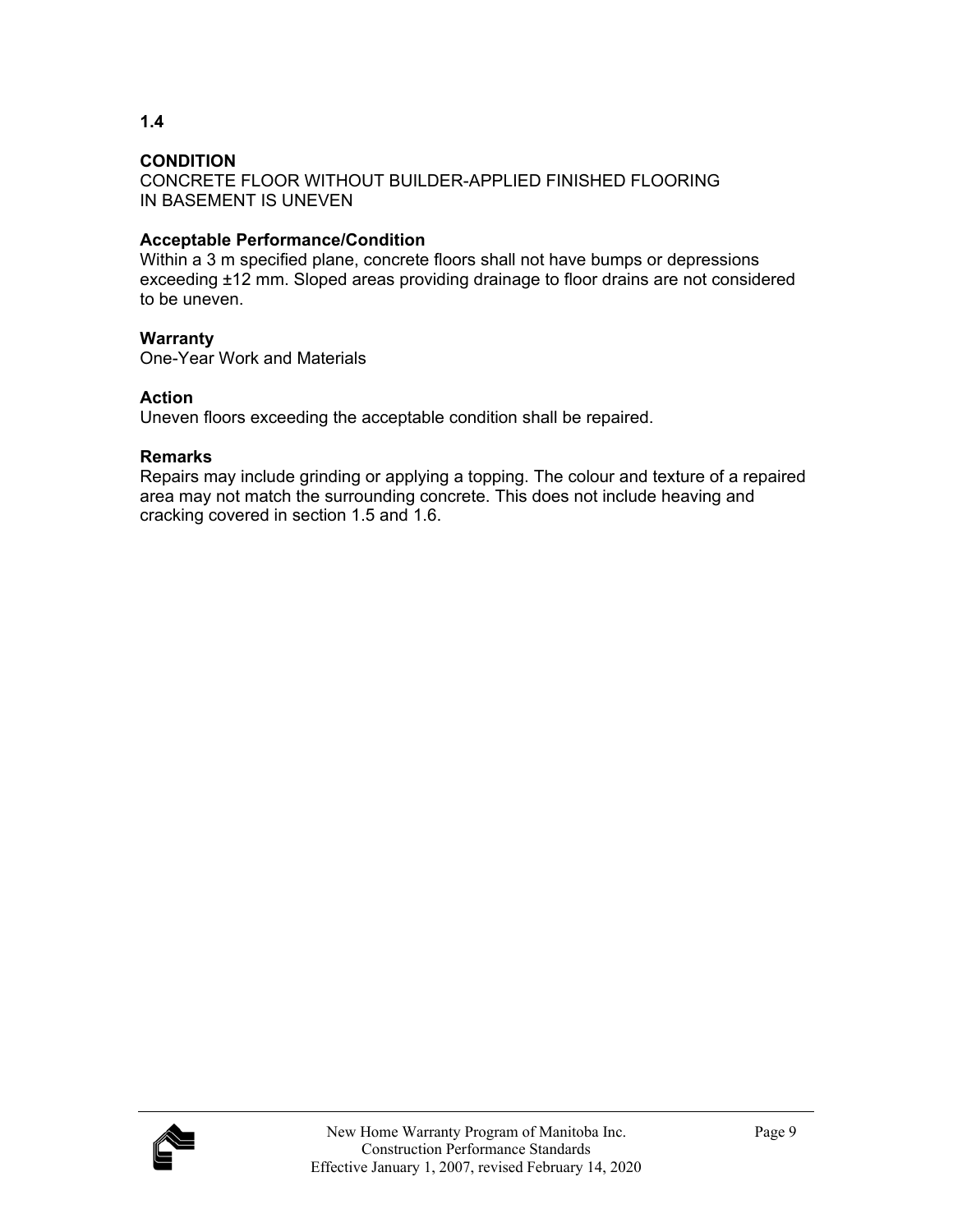## 1.4

### CONDITION

CONCRETE FLOOR WITHOUT BUILDER-APPLIED FINISHED FLOORING IN BASEMENT IS UNEVEN

### Acceptable Performance/Condition

Within a 3 m specified plane, concrete floors shall not have bumps or depressions exceeding ±12 mm. Sloped areas providing drainage to floor drains are not considered to be uneven.

### Warranty

One-Year Work and Materials

### Action

Uneven floors exceeding the acceptable condition shall be repaired.

### Remarks

Repairs may include grinding or applying a topping. The colour and texture of a repaired area may not match the surrounding concrete. This does not include heaving and cracking covered in section 1.5 and 1.6.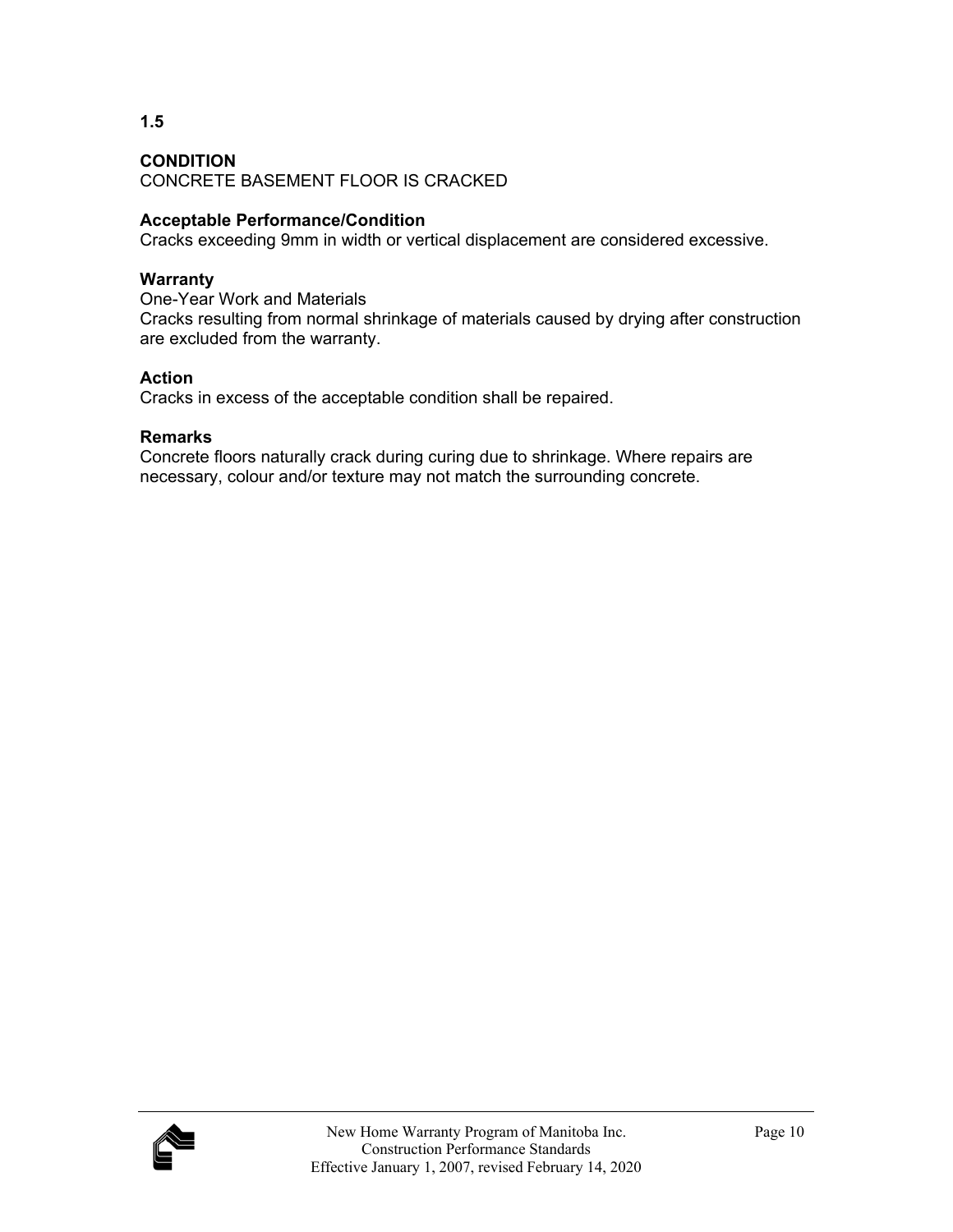## 1.5

**CONDITION**
CONCRETE BASEMENT FLOOR IS CRACKED

**Acceptable Performance/Condition**
Cracks exceeding 9mm in width or vertical displacement are considered excessive.

**Warranty**
One-Year Work and Materials
Cracks resulting from normal shrinkage of materials caused by drying after construction are excluded from the warranty.

**Action**
Cracks in excess of the acceptable condition shall be repaired.

**Remarks**
Concrete floors naturally crack during curing due to shrinkage. Where repairs are necessary, colour and/or texture may not match the surrounding concrete.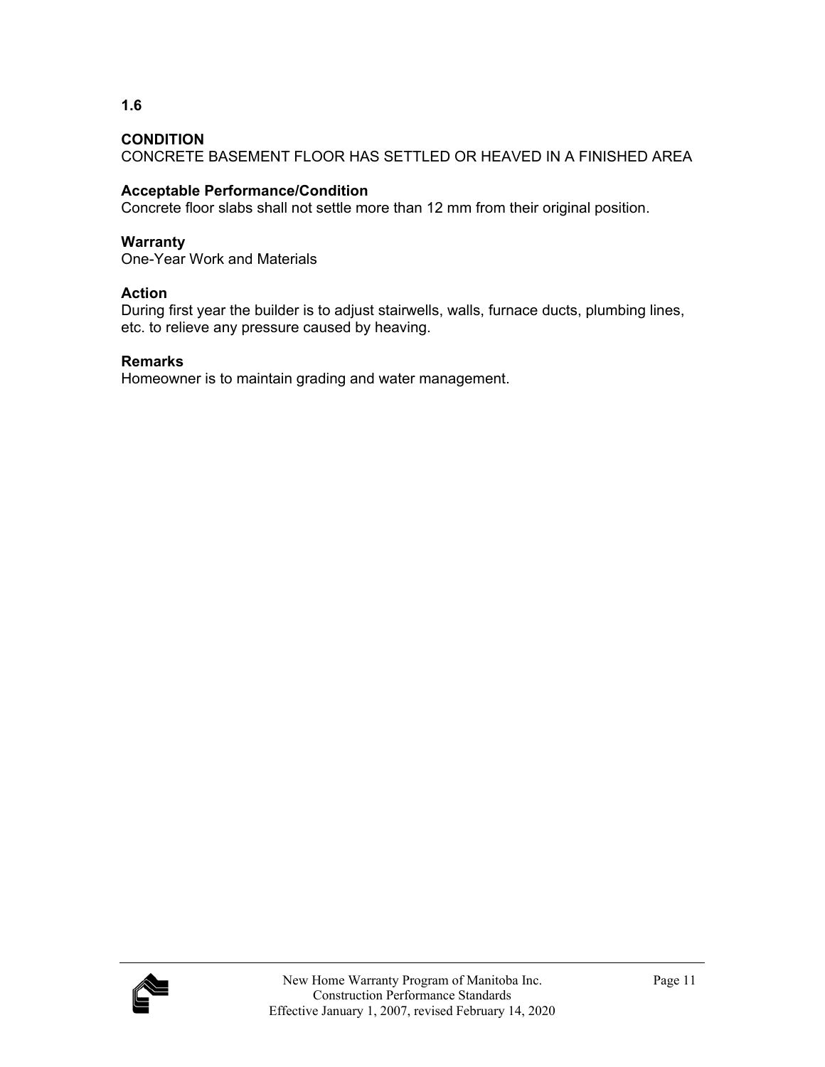**1.6**

**CONDITION**
CONCRETE BASEMENT FLOOR HAS SETTLED OR HEAVED IN A FINISHED AREA

**Acceptable Performance/Condition**
Concrete floor slabs shall not settle more than 12 mm from their original position.

**Warranty**
One-Year Work and Materials

**Action**
During first year the builder is to adjust stairwells, walls, furnace ducts, plumbing lines, etc. to relieve any pressure caused by heaving.

**Remarks**
Homeowner is to maintain grading and water management.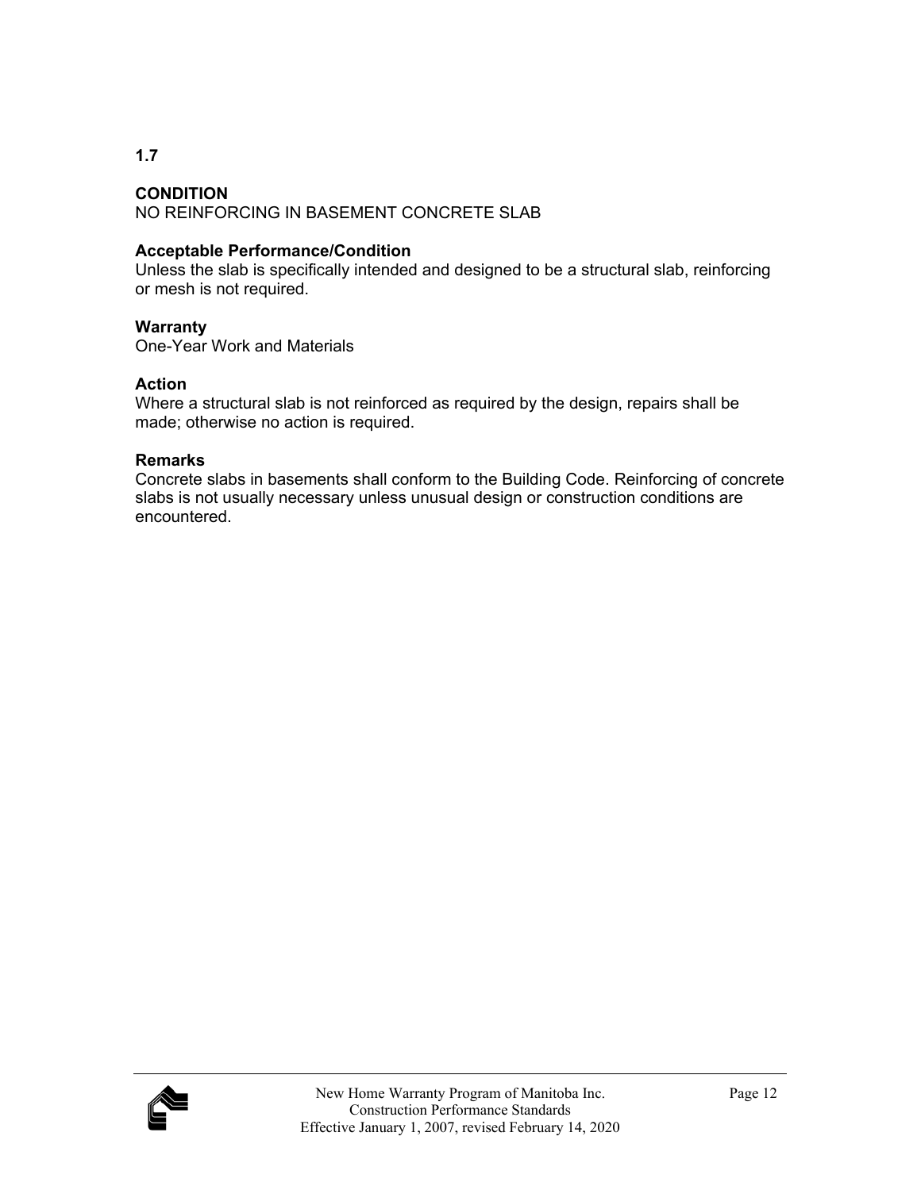**1.7**

**CONDITION**
NO REINFORCING IN BASEMENT CONCRETE SLAB

**Acceptable Performance/Condition**
Unless the slab is specifically intended and designed to be a structural slab, reinforcing or mesh is not required.

**Warranty**
One-Year Work and Materials

**Action**
Where a structural slab is not reinforced as required by the design, repairs shall be made; otherwise no action is required.

**Remarks**
Concrete slabs in basements shall conform to the Building Code. Reinforcing of concrete slabs is not usually necessary unless unusual design or construction conditions are encountered.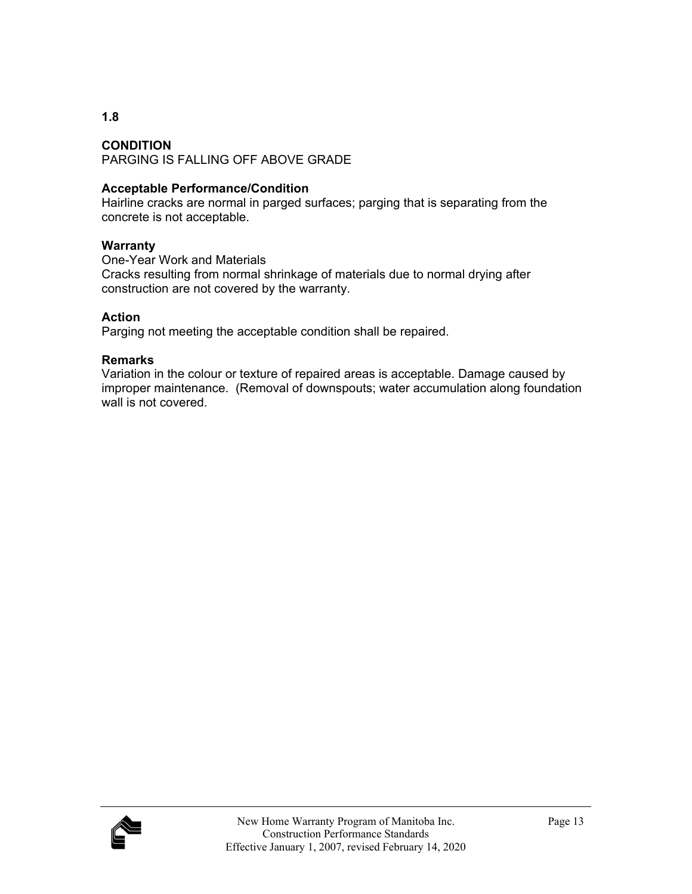**1.8**

**CONDITION**
PARGING IS FALLING OFF ABOVE GRADE

**Acceptable Performance/Condition**
Hairline cracks are normal in parged surfaces; parging that is separating from the concrete is not acceptable.

**Warranty**
One-Year Work and Materials
Cracks resulting from normal shrinkage of materials due to normal drying after construction are not covered by the warranty.

**Action**
Parging not meeting the acceptable condition shall be repaired.

**Remarks**
Variation in the colour or texture of repaired areas is acceptable. Damage caused by improper maintenance. (Removal of downspouts; water accumulation along foundation wall is not covered.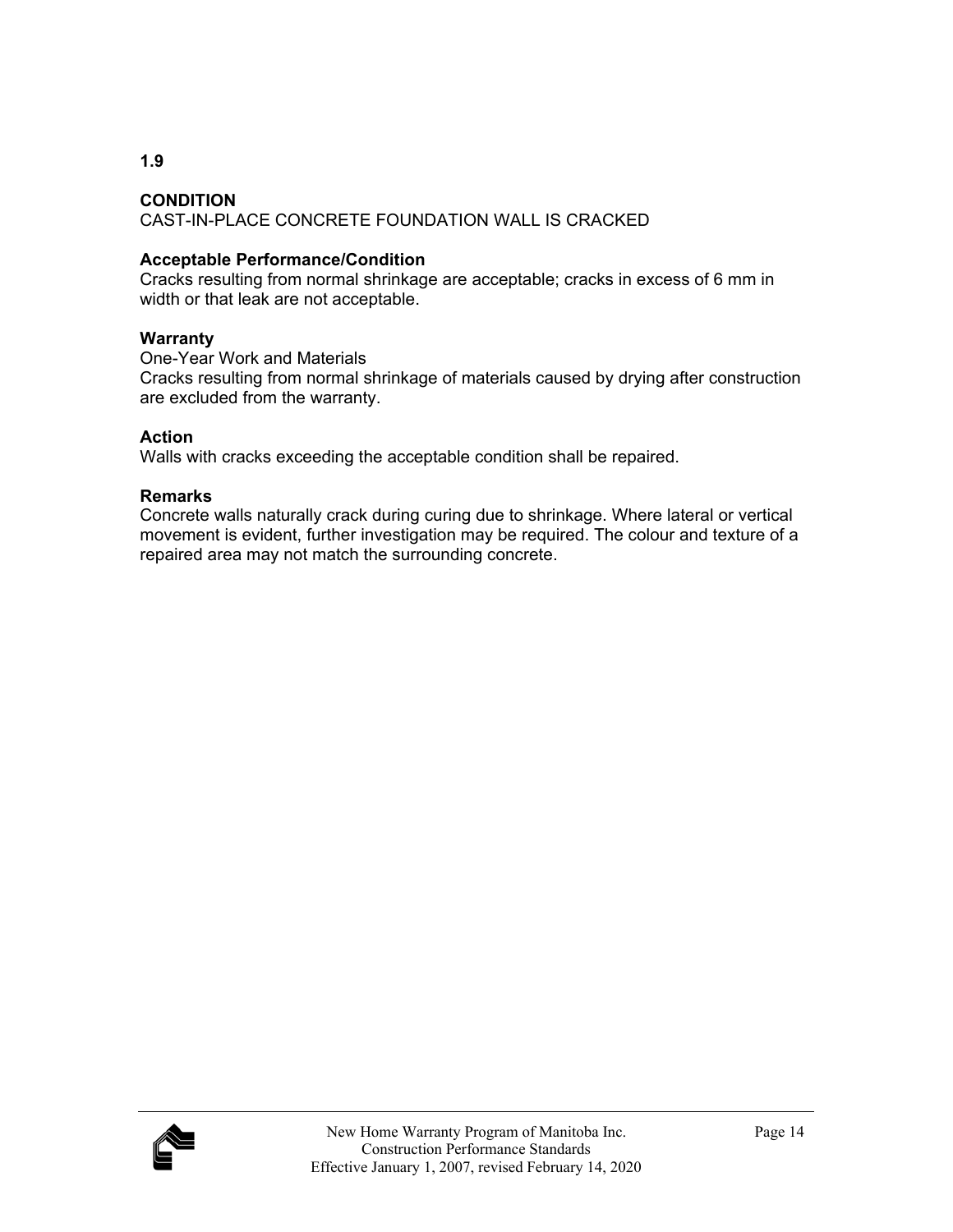## 1.9

**CONDITION**
CAST-IN-PLACE CONCRETE FOUNDATION WALL IS CRACKED

**Acceptable Performance/Condition**
Cracks resulting from normal shrinkage are acceptable; cracks in excess of 6 mm in width or that leak are not acceptable.

**Warranty**
One-Year Work and Materials
Cracks resulting from normal shrinkage of materials caused by drying after construction are excluded from the warranty.

**Action**
Walls with cracks exceeding the acceptable condition shall be repaired.

**Remarks**
Concrete walls naturally crack during curing due to shrinkage. Where lateral or vertical movement is evident, further investigation may be required. The colour and texture of a repaired area may not match the surrounding concrete.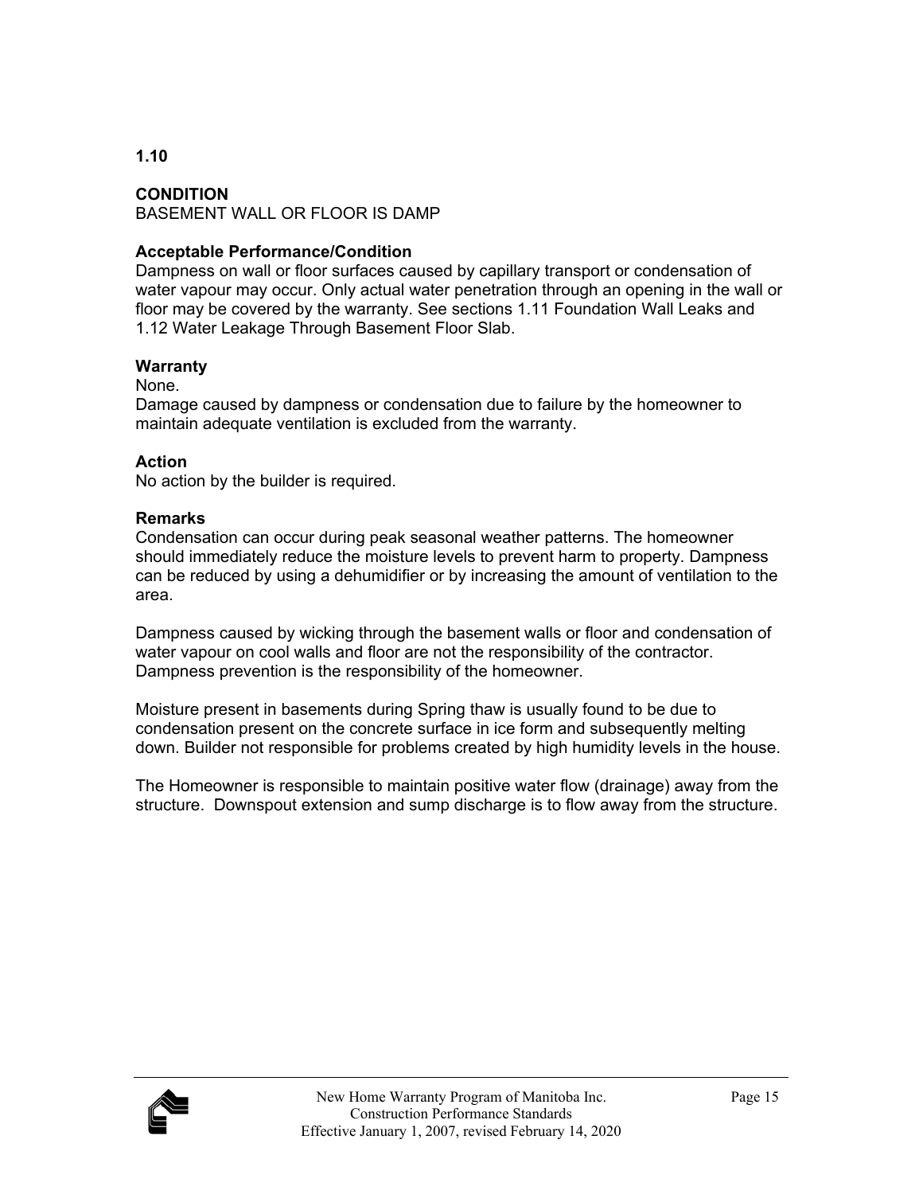**1.10**

**CONDITION**
BASEMENT WALL OR FLOOR IS DAMP

**Acceptable Performance/Condition**
Dampness on wall or floor surfaces caused by capillary transport or condensation of water vapour may occur. Only actual water penetration through an opening in the wall or floor may be covered by the warranty. See sections 1.11 Foundation Wall Leaks and 1.12 Water Leakage Through Basement Floor Slab.

**Warranty**
None.
Damage caused by dampness or condensation due to failure by the homeowner to maintain adequate ventilation is excluded from the warranty.

**Action**
No action by the builder is required.

**Remarks**
Condensation can occur during peak seasonal weather patterns. The homeowner should immediately reduce the moisture levels to prevent harm to property. Dampness can be reduced by using a dehumidifier or by increasing the amount of ventilation to the area.

Dampness caused by wicking through the basement walls or floor and condensation of water vapour on cool walls and floor are not the responsibility of the contractor. Dampness prevention is the responsibility of the homeowner.

Moisture present in basements during Spring thaw is usually found to be due to condensation present on the concrete surface in ice form and subsequently melting down. Builder not responsible for problems created by high humidity levels in the house.

The Homeowner is responsible to maintain positive water flow (drainage) away from the structure. Downspout extension and sump discharge is to flow away from the structure.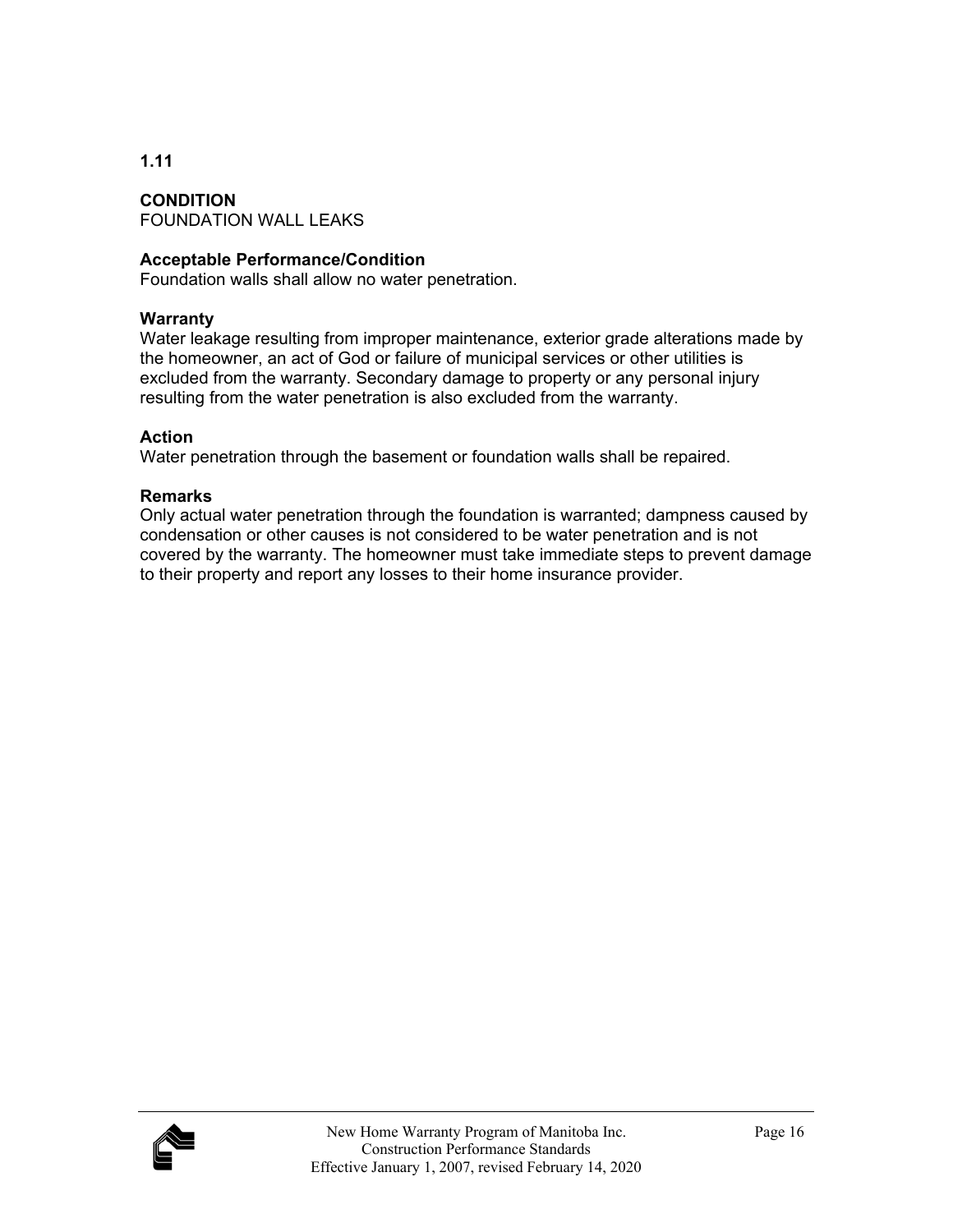**1.11**

**CONDITION**
FOUNDATION WALL LEAKS

**Acceptable Performance/Condition**
Foundation walls shall allow no water penetration.

**Warranty**
Water leakage resulting from improper maintenance, exterior grade alterations made by the homeowner, an act of God or failure of municipal services or other utilities is excluded from the warranty. Secondary damage to property or any personal injury resulting from the water penetration is also excluded from the warranty.

**Action**
Water penetration through the basement or foundation walls shall be repaired.

**Remarks**
Only actual water penetration through the foundation is warranted; dampness caused by condensation or other causes is not considered to be water penetration and is not covered by the warranty. The homeowner must take immediate steps to prevent damage to their property and report any losses to their home insurance provider.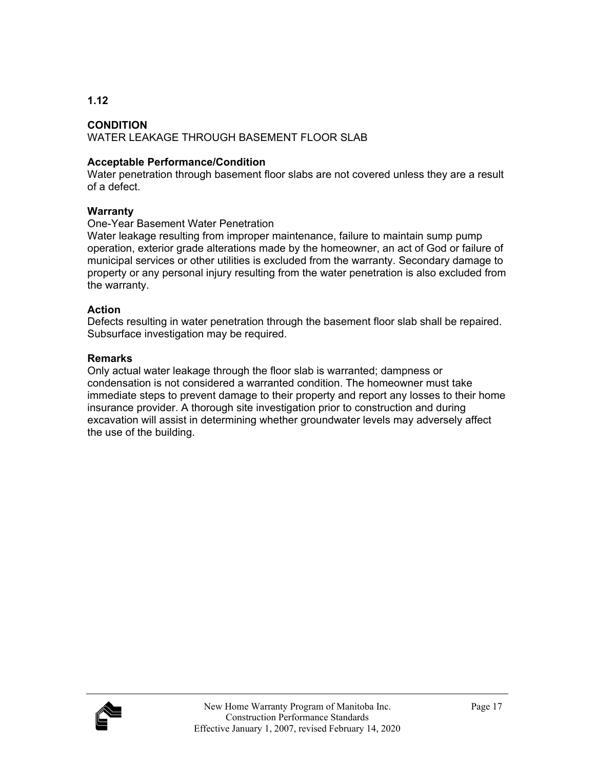**1.12**

**CONDITION**
WATER LEAKAGE THROUGH BASEMENT FLOOR SLAB

**Acceptable Performance/Condition**
Water penetration through basement floor slabs are not covered unless they are a result of a defect.

**Warranty**
One-Year Basement Water Penetration
Water leakage resulting from improper maintenance, failure to maintain sump pump operation, exterior grade alterations made by the homeowner, an act of God or failure of municipal services or other utilities is excluded from the warranty. Secondary damage to property or any personal injury resulting from the water penetration is also excluded from the warranty.

**Action**
Defects resulting in water penetration through the basement floor slab shall be repaired. Subsurface investigation may be required.

**Remarks**
Only actual water leakage through the floor slab is warranted; dampness or condensation is not considered a warranted condition. The homeowner must take immediate steps to prevent damage to their property and report any losses to their home insurance provider. A thorough site investigation prior to construction and during excavation will assist in determining whether groundwater levels may adversely affect the use of the building.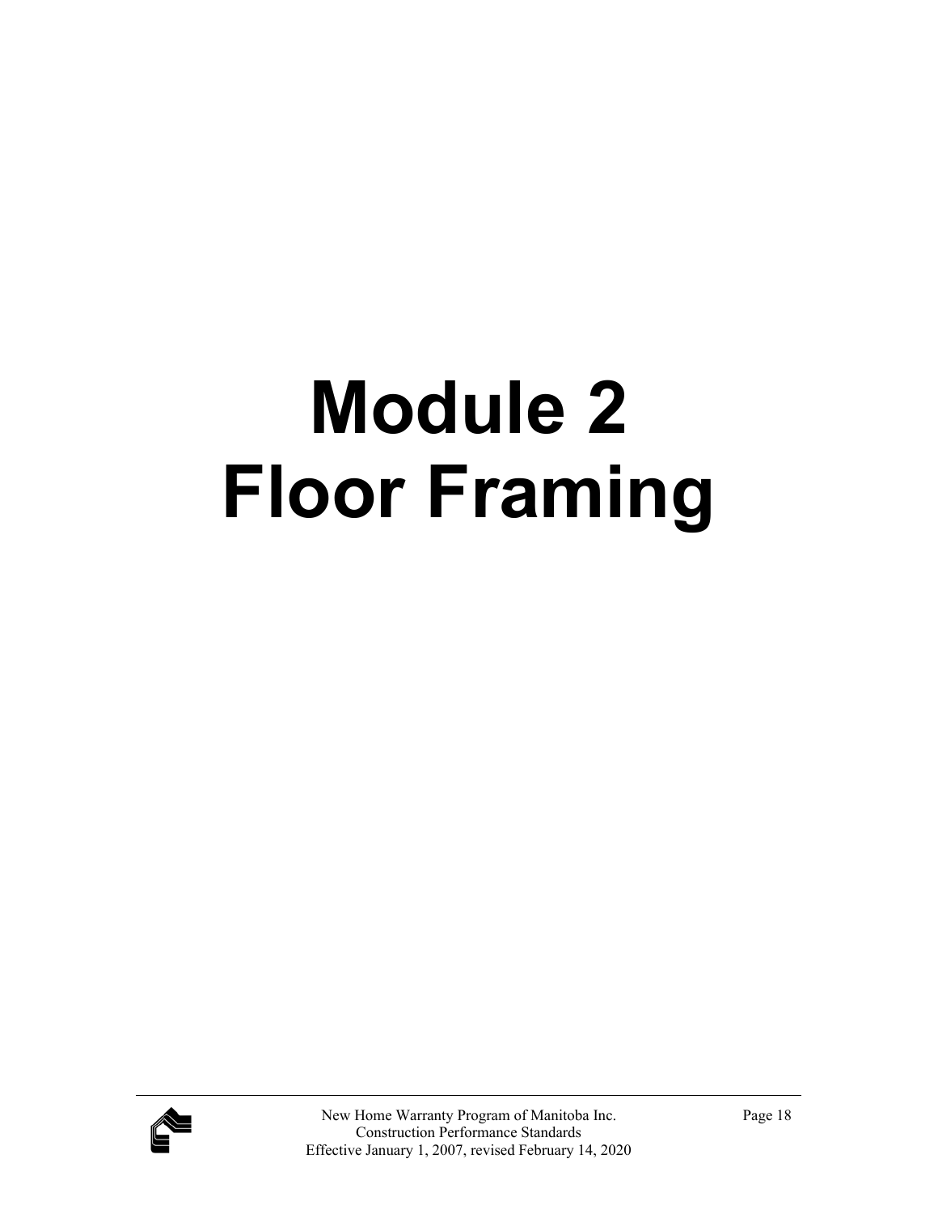# Module 2
# Floor Framing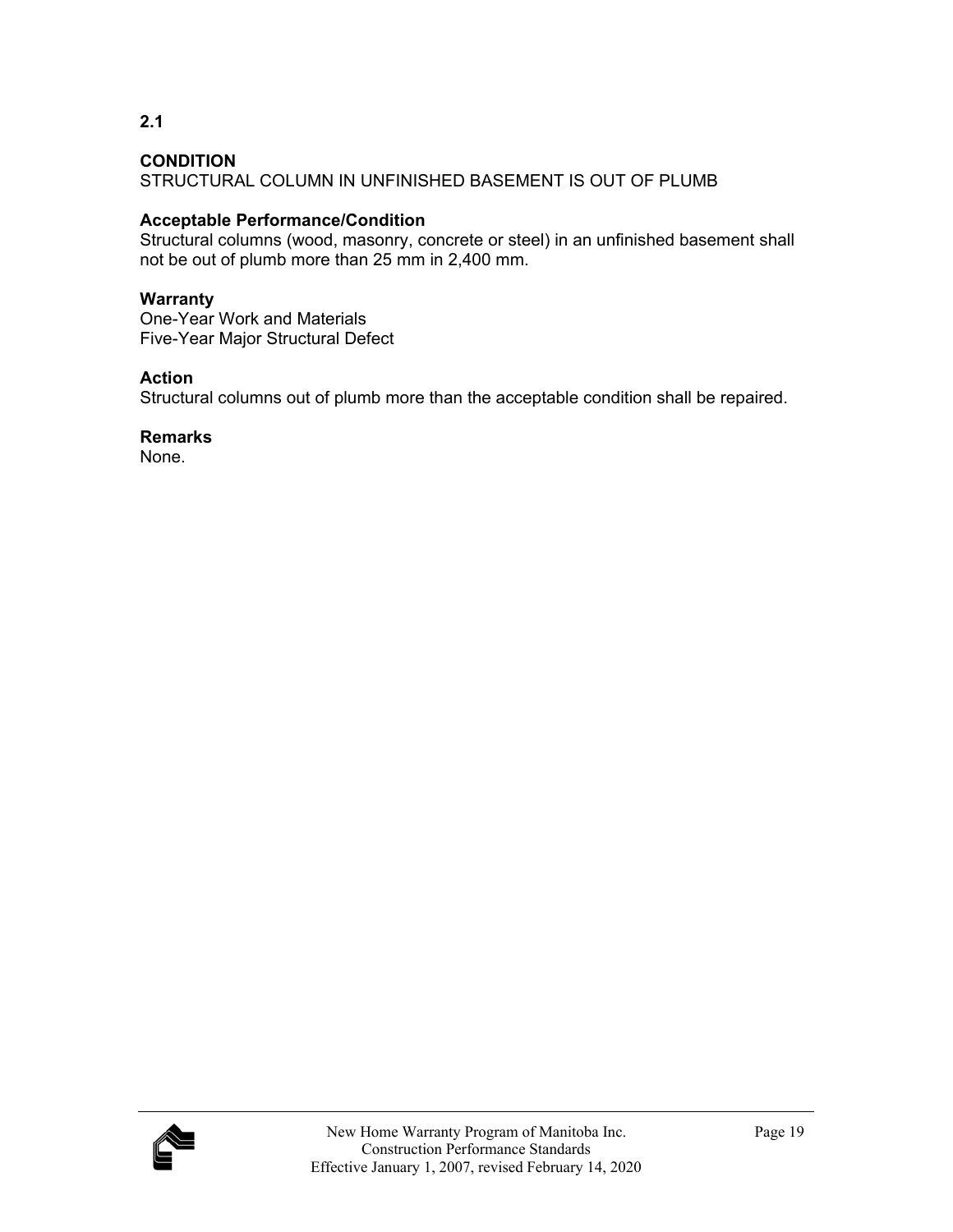**2.1**

**CONDITION**
STRUCTURAL COLUMN IN UNFINISHED BASEMENT IS OUT OF PLUMB

**Acceptable Performance/Condition**
Structural columns (wood, masonry, concrete or steel) in an unfinished basement shall not be out of plumb more than 25 mm in 2,400 mm.

**Warranty**
One-Year Work and Materials
Five-Year Major Structural Defect

**Action**
Structural columns out of plumb more than the acceptable condition shall be repaired.

**Remarks**
None.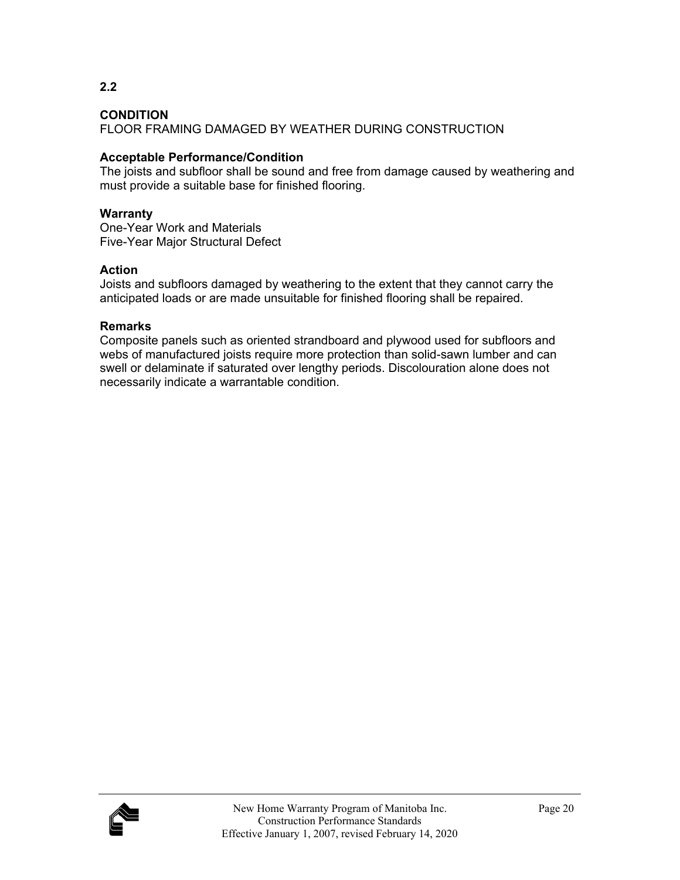**2.2**

**CONDITION**
FLOOR FRAMING DAMAGED BY WEATHER DURING CONSTRUCTION

**Acceptable Performance/Condition**
The joists and subfloor shall be sound and free from damage caused by weathering and must provide a suitable base for finished flooring.

**Warranty**
One-Year Work and Materials
Five-Year Major Structural Defect

**Action**
Joists and subfloors damaged by weathering to the extent that they cannot carry the anticipated loads or are made unsuitable for finished flooring shall be repaired.

**Remarks**
Composite panels such as oriented strandboard and plywood used for subfloors and webs of manufactured joists require more protection than solid-sawn lumber and can swell or delaminate if saturated over lengthy periods. Discolouration alone does not necessarily indicate a warrantable condition.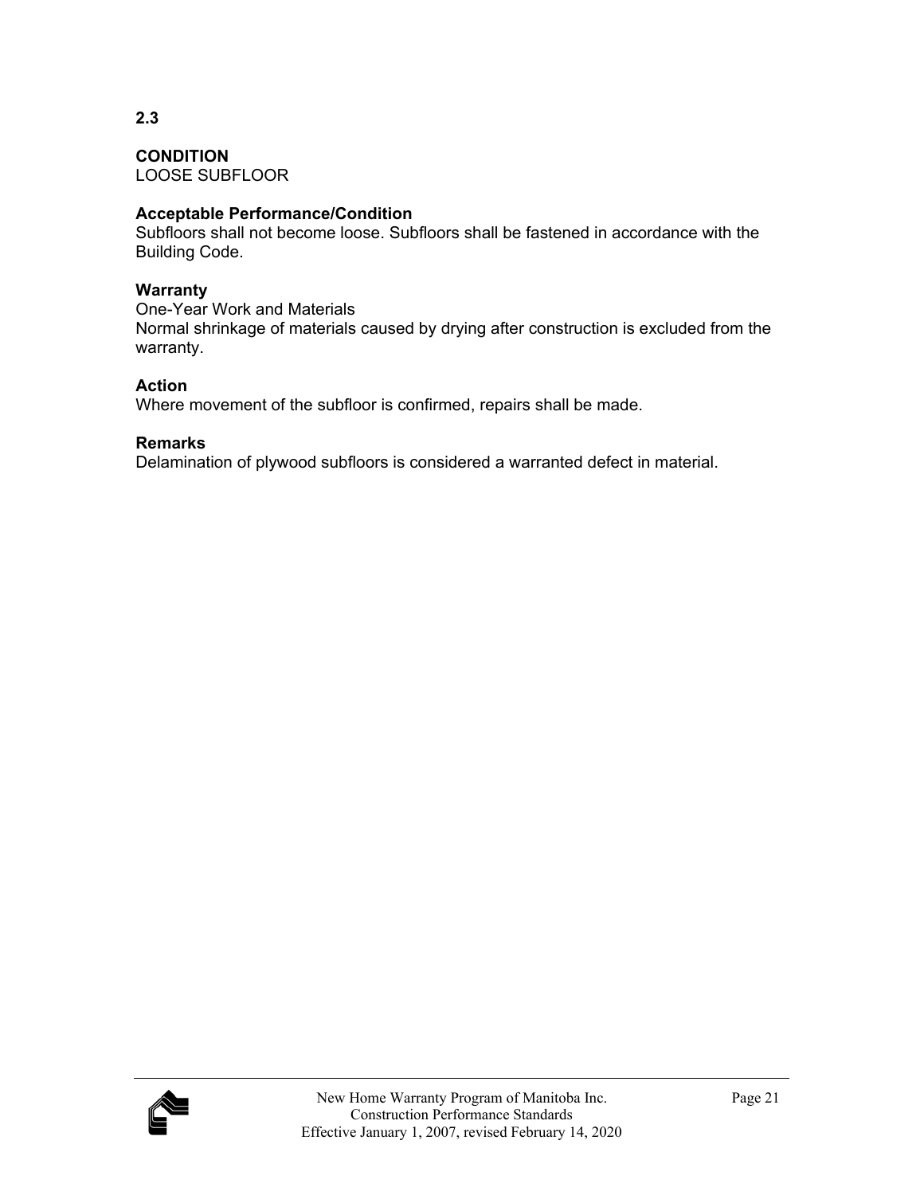**2.3**

**CONDITION**
LOOSE SUBFLOOR

**Acceptable Performance/Condition**
Subfloors shall not become loose. Subfloors shall be fastened in accordance with the Building Code.

**Warranty**
One-Year Work and Materials
Normal shrinkage of materials caused by drying after construction is excluded from the warranty.

**Action**
Where movement of the subfloor is confirmed, repairs shall be made.

**Remarks**
Delamination of plywood subfloors is considered a warranted defect in material.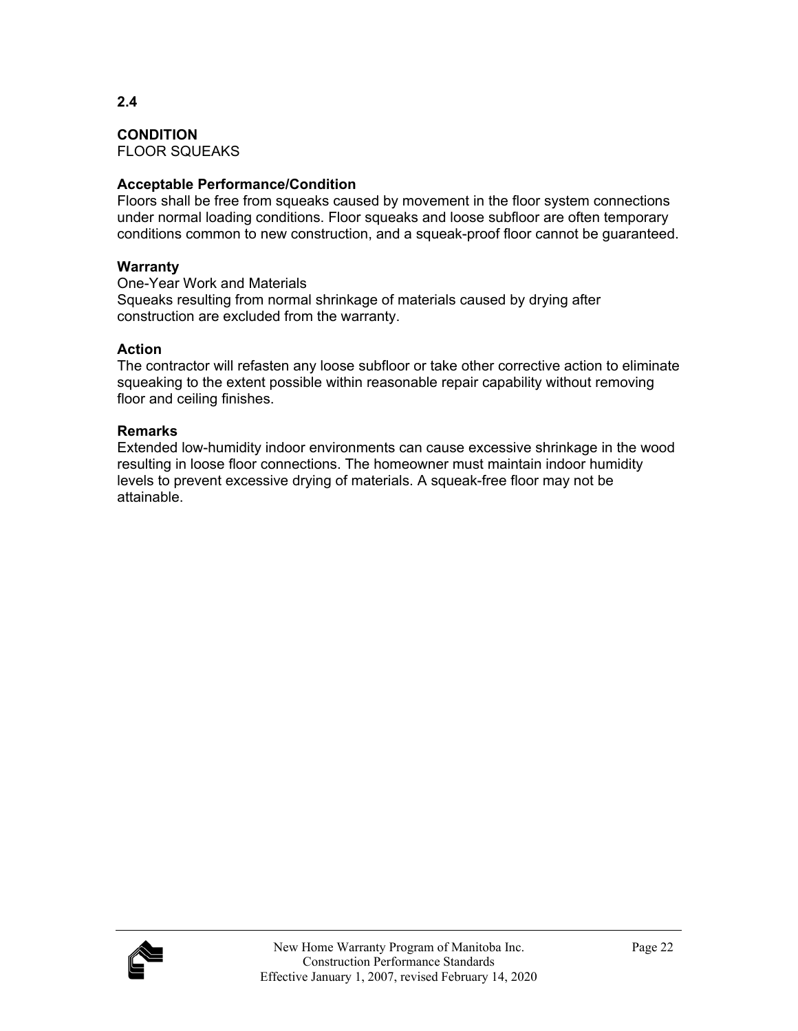**2.4**

**CONDITION**
FLOOR SQUEAKS

**Acceptable Performance/Condition**
Floors shall be free from squeaks caused by movement in the floor system connections under normal loading conditions. Floor squeaks and loose subfloor are often temporary conditions common to new construction, and a squeak-proof floor cannot be guaranteed.

**Warranty**
One-Year Work and Materials
Squeaks resulting from normal shrinkage of materials caused by drying after construction are excluded from the warranty.

**Action**
The contractor will refasten any loose subfloor or take other corrective action to eliminate squeaking to the extent possible within reasonable repair capability without removing floor and ceiling finishes.

**Remarks**
Extended low-humidity indoor environments can cause excessive shrinkage in the wood resulting in loose floor connections. The homeowner must maintain indoor humidity levels to prevent excessive drying of materials. A squeak-free floor may not be attainable.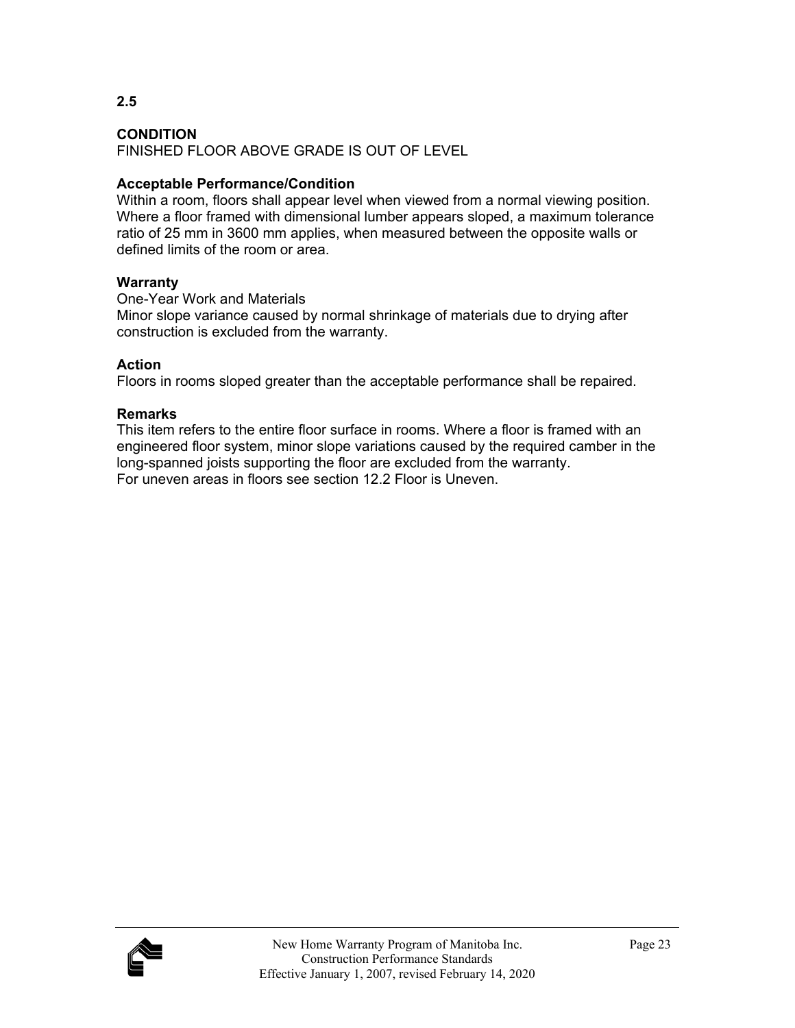## 2.5

**CONDITION**
FINISHED FLOOR ABOVE GRADE IS OUT OF LEVEL

**Acceptable Performance/Condition**
Within a room, floors shall appear level when viewed from a normal viewing position. Where a floor framed with dimensional lumber appears sloped, a maximum tolerance ratio of 25 mm in 3600 mm applies, when measured between the opposite walls or defined limits of the room or area.

**Warranty**
One-Year Work and Materials
Minor slope variance caused by normal shrinkage of materials due to drying after construction is excluded from the warranty.

**Action**
Floors in rooms sloped greater than the acceptable performance shall be repaired.

**Remarks**
This item refers to the entire floor surface in rooms. Where a floor is framed with an engineered floor system, minor slope variations caused by the required camber in the long-spanned joists supporting the floor are excluded from the warranty.
For uneven areas in floors see section 12.2 Floor is Uneven.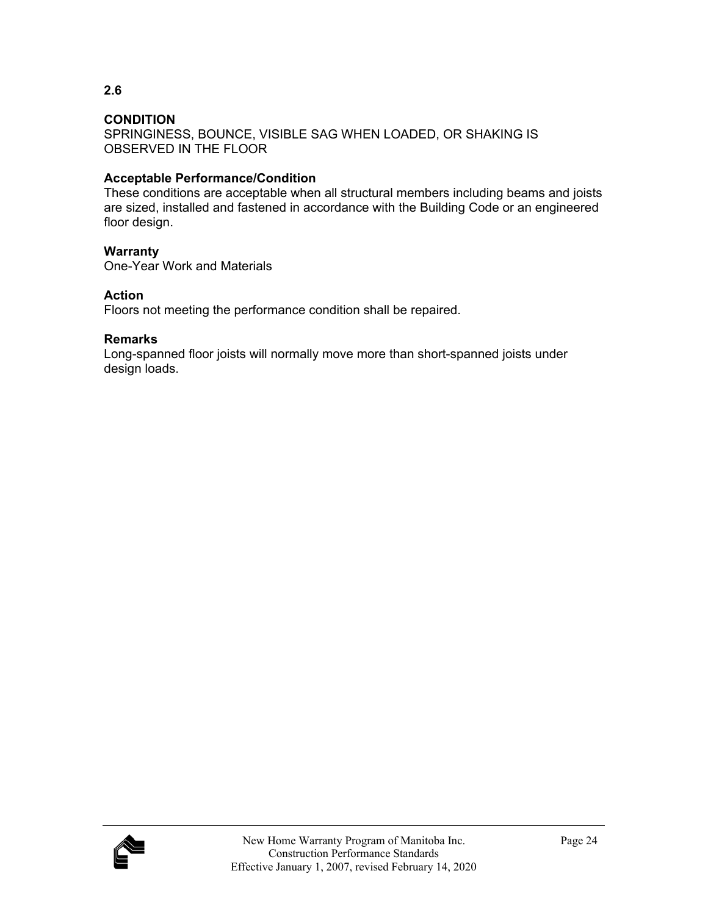**2.6**

**CONDITION**
SPRINGINESS, BOUNCE, VISIBLE SAG WHEN LOADED, OR SHAKING IS OBSERVED IN THE FLOOR

**Acceptable Performance/Condition**
These conditions are acceptable when all structural members including beams and joists are sized, installed and fastened in accordance with the Building Code or an engineered floor design.

**Warranty**
One-Year Work and Materials

**Action**
Floors not meeting the performance condition shall be repaired.

**Remarks**
Long-spanned floor joists will normally move more than short-spanned joists under design loads.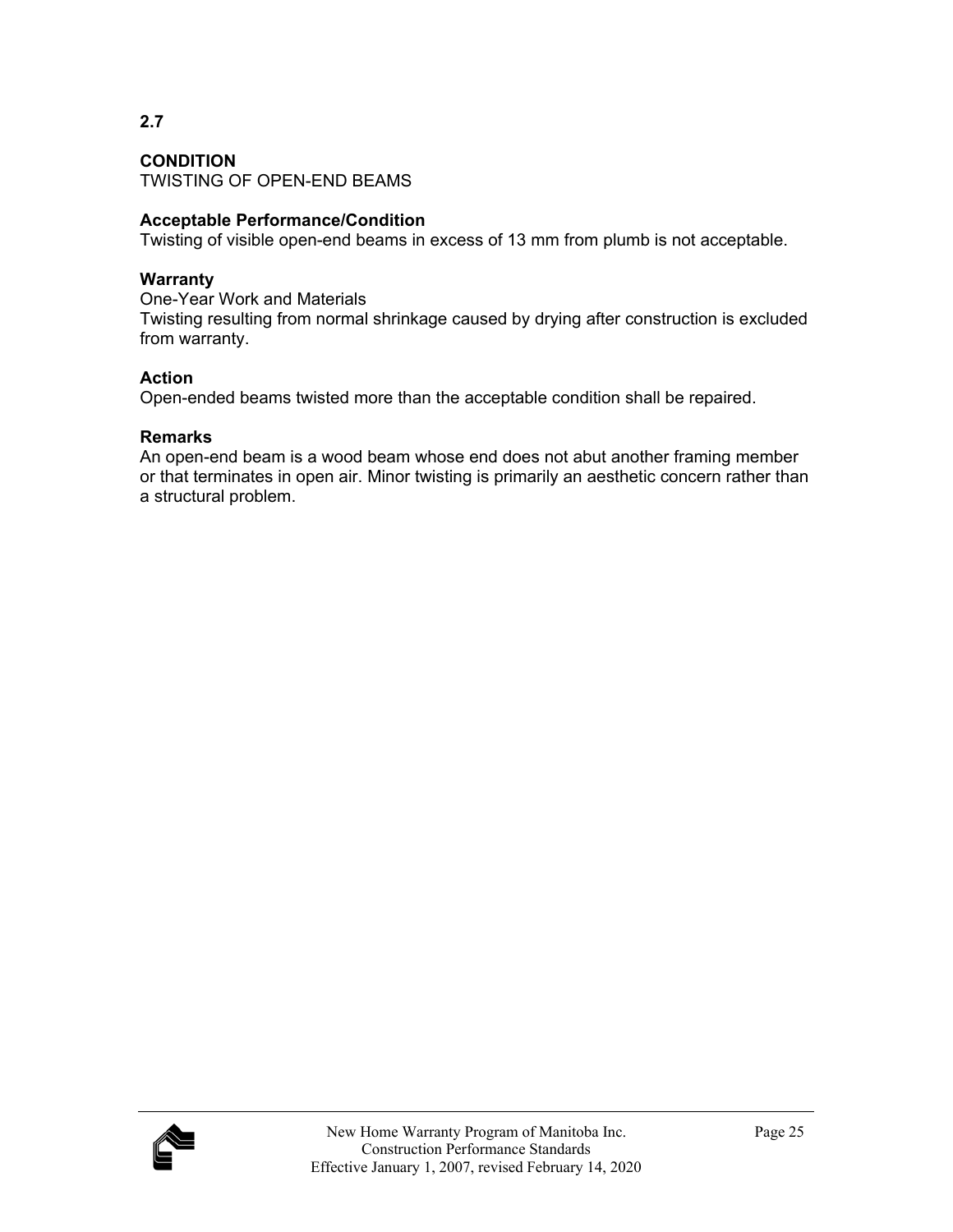**2.7**

**CONDITION**
TWISTING OF OPEN-END BEAMS

**Acceptable Performance/Condition**
Twisting of visible open-end beams in excess of 13 mm from plumb is not acceptable.

**Warranty**
One-Year Work and Materials
Twisting resulting from normal shrinkage caused by drying after construction is excluded from warranty.

**Action**
Open-ended beams twisted more than the acceptable condition shall be repaired.

**Remarks**
An open-end beam is a wood beam whose end does not abut another framing member or that terminates in open air. Minor twisting is primarily an aesthetic concern rather than a structural problem.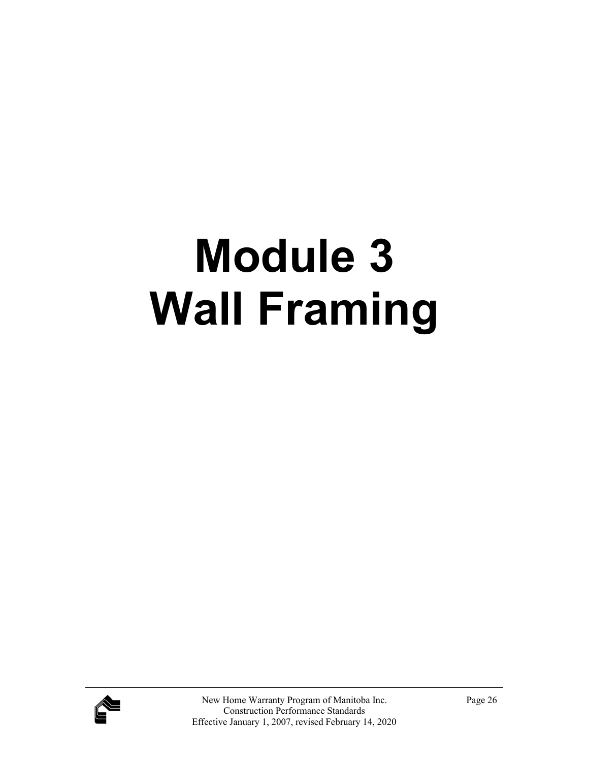# Module 3
# Wall Framing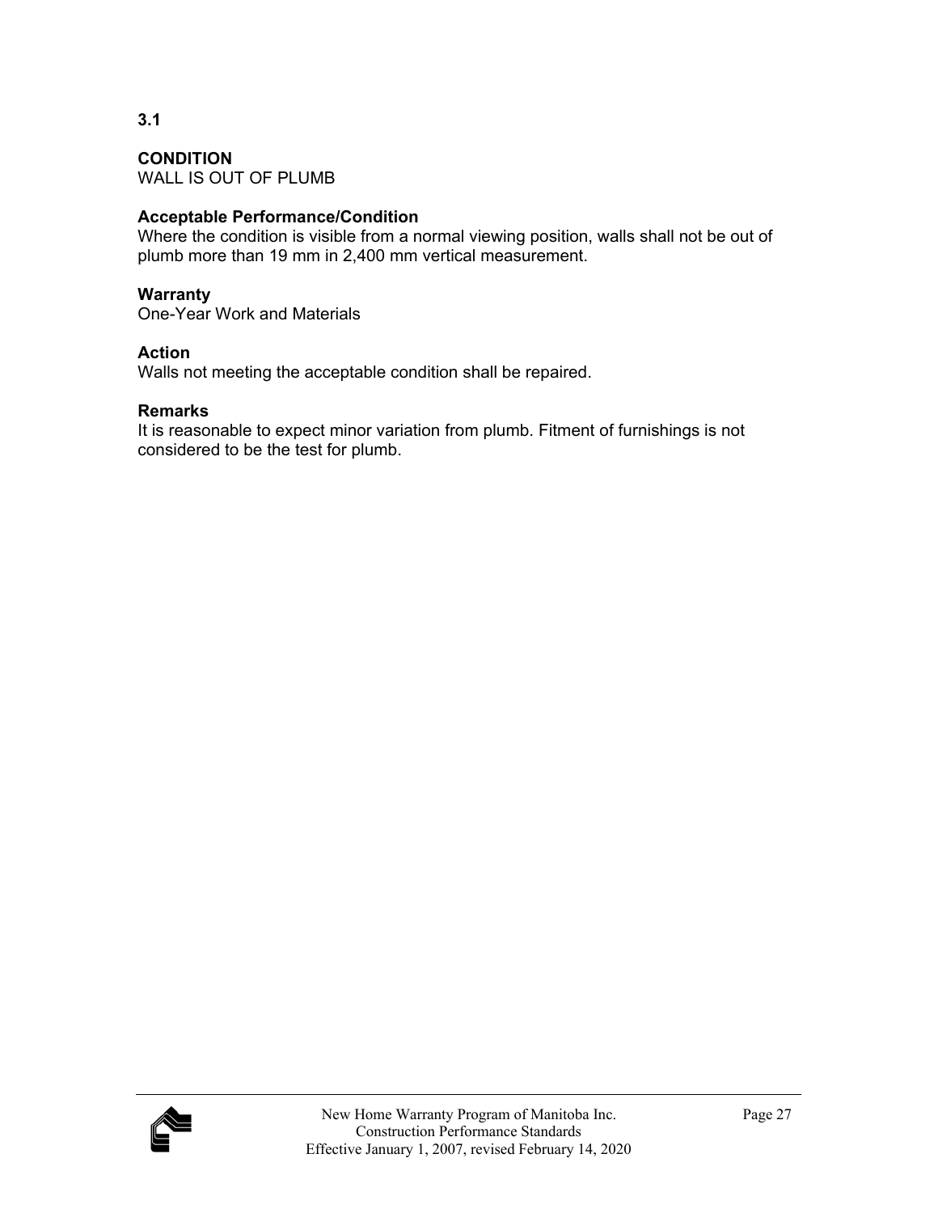**3.1**

**CONDITION**
WALL IS OUT OF PLUMB

**Acceptable Performance/Condition**
Where the condition is visible from a normal viewing position, walls shall not be out of plumb more than 19 mm in 2,400 mm vertical measurement.

**Warranty**
One-Year Work and Materials

**Action**
Walls not meeting the acceptable condition shall be repaired.

**Remarks**
It is reasonable to expect minor variation from plumb. Fitment of furnishings is not considered to be the test for plumb.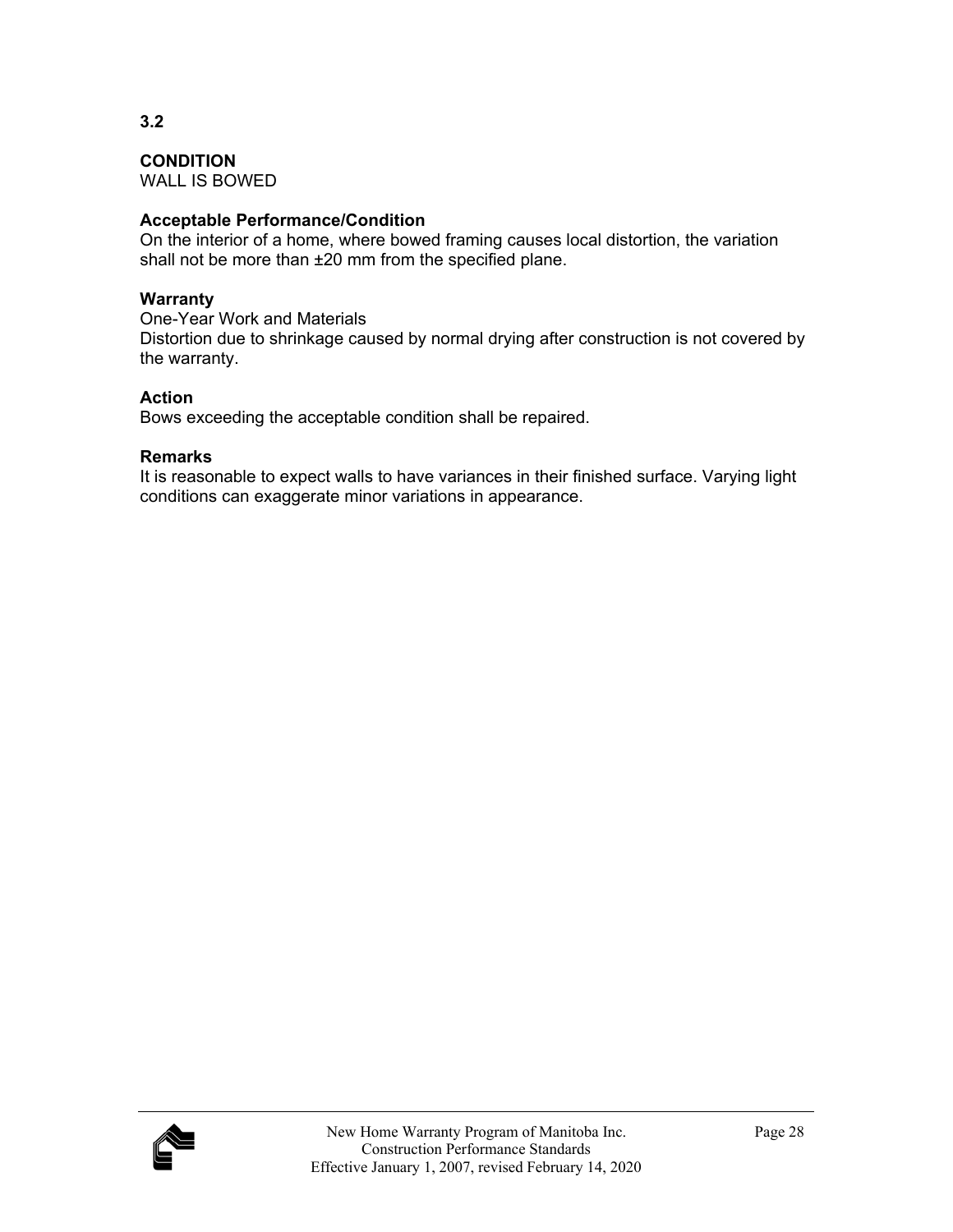**3.2**

**CONDITION**
WALL IS BOWED

**Acceptable Performance/Condition**
On the interior of a home, where bowed framing causes local distortion, the variation shall not be more than ±20 mm from the specified plane.

**Warranty**
One-Year Work and Materials
Distortion due to shrinkage caused by normal drying after construction is not covered by the warranty.

**Action**
Bows exceeding the acceptable condition shall be repaired.

**Remarks**
It is reasonable to expect walls to have variances in their finished surface. Varying light conditions can exaggerate minor variations in appearance.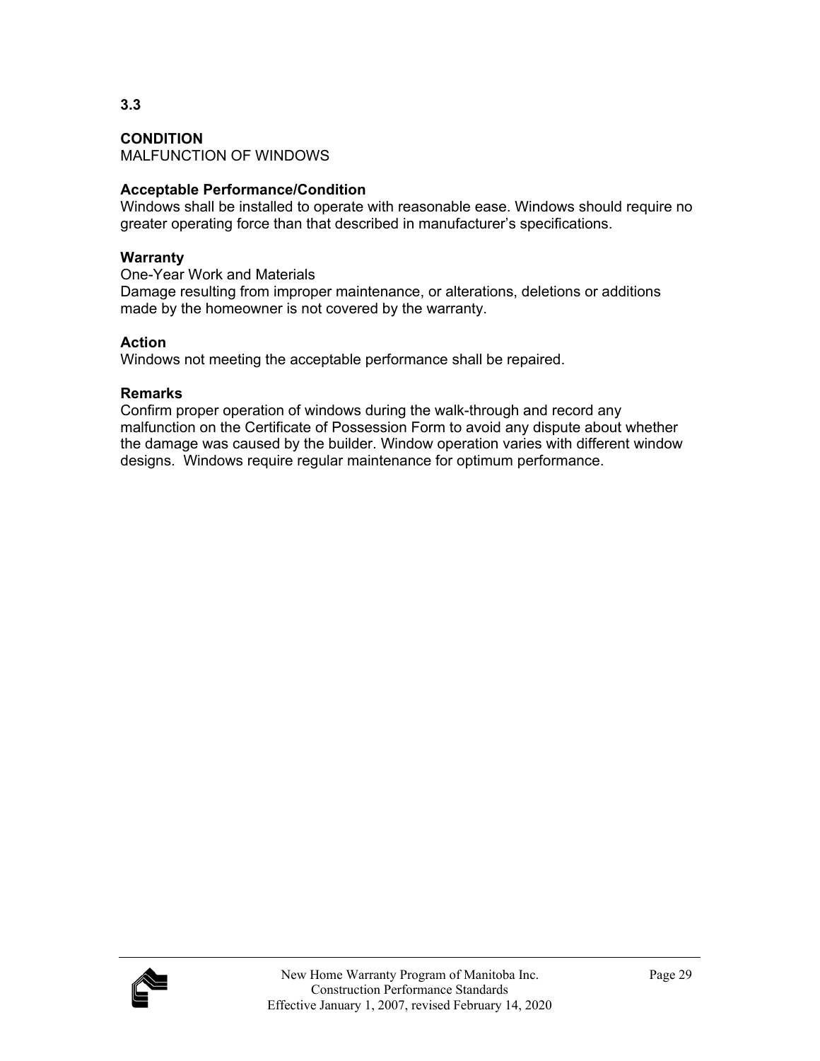**3.3**

**CONDITION**
MALFUNCTION OF WINDOWS

**Acceptable Performance/Condition**
Windows shall be installed to operate with reasonable ease. Windows should require no greater operating force than that described in manufacturer's specifications.

**Warranty**
One-Year Work and Materials
Damage resulting from improper maintenance, or alterations, deletions or additions made by the homeowner is not covered by the warranty.

**Action**
Windows not meeting the acceptable performance shall be repaired.

**Remarks**
Confirm proper operation of windows during the walk-through and record any malfunction on the Certificate of Possession Form to avoid any dispute about whether the damage was caused by the builder. Window operation varies with different window designs. Windows require regular maintenance for optimum performance.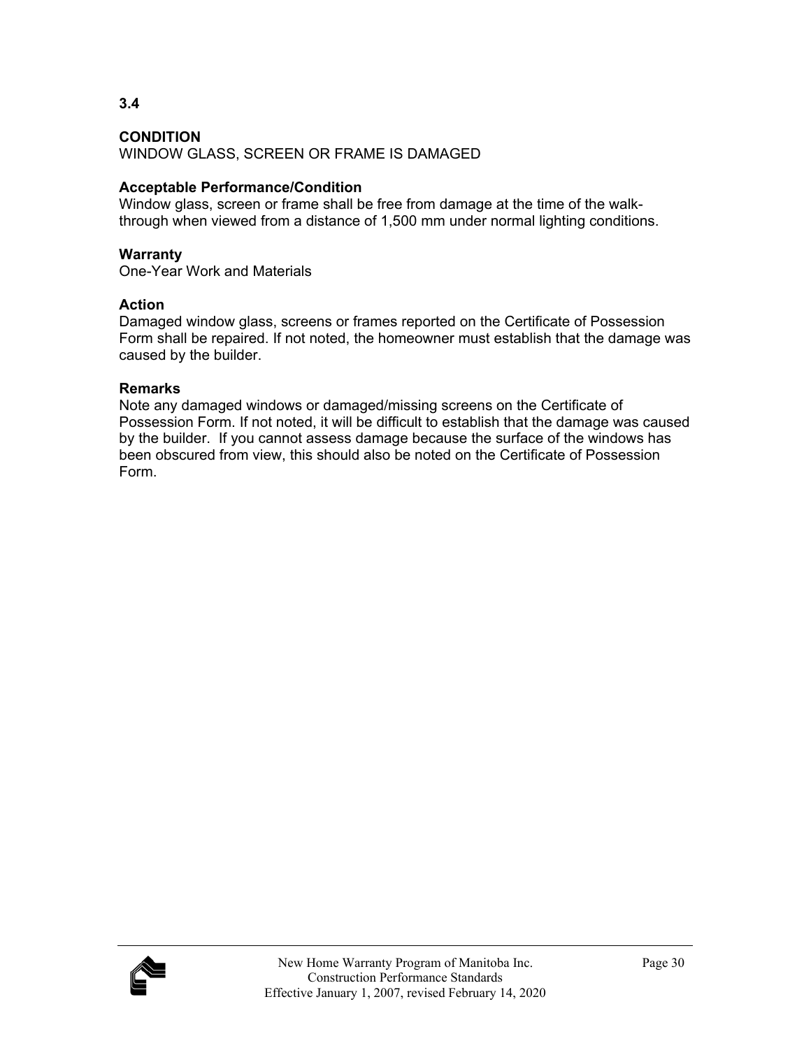**3.4**

**CONDITION**
WINDOW GLASS, SCREEN OR FRAME IS DAMAGED

**Acceptable Performance/Condition**
Window glass, screen or frame shall be free from damage at the time of the walk-through when viewed from a distance of 1,500 mm under normal lighting conditions.

**Warranty**
One-Year Work and Materials

**Action**
Damaged window glass, screens or frames reported on the Certificate of Possession Form shall be repaired. If not noted, the homeowner must establish that the damage was caused by the builder.

**Remarks**
Note any damaged windows or damaged/missing screens on the Certificate of Possession Form. If not noted, it will be difficult to establish that the damage was caused by the builder. If you cannot assess damage because the surface of the windows has been obscured from view, this should also be noted on the Certificate of Possession Form.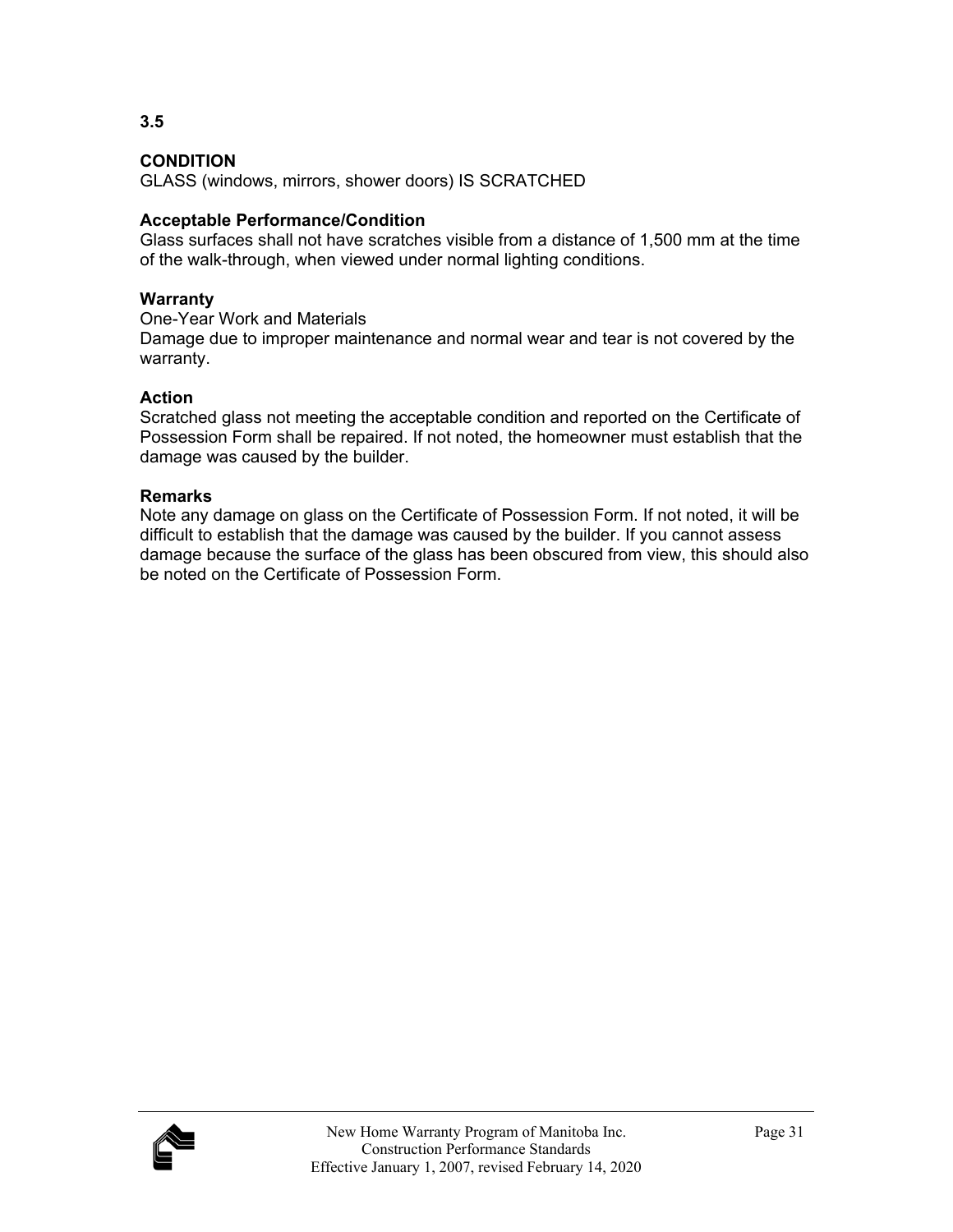**3.5**

**CONDITION**
GLASS (windows, mirrors, shower doors) IS SCRATCHED

**Acceptable Performance/Condition**
Glass surfaces shall not have scratches visible from a distance of 1,500 mm at the time of the walk-through, when viewed under normal lighting conditions.

**Warranty**
One-Year Work and Materials
Damage due to improper maintenance and normal wear and tear is not covered by the warranty.

**Action**
Scratched glass not meeting the acceptable condition and reported on the Certificate of Possession Form shall be repaired. If not noted, the homeowner must establish that the damage was caused by the builder.

**Remarks**
Note any damage on glass on the Certificate of Possession Form. If not noted, it will be difficult to establish that the damage was caused by the builder. If you cannot assess damage because the surface of the glass has been obscured from view, this should also be noted on the Certificate of Possession Form.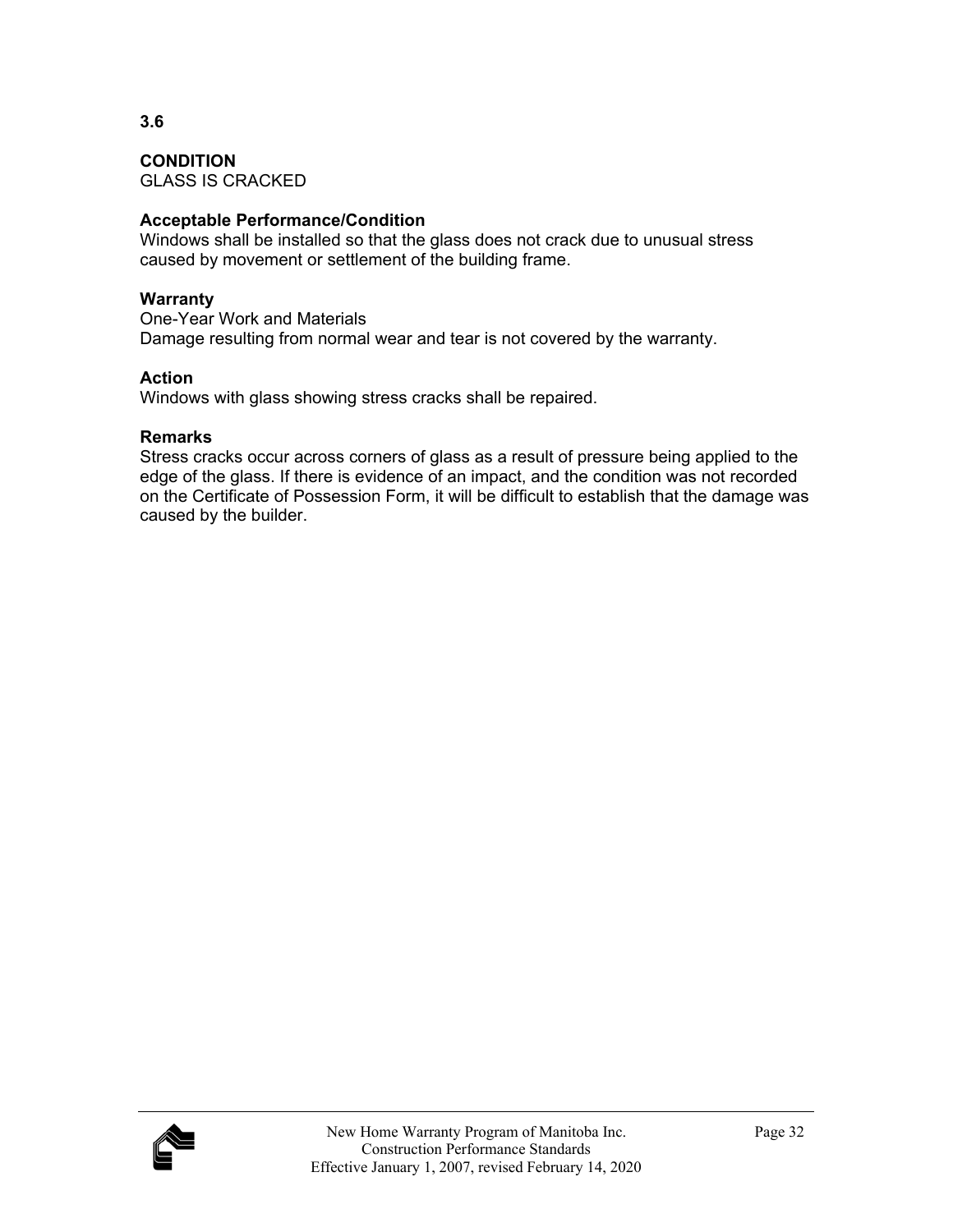**3.6**

**CONDITION**
GLASS IS CRACKED

**Acceptable Performance/Condition**
Windows shall be installed so that the glass does not crack due to unusual stress caused by movement or settlement of the building frame.

**Warranty**
One-Year Work and Materials
Damage resulting from normal wear and tear is not covered by the warranty.

**Action**
Windows with glass showing stress cracks shall be repaired.

**Remarks**
Stress cracks occur across corners of glass as a result of pressure being applied to the edge of the glass. If there is evidence of an impact, and the condition was not recorded on the Certificate of Possession Form, it will be difficult to establish that the damage was caused by the builder.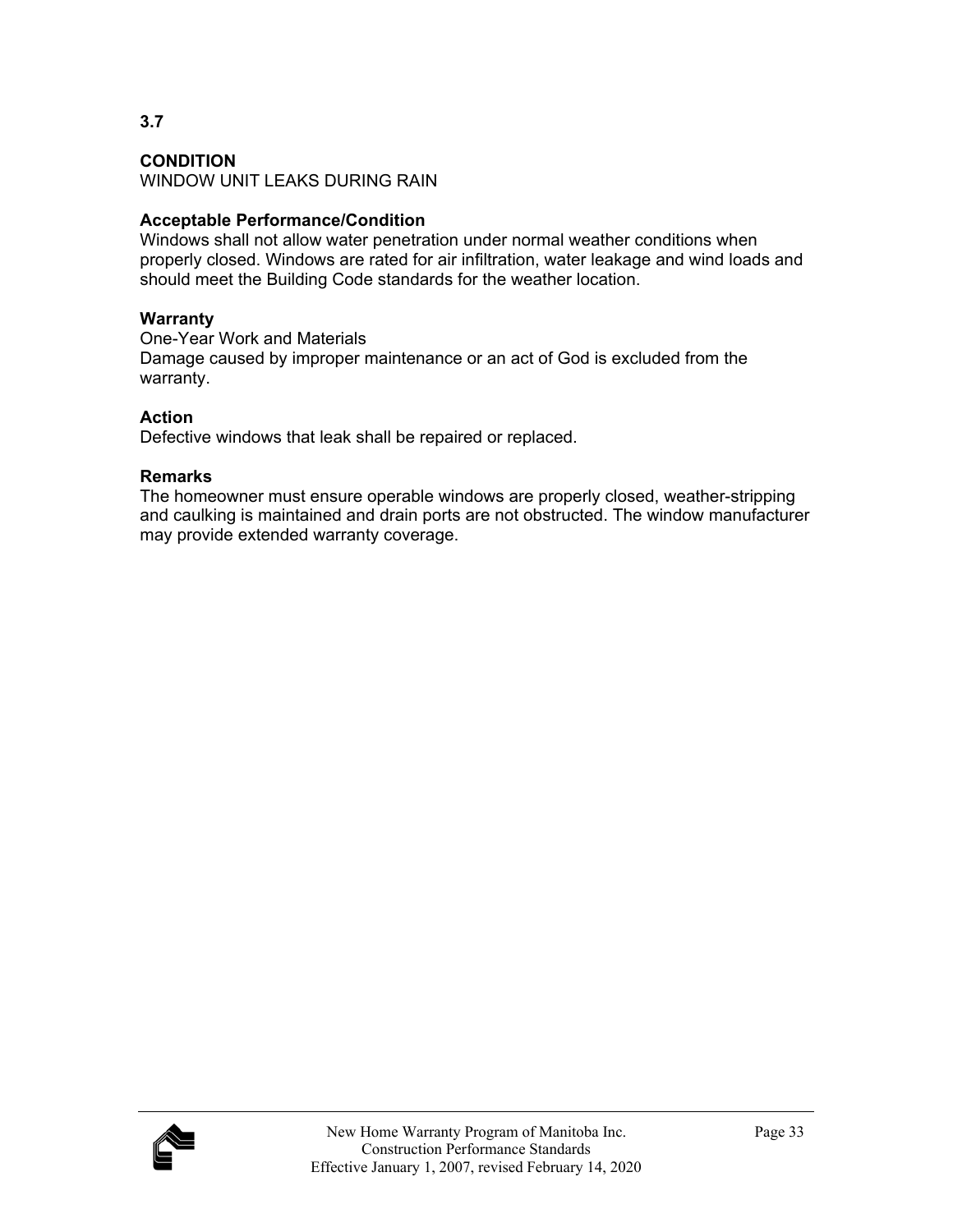**3.7**

**CONDITION**
WINDOW UNIT LEAKS DURING RAIN

**Acceptable Performance/Condition**
Windows shall not allow water penetration under normal weather conditions when properly closed. Windows are rated for air infiltration, water leakage and wind loads and should meet the Building Code standards for the weather location.

**Warranty**
One-Year Work and Materials
Damage caused by improper maintenance or an act of God is excluded from the warranty.

**Action**
Defective windows that leak shall be repaired or replaced.

**Remarks**
The homeowner must ensure operable windows are properly closed, weather-stripping and caulking is maintained and drain ports are not obstructed. The window manufacturer may provide extended warranty coverage.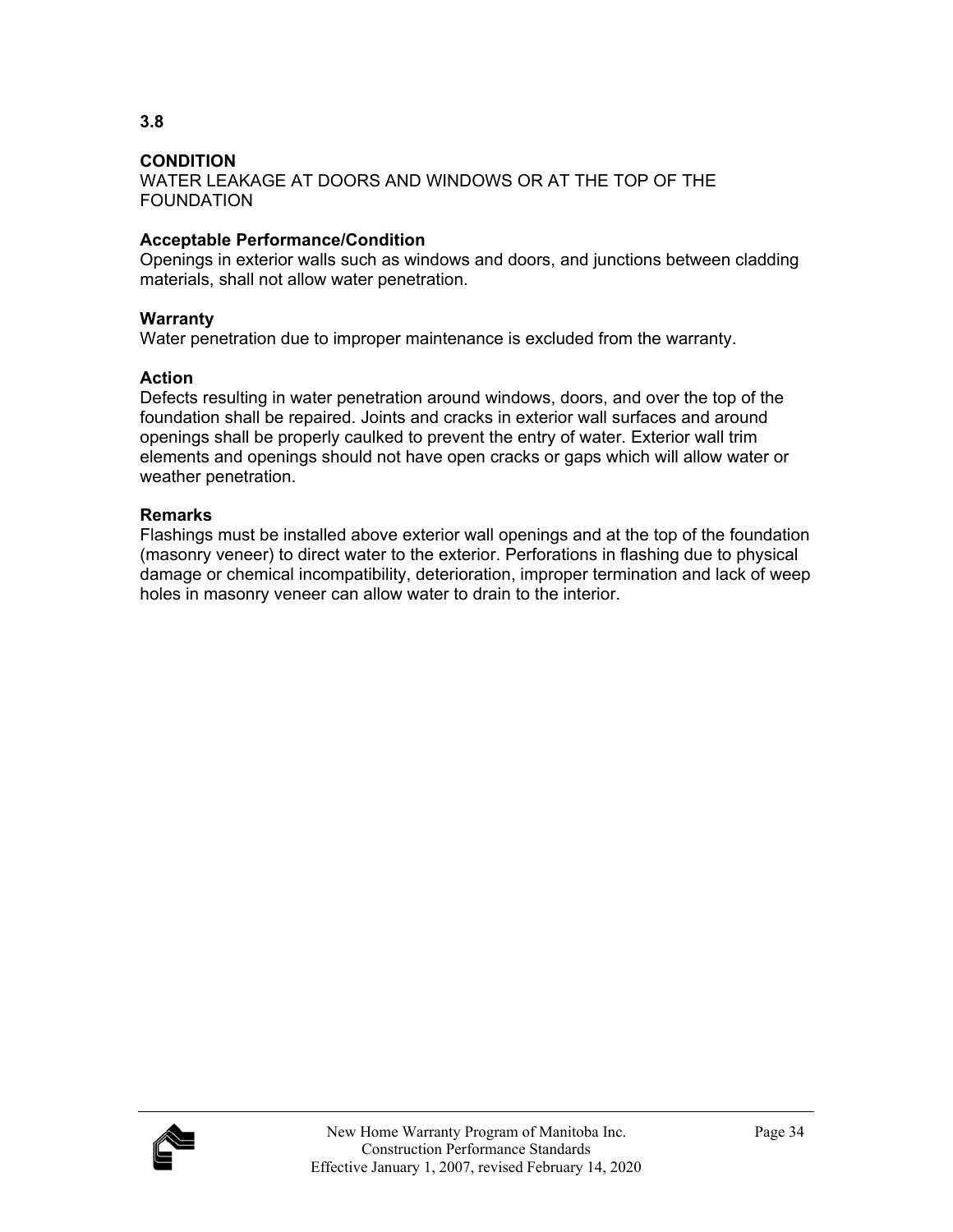**3.8**

**CONDITION**
WATER LEAKAGE AT DOORS AND WINDOWS OR AT THE TOP OF THE FOUNDATION

**Acceptable Performance/Condition**
Openings in exterior walls such as windows and doors, and junctions between cladding materials, shall not allow water penetration.

**Warranty**
Water penetration due to improper maintenance is excluded from the warranty.

**Action**
Defects resulting in water penetration around windows, doors, and over the top of the foundation shall be repaired. Joints and cracks in exterior wall surfaces and around openings shall be properly caulked to prevent the entry of water. Exterior wall trim elements and openings should not have open cracks or gaps which will allow water or weather penetration.

**Remarks**
Flashings must be installed above exterior wall openings and at the top of the foundation (masonry veneer) to direct water to the exterior. Perforations in flashing due to physical damage or chemical incompatibility, deterioration, improper termination and lack of weep holes in masonry veneer can allow water to drain to the interior.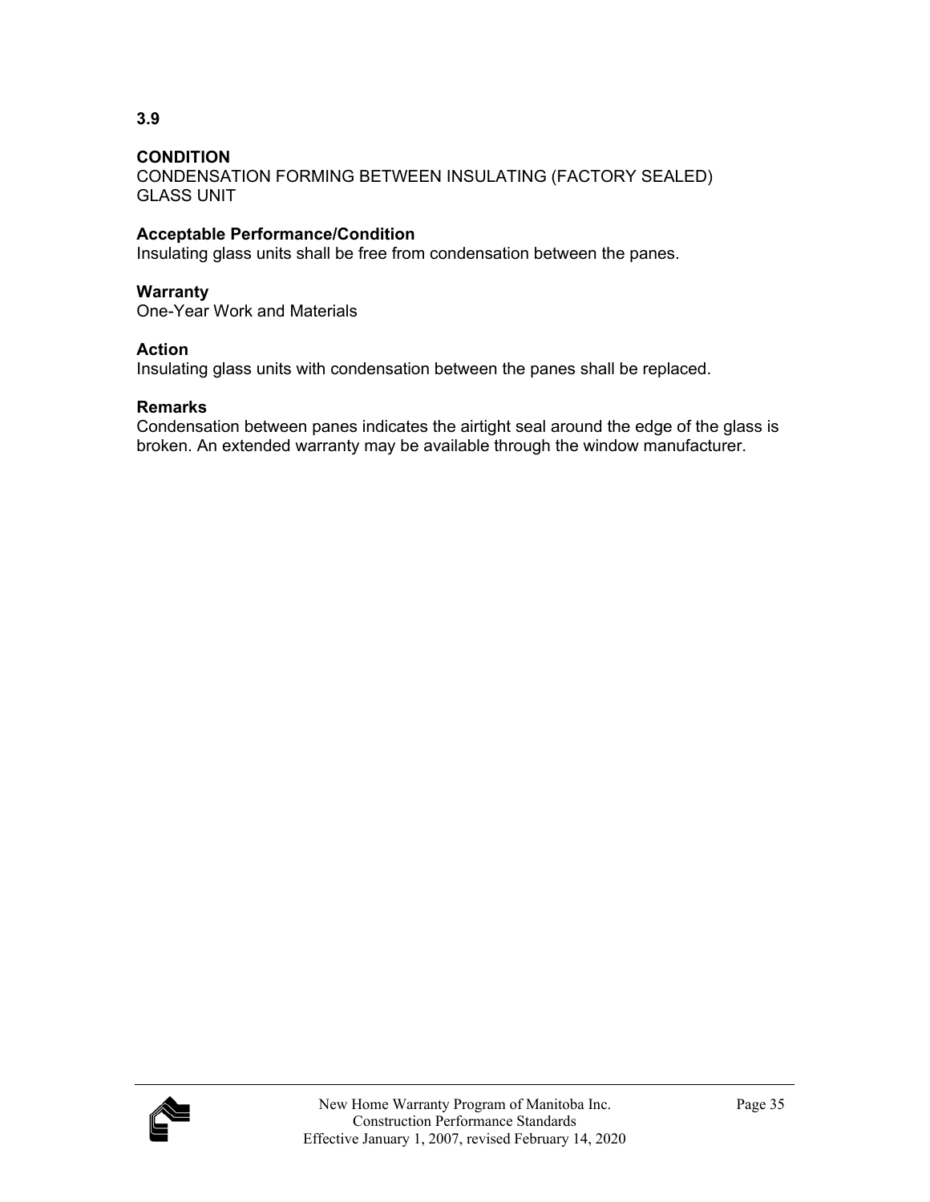**3.9**

**CONDITION**
CONDENSATION FORMING BETWEEN INSULATING (FACTORY SEALED) GLASS UNIT

**Acceptable Performance/Condition**
Insulating glass units shall be free from condensation between the panes.

**Warranty**
One-Year Work and Materials

**Action**
Insulating glass units with condensation between the panes shall be replaced.

**Remarks**
Condensation between panes indicates the airtight seal around the edge of the glass is broken. An extended warranty may be available through the window manufacturer.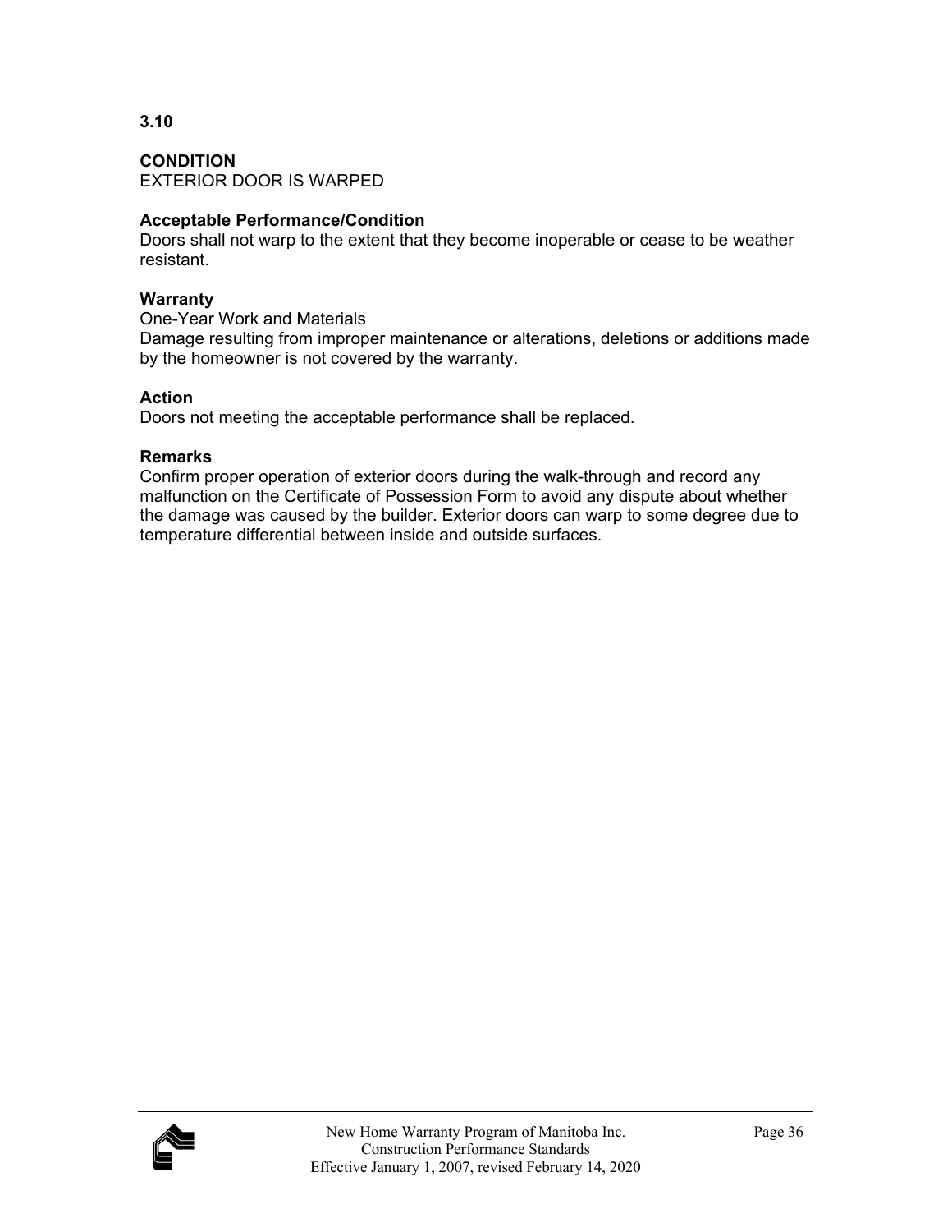**3.10**

**CONDITION**
EXTERIOR DOOR IS WARPED

**Acceptable Performance/Condition**
Doors shall not warp to the extent that they become inoperable or cease to be weather resistant.

**Warranty**
One-Year Work and Materials
Damage resulting from improper maintenance or alterations, deletions or additions made by the homeowner is not covered by the warranty.

**Action**
Doors not meeting the acceptable performance shall be replaced.

**Remarks**
Confirm proper operation of exterior doors during the walk-through and record any malfunction on the Certificate of Possession Form to avoid any dispute about whether the damage was caused by the builder. Exterior doors can warp to some degree due to temperature differential between inside and outside surfaces.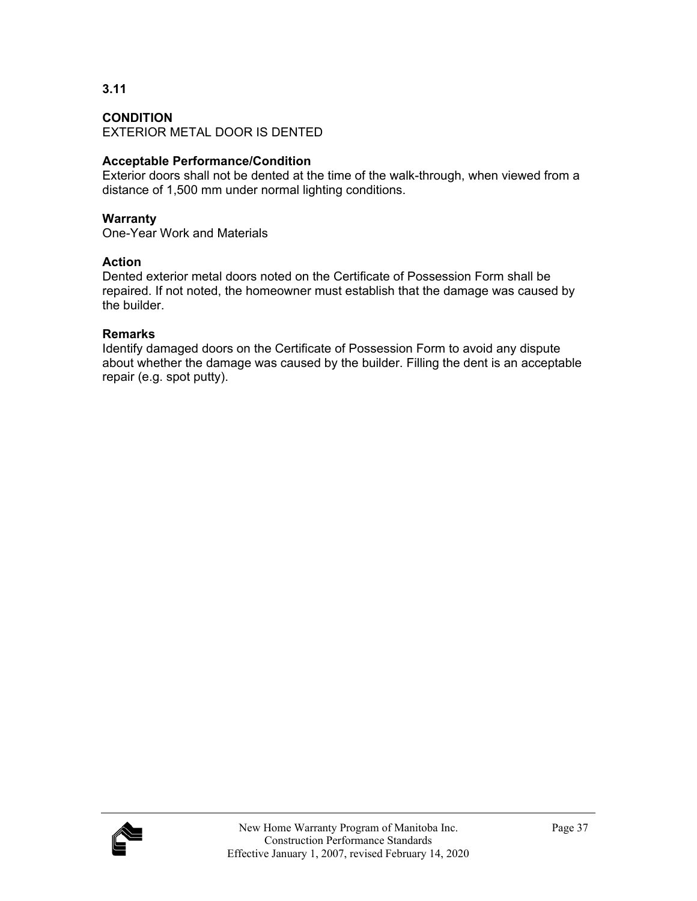**3.11**

**CONDITION**
EXTERIOR METAL DOOR IS DENTED

**Acceptable Performance/Condition**
Exterior doors shall not be dented at the time of the walk-through, when viewed from a distance of 1,500 mm under normal lighting conditions.

**Warranty**
One-Year Work and Materials

**Action**
Dented exterior metal doors noted on the Certificate of Possession Form shall be repaired. If not noted, the homeowner must establish that the damage was caused by the builder.

**Remarks**
Identify damaged doors on the Certificate of Possession Form to avoid any dispute about whether the damage was caused by the builder. Filling the dent is an acceptable repair (e.g. spot putty).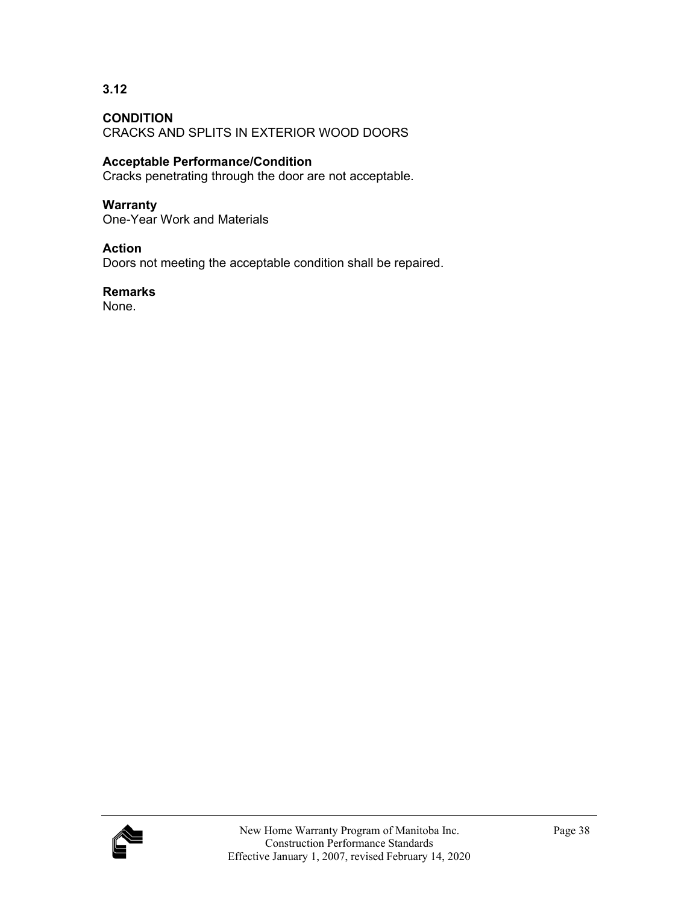**3.12**

**CONDITION**
CRACKS AND SPLITS IN EXTERIOR WOOD DOORS

**Acceptable Performance/Condition**
Cracks penetrating through the door are not acceptable.

**Warranty**
One-Year Work and Materials

**Action**
Doors not meeting the acceptable condition shall be repaired.

**Remarks**
None.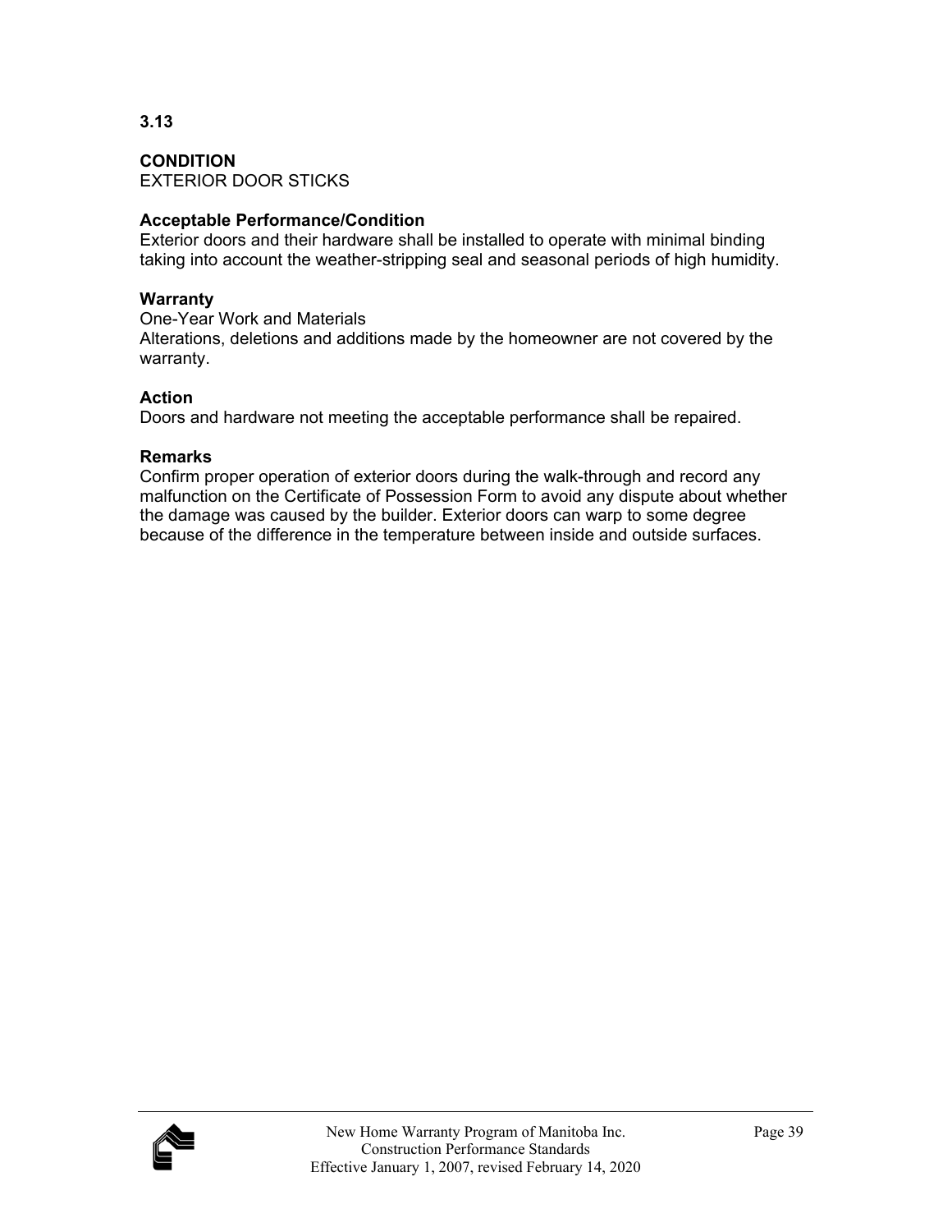**3.13**

**CONDITION**
EXTERIOR DOOR STICKS

**Acceptable Performance/Condition**
Exterior doors and their hardware shall be installed to operate with minimal binding taking into account the weather-stripping seal and seasonal periods of high humidity.

**Warranty**
One-Year Work and Materials
Alterations, deletions and additions made by the homeowner are not covered by the warranty.

**Action**
Doors and hardware not meeting the acceptable performance shall be repaired.

**Remarks**
Confirm proper operation of exterior doors during the walk-through and record any malfunction on the Certificate of Possession Form to avoid any dispute about whether the damage was caused by the builder. Exterior doors can warp to some degree because of the difference in the temperature between inside and outside surfaces.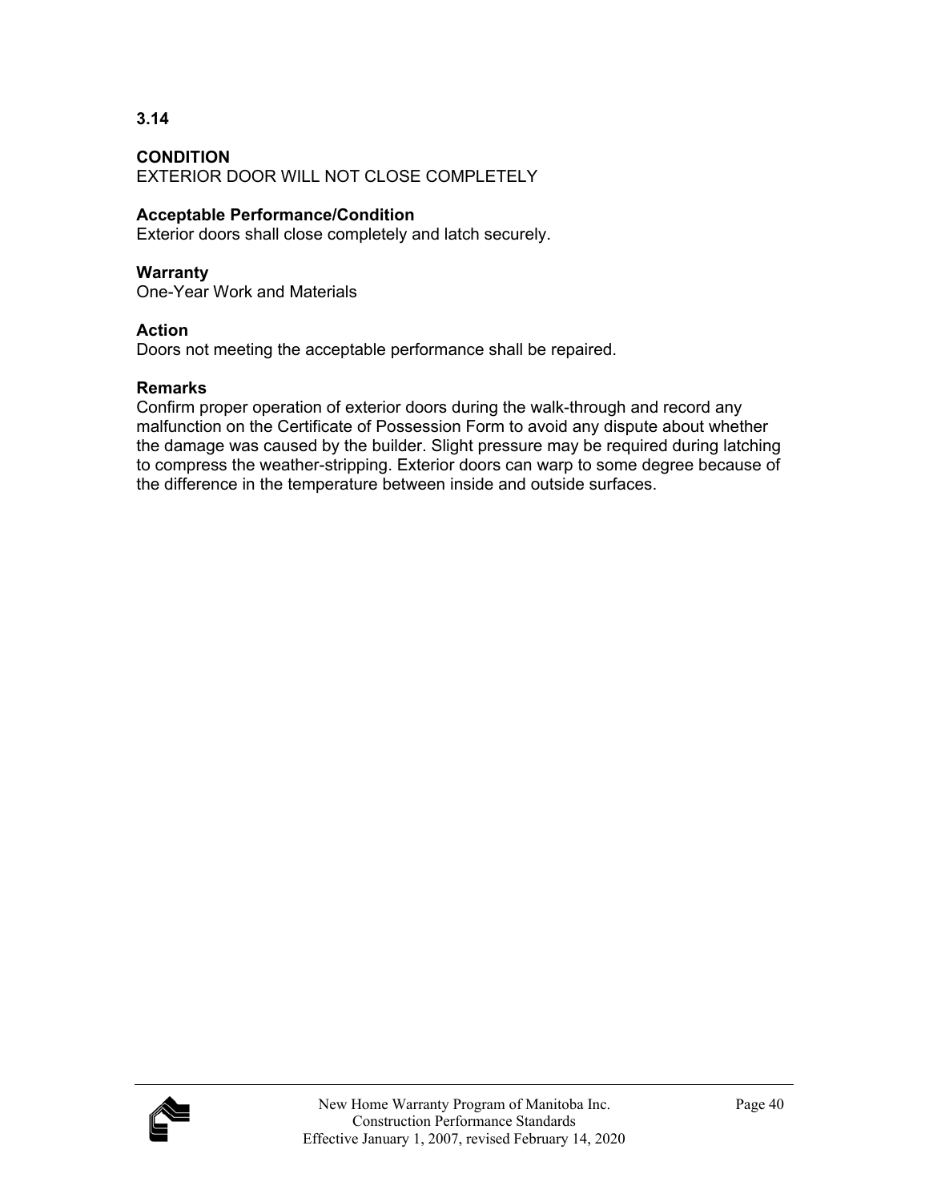**3.14**

**CONDITION**
EXTERIOR DOOR WILL NOT CLOSE COMPLETELY

**Acceptable Performance/Condition**
Exterior doors shall close completely and latch securely.

**Warranty**
One-Year Work and Materials

**Action**
Doors not meeting the acceptable performance shall be repaired.

**Remarks**
Confirm proper operation of exterior doors during the walk-through and record any malfunction on the Certificate of Possession Form to avoid any dispute about whether the damage was caused by the builder. Slight pressure may be required during latching to compress the weather-stripping. Exterior doors can warp to some degree because of the difference in the temperature between inside and outside surfaces.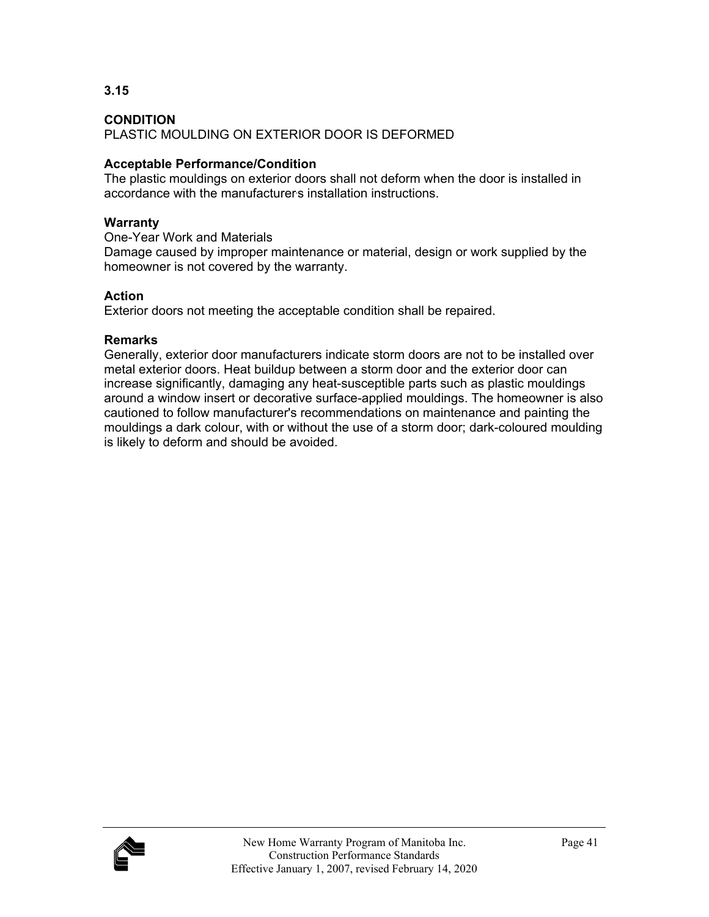**3.15**

**CONDITION**
PLASTIC MOULDING ON EXTERIOR DOOR IS DEFORMED

**Acceptable Performance/Condition**
The plastic mouldings on exterior doors shall not deform when the door is installed in accordance with the manufacturer's installation instructions.

**Warranty**
One-Year Work and Materials
Damage caused by improper maintenance or material, design or work supplied by the homeowner is not covered by the warranty.

**Action**
Exterior doors not meeting the acceptable condition shall be repaired.

**Remarks**
Generally, exterior door manufacturers indicate storm doors are not to be installed over metal exterior doors. Heat buildup between a storm door and the exterior door can increase significantly, damaging any heat-susceptible parts such as plastic mouldings around a window insert or decorative surface-applied mouldings. The homeowner is also cautioned to follow manufacturer's recommendations on maintenance and painting the mouldings a dark colour, with or without the use of a storm door; dark-coloured moulding is likely to deform and should be avoided.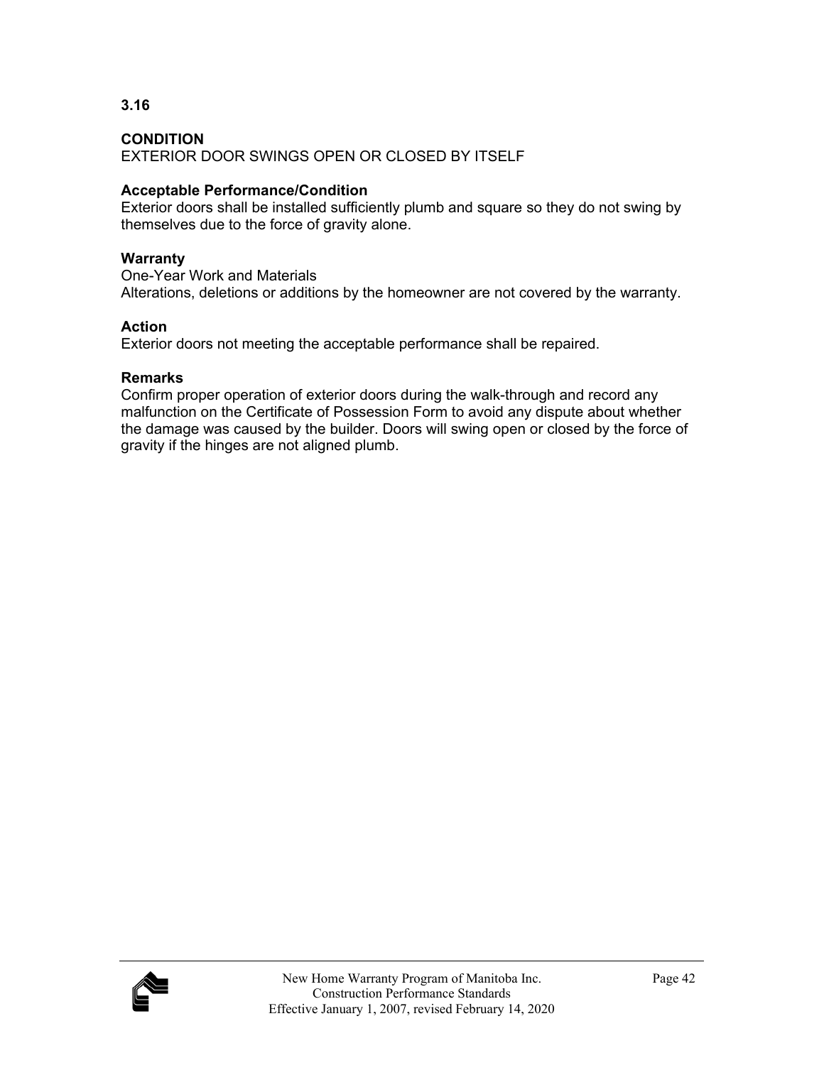**3.16**

**CONDITION**
EXTERIOR DOOR SWINGS OPEN OR CLOSED BY ITSELF

**Acceptable Performance/Condition**
Exterior doors shall be installed sufficiently plumb and square so they do not swing by themselves due to the force of gravity alone.

**Warranty**
One-Year Work and Materials
Alterations, deletions or additions by the homeowner are not covered by the warranty.

**Action**
Exterior doors not meeting the acceptable performance shall be repaired.

**Remarks**
Confirm proper operation of exterior doors during the walk-through and record any malfunction on the Certificate of Possession Form to avoid any dispute about whether the damage was caused by the builder. Doors will swing open or closed by the force of gravity if the hinges are not aligned plumb.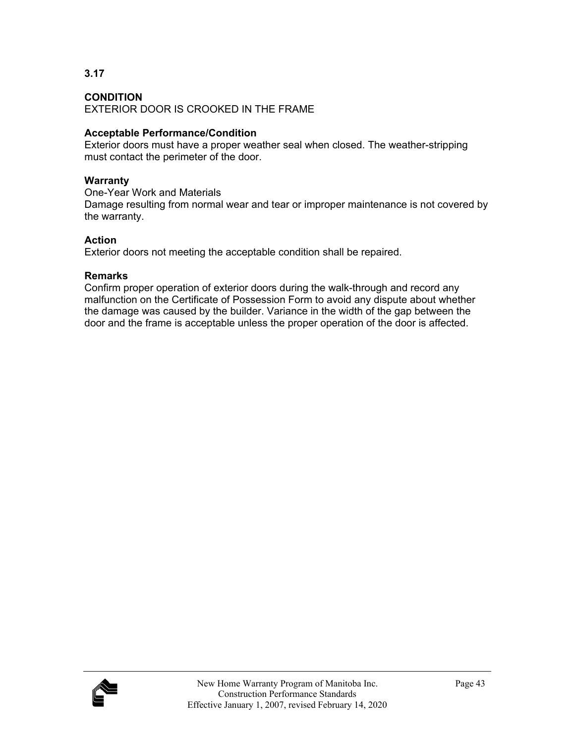**3.17**

**CONDITION**
EXTERIOR DOOR IS CROOKED IN THE FRAME

**Acceptable Performance/Condition**
Exterior doors must have a proper weather seal when closed. The weather-stripping must contact the perimeter of the door.

**Warranty**
One-Year Work and Materials
Damage resulting from normal wear and tear or improper maintenance is not covered by the warranty.

**Action**
Exterior doors not meeting the acceptable condition shall be repaired.

**Remarks**
Confirm proper operation of exterior doors during the walk-through and record any malfunction on the Certificate of Possession Form to avoid any dispute about whether the damage was caused by the builder. Variance in the width of the gap between the door and the frame is acceptable unless the proper operation of the door is affected.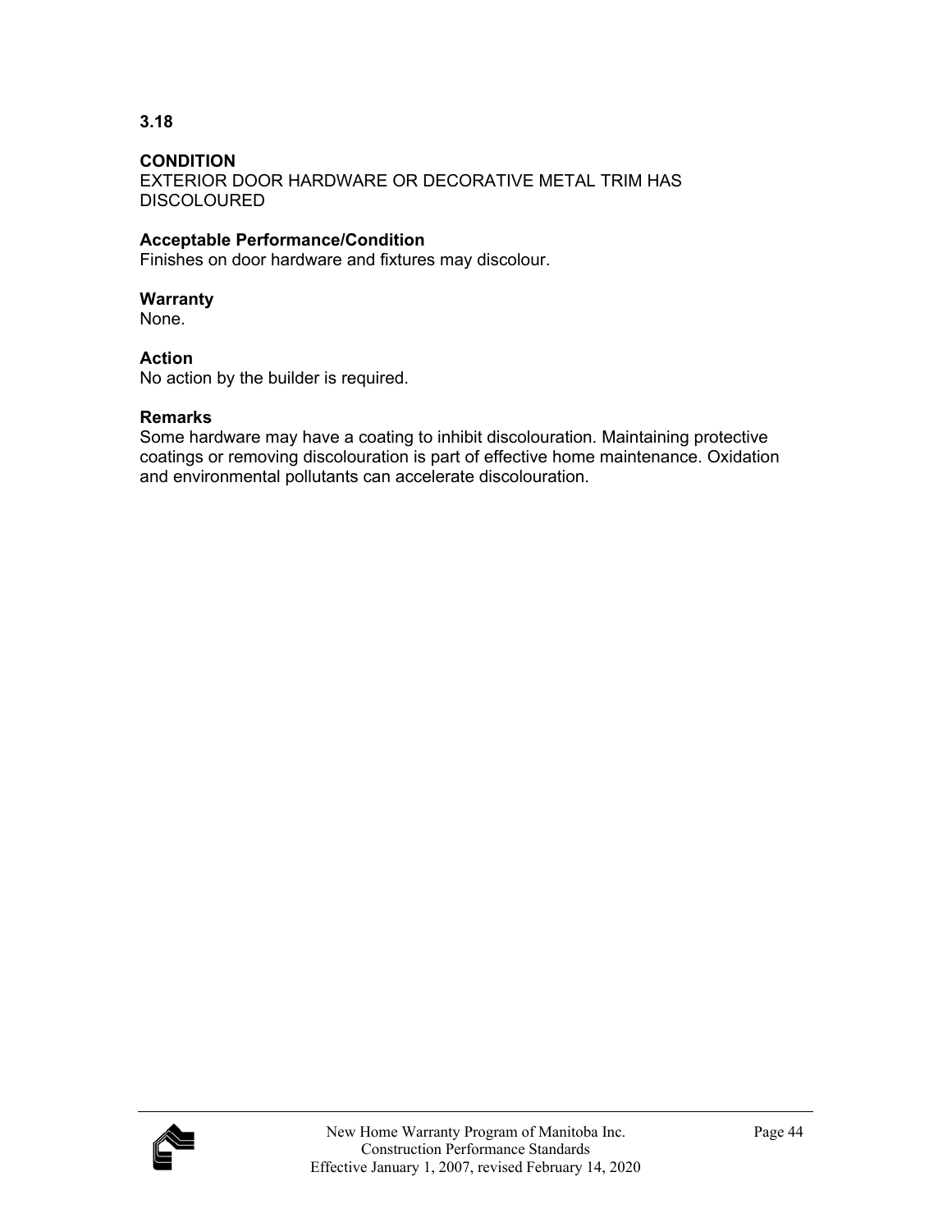**3.18**

**CONDITION**
EXTERIOR DOOR HARDWARE OR DECORATIVE METAL TRIM HAS DISCOLOURED

**Acceptable Performance/Condition**
Finishes on door hardware and fixtures may discolour.

**Warranty**
None.

**Action**
No action by the builder is required.

**Remarks**
Some hardware may have a coating to inhibit discolouration. Maintaining protective coatings or removing discolouration is part of effective home maintenance. Oxidation and environmental pollutants can accelerate discolouration.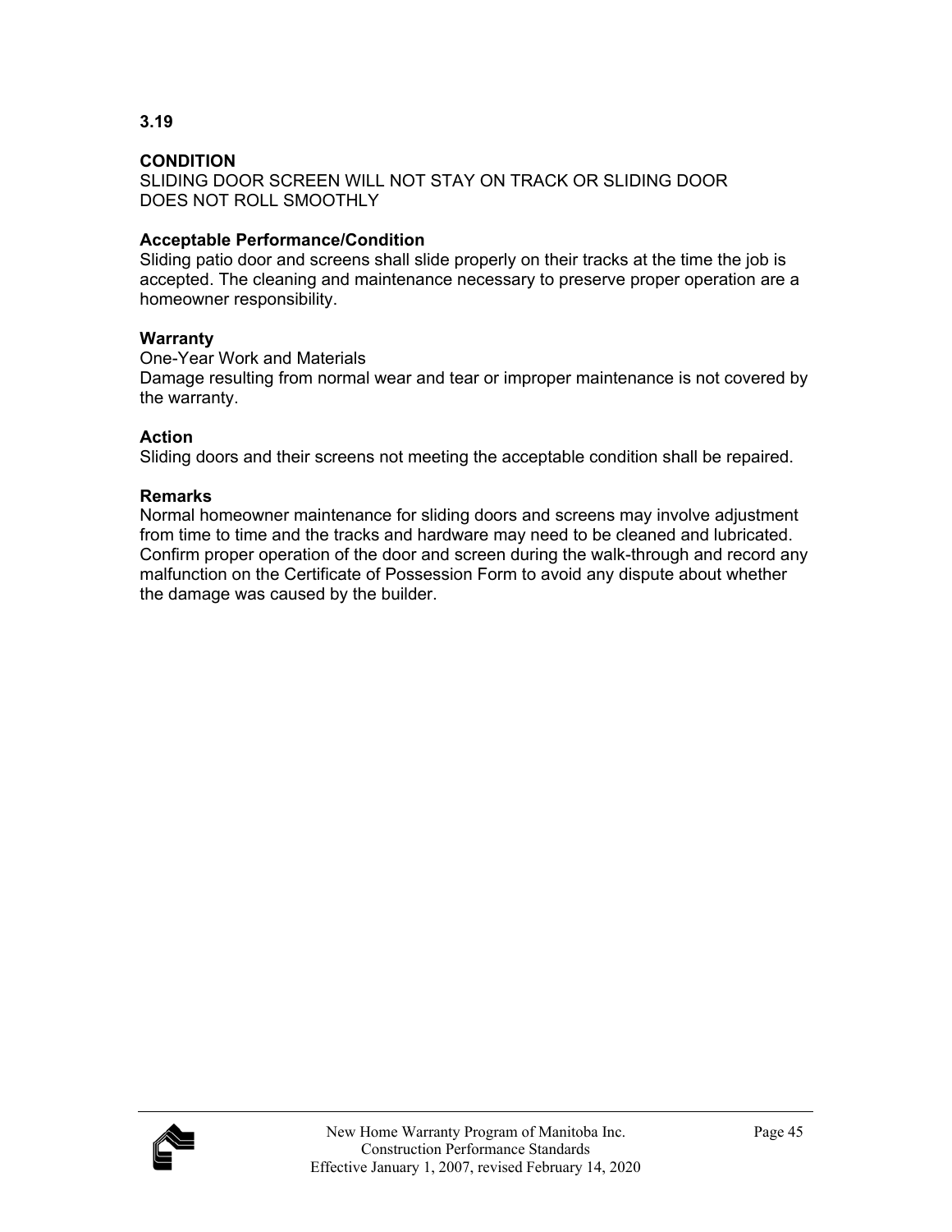**3.19**

**CONDITION**
SLIDING DOOR SCREEN WILL NOT STAY ON TRACK OR SLIDING DOOR DOES NOT ROLL SMOOTHLY

**Acceptable Performance/Condition**
Sliding patio door and screens shall slide properly on their tracks at the time the job is accepted. The cleaning and maintenance necessary to preserve proper operation are a homeowner responsibility.

**Warranty**
One-Year Work and Materials
Damage resulting from normal wear and tear or improper maintenance is not covered by the warranty.

**Action**
Sliding doors and their screens not meeting the acceptable condition shall be repaired.

**Remarks**
Normal homeowner maintenance for sliding doors and screens may involve adjustment from time to time and the tracks and hardware may need to be cleaned and lubricated. Confirm proper operation of the door and screen during the walk-through and record any malfunction on the Certificate of Possession Form to avoid any dispute about whether the damage was caused by the builder.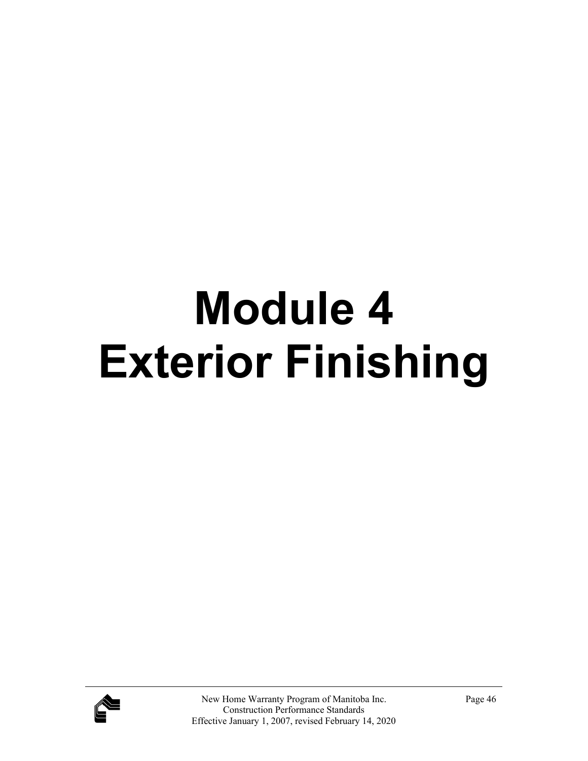# Module 4
# Exterior Finishing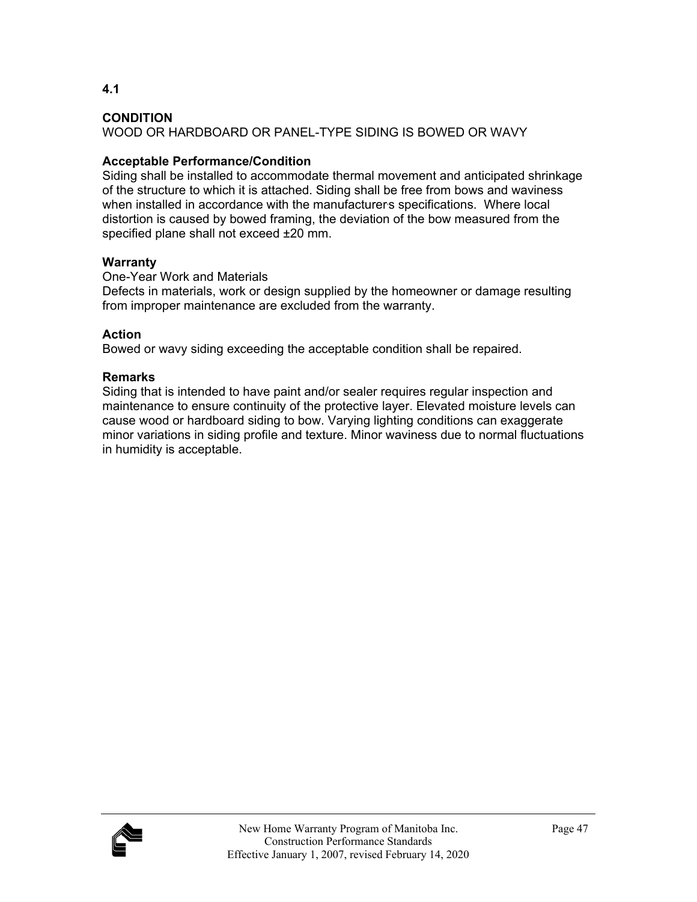## 4.1

**CONDITION**
WOOD OR HARDBOARD OR PANEL-TYPE SIDING IS BOWED OR WAVY

**Acceptable Performance/Condition**
Siding shall be installed to accommodate thermal movement and anticipated shrinkage of the structure to which it is attached. Siding shall be free from bows and waviness when installed in accordance with the manufacturer's specifications. Where local distortion is caused by bowed framing, the deviation of the bow measured from the specified plane shall not exceed ±20 mm.

**Warranty**
One-Year Work and Materials
Defects in materials, work or design supplied by the homeowner or damage resulting from improper maintenance are excluded from the warranty.

**Action**
Bowed or wavy siding exceeding the acceptable condition shall be repaired.

**Remarks**
Siding that is intended to have paint and/or sealer requires regular inspection and maintenance to ensure continuity of the protective layer. Elevated moisture levels can cause wood or hardboard siding to bow. Varying lighting conditions can exaggerate minor variations in siding profile and texture. Minor waviness due to normal fluctuations in humidity is acceptable.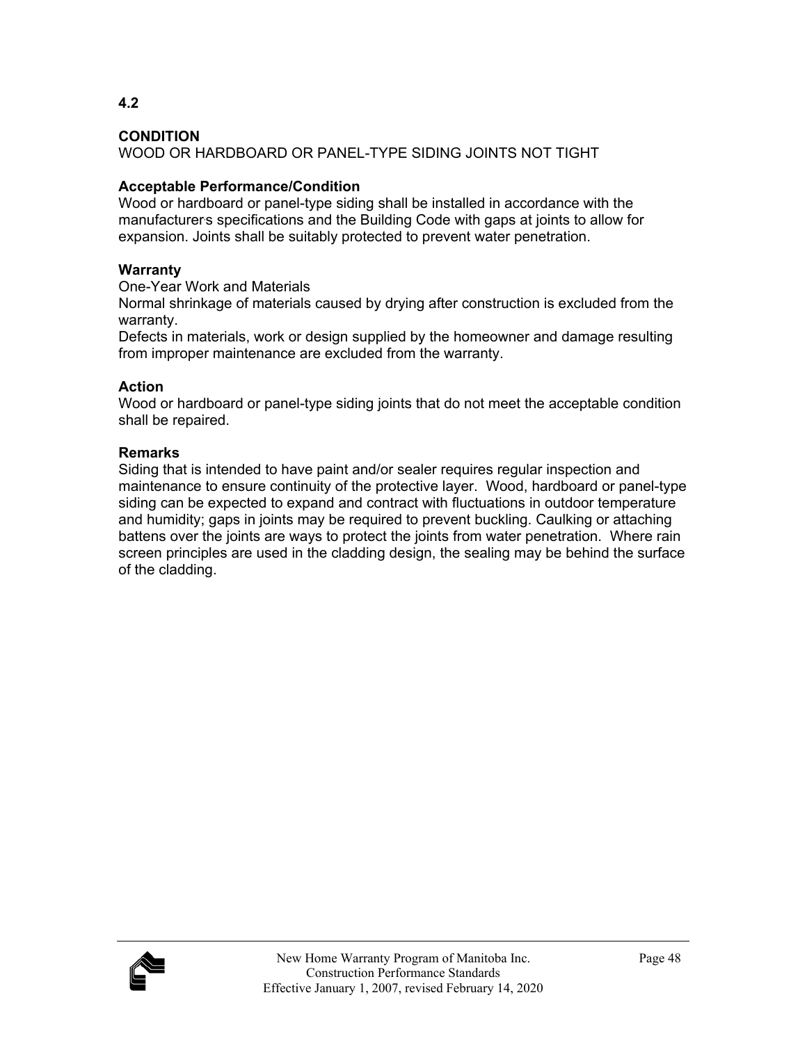## 4.2

**CONDITION**
WOOD OR HARDBOARD OR PANEL-TYPE SIDING JOINTS NOT TIGHT

**Acceptable Performance/Condition**
Wood or hardboard or panel-type siding shall be installed in accordance with the manufacturer's specifications and the Building Code with gaps at joints to allow for expansion. Joints shall be suitably protected to prevent water penetration.

**Warranty**
One-Year Work and Materials
Normal shrinkage of materials caused by drying after construction is excluded from the warranty.
Defects in materials, work or design supplied by the homeowner and damage resulting from improper maintenance are excluded from the warranty.

**Action**
Wood or hardboard or panel-type siding joints that do not meet the acceptable condition shall be repaired.

**Remarks**
Siding that is intended to have paint and/or sealer requires regular inspection and maintenance to ensure continuity of the protective layer. Wood, hardboard or panel-type siding can be expected to expand and contract with fluctuations in outdoor temperature and humidity; gaps in joints may be required to prevent buckling. Caulking or attaching battens over the joints are ways to protect the joints from water penetration. Where rain screen principles are used in the cladding design, the sealing may be behind the surface of the cladding.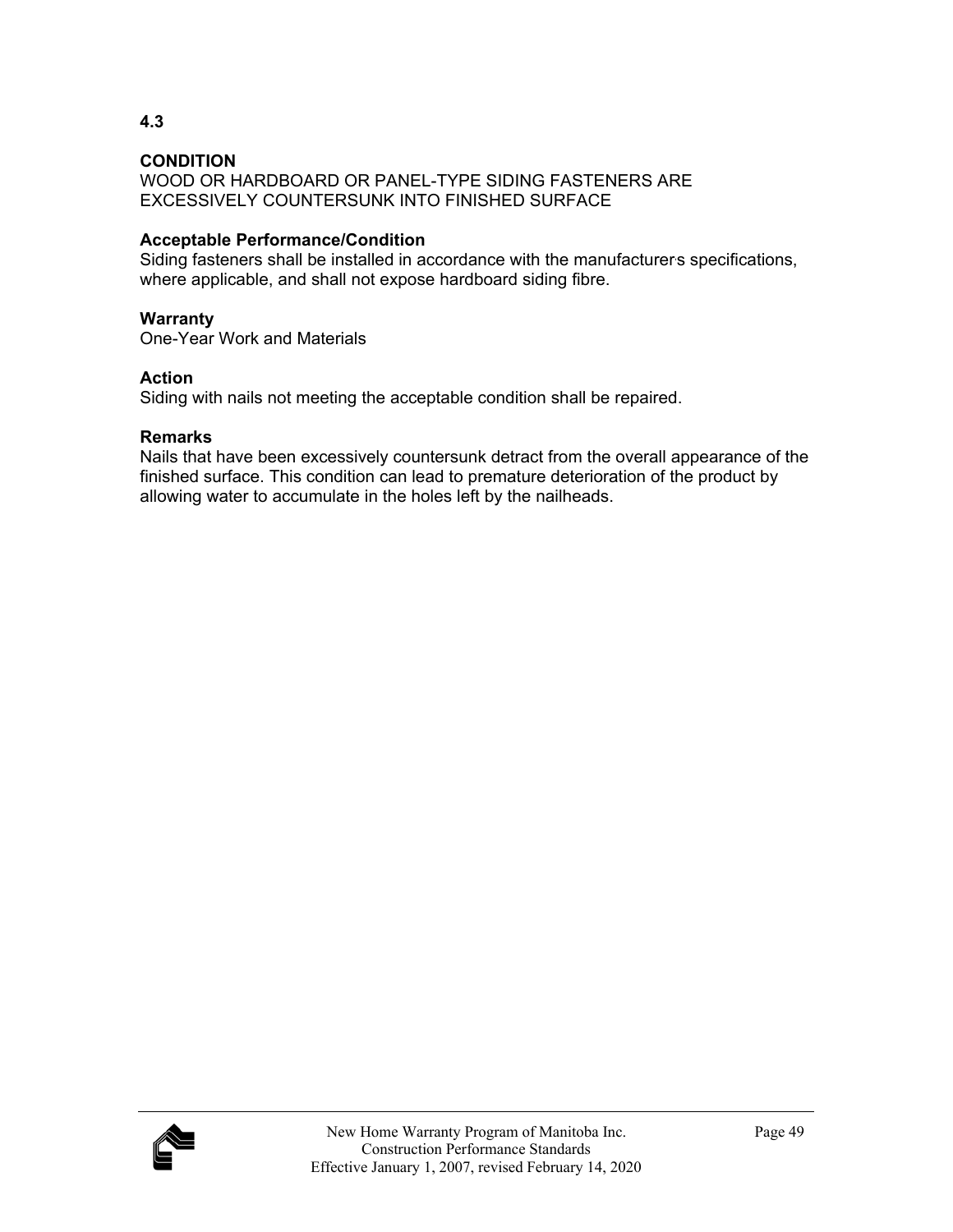**4.3**

**CONDITION**
WOOD OR HARDBOARD OR PANEL-TYPE SIDING FASTENERS ARE EXCESSIVELY COUNTERSUNK INTO FINISHED SURFACE

**Acceptable Performance/Condition**
Siding fasteners shall be installed in accordance with the manufacturer's specifications, where applicable, and shall not expose hardboard siding fibre.

**Warranty**
One-Year Work and Materials

**Action**
Siding with nails not meeting the acceptable condition shall be repaired.

**Remarks**
Nails that have been excessively countersunk detract from the overall appearance of the finished surface. This condition can lead to premature deterioration of the product by allowing water to accumulate in the holes left by the nailheads.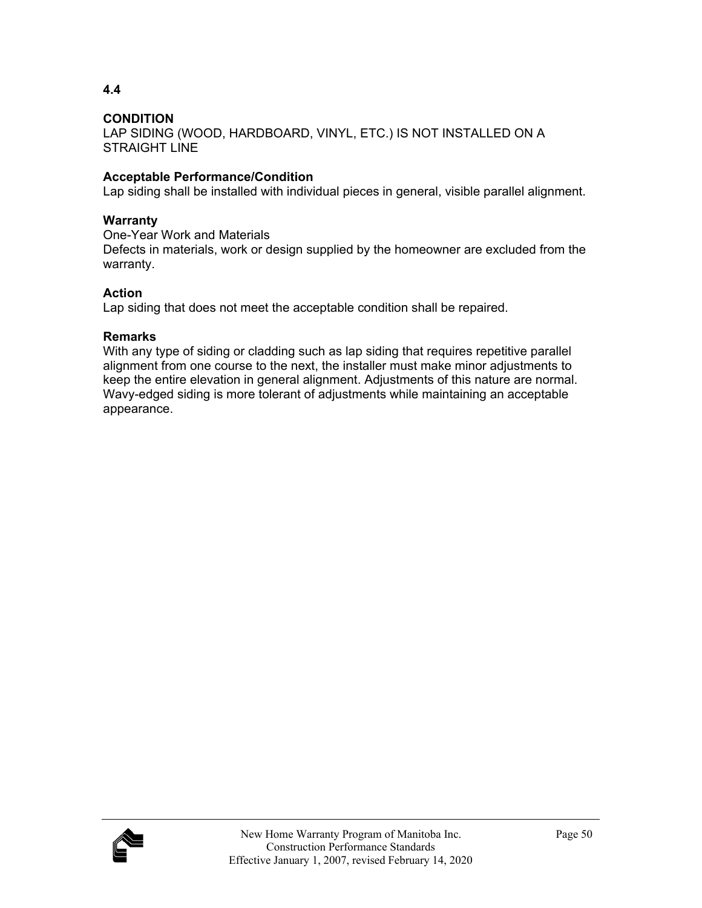**4.4**

**CONDITION**
LAP SIDING (WOOD, HARDBOARD, VINYL, ETC.) IS NOT INSTALLED ON A STRAIGHT LINE

**Acceptable Performance/Condition**
Lap siding shall be installed with individual pieces in general, visible parallel alignment.

**Warranty**
One-Year Work and Materials
Defects in materials, work or design supplied by the homeowner are excluded from the warranty.

**Action**
Lap siding that does not meet the acceptable condition shall be repaired.

**Remarks**
With any type of siding or cladding such as lap siding that requires repetitive parallel alignment from one course to the next, the installer must make minor adjustments to keep the entire elevation in general alignment. Adjustments of this nature are normal. Wavy-edged siding is more tolerant of adjustments while maintaining an acceptable appearance.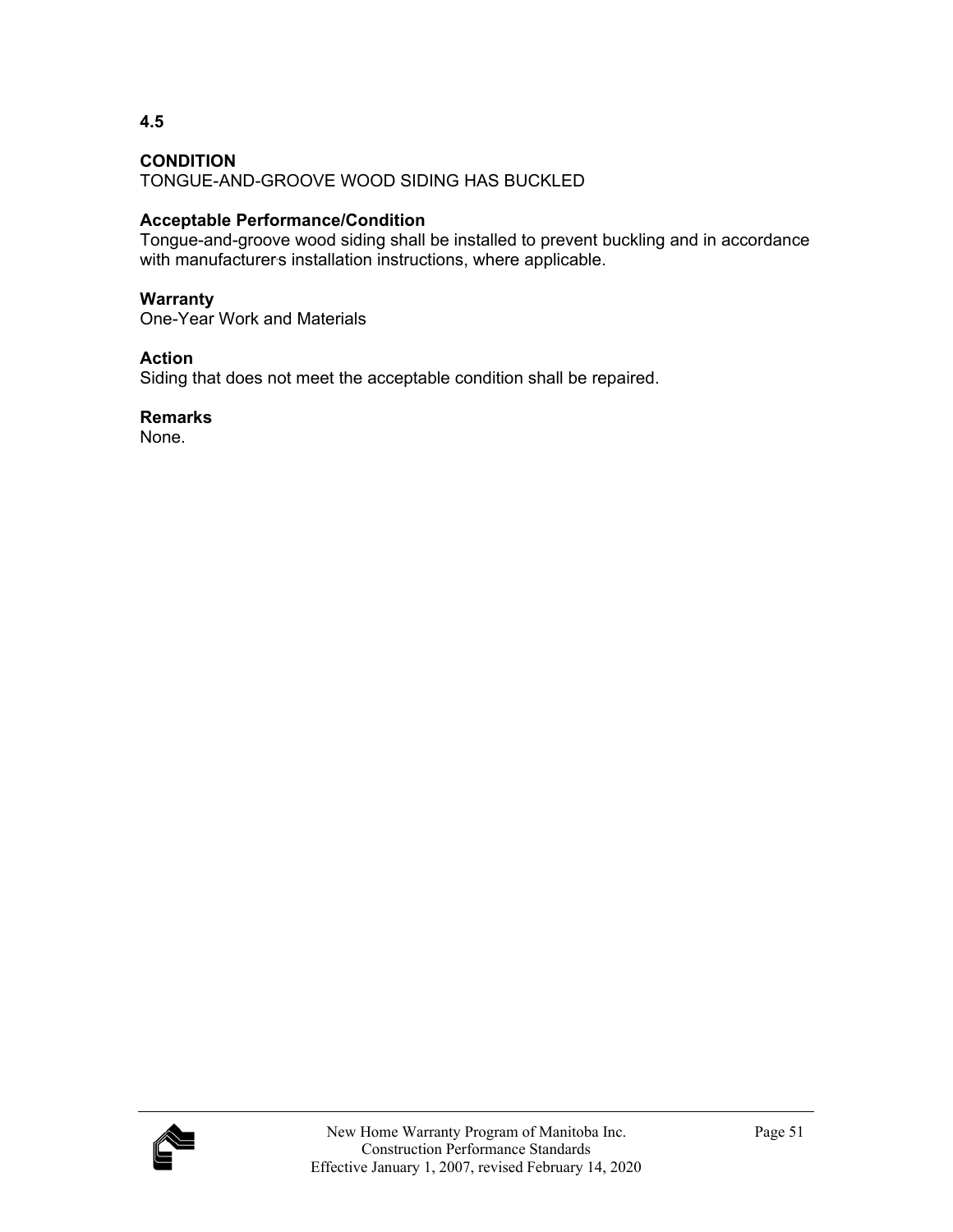**4.5**

**CONDITION**
TONGUE-AND-GROOVE WOOD SIDING HAS BUCKLED

**Acceptable Performance/Condition**
Tongue-and-groove wood siding shall be installed to prevent buckling and in accordance with manufacturer's installation instructions, where applicable.

**Warranty**
One-Year Work and Materials

**Action**
Siding that does not meet the acceptable condition shall be repaired.

**Remarks**
None.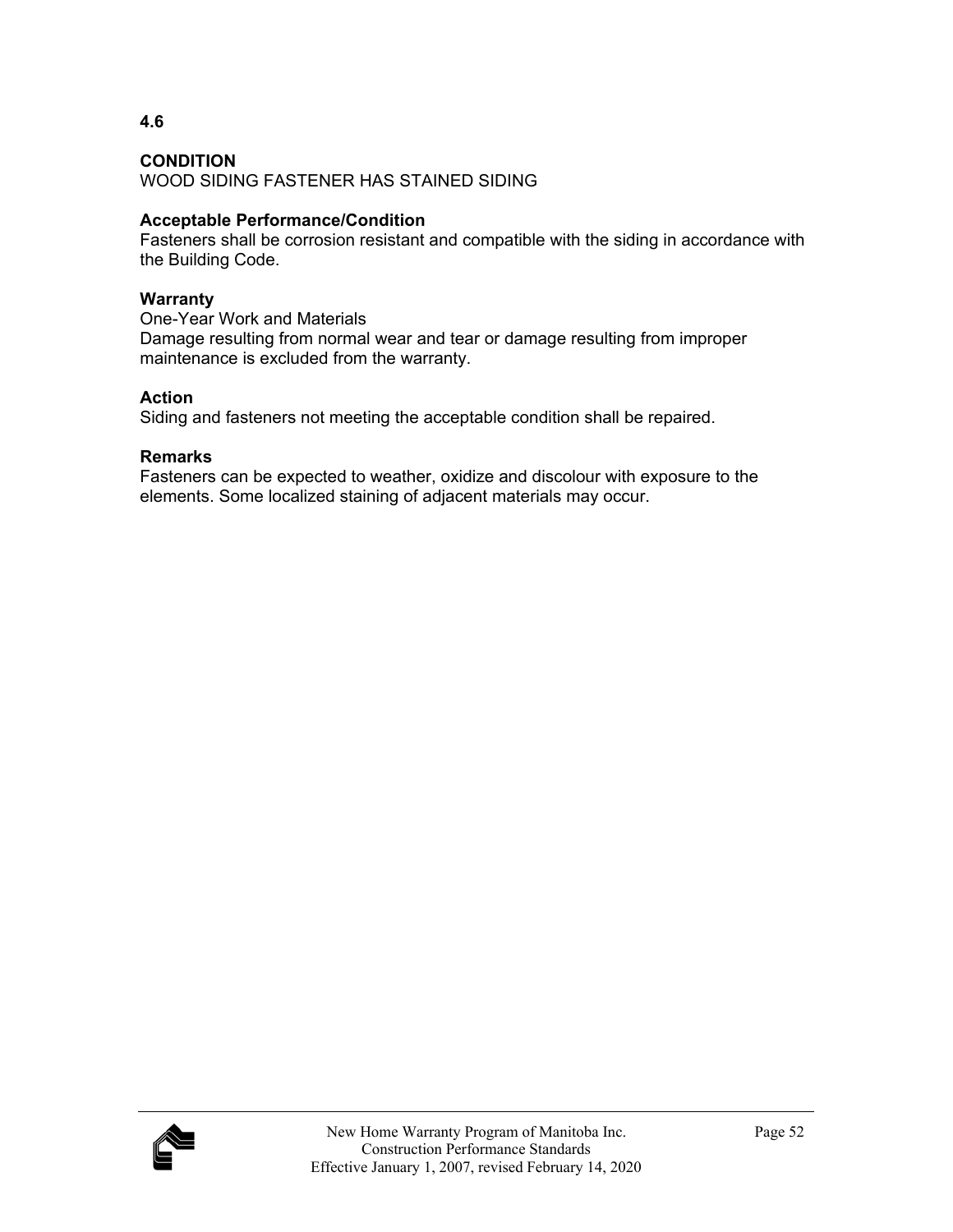**4.6**

**CONDITION**
WOOD SIDING FASTENER HAS STAINED SIDING

**Acceptable Performance/Condition**
Fasteners shall be corrosion resistant and compatible with the siding in accordance with the Building Code.

**Warranty**
One-Year Work and Materials
Damage resulting from normal wear and tear or damage resulting from improper maintenance is excluded from the warranty.

**Action**
Siding and fasteners not meeting the acceptable condition shall be repaired.

**Remarks**
Fasteners can be expected to weather, oxidize and discolour with exposure to the elements. Some localized staining of adjacent materials may occur.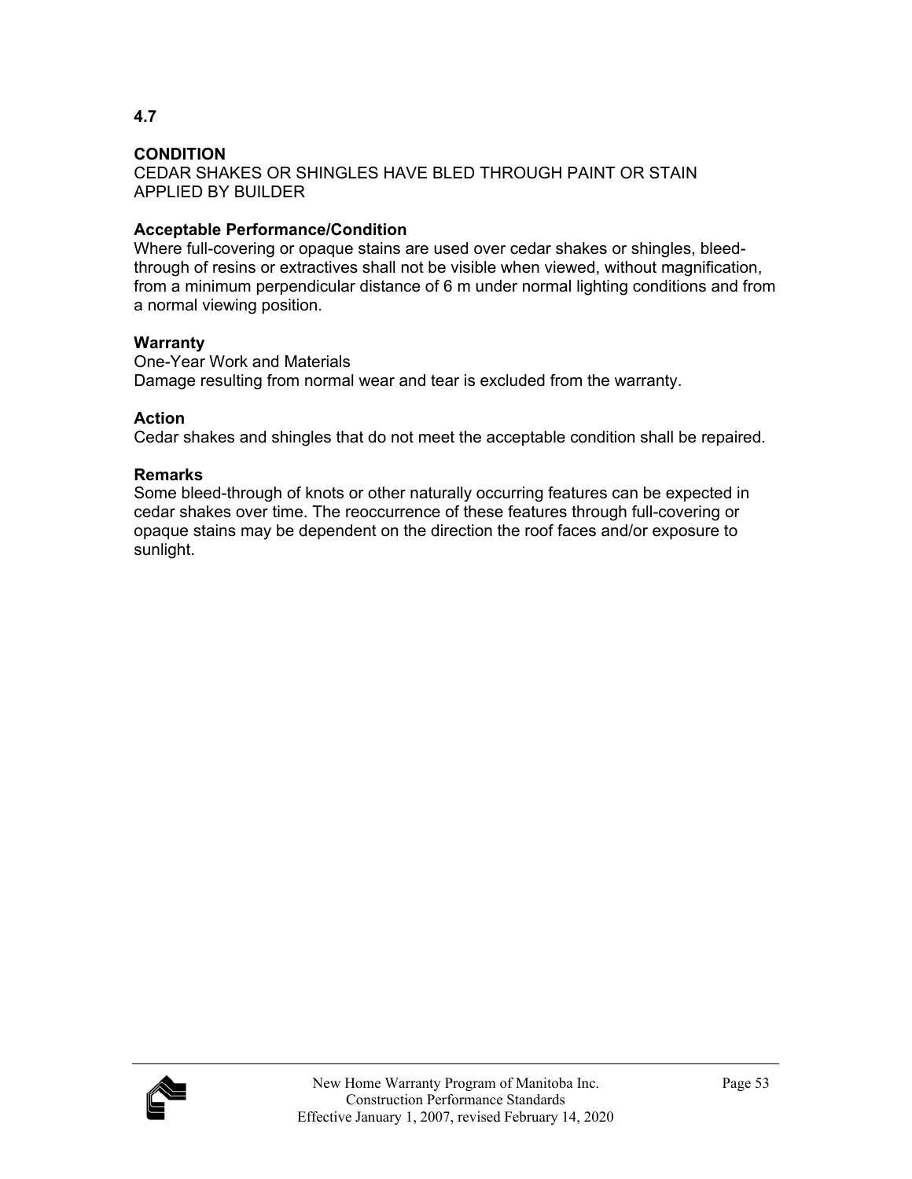**4.7**

**CONDITION**
CEDAR SHAKES OR SHINGLES HAVE BLED THROUGH PAINT OR STAIN APPLIED BY BUILDER

**Acceptable Performance/Condition**
Where full-covering or opaque stains are used over cedar shakes or shingles, bleed-through of resins or extractives shall not be visible when viewed, without magnification, from a minimum perpendicular distance of 6 m under normal lighting conditions and from a normal viewing position.

**Warranty**
One-Year Work and Materials
Damage resulting from normal wear and tear is excluded from the warranty.

**Action**
Cedar shakes and shingles that do not meet the acceptable condition shall be repaired.

**Remarks**
Some bleed-through of knots or other naturally occurring features can be expected in cedar shakes over time. The reoccurrence of these features through full-covering or opaque stains may be dependent on the direction the roof faces and/or exposure to sunlight.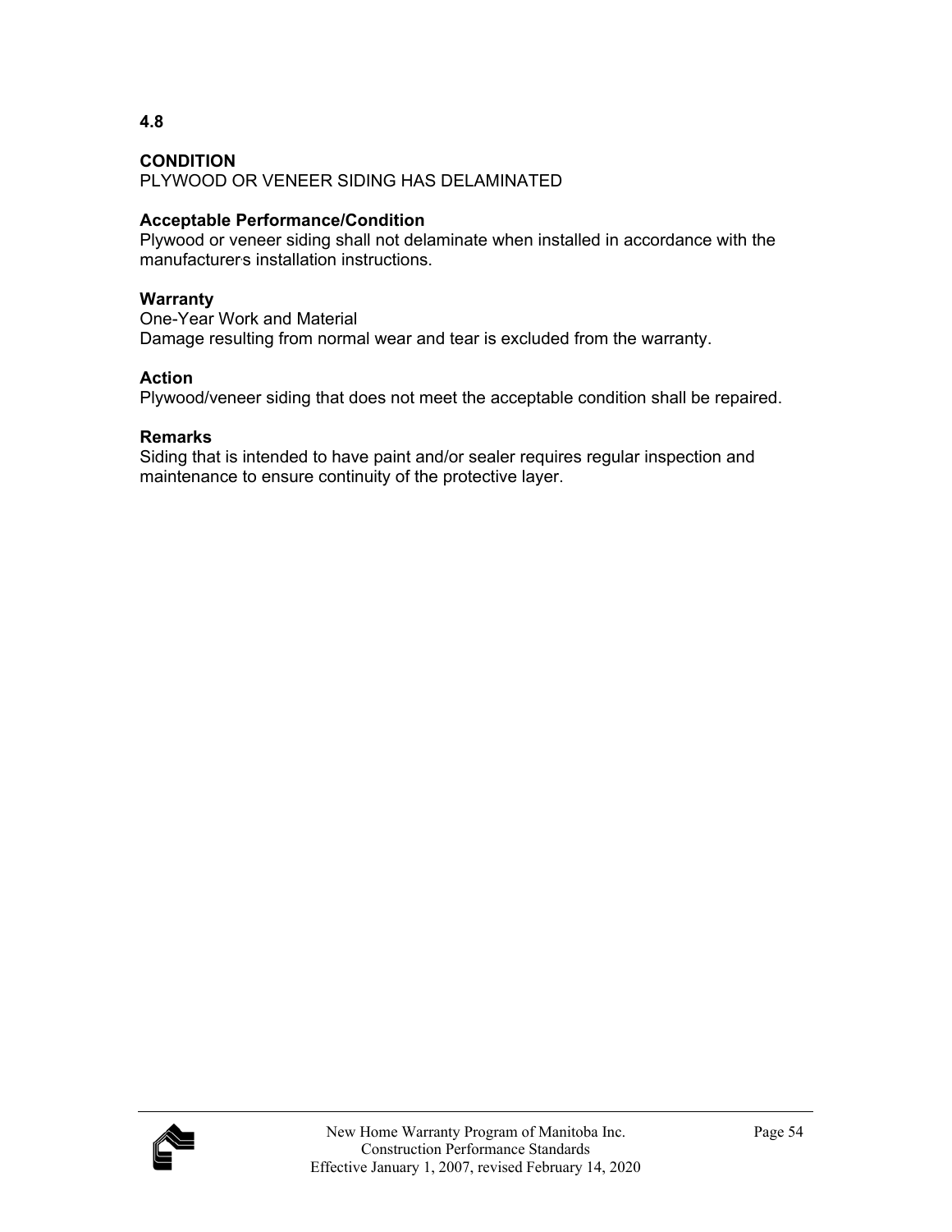**4.8**

**CONDITION**
PLYWOOD OR VENEER SIDING HAS DELAMINATED

**Acceptable Performance/Condition**
Plywood or veneer siding shall not delaminate when installed in accordance with the manufacturer's installation instructions.

**Warranty**
One-Year Work and Material
Damage resulting from normal wear and tear is excluded from the warranty.

**Action**
Plywood/veneer siding that does not meet the acceptable condition shall be repaired.

**Remarks**
Siding that is intended to have paint and/or sealer requires regular inspection and maintenance to ensure continuity of the protective layer.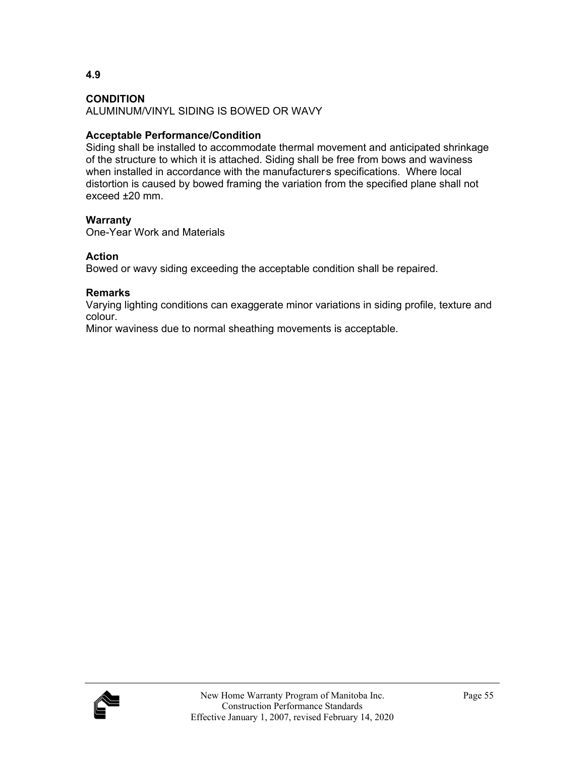**4.9**

**CONDITION**
ALUMINUM/VINYL SIDING IS BOWED OR WAVY

**Acceptable Performance/Condition**
Siding shall be installed to accommodate thermal movement and anticipated shrinkage of the structure to which it is attached. Siding shall be free from bows and waviness when installed in accordance with the manufacturer's specifications. Where local distortion is caused by bowed framing the variation from the specified plane shall not exceed ±20 mm.

**Warranty**
One-Year Work and Materials

**Action**
Bowed or wavy siding exceeding the acceptable condition shall be repaired.

**Remarks**
Varying lighting conditions can exaggerate minor variations in siding profile, texture and colour.
Minor waviness due to normal sheathing movements is acceptable.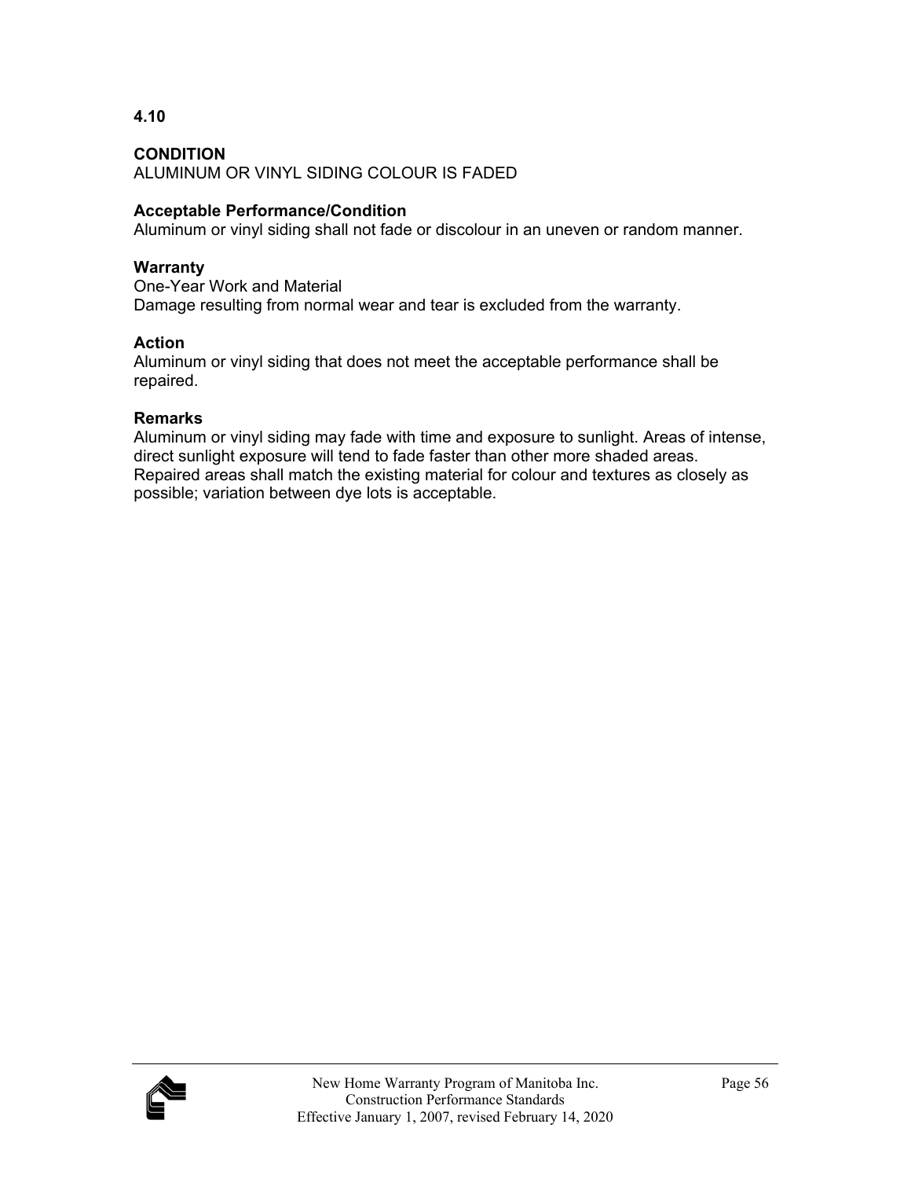**4.10**

**CONDITION**
ALUMINUM OR VINYL SIDING COLOUR IS FADED

**Acceptable Performance/Condition**
Aluminum or vinyl siding shall not fade or discolour in an uneven or random manner.

**Warranty**
One-Year Work and Material
Damage resulting from normal wear and tear is excluded from the warranty.

**Action**
Aluminum or vinyl siding that does not meet the acceptable performance shall be repaired.

**Remarks**
Aluminum or vinyl siding may fade with time and exposure to sunlight. Areas of intense, direct sunlight exposure will tend to fade faster than other more shaded areas. Repaired areas shall match the existing material for colour and textures as closely as possible; variation between dye lots is acceptable.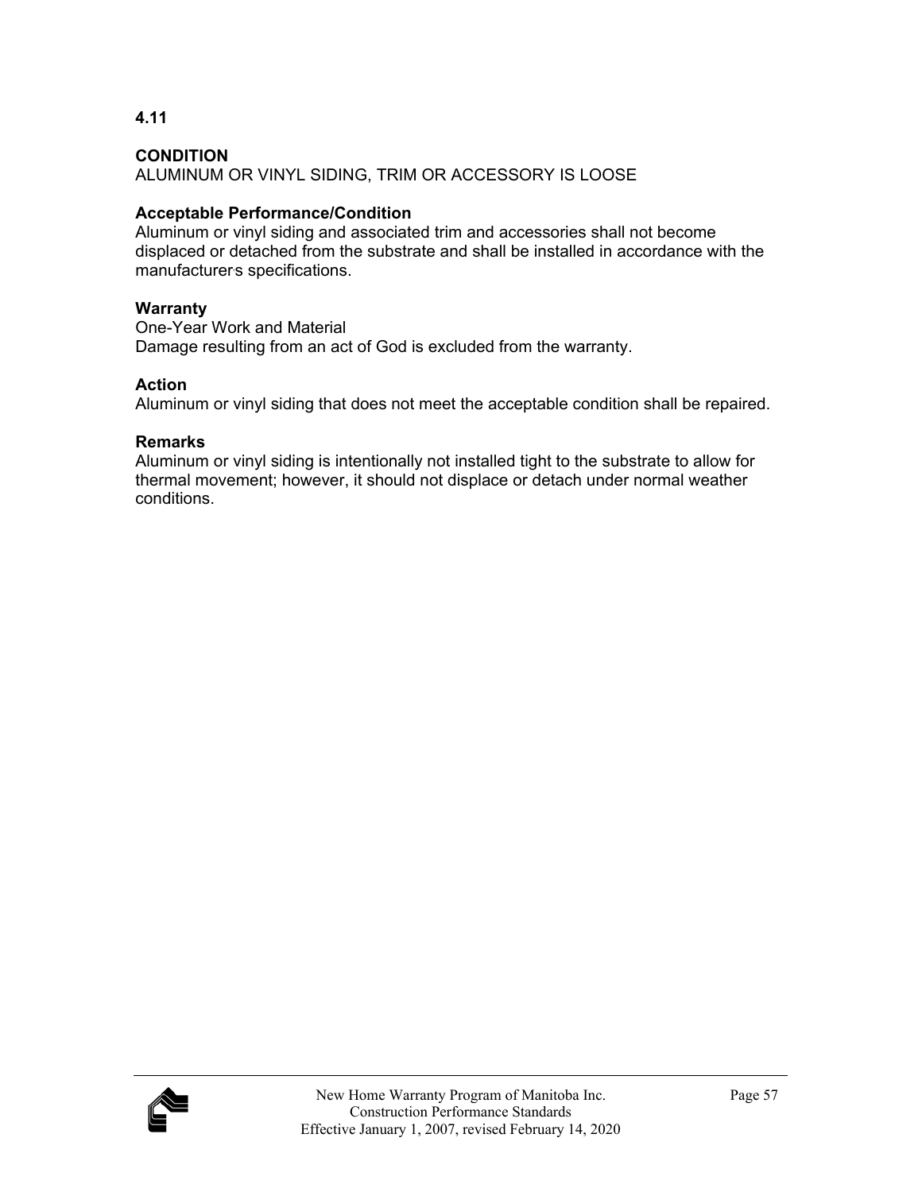**4.11**

**CONDITION**
ALUMINUM OR VINYL SIDING, TRIM OR ACCESSORY IS LOOSE

**Acceptable Performance/Condition**
Aluminum or vinyl siding and associated trim and accessories shall not become displaced or detached from the substrate and shall be installed in accordance with the manufacturer's specifications.

**Warranty**
One-Year Work and Material
Damage resulting from an act of God is excluded from the warranty.

**Action**
Aluminum or vinyl siding that does not meet the acceptable condition shall be repaired.

**Remarks**
Aluminum or vinyl siding is intentionally not installed tight to the substrate to allow for thermal movement; however, it should not displace or detach under normal weather conditions.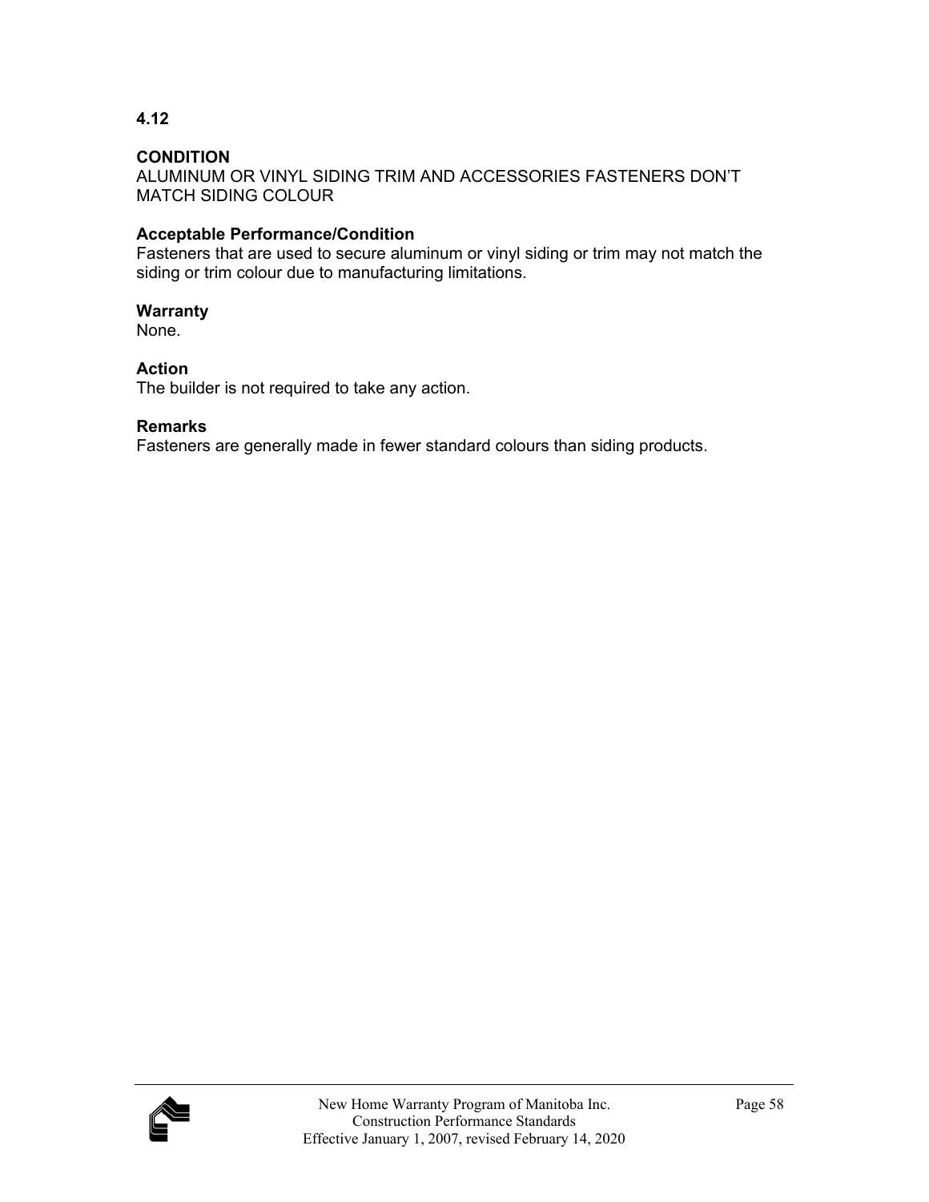**4.12**

**CONDITION**
ALUMINUM OR VINYL SIDING TRIM AND ACCESSORIES FASTENERS DON'T MATCH SIDING COLOUR

**Acceptable Performance/Condition**
Fasteners that are used to secure aluminum or vinyl siding or trim may not match the siding or trim colour due to manufacturing limitations.

**Warranty**
None.

**Action**
The builder is not required to take any action.

**Remarks**
Fasteners are generally made in fewer standard colours than siding products.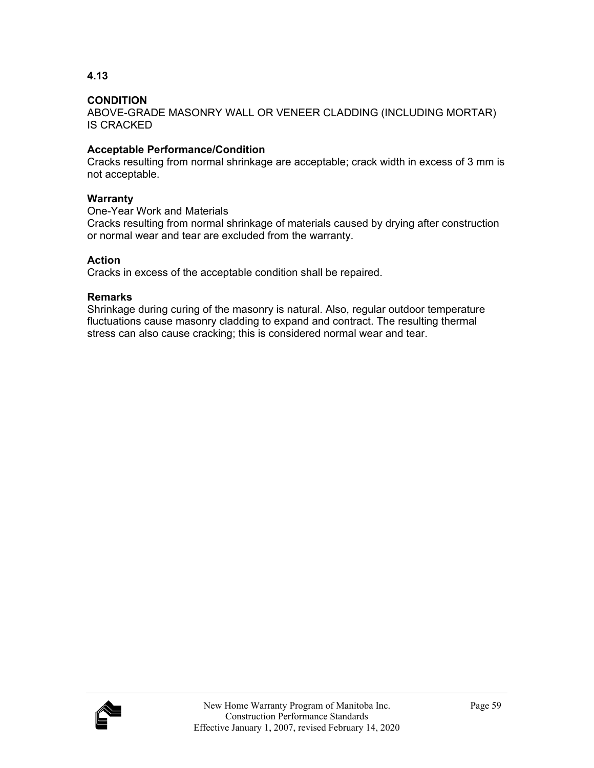**4.13**

**CONDITION**
ABOVE-GRADE MASONRY WALL OR VENEER CLADDING (INCLUDING MORTAR) IS CRACKED

**Acceptable Performance/Condition**
Cracks resulting from normal shrinkage are acceptable; crack width in excess of 3 mm is not acceptable.

**Warranty**
One-Year Work and Materials
Cracks resulting from normal shrinkage of materials caused by drying after construction or normal wear and tear are excluded from the warranty.

**Action**
Cracks in excess of the acceptable condition shall be repaired.

**Remarks**
Shrinkage during curing of the masonry is natural. Also, regular outdoor temperature fluctuations cause masonry cladding to expand and contract. The resulting thermal stress can also cause cracking; this is considered normal wear and tear.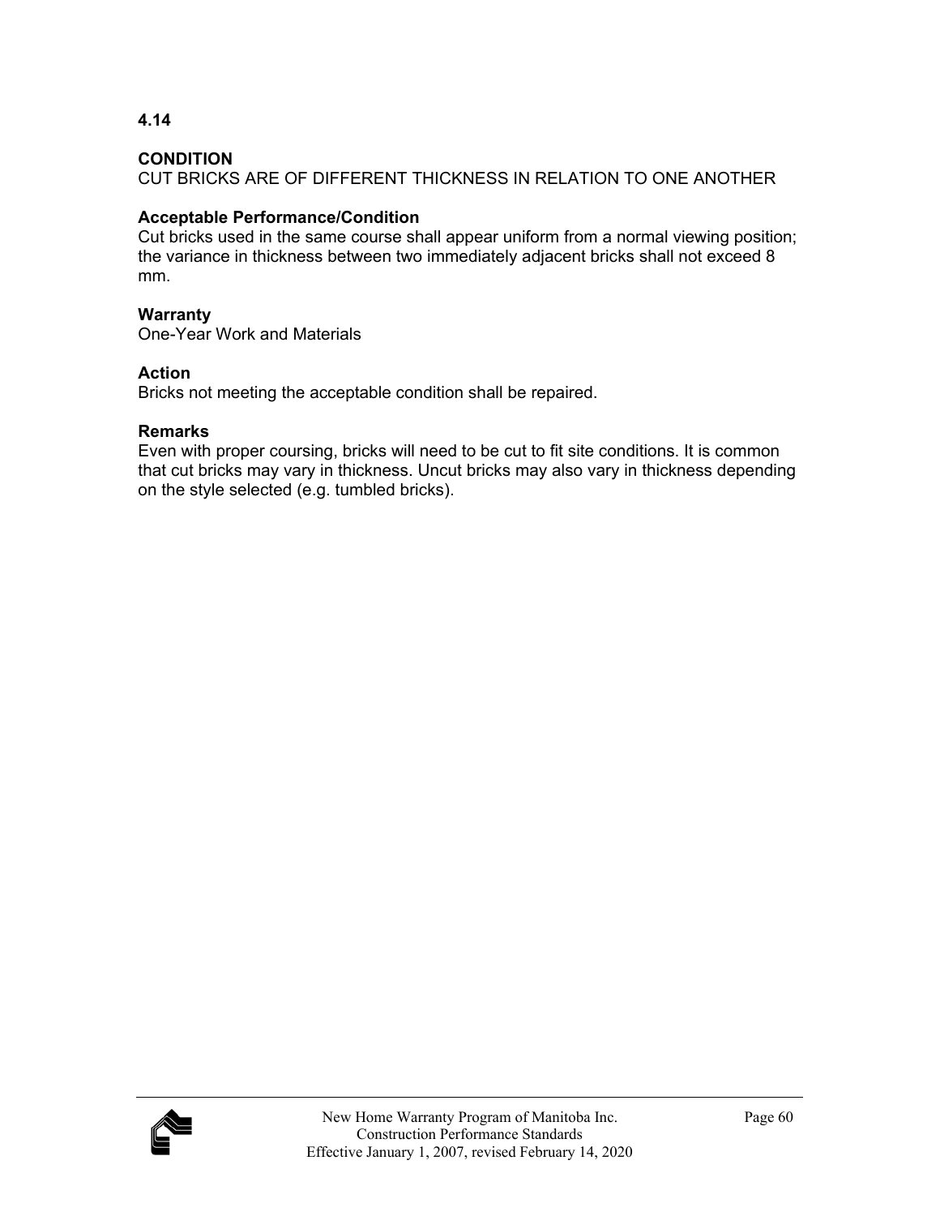**4.14**

**CONDITION**
CUT BRICKS ARE OF DIFFERENT THICKNESS IN RELATION TO ONE ANOTHER

**Acceptable Performance/Condition**
Cut bricks used in the same course shall appear uniform from a normal viewing position; the variance in thickness between two immediately adjacent bricks shall not exceed 8 mm.

**Warranty**
One-Year Work and Materials

**Action**
Bricks not meeting the acceptable condition shall be repaired.

**Remarks**
Even with proper coursing, bricks will need to be cut to fit site conditions. It is common that cut bricks may vary in thickness. Uncut bricks may also vary in thickness depending on the style selected (e.g. tumbled bricks).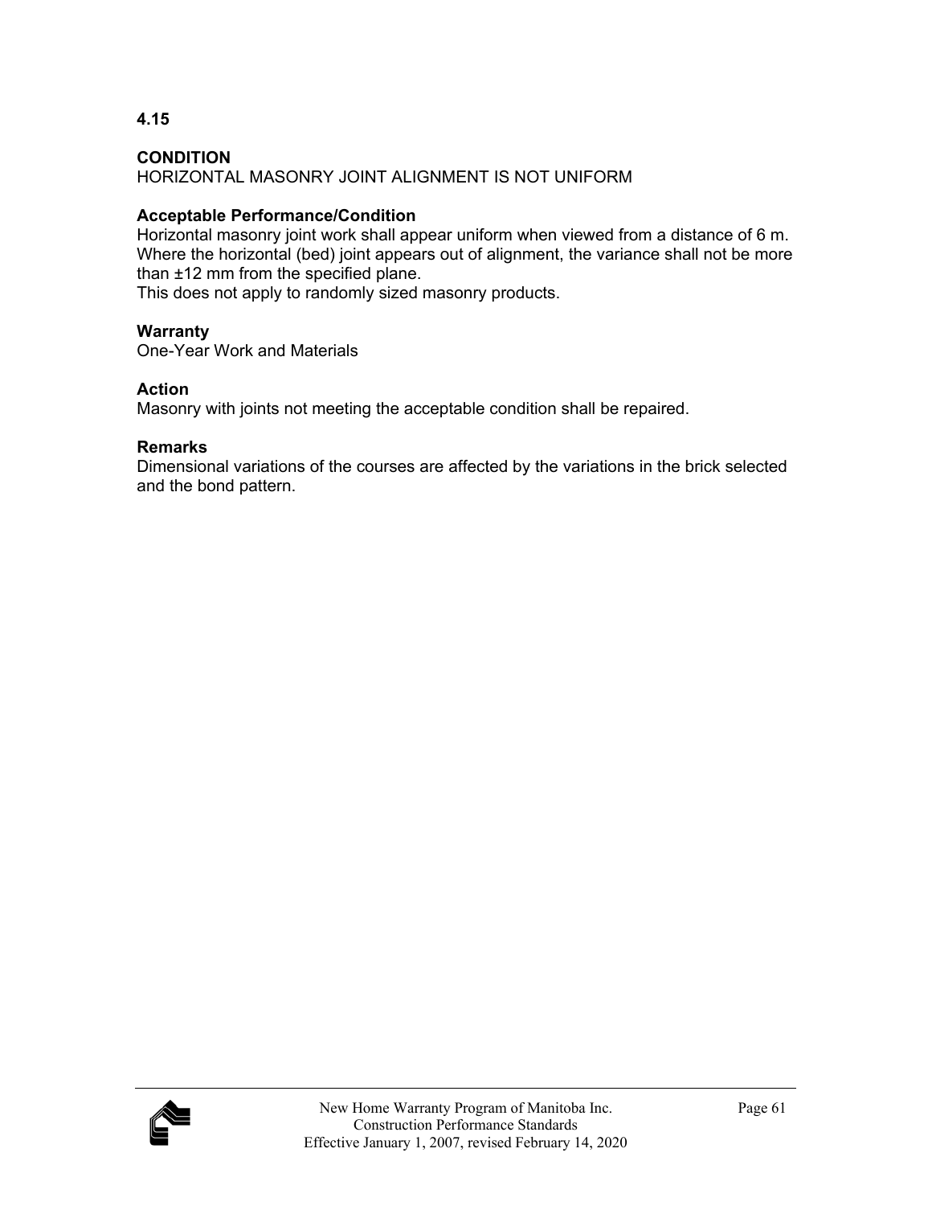**4.15**

**CONDITION**
HORIZONTAL MASONRY JOINT ALIGNMENT IS NOT UNIFORM

**Acceptable Performance/Condition**
Horizontal masonry joint work shall appear uniform when viewed from a distance of 6 m. Where the horizontal (bed) joint appears out of alignment, the variance shall not be more than ±12 mm from the specified plane.
This does not apply to randomly sized masonry products.

**Warranty**
One-Year Work and Materials

**Action**
Masonry with joints not meeting the acceptable condition shall be repaired.

**Remarks**
Dimensional variations of the courses are affected by the variations in the brick selected and the bond pattern.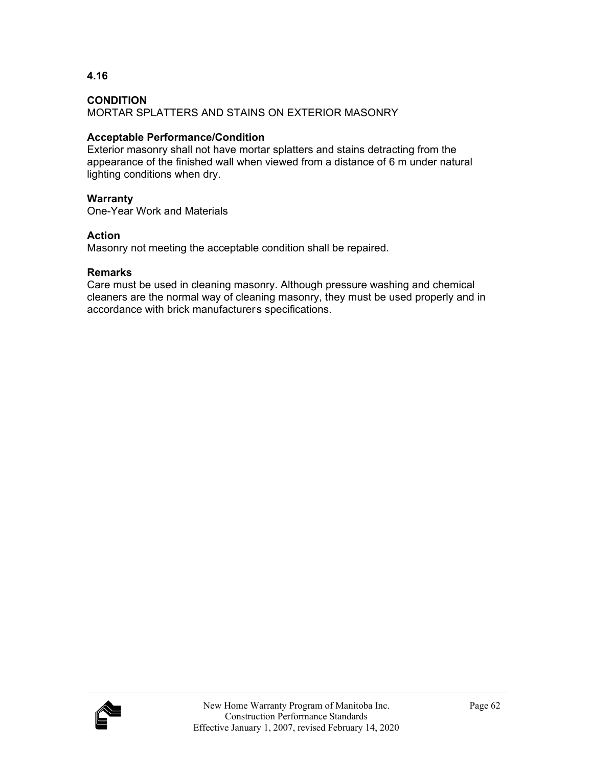**4.16**

**CONDITION**
MORTAR SPLATTERS AND STAINS ON EXTERIOR MASONRY

**Acceptable Performance/Condition**
Exterior masonry shall not have mortar splatters and stains detracting from the appearance of the finished wall when viewed from a distance of 6 m under natural lighting conditions when dry.

**Warranty**
One-Year Work and Materials

**Action**
Masonry not meeting the acceptable condition shall be repaired.

**Remarks**
Care must be used in cleaning masonry. Although pressure washing and chemical cleaners are the normal way of cleaning masonry, they must be used properly and in accordance with brick manufacturer's specifications.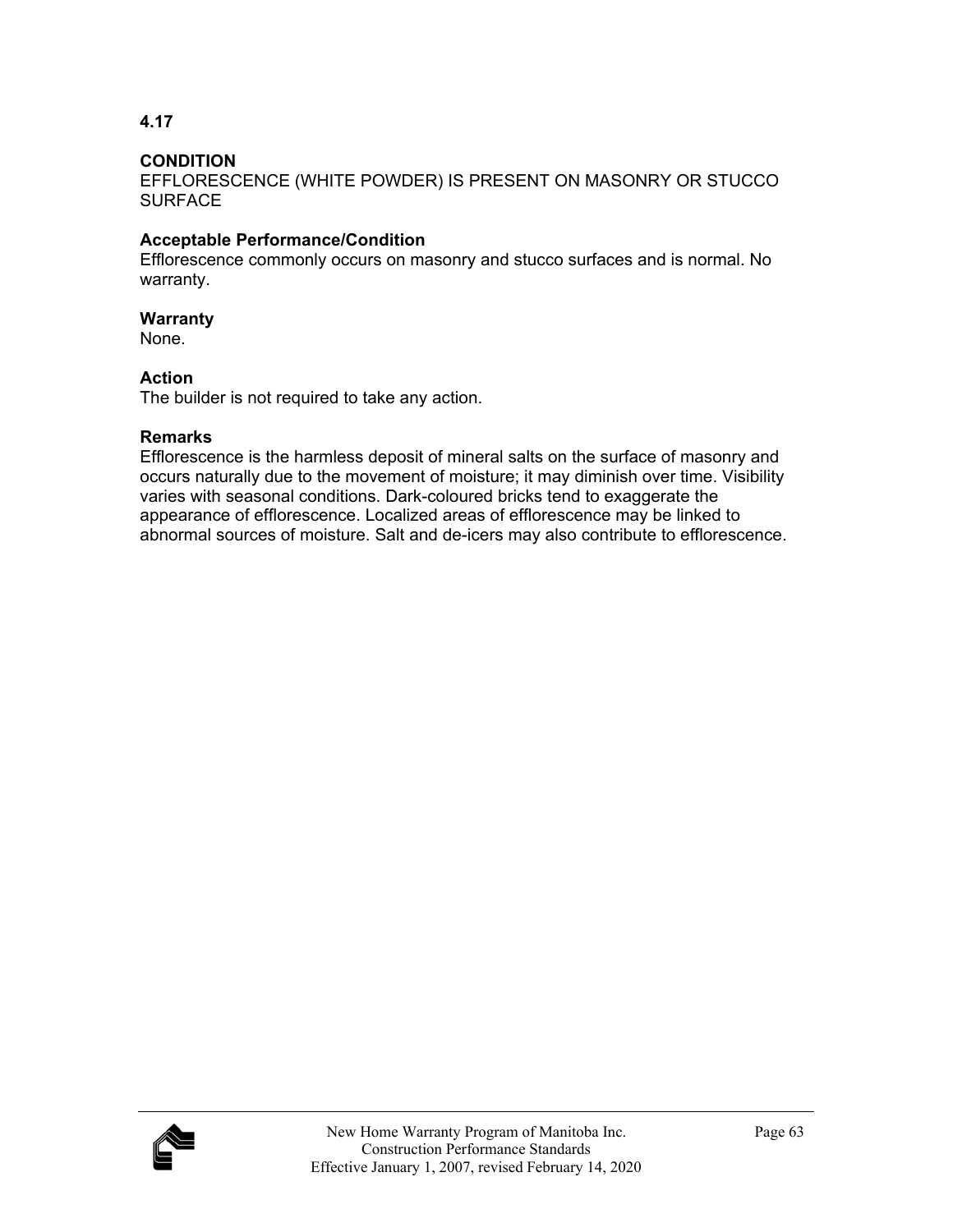**4.17**

**CONDITION**

EFFLORESCENCE (WHITE POWDER) IS PRESENT ON MASONRY OR STUCCO SURFACE

**Acceptable Performance/Condition**

Efflorescence commonly occurs on masonry and stucco surfaces and is normal. No warranty.

**Warranty**

None.

**Action**

The builder is not required to take any action.

**Remarks**

Efflorescence is the harmless deposit of mineral salts on the surface of masonry and occurs naturally due to the movement of moisture; it may diminish over time. Visibility varies with seasonal conditions. Dark-coloured bricks tend to exaggerate the appearance of efflorescence. Localized areas of efflorescence may be linked to abnormal sources of moisture. Salt and de-icers may also contribute to efflorescence.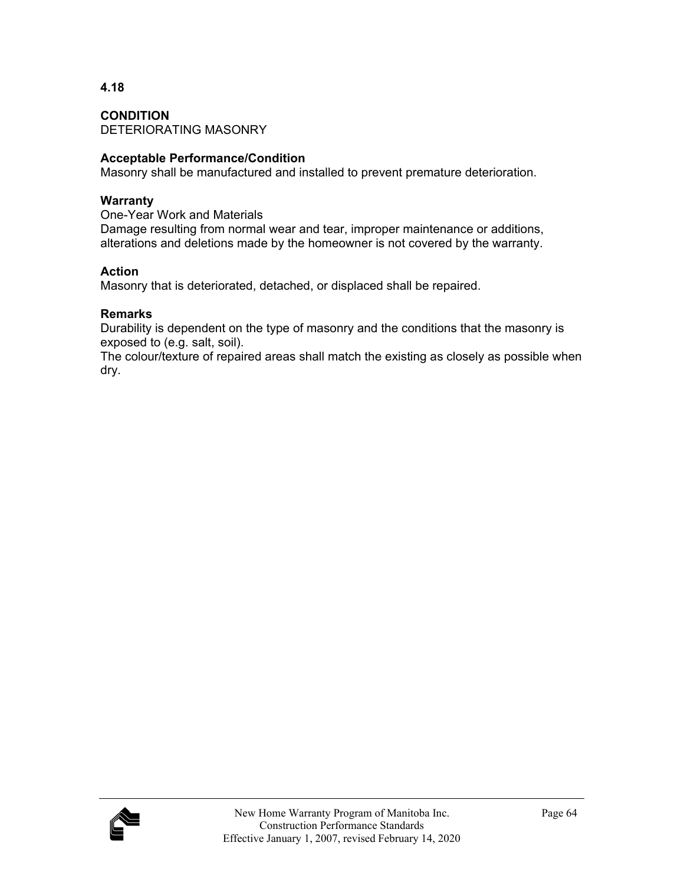**4.18**

**CONDITION**
DETERIORATING MASONRY

**Acceptable Performance/Condition**
Masonry shall be manufactured and installed to prevent premature deterioration.

**Warranty**
One-Year Work and Materials
Damage resulting from normal wear and tear, improper maintenance or additions, alterations and deletions made by the homeowner is not covered by the warranty.

**Action**
Masonry that is deteriorated, detached, or displaced shall be repaired.

**Remarks**
Durability is dependent on the type of masonry and the conditions that the masonry is exposed to (e.g. salt, soil).
The colour/texture of repaired areas shall match the existing as closely as possible when dry.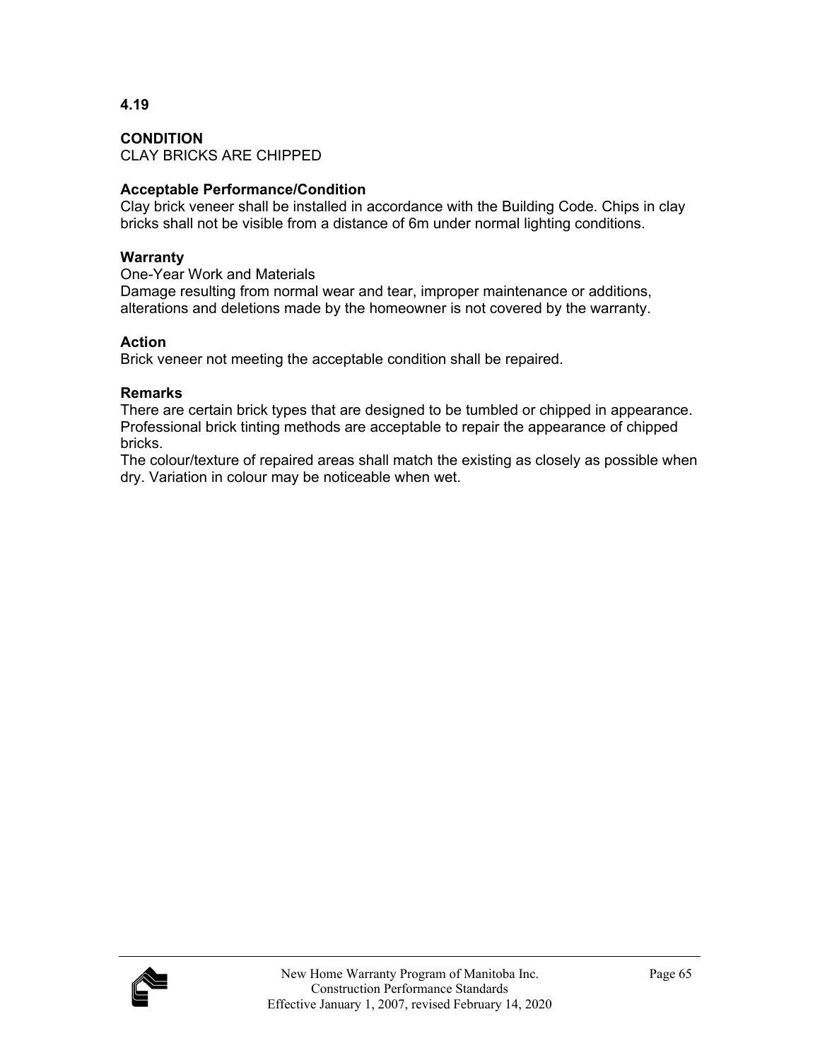**4.19**

**CONDITION**
CLAY BRICKS ARE CHIPPED

**Acceptable Performance/Condition**
Clay brick veneer shall be installed in accordance with the Building Code. Chips in clay bricks shall not be visible from a distance of 6m under normal lighting conditions.

**Warranty**
One-Year Work and Materials
Damage resulting from normal wear and tear, improper maintenance or additions, alterations and deletions made by the homeowner is not covered by the warranty.

**Action**
Brick veneer not meeting the acceptable condition shall be repaired.

**Remarks**
There are certain brick types that are designed to be tumbled or chipped in appearance. Professional brick tinting methods are acceptable to repair the appearance of chipped bricks.
The colour/texture of repaired areas shall match the existing as closely as possible when dry. Variation in colour may be noticeable when wet.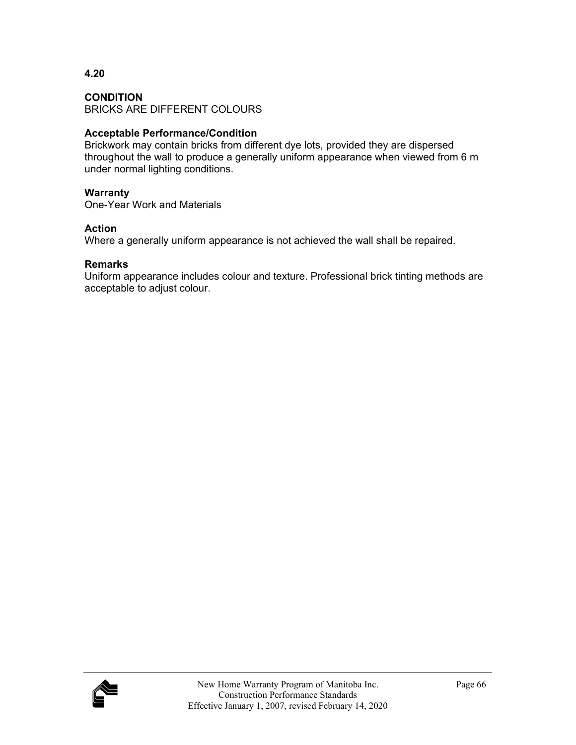**4.20**

**CONDITION**
BRICKS ARE DIFFERENT COLOURS

**Acceptable Performance/Condition**
Brickwork may contain bricks from different dye lots, provided they are dispersed throughout the wall to produce a generally uniform appearance when viewed from 6 m under normal lighting conditions.

**Warranty**
One-Year Work and Materials

**Action**
Where a generally uniform appearance is not achieved the wall shall be repaired.

**Remarks**
Uniform appearance includes colour and texture. Professional brick tinting methods are acceptable to adjust colour.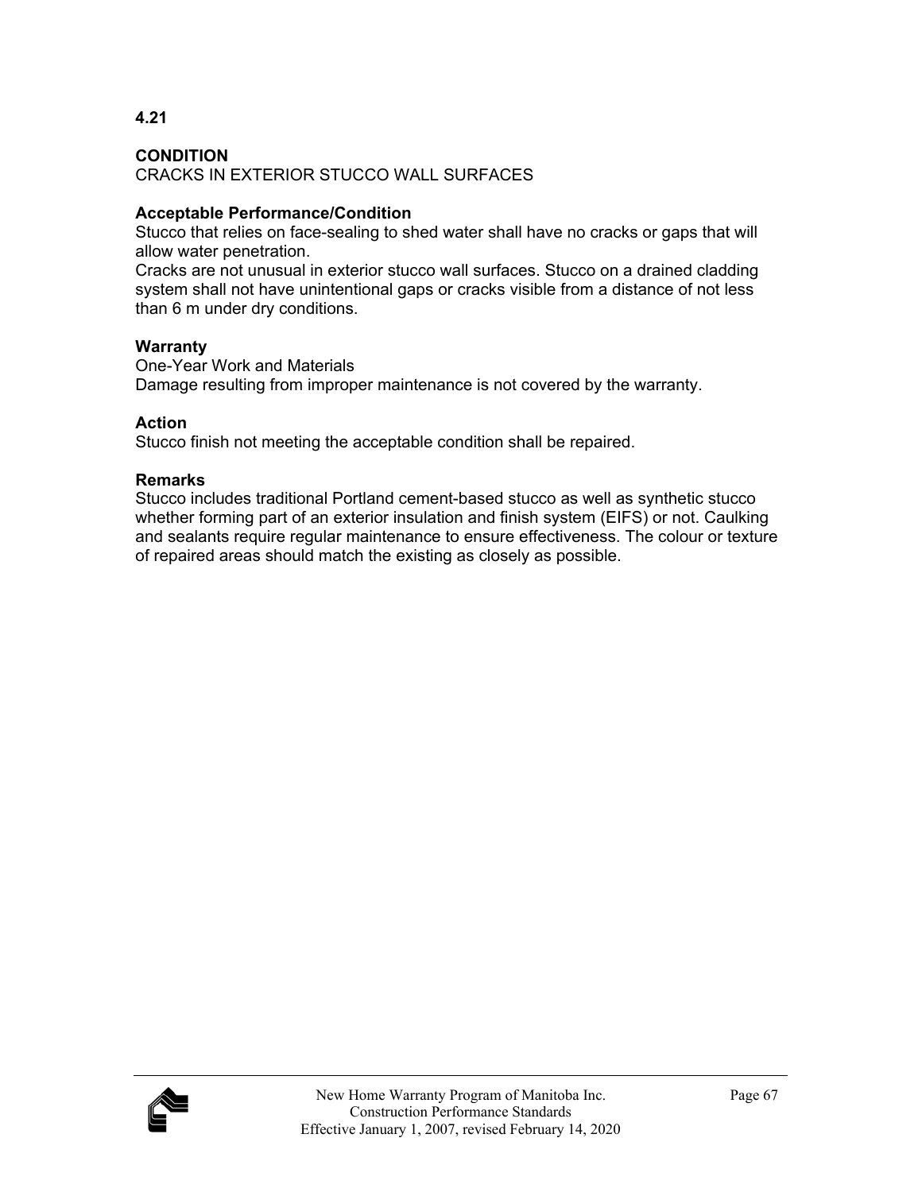**4.21**

**CONDITION**
CRACKS IN EXTERIOR STUCCO WALL SURFACES

**Acceptable Performance/Condition**
Stucco that relies on face-sealing to shed water shall have no cracks or gaps that will allow water penetration.
Cracks are not unusual in exterior stucco wall surfaces. Stucco on a drained cladding system shall not have unintentional gaps or cracks visible from a distance of not less than 6 m under dry conditions.

**Warranty**
One-Year Work and Materials
Damage resulting from improper maintenance is not covered by the warranty.

**Action**
Stucco finish not meeting the acceptable condition shall be repaired.

**Remarks**
Stucco includes traditional Portland cement-based stucco as well as synthetic stucco whether forming part of an exterior insulation and finish system (EIFS) or not. Caulking and sealants require regular maintenance to ensure effectiveness. The colour or texture of repaired areas should match the existing as closely as possible.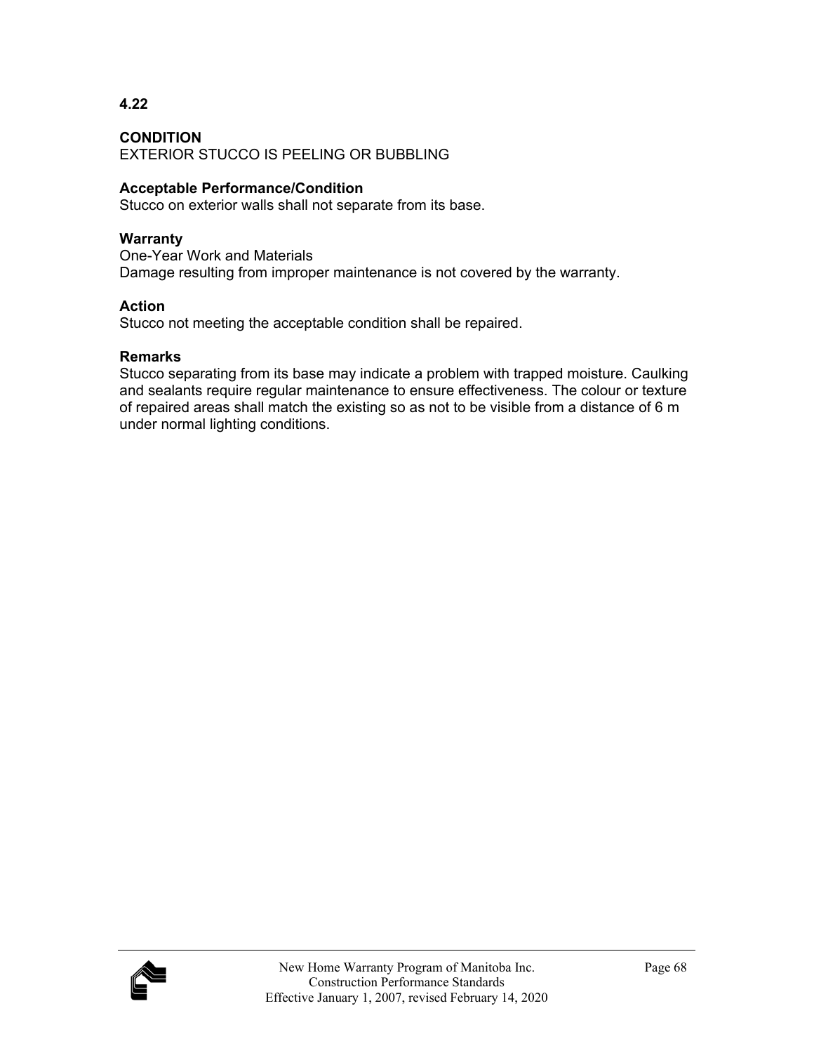**4.22**

**CONDITION**
EXTERIOR STUCCO IS PEELING OR BUBBLING

**Acceptable Performance/Condition**
Stucco on exterior walls shall not separate from its base.

**Warranty**
One-Year Work and Materials
Damage resulting from improper maintenance is not covered by the warranty.

**Action**
Stucco not meeting the acceptable condition shall be repaired.

**Remarks**
Stucco separating from its base may indicate a problem with trapped moisture. Caulking and sealants require regular maintenance to ensure effectiveness. The colour or texture of repaired areas shall match the existing so as not to be visible from a distance of 6 m under normal lighting conditions.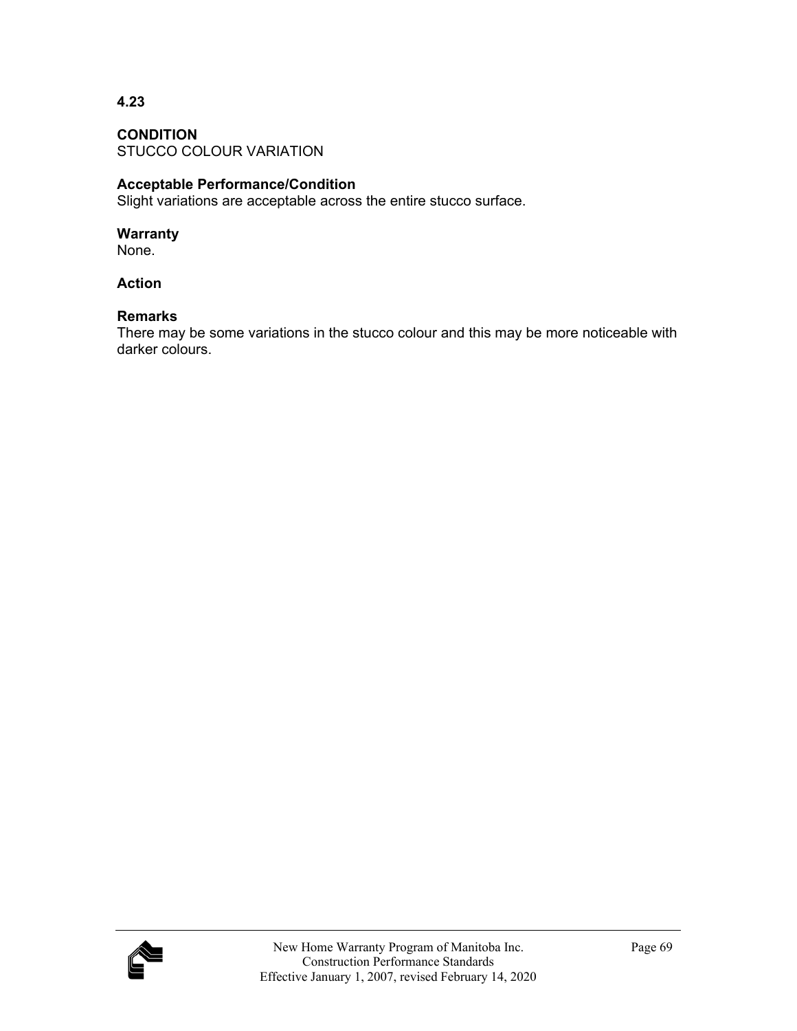**4.23**

**CONDITION**
STUCCO COLOUR VARIATION

**Acceptable Performance/Condition**
Slight variations are acceptable across the entire stucco surface.

**Warranty**
None.

**Action**

**Remarks**
There may be some variations in the stucco colour and this may be more noticeable with darker colours.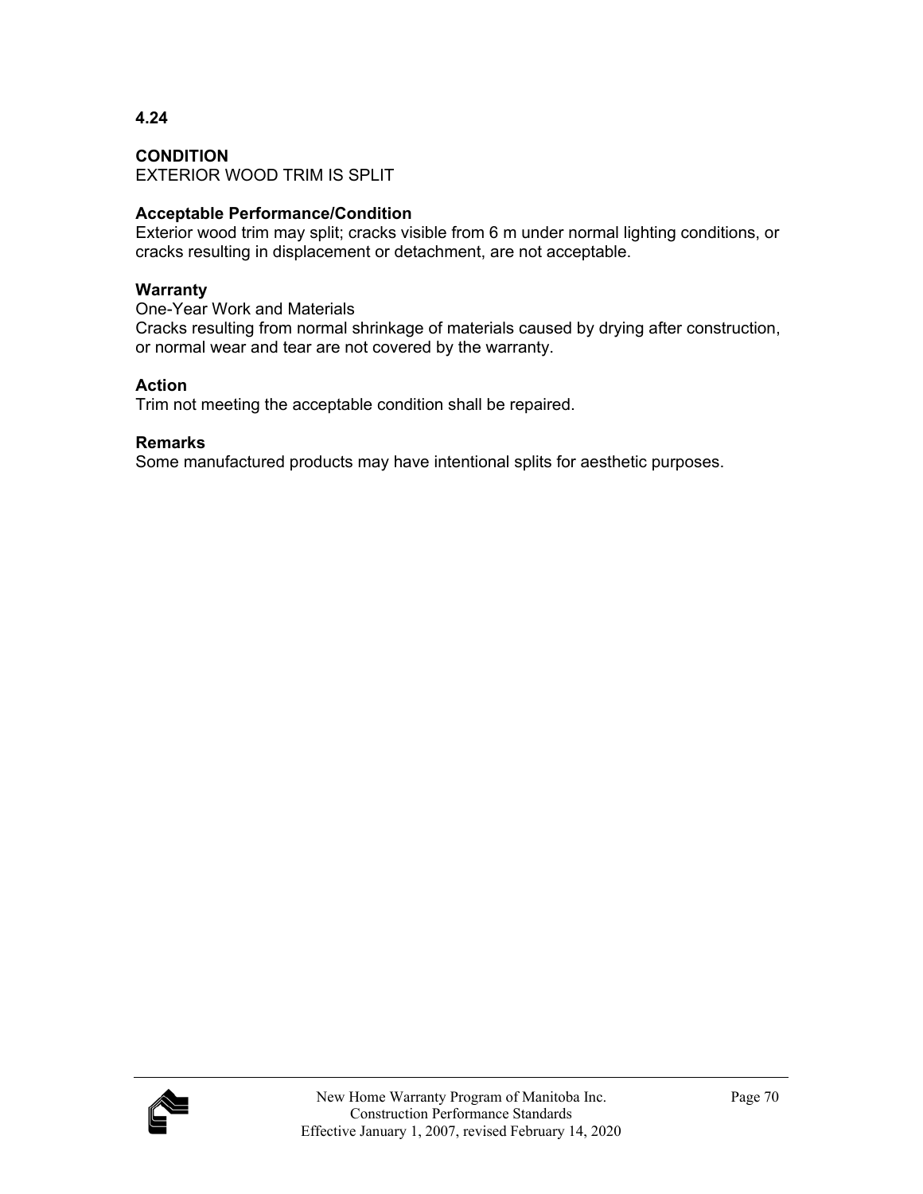## 4.24

**CONDITION**
EXTERIOR WOOD TRIM IS SPLIT

**Acceptable Performance/Condition**
Exterior wood trim may split; cracks visible from 6 m under normal lighting conditions, or cracks resulting in displacement or detachment, are not acceptable.

**Warranty**
One-Year Work and Materials
Cracks resulting from normal shrinkage of materials caused by drying after construction, or normal wear and tear are not covered by the warranty.

**Action**
Trim not meeting the acceptable condition shall be repaired.

**Remarks**
Some manufactured products may have intentional splits for aesthetic purposes.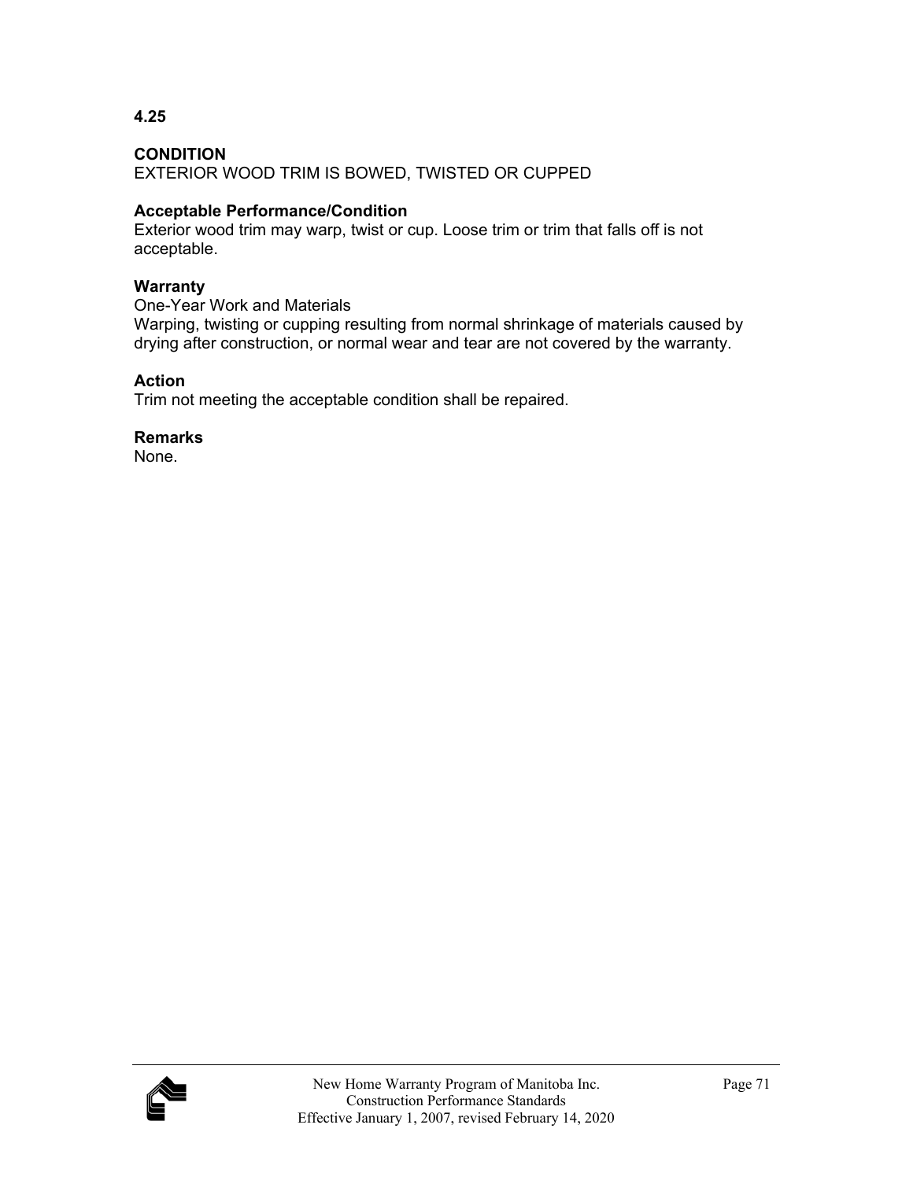**4.25**

**CONDITION**
EXTERIOR WOOD TRIM IS BOWED, TWISTED OR CUPPED

**Acceptable Performance/Condition**
Exterior wood trim may warp, twist or cup. Loose trim or trim that falls off is not acceptable.

**Warranty**
One-Year Work and Materials
Warping, twisting or cupping resulting from normal shrinkage of materials caused by drying after construction, or normal wear and tear are not covered by the warranty.

**Action**
Trim not meeting the acceptable condition shall be repaired.

**Remarks**
None.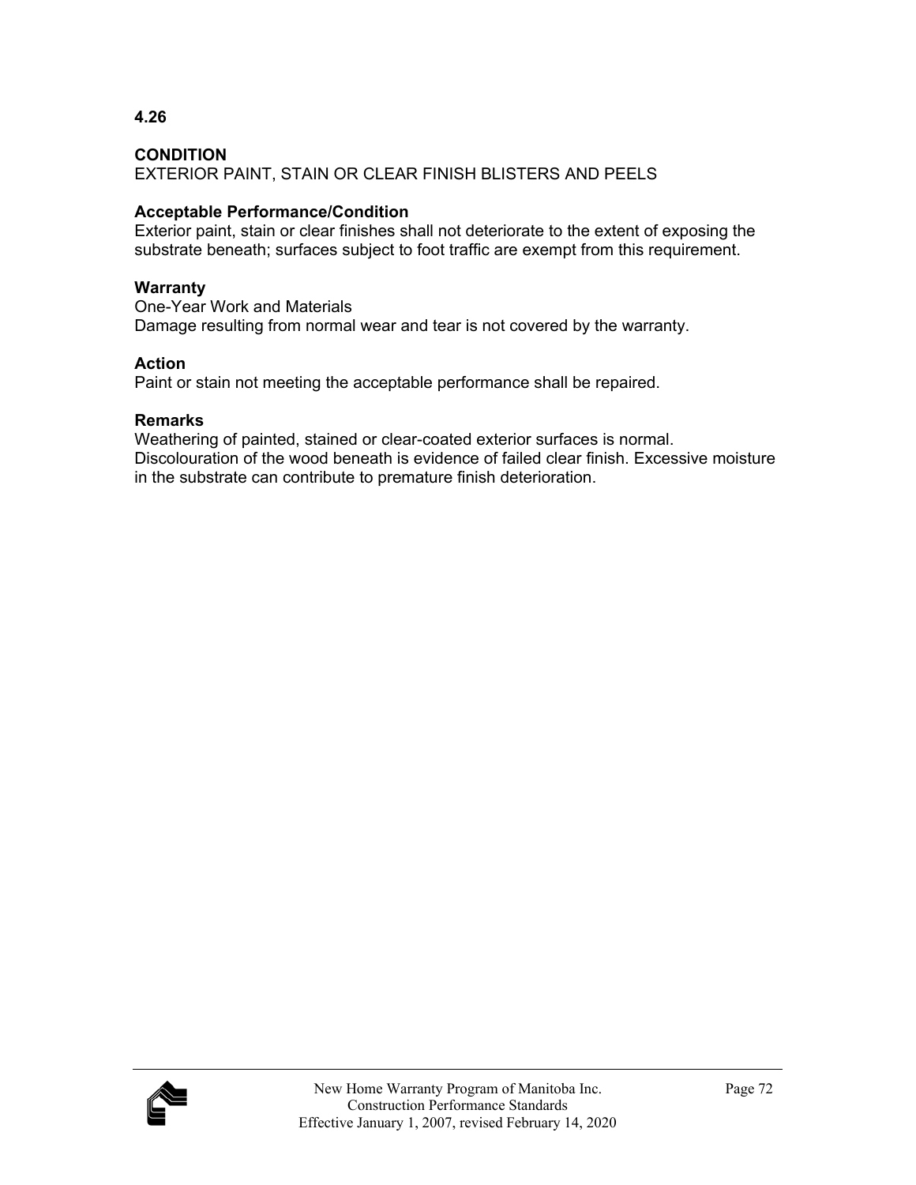**4.26**

**CONDITION**

EXTERIOR PAINT, STAIN OR CLEAR FINISH BLISTERS AND PEELS

**Acceptable Performance/Condition**

Exterior paint, stain or clear finishes shall not deteriorate to the extent of exposing the substrate beneath; surfaces subject to foot traffic are exempt from this requirement.

**Warranty**

One-Year Work and Materials

Damage resulting from normal wear and tear is not covered by the warranty.

**Action**

Paint or stain not meeting the acceptable performance shall be repaired.

**Remarks**

Weathering of painted, stained or clear-coated exterior surfaces is normal. Discolouration of the wood beneath is evidence of failed clear finish. Excessive moisture in the substrate can contribute to premature finish deterioration.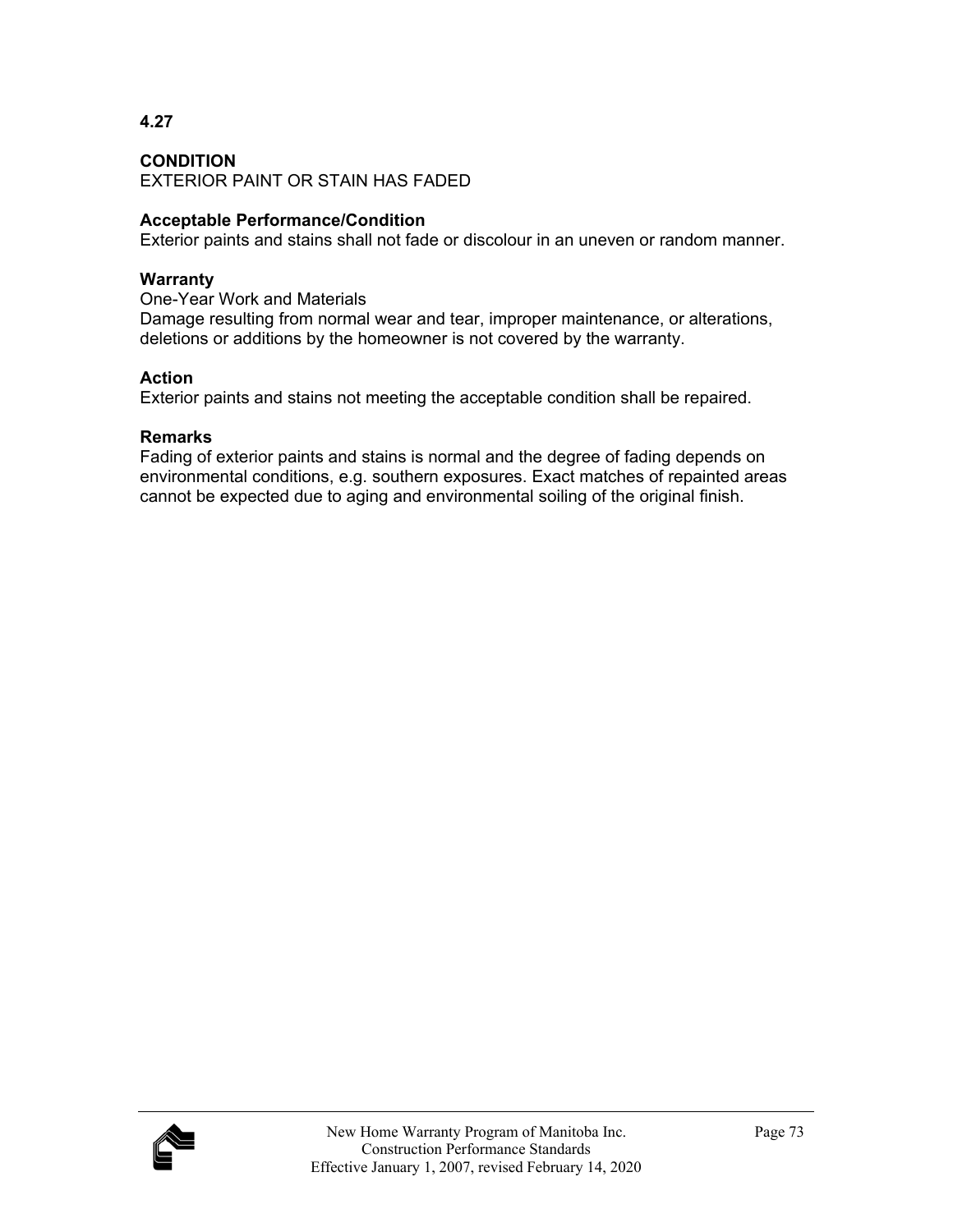**4.27**

**CONDITION**
EXTERIOR PAINT OR STAIN HAS FADED

**Acceptable Performance/Condition**
Exterior paints and stains shall not fade or discolour in an uneven or random manner.

**Warranty**
One-Year Work and Materials
Damage resulting from normal wear and tear, improper maintenance, or alterations, deletions or additions by the homeowner is not covered by the warranty.

**Action**
Exterior paints and stains not meeting the acceptable condition shall be repaired.

**Remarks**
Fading of exterior paints and stains is normal and the degree of fading depends on environmental conditions, e.g. southern exposures. Exact matches of repainted areas cannot be expected due to aging and environmental soiling of the original finish.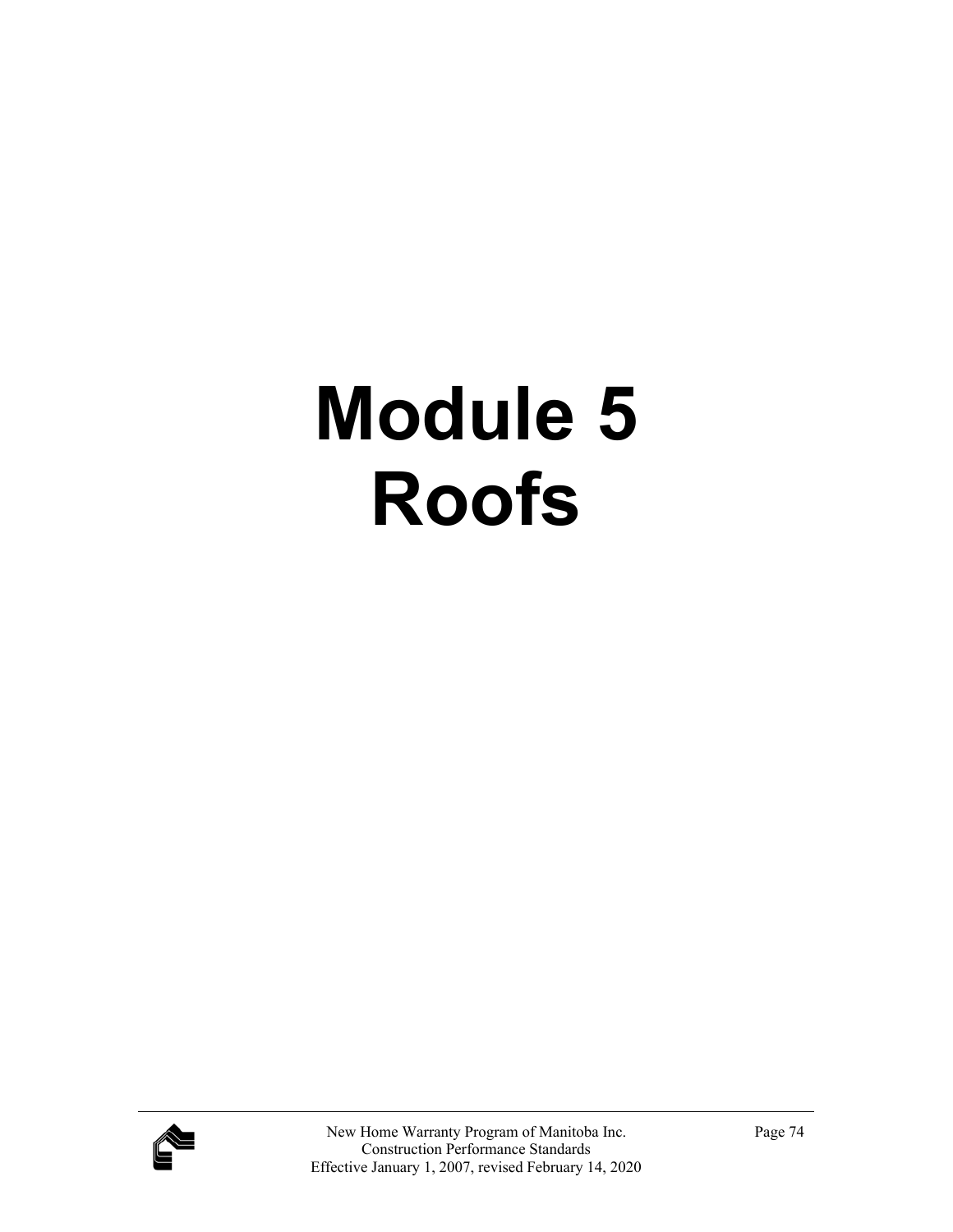# Module 5
# Roofs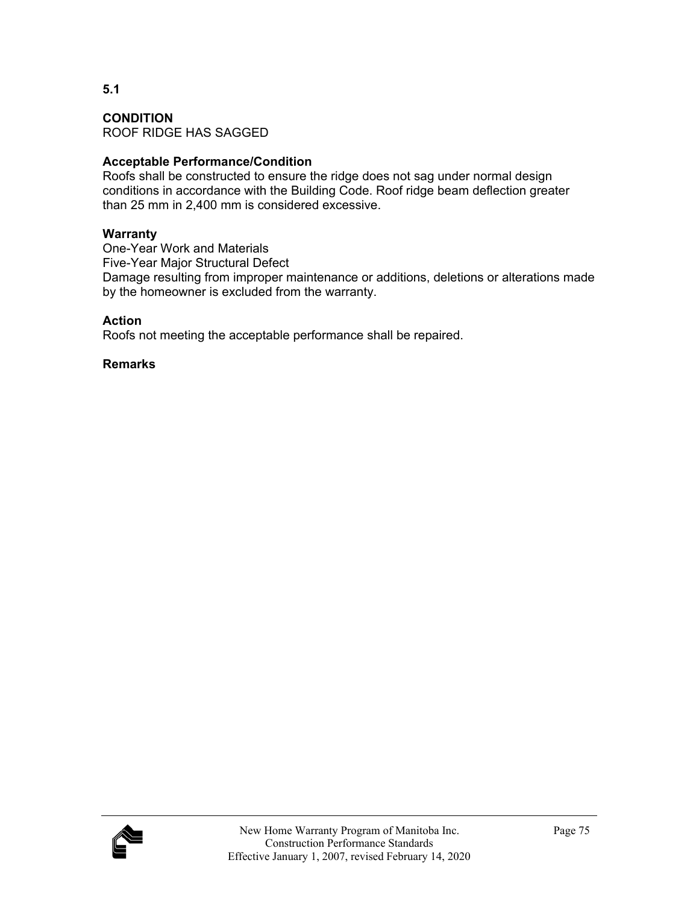**5.1**

**CONDITION**
ROOF RIDGE HAS SAGGED

**Acceptable Performance/Condition**
Roofs shall be constructed to ensure the ridge does not sag under normal design conditions in accordance with the Building Code. Roof ridge beam deflection greater than 25 mm in 2,400 mm is considered excessive.

**Warranty**
One-Year Work and Materials
Five-Year Major Structural Defect
Damage resulting from improper maintenance or additions, deletions or alterations made by the homeowner is excluded from the warranty.

**Action**
Roofs not meeting the acceptable performance shall be repaired.

**Remarks**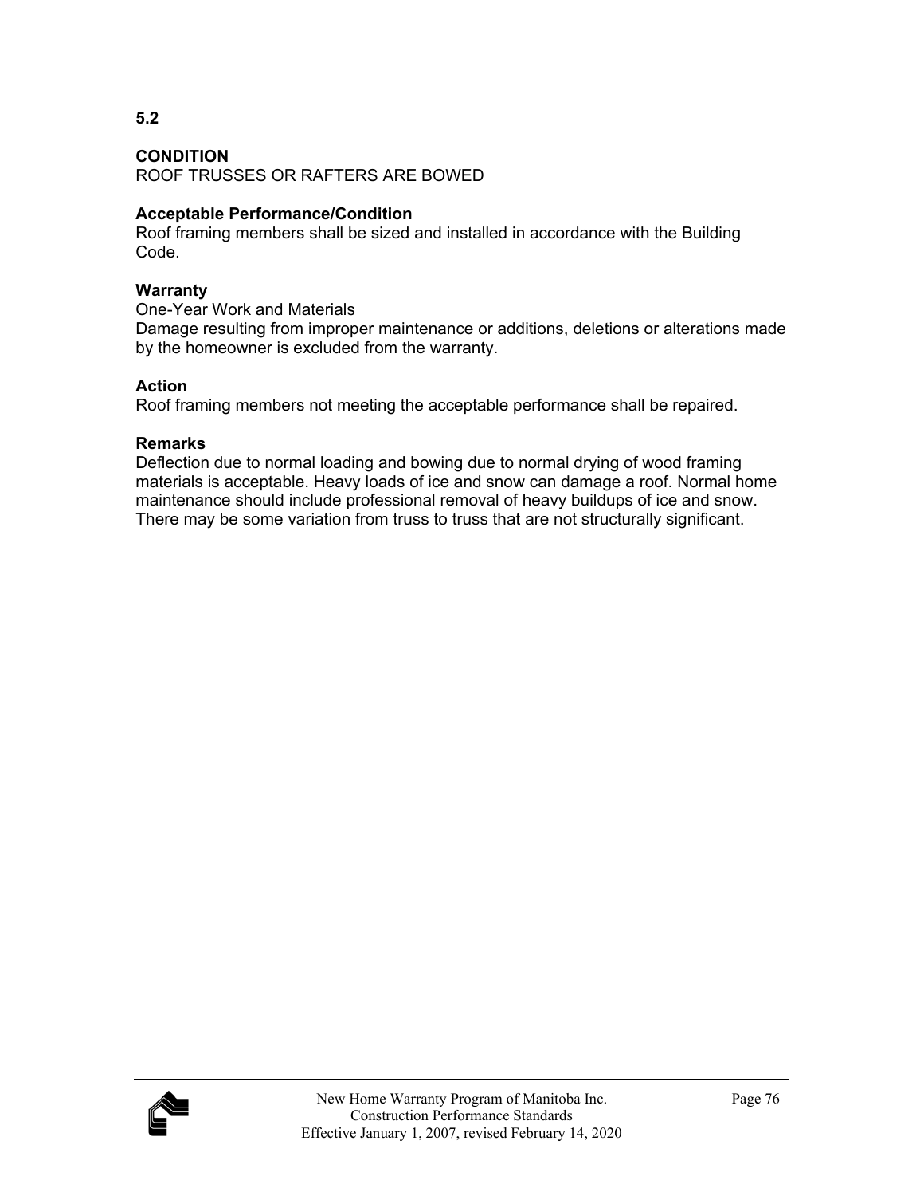**5.2**

**CONDITION**
ROOF TRUSSES OR RAFTERS ARE BOWED

**Acceptable Performance/Condition**
Roof framing members shall be sized and installed in accordance with the Building Code.

**Warranty**
One-Year Work and Materials
Damage resulting from improper maintenance or additions, deletions or alterations made by the homeowner is excluded from the warranty.

**Action**
Roof framing members not meeting the acceptable performance shall be repaired.

**Remarks**
Deflection due to normal loading and bowing due to normal drying of wood framing materials is acceptable. Heavy loads of ice and snow can damage a roof. Normal home maintenance should include professional removal of heavy buildups of ice and snow. There may be some variation from truss to truss that are not structurally significant.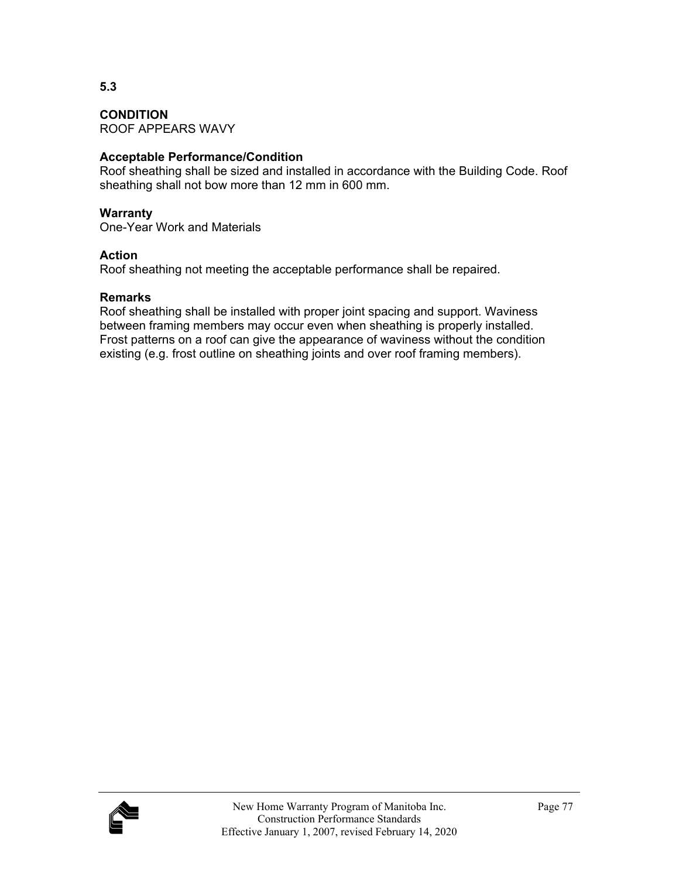**5.3**

**CONDITION**
ROOF APPEARS WAVY

**Acceptable Performance/Condition**
Roof sheathing shall be sized and installed in accordance with the Building Code. Roof sheathing shall not bow more than 12 mm in 600 mm.

**Warranty**
One-Year Work and Materials

**Action**
Roof sheathing not meeting the acceptable performance shall be repaired.

**Remarks**
Roof sheathing shall be installed with proper joint spacing and support. Waviness between framing members may occur even when sheathing is properly installed. Frost patterns on a roof can give the appearance of waviness without the condition existing (e.g. frost outline on sheathing joints and over roof framing members).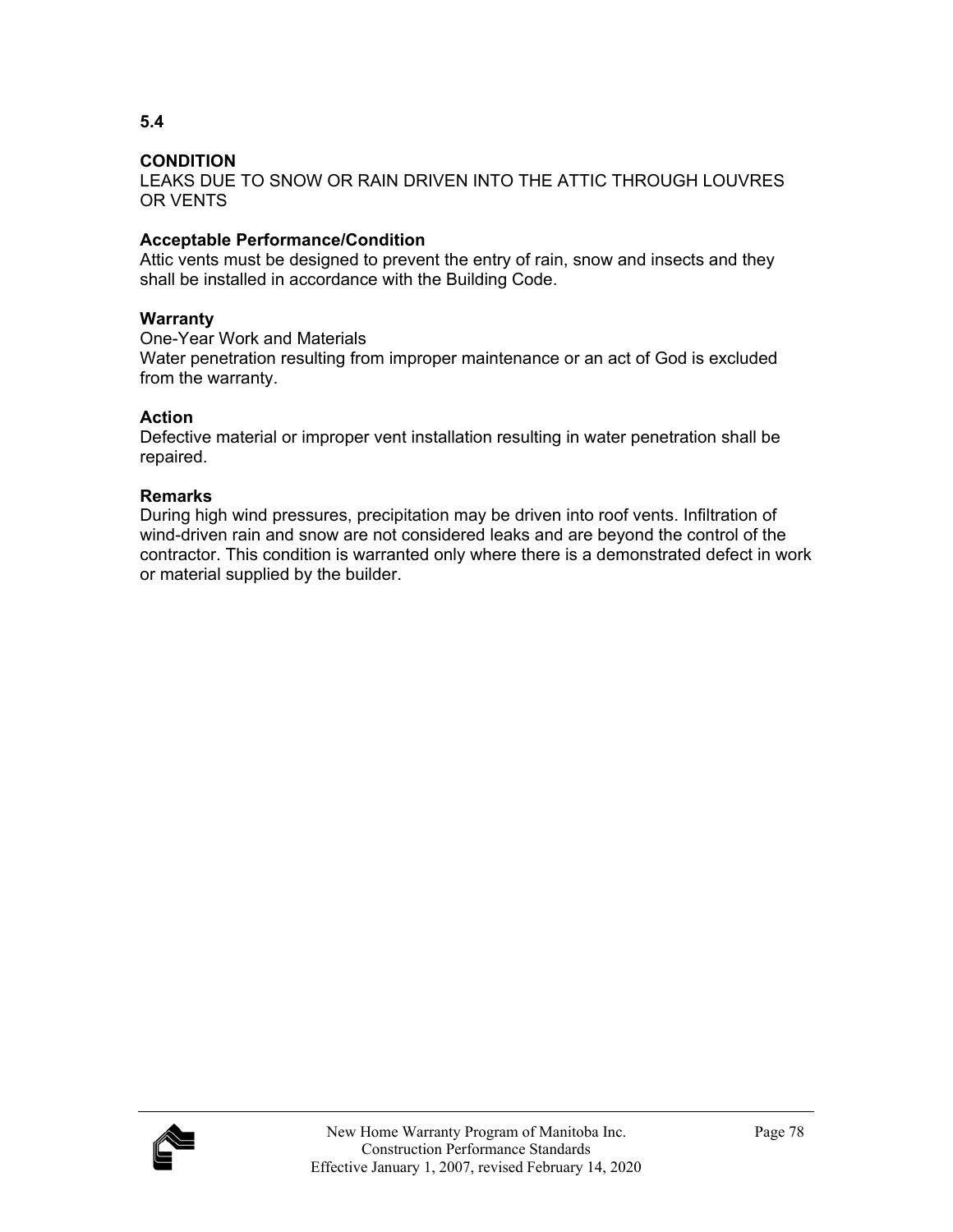**5.4**

**CONDITION**
LEAKS DUE TO SNOW OR RAIN DRIVEN INTO THE ATTIC THROUGH LOUVRES OR VENTS

**Acceptable Performance/Condition**
Attic vents must be designed to prevent the entry of rain, snow and insects and they shall be installed in accordance with the Building Code.

**Warranty**
One-Year Work and Materials
Water penetration resulting from improper maintenance or an act of God is excluded from the warranty.

**Action**
Defective material or improper vent installation resulting in water penetration shall be repaired.

**Remarks**
During high wind pressures, precipitation may be driven into roof vents. Infiltration of wind-driven rain and snow are not considered leaks and are beyond the control of the contractor. This condition is warranted only where there is a demonstrated defect in work or material supplied by the builder.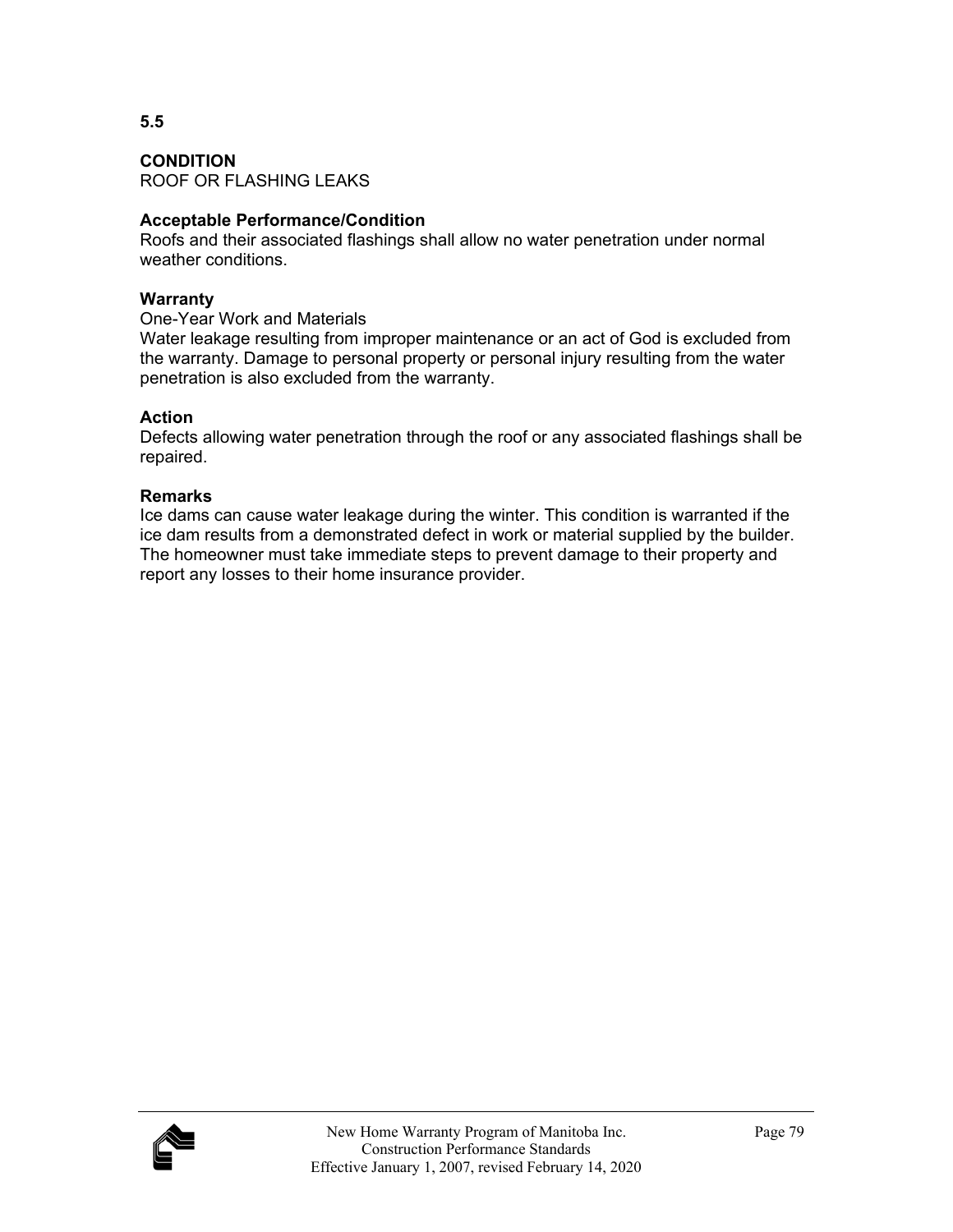**5.5**

**CONDITION**
ROOF OR FLASHING LEAKS

**Acceptable Performance/Condition**
Roofs and their associated flashings shall allow no water penetration under normal weather conditions.

**Warranty**
One-Year Work and Materials
Water leakage resulting from improper maintenance or an act of God is excluded from the warranty. Damage to personal property or personal injury resulting from the water penetration is also excluded from the warranty.

**Action**
Defects allowing water penetration through the roof or any associated flashings shall be repaired.

**Remarks**
Ice dams can cause water leakage during the winter. This condition is warranted if the ice dam results from a demonstrated defect in work or material supplied by the builder. The homeowner must take immediate steps to prevent damage to their property and report any losses to their home insurance provider.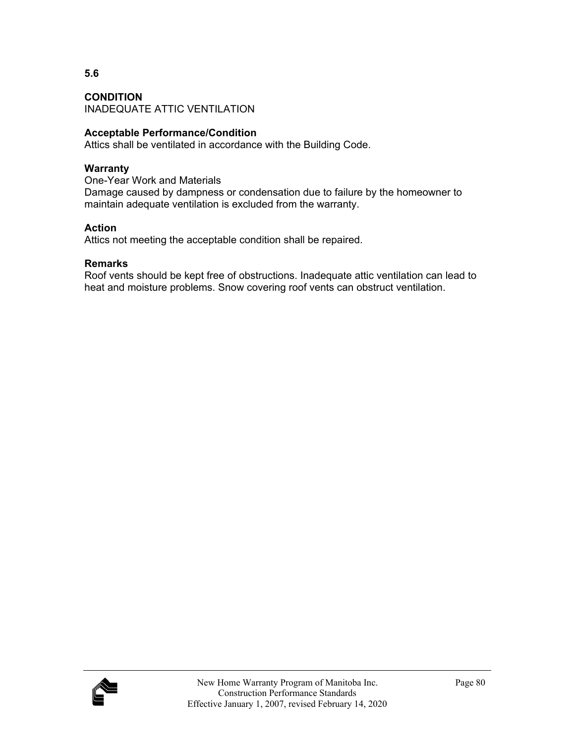**5.6**

**CONDITION**
INADEQUATE ATTIC VENTILATION

**Acceptable Performance/Condition**
Attics shall be ventilated in accordance with the Building Code.

**Warranty**
One-Year Work and Materials
Damage caused by dampness or condensation due to failure by the homeowner to maintain adequate ventilation is excluded from the warranty.

**Action**
Attics not meeting the acceptable condition shall be repaired.

**Remarks**
Roof vents should be kept free of obstructions. Inadequate attic ventilation can lead to heat and moisture problems. Snow covering roof vents can obstruct ventilation.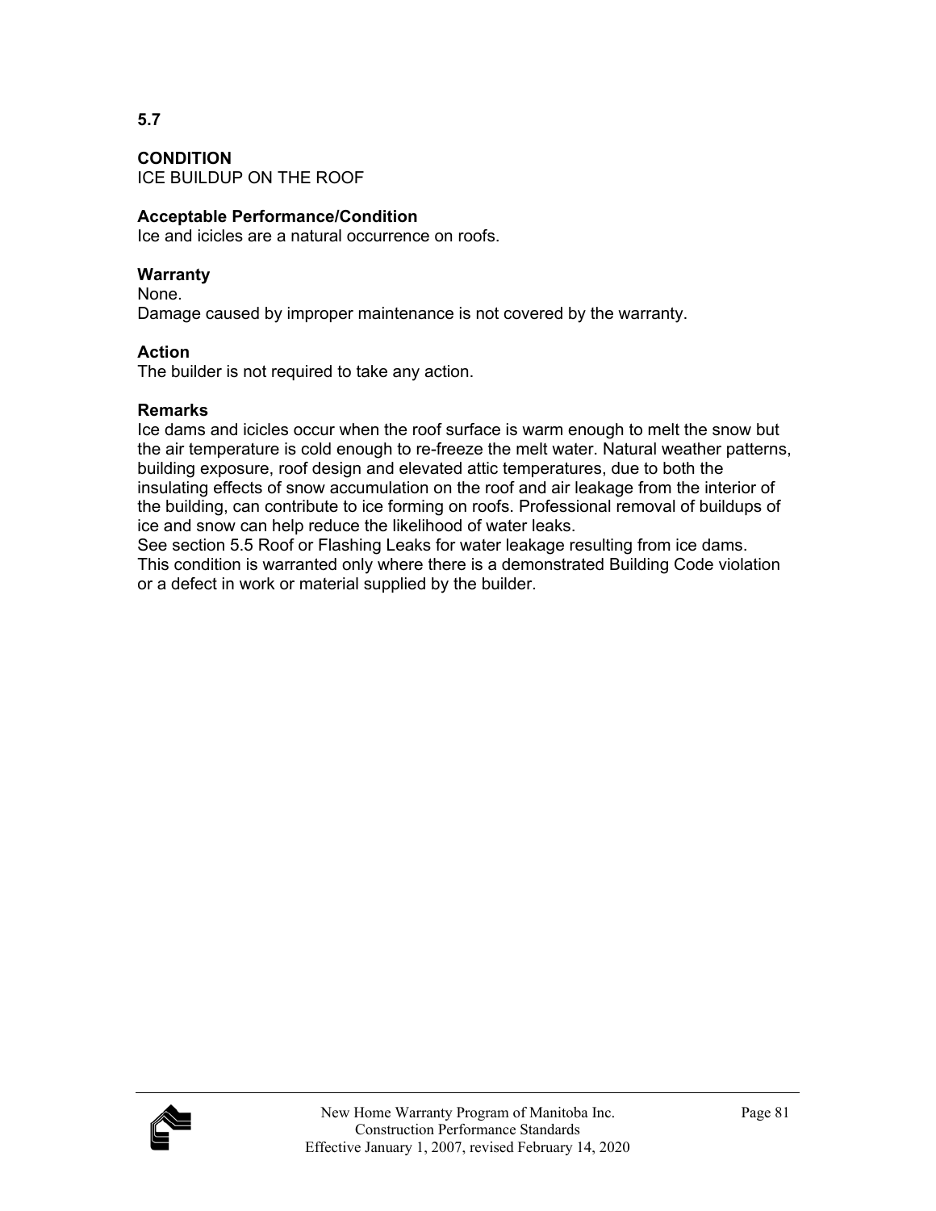**5.7**

**CONDITION**
ICE BUILDUP ON THE ROOF

**Acceptable Performance/Condition**
Ice and icicles are a natural occurrence on roofs.

**Warranty**
None.
Damage caused by improper maintenance is not covered by the warranty.

**Action**
The builder is not required to take any action.

**Remarks**
Ice dams and icicles occur when the roof surface is warm enough to melt the snow but the air temperature is cold enough to re-freeze the melt water. Natural weather patterns, building exposure, roof design and elevated attic temperatures, due to both the insulating effects of snow accumulation on the roof and air leakage from the interior of the building, can contribute to ice forming on roofs. Professional removal of buildups of ice and snow can help reduce the likelihood of water leaks.
See section 5.5 Roof or Flashing Leaks for water leakage resulting from ice dams.
This condition is warranted only where there is a demonstrated Building Code violation or a defect in work or material supplied by the builder.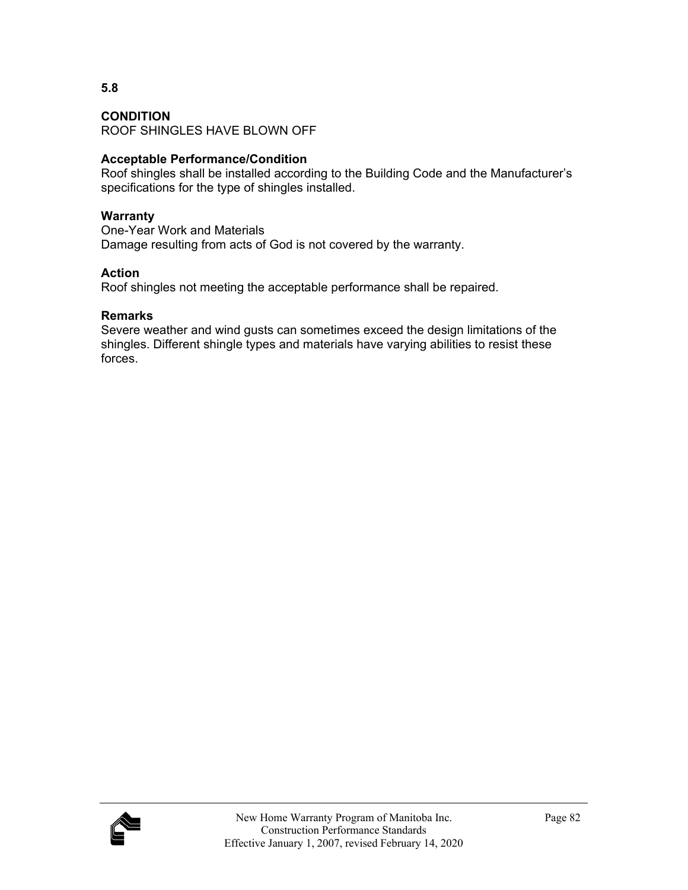**5.8**

**CONDITION**
ROOF SHINGLES HAVE BLOWN OFF

**Acceptable Performance/Condition**
Roof shingles shall be installed according to the Building Code and the Manufacturer's specifications for the type of shingles installed.

**Warranty**
One-Year Work and Materials
Damage resulting from acts of God is not covered by the warranty.

**Action**
Roof shingles not meeting the acceptable performance shall be repaired.

**Remarks**
Severe weather and wind gusts can sometimes exceed the design limitations of the shingles. Different shingle types and materials have varying abilities to resist these forces.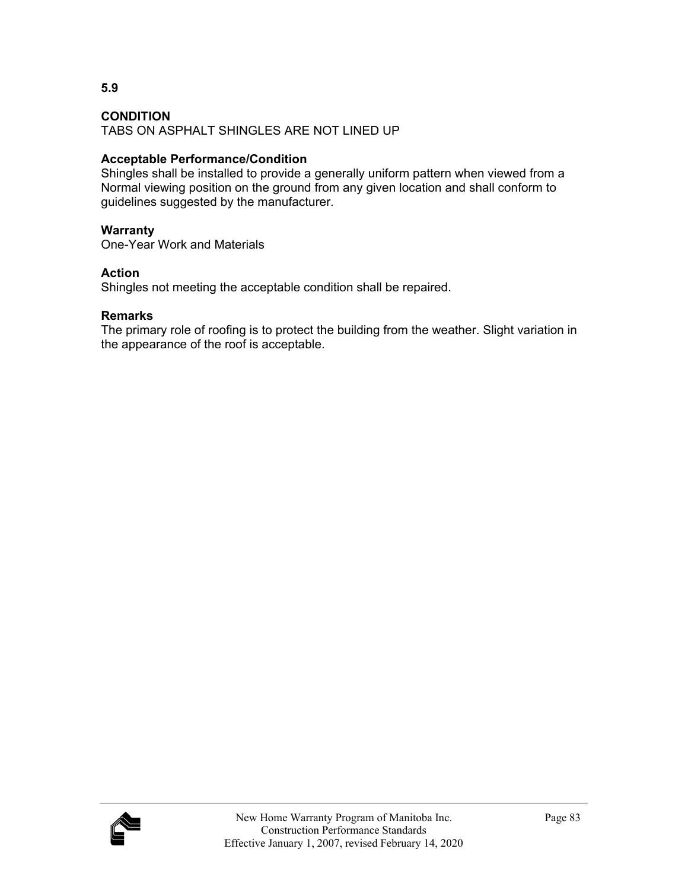**5.9**

**CONDITION**
TABS ON ASPHALT SHINGLES ARE NOT LINED UP

**Acceptable Performance/Condition**
Shingles shall be installed to provide a generally uniform pattern when viewed from a Normal viewing position on the ground from any given location and shall conform to guidelines suggested by the manufacturer.

**Warranty**
One-Year Work and Materials

**Action**
Shingles not meeting the acceptable condition shall be repaired.

**Remarks**
The primary role of roofing is to protect the building from the weather. Slight variation in the appearance of the roof is acceptable.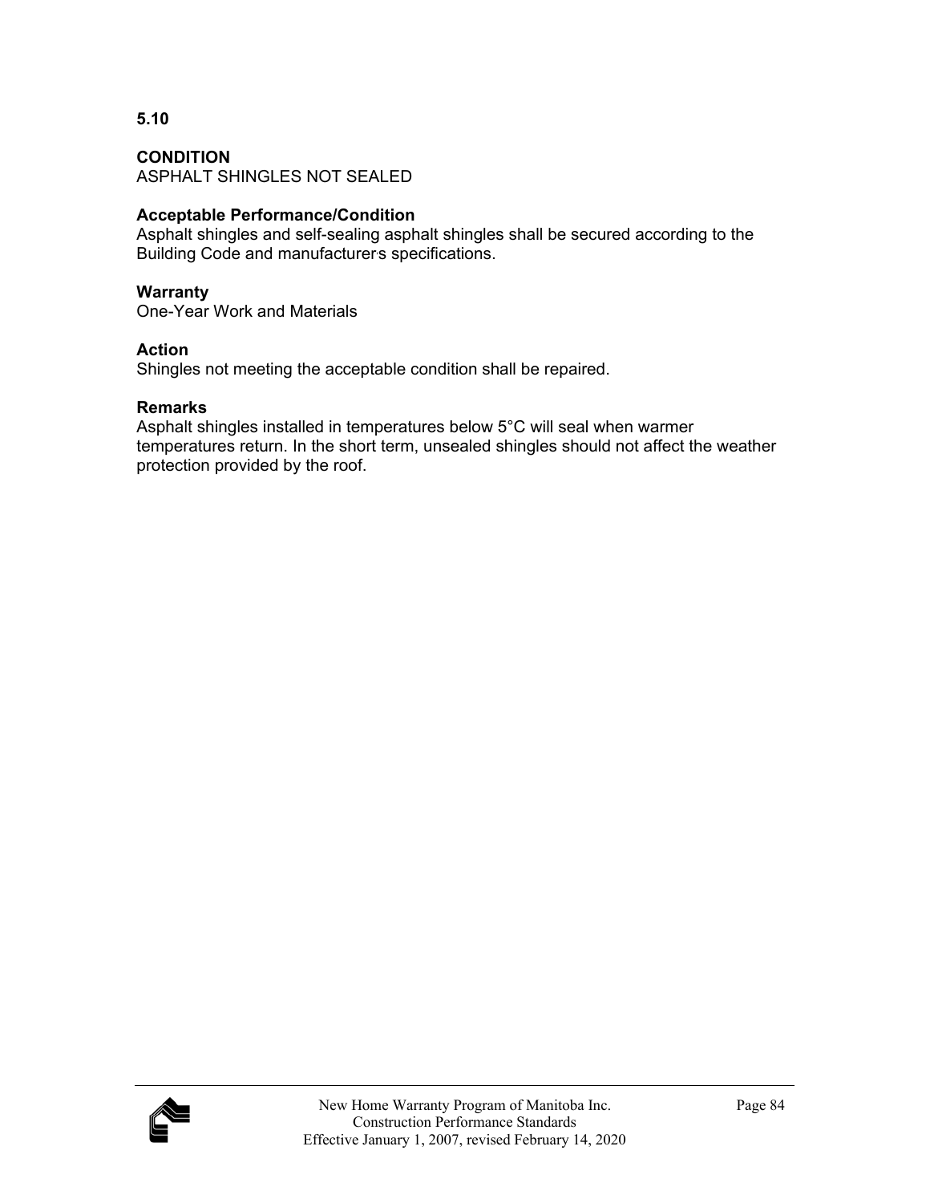**5.10**

**CONDITION**
ASPHALT SHINGLES NOT SEALED

**Acceptable Performance/Condition**
Asphalt shingles and self-sealing asphalt shingles shall be secured according to the Building Code and manufacturer's specifications.

**Warranty**
One-Year Work and Materials

**Action**
Shingles not meeting the acceptable condition shall be repaired.

**Remarks**
Asphalt shingles installed in temperatures below 5°C will seal when warmer temperatures return. In the short term, unsealed shingles should not affect the weather protection provided by the roof.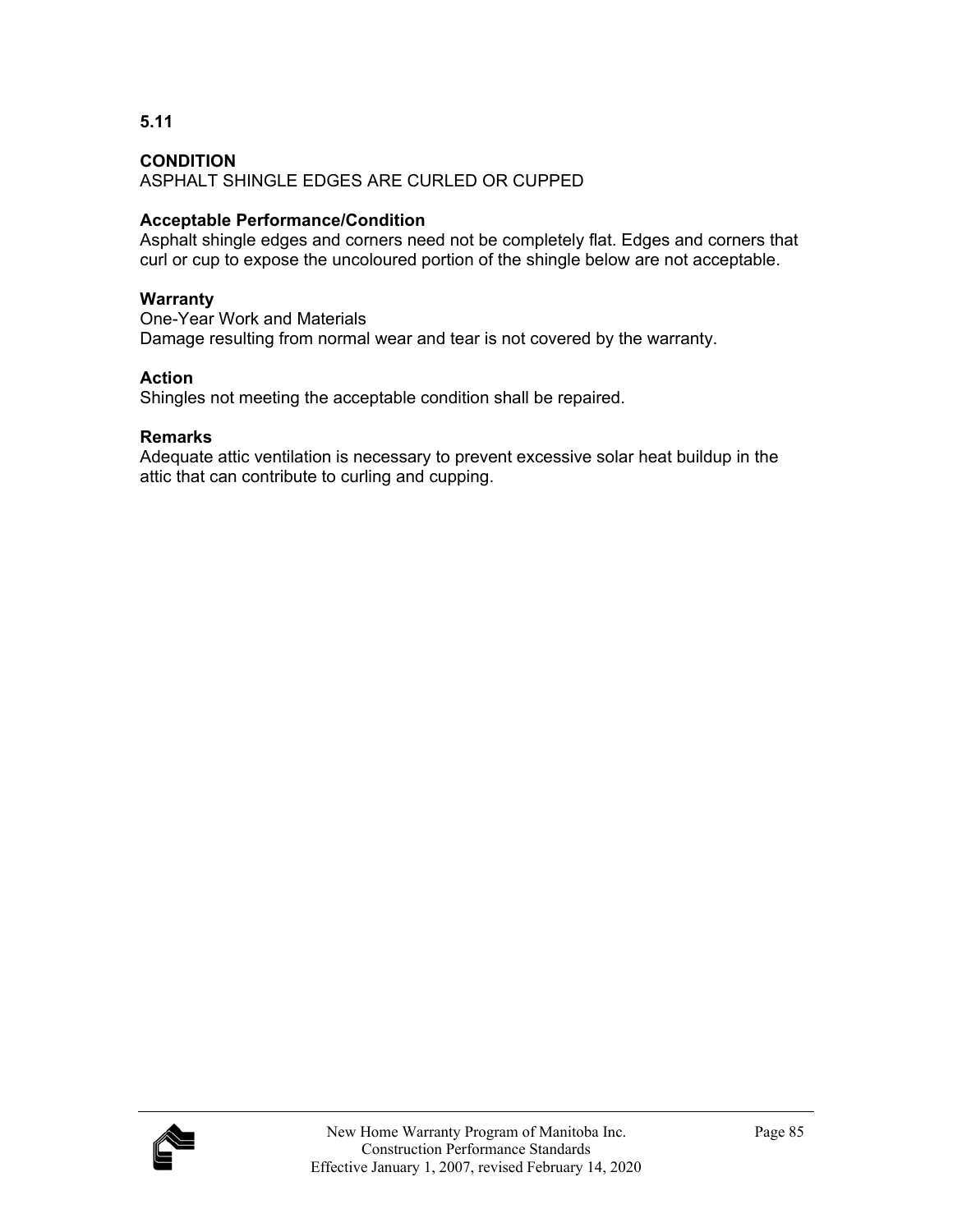**5.11**

**CONDITION**
ASPHALT SHINGLE EDGES ARE CURLED OR CUPPED

**Acceptable Performance/Condition**
Asphalt shingle edges and corners need not be completely flat. Edges and corners that curl or cup to expose the uncoloured portion of the shingle below are not acceptable.

**Warranty**
One-Year Work and Materials
Damage resulting from normal wear and tear is not covered by the warranty.

**Action**
Shingles not meeting the acceptable condition shall be repaired.

**Remarks**
Adequate attic ventilation is necessary to prevent excessive solar heat buildup in the attic that can contribute to curling and cupping.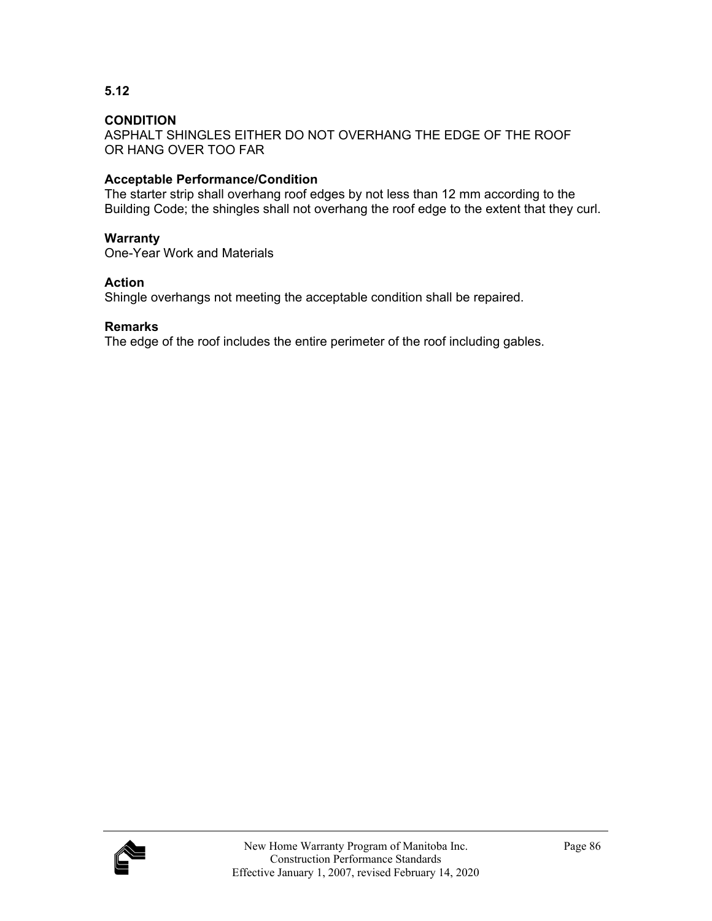## 5.12

**CONDITION**
ASPHALT SHINGLES EITHER DO NOT OVERHANG THE EDGE OF THE ROOF OR HANG OVER TOO FAR

**Acceptable Performance/Condition**
The starter strip shall overhang roof edges by not less than 12 mm according to the Building Code; the shingles shall not overhang the roof edge to the extent that they curl.

**Warranty**
One-Year Work and Materials

**Action**
Shingle overhangs not meeting the acceptable condition shall be repaired.

**Remarks**
The edge of the roof includes the entire perimeter of the roof including gables.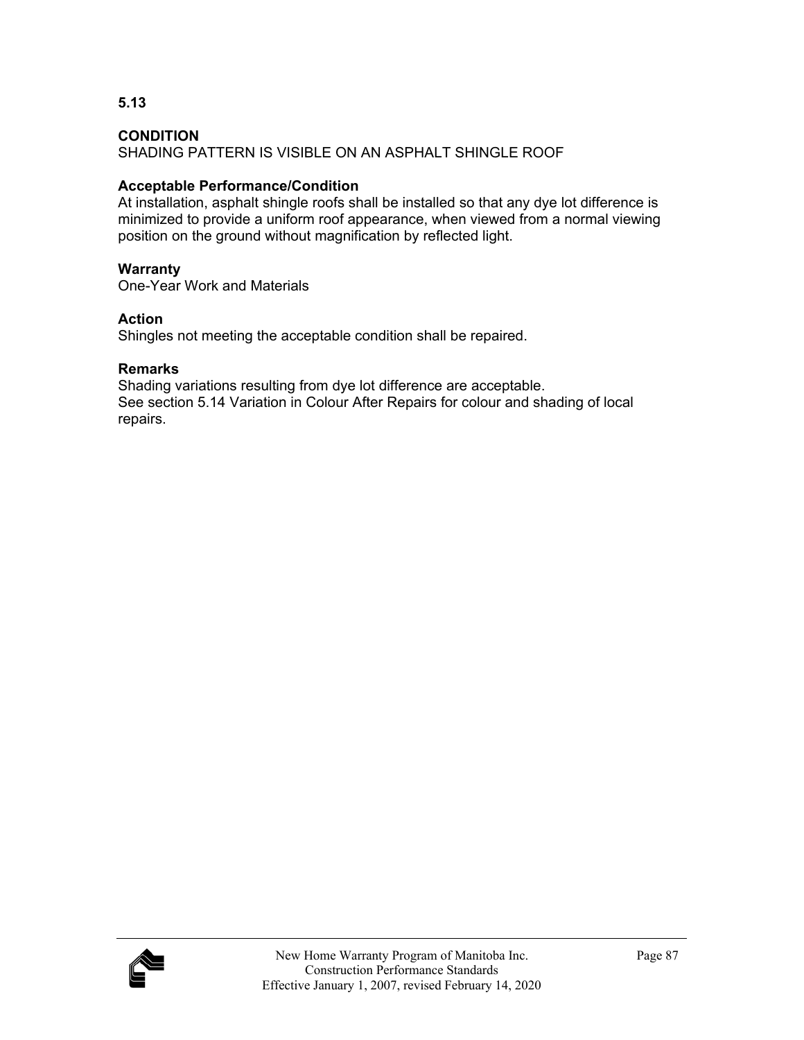**5.13**

**CONDITION**
SHADING PATTERN IS VISIBLE ON AN ASPHALT SHINGLE ROOF

**Acceptable Performance/Condition**
At installation, asphalt shingle roofs shall be installed so that any dye lot difference is minimized to provide a uniform roof appearance, when viewed from a normal viewing position on the ground without magnification by reflected light.

**Warranty**
One-Year Work and Materials

**Action**
Shingles not meeting the acceptable condition shall be repaired.

**Remarks**
Shading variations resulting from dye lot difference are acceptable.
See section 5.14 Variation in Colour After Repairs for colour and shading of local repairs.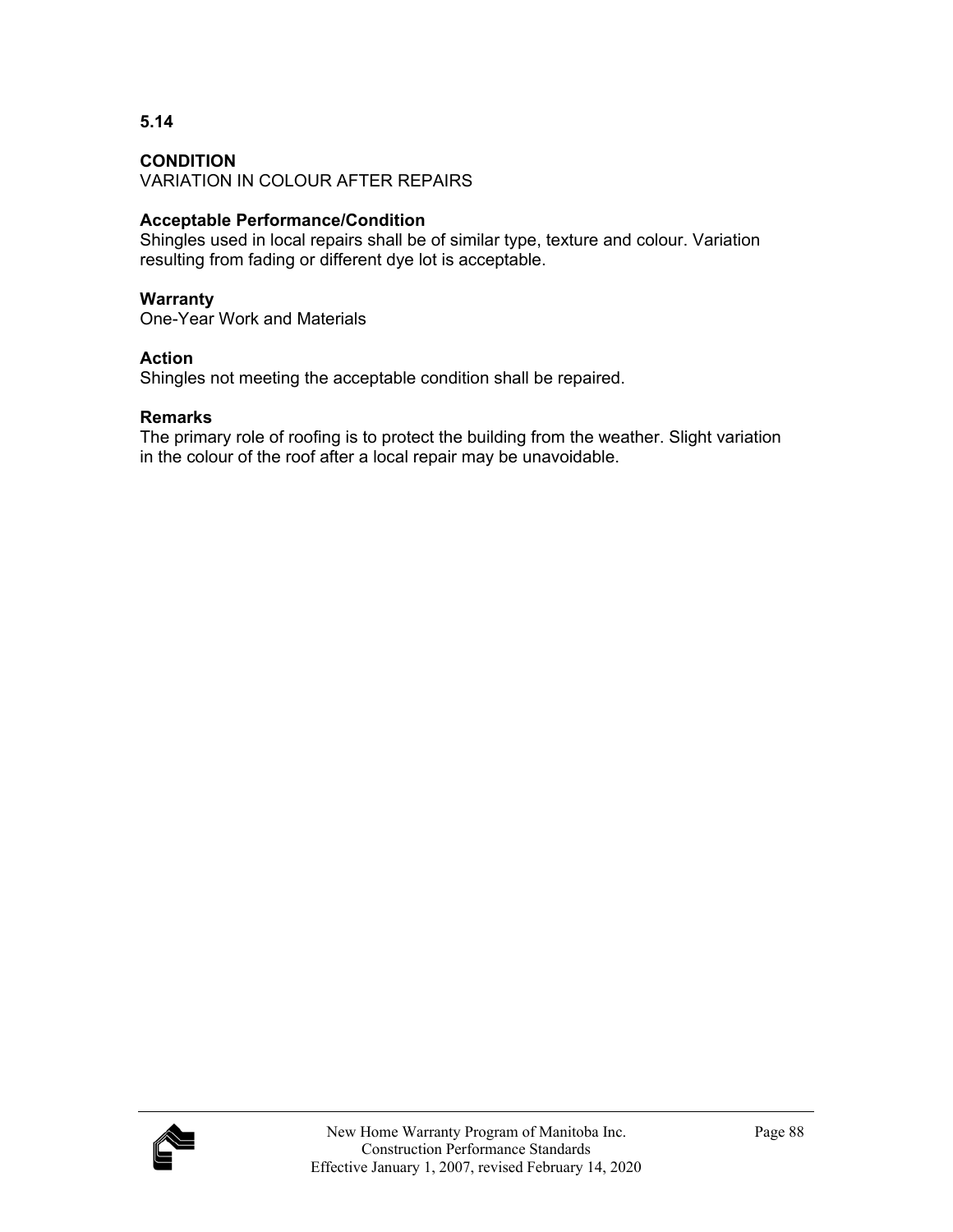**5.14**

**CONDITION**
VARIATION IN COLOUR AFTER REPAIRS

**Acceptable Performance/Condition**
Shingles used in local repairs shall be of similar type, texture and colour. Variation resulting from fading or different dye lot is acceptable.

**Warranty**
One-Year Work and Materials

**Action**
Shingles not meeting the acceptable condition shall be repaired.

**Remarks**
The primary role of roofing is to protect the building from the weather. Slight variation in the colour of the roof after a local repair may be unavoidable.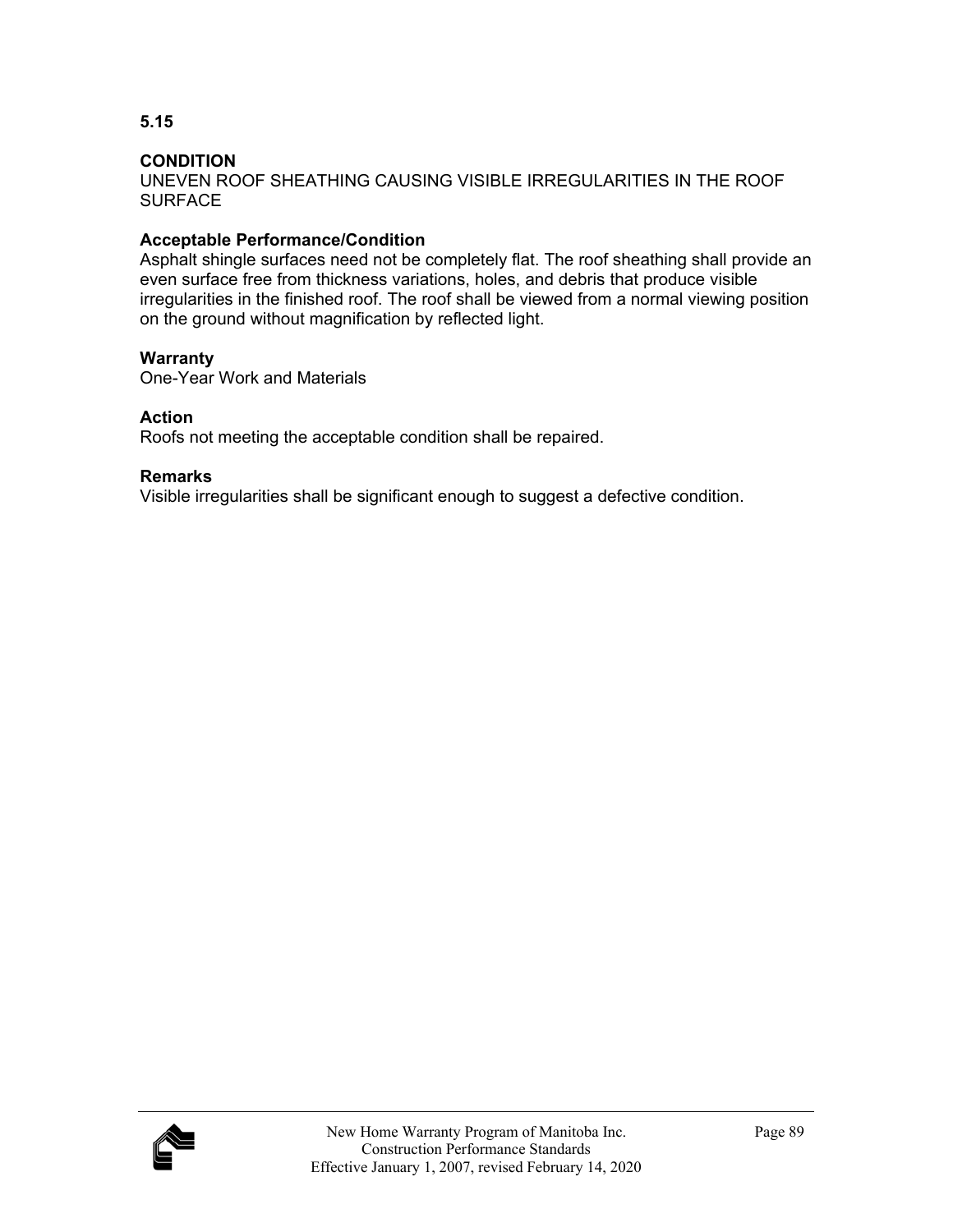**5.15**

**CONDITION**
UNEVEN ROOF SHEATHING CAUSING VISIBLE IRREGULARITIES IN THE ROOF SURFACE

**Acceptable Performance/Condition**
Asphalt shingle surfaces need not be completely flat. The roof sheathing shall provide an even surface free from thickness variations, holes, and debris that produce visible irregularities in the finished roof. The roof shall be viewed from a normal viewing position on the ground without magnification by reflected light.

**Warranty**
One-Year Work and Materials

**Action**
Roofs not meeting the acceptable condition shall be repaired.

**Remarks**
Visible irregularities shall be significant enough to suggest a defective condition.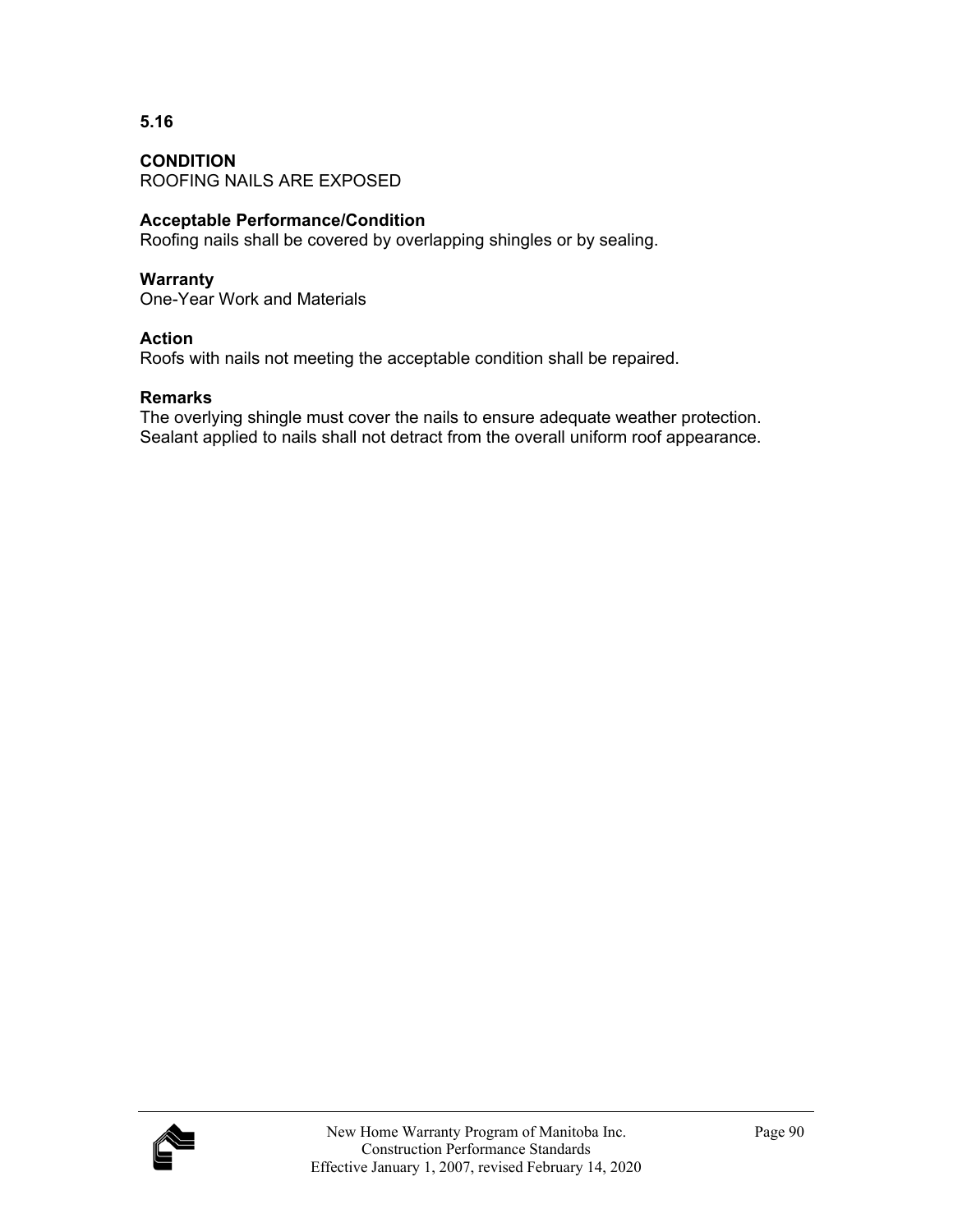**5.16**

**CONDITION**
ROOFING NAILS ARE EXPOSED

**Acceptable Performance/Condition**
Roofing nails shall be covered by overlapping shingles or by sealing.

**Warranty**
One-Year Work and Materials

**Action**
Roofs with nails not meeting the acceptable condition shall be repaired.

**Remarks**
The overlying shingle must cover the nails to ensure adequate weather protection. Sealant applied to nails shall not detract from the overall uniform roof appearance.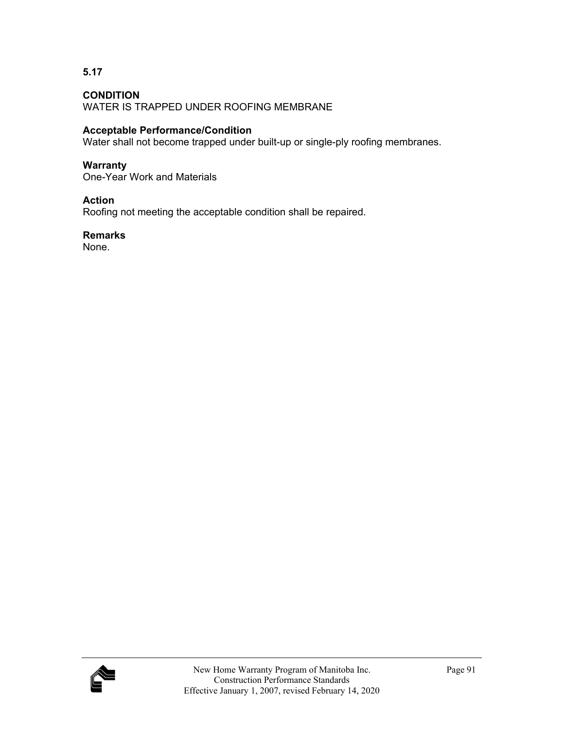**5.17**

**CONDITION**
WATER IS TRAPPED UNDER ROOFING MEMBRANE

**Acceptable Performance/Condition**
Water shall not become trapped under built-up or single-ply roofing membranes.

**Warranty**
One-Year Work and Materials

**Action**
Roofing not meeting the acceptable condition shall be repaired.

**Remarks**
None.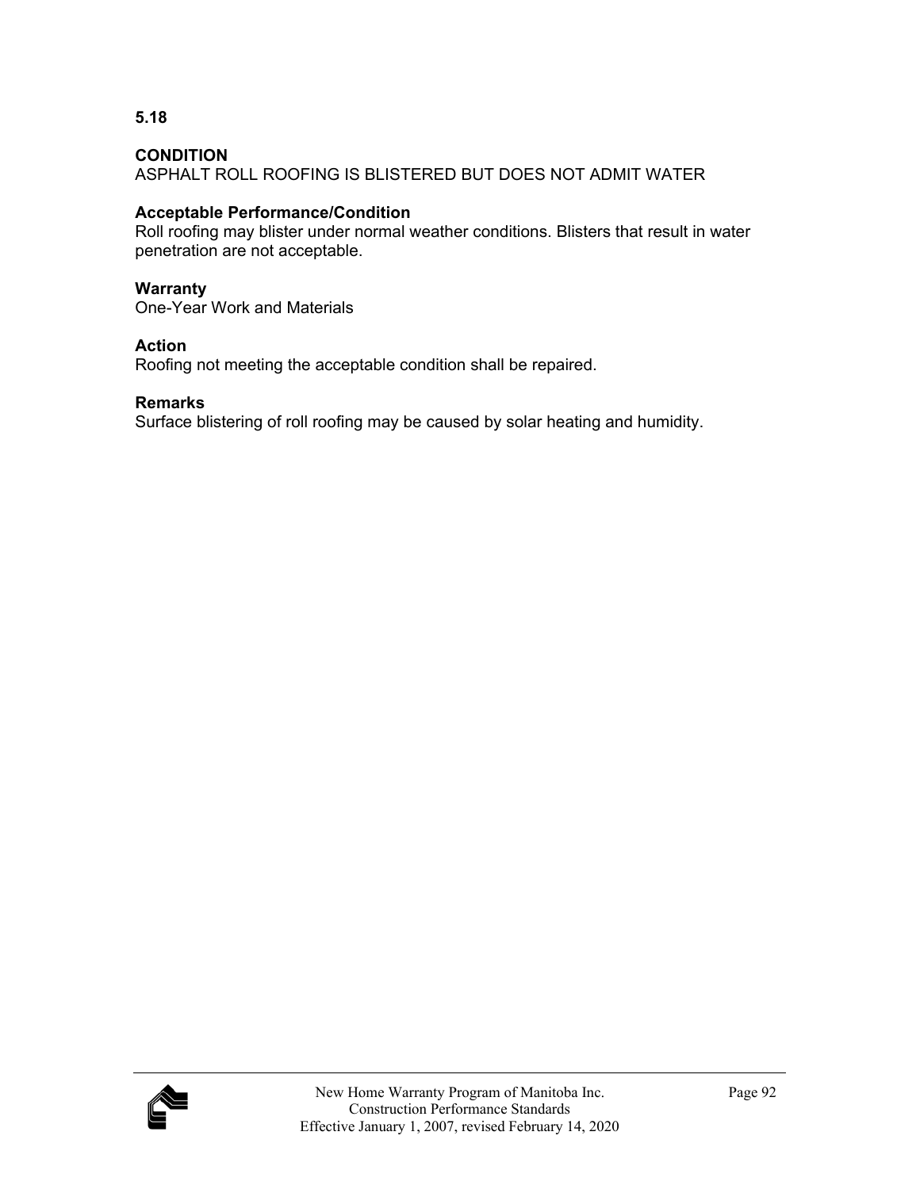**5.18**

**CONDITION**
ASPHALT ROLL ROOFING IS BLISTERED BUT DOES NOT ADMIT WATER

**Acceptable Performance/Condition**
Roll roofing may blister under normal weather conditions. Blisters that result in water penetration are not acceptable.

**Warranty**
One-Year Work and Materials

**Action**
Roofing not meeting the acceptable condition shall be repaired.

**Remarks**
Surface blistering of roll roofing may be caused by solar heating and humidity.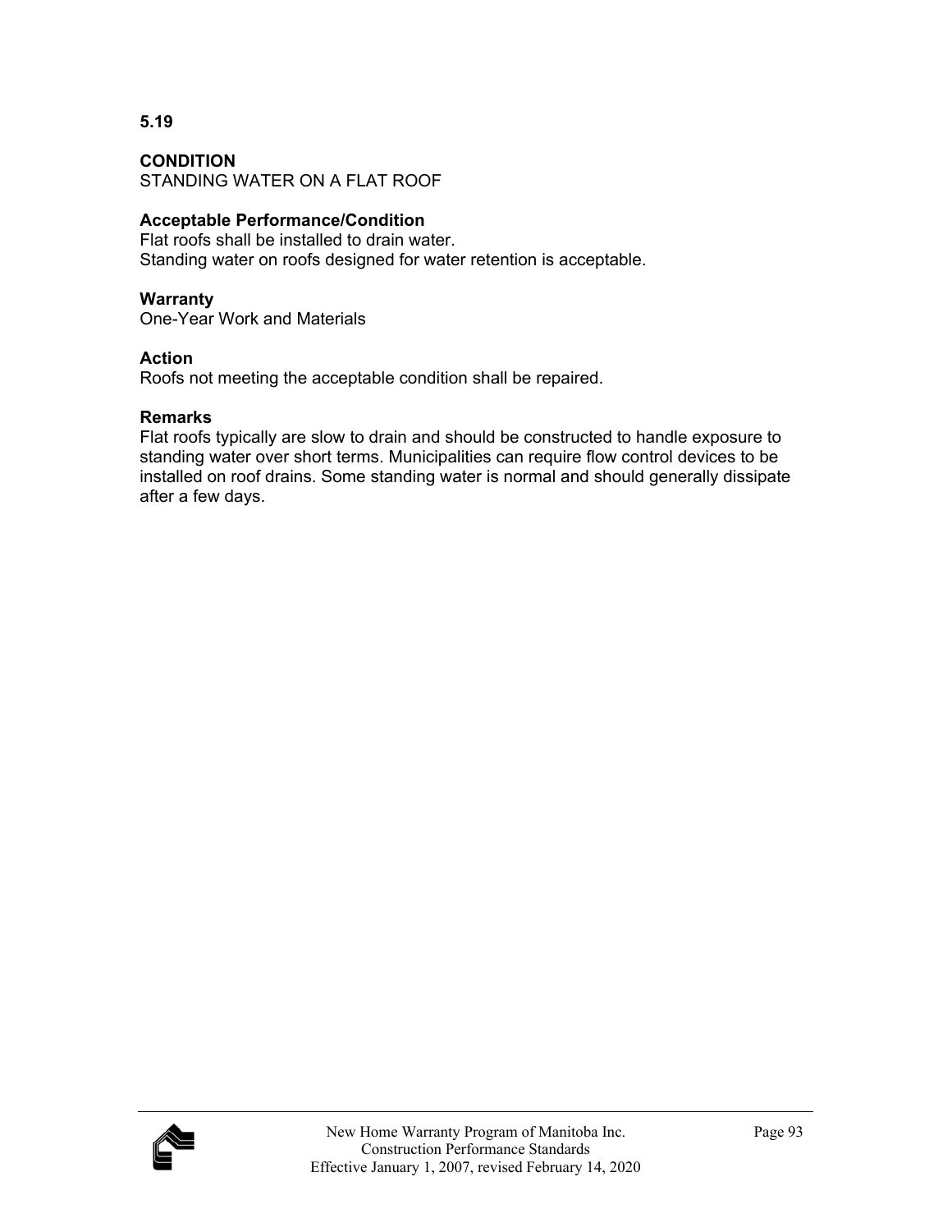**5.19**

**CONDITION**
STANDING WATER ON A FLAT ROOF

**Acceptable Performance/Condition**
Flat roofs shall be installed to drain water.
Standing water on roofs designed for water retention is acceptable.

**Warranty**
One-Year Work and Materials

**Action**
Roofs not meeting the acceptable condition shall be repaired.

**Remarks**
Flat roofs typically are slow to drain and should be constructed to handle exposure to standing water over short terms. Municipalities can require flow control devices to be installed on roof drains. Some standing water is normal and should generally dissipate after a few days.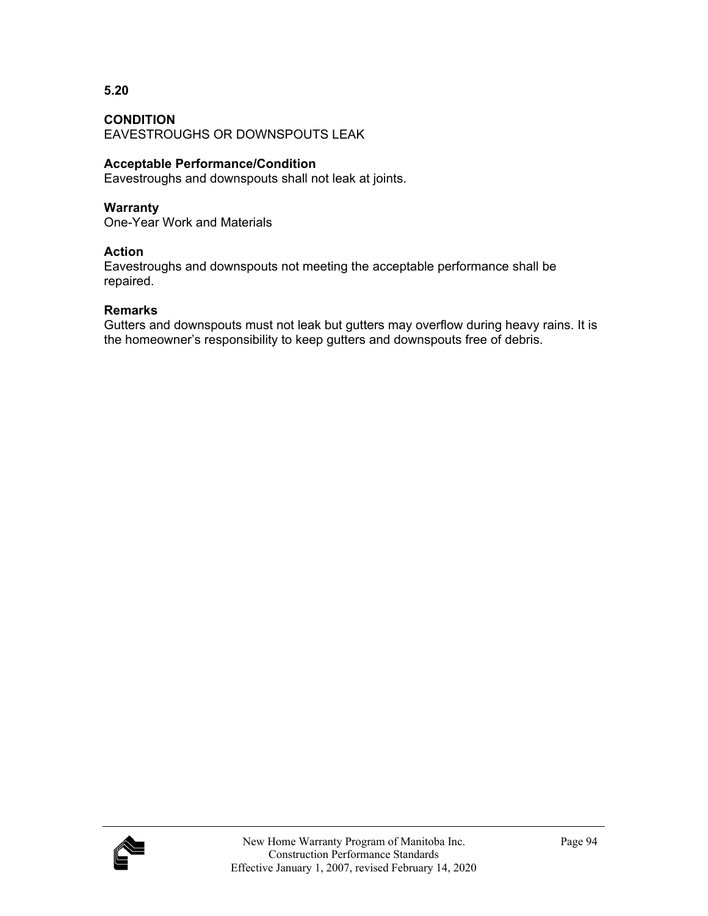**5.20**

**CONDITION**
EAVESTROUGHS OR DOWNSPOUTS LEAK

**Acceptable Performance/Condition**
Eavestroughs and downspouts shall not leak at joints.

**Warranty**
One-Year Work and Materials

**Action**
Eavestroughs and downspouts not meeting the acceptable performance shall be repaired.

**Remarks**
Gutters and downspouts must not leak but gutters may overflow during heavy rains. It is the homeowner's responsibility to keep gutters and downspouts free of debris.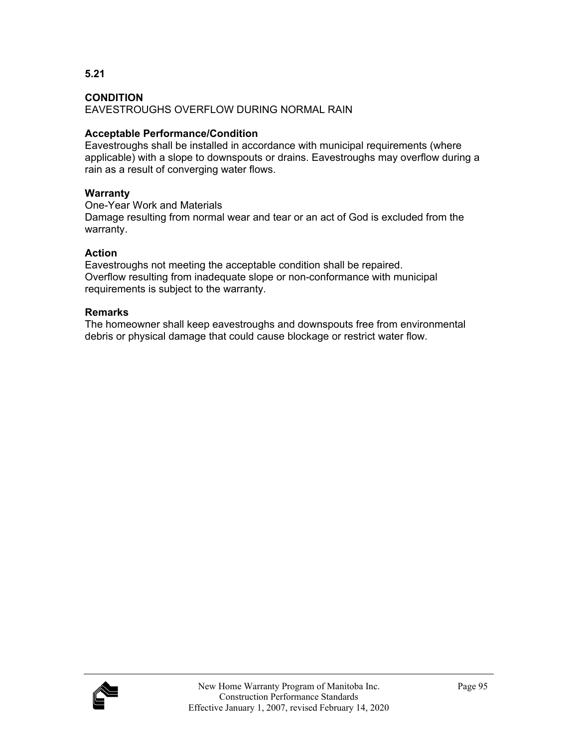**5.21**

**CONDITION**
EAVESTROUGHS OVERFLOW DURING NORMAL RAIN

**Acceptable Performance/Condition**
Eavestroughs shall be installed in accordance with municipal requirements (where applicable) with a slope to downspouts or drains. Eavestroughs may overflow during a rain as a result of converging water flows.

**Warranty**
One-Year Work and Materials
Damage resulting from normal wear and tear or an act of God is excluded from the warranty.

**Action**
Eavestroughs not meeting the acceptable condition shall be repaired.
Overflow resulting from inadequate slope or non-conformance with municipal requirements is subject to the warranty.

**Remarks**
The homeowner shall keep eavestroughs and downspouts free from environmental debris or physical damage that could cause blockage or restrict water flow.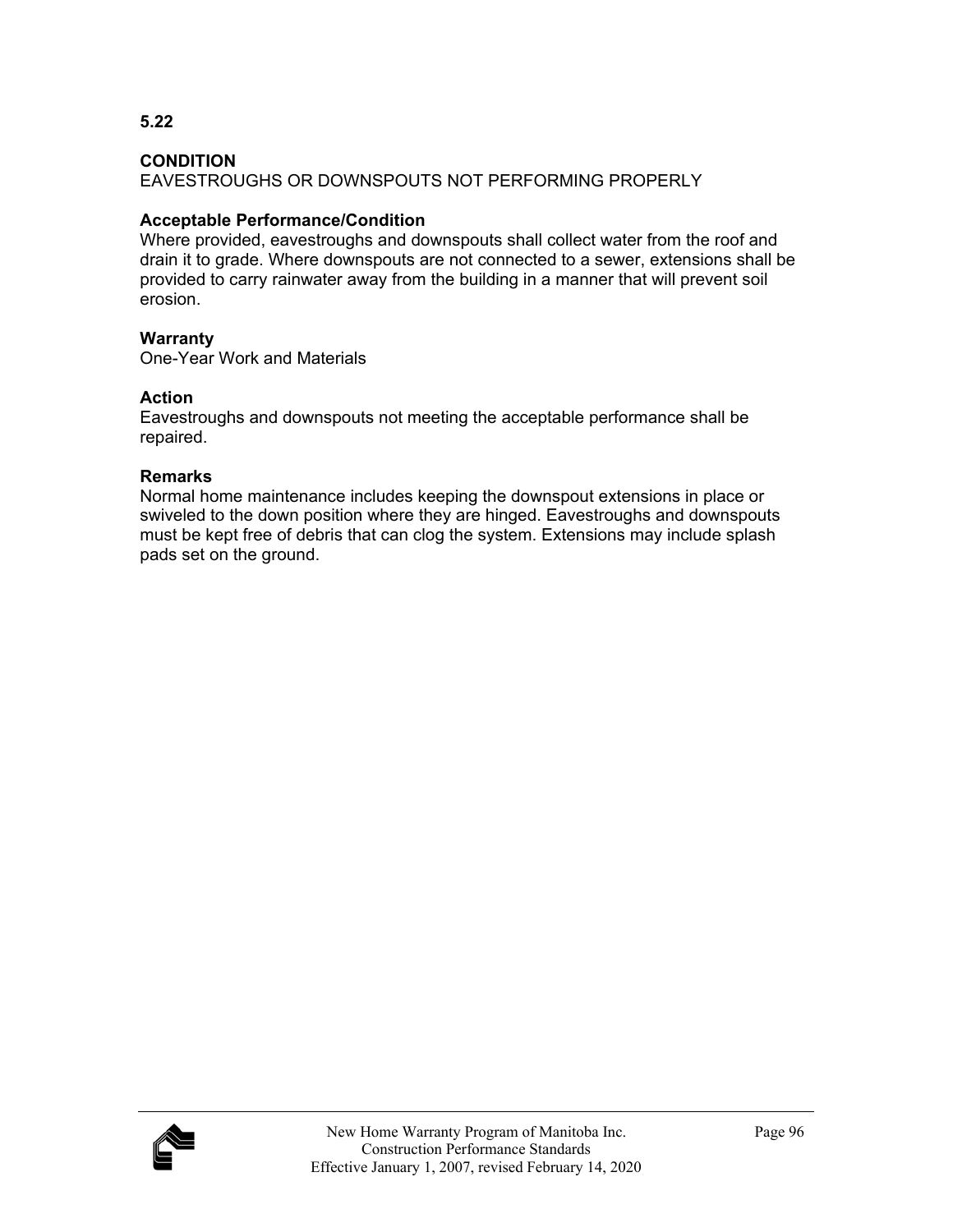**5.22**

**CONDITION**
EAVESTROUGHS OR DOWNSPOUTS NOT PERFORMING PROPERLY

**Acceptable Performance/Condition**
Where provided, eavestroughs and downspouts shall collect water from the roof and drain it to grade. Where downspouts are not connected to a sewer, extensions shall be provided to carry rainwater away from the building in a manner that will prevent soil erosion.

**Warranty**
One-Year Work and Materials

**Action**
Eavestroughs and downspouts not meeting the acceptable performance shall be repaired.

**Remarks**
Normal home maintenance includes keeping the downspout extensions in place or swiveled to the down position where they are hinged. Eavestroughs and downspouts must be kept free of debris that can clog the system. Extensions may include splash pads set on the ground.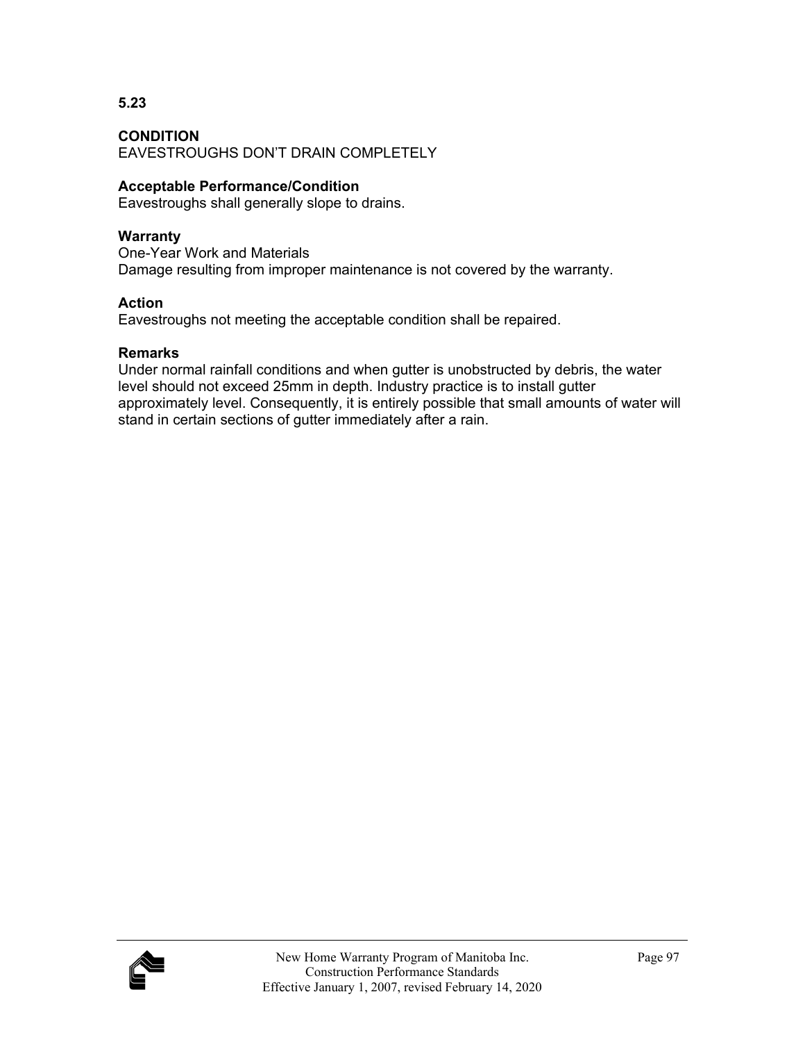**5.23**

**CONDITION**
EAVESTROUGHS DON'T DRAIN COMPLETELY

**Acceptable Performance/Condition**
Eavestroughs shall generally slope to drains.

**Warranty**
One-Year Work and Materials
Damage resulting from improper maintenance is not covered by the warranty.

**Action**
Eavestroughs not meeting the acceptable condition shall be repaired.

**Remarks**
Under normal rainfall conditions and when gutter is unobstructed by debris, the water level should not exceed 25mm in depth. Industry practice is to install gutter approximately level. Consequently, it is entirely possible that small amounts of water will stand in certain sections of gutter immediately after a rain.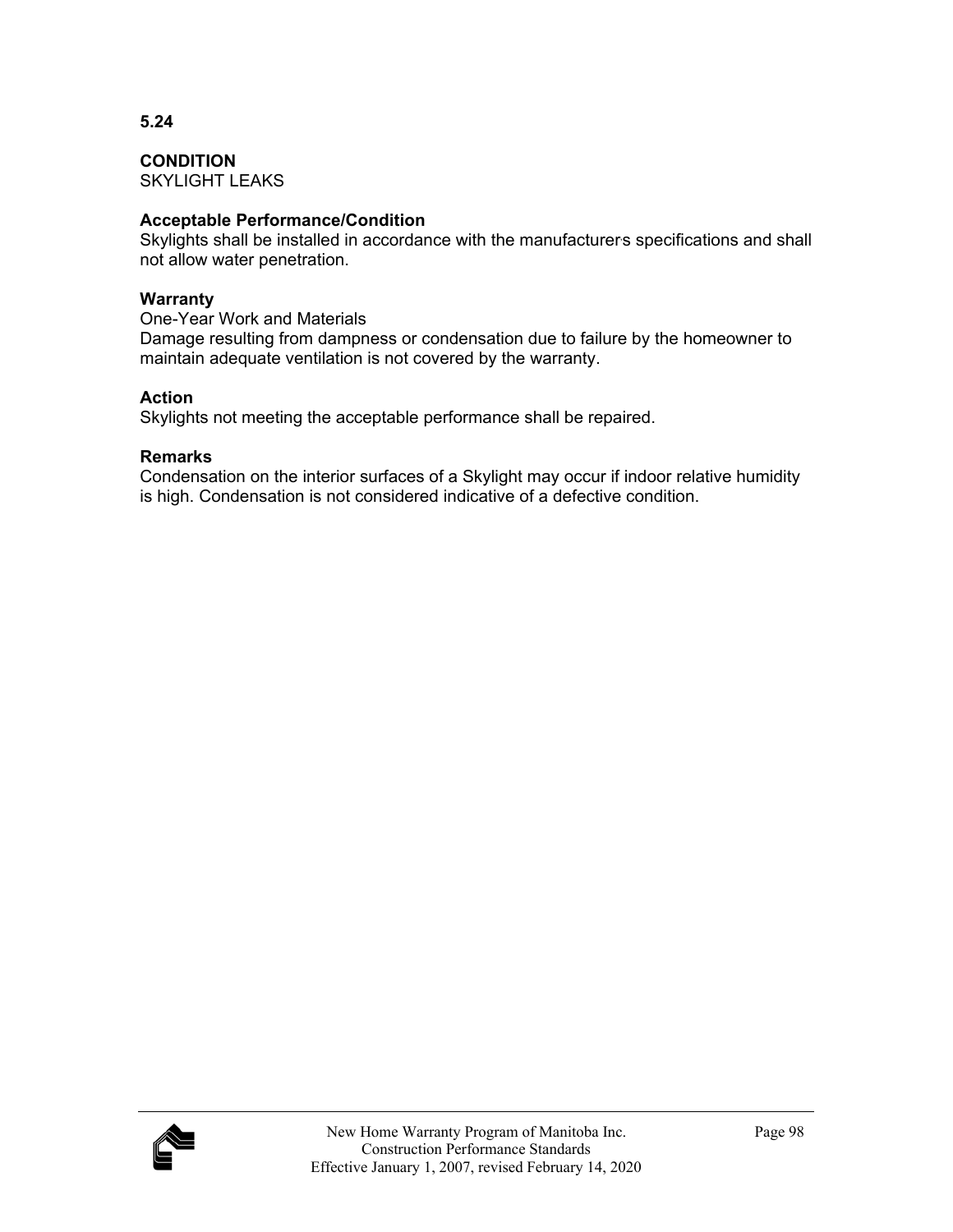## 5.24

**CONDITION**
SKYLIGHT LEAKS

**Acceptable Performance/Condition**
Skylights shall be installed in accordance with the manufacturer's specifications and shall not allow water penetration.

**Warranty**
One-Year Work and Materials
Damage resulting from dampness or condensation due to failure by the homeowner to maintain adequate ventilation is not covered by the warranty.

**Action**
Skylights not meeting the acceptable performance shall be repaired.

**Remarks**
Condensation on the interior surfaces of a Skylight may occur if indoor relative humidity is high. Condensation is not considered indicative of a defective condition.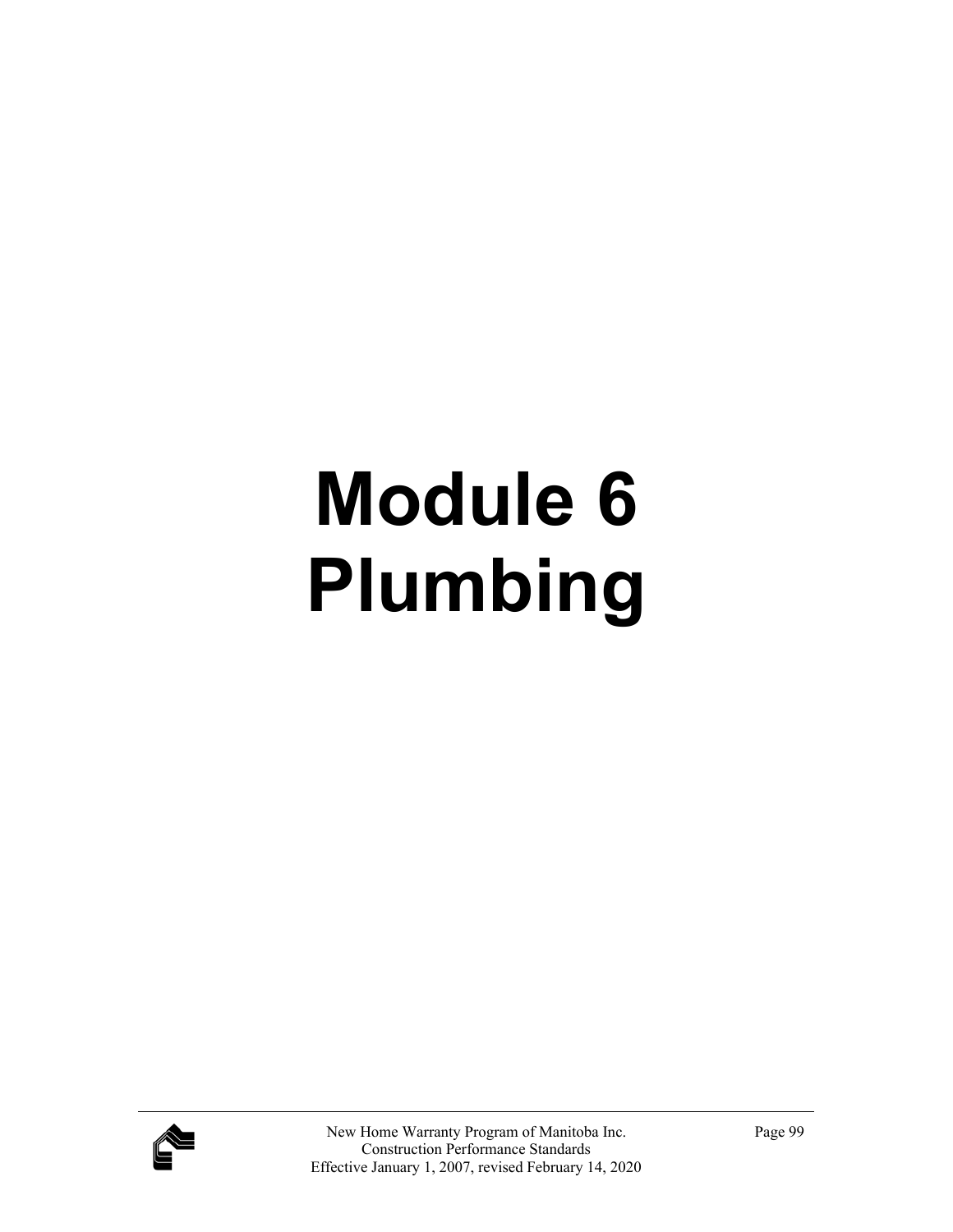# Module 6
# Plumbing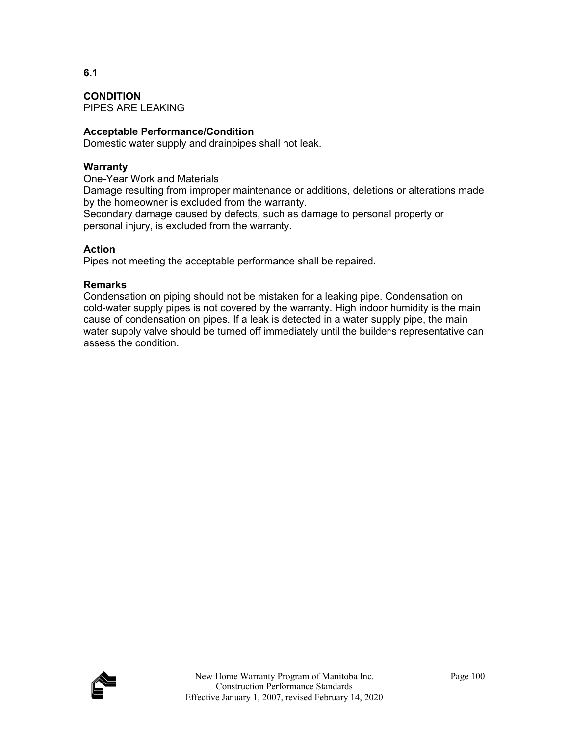**6.1**

**CONDITION**
PIPES ARE LEAKING

**Acceptable Performance/Condition**
Domestic water supply and drainpipes shall not leak.

**Warranty**
One-Year Work and Materials
Damage resulting from improper maintenance or additions, deletions or alterations made by the homeowner is excluded from the warranty.
Secondary damage caused by defects, such as damage to personal property or personal injury, is excluded from the warranty.

**Action**
Pipes not meeting the acceptable performance shall be repaired.

**Remarks**
Condensation on piping should not be mistaken for a leaking pipe. Condensation on cold-water supply pipes is not covered by the warranty. High indoor humidity is the main cause of condensation on pipes. If a leak is detected in a water supply pipe, the main water supply valve should be turned off immediately until the builder's representative can assess the condition.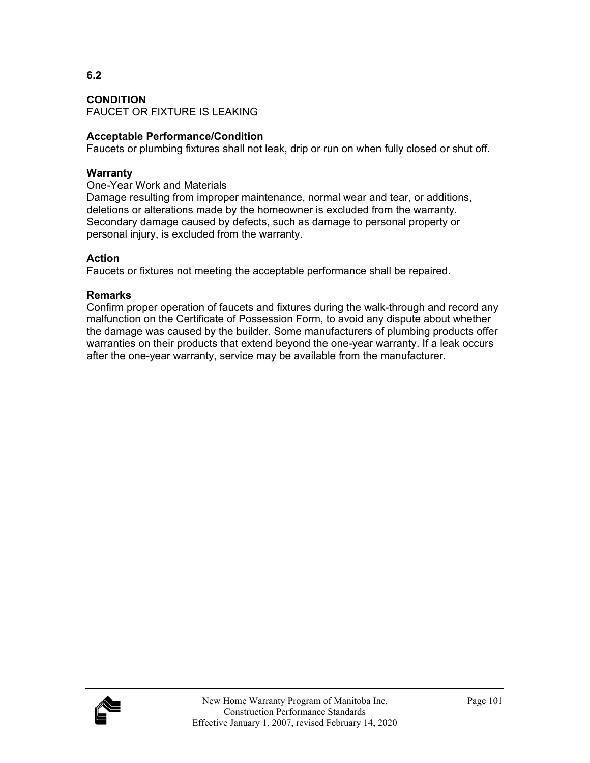**6.2**

**CONDITION**
FAUCET OR FIXTURE IS LEAKING

**Acceptable Performance/Condition**
Faucets or plumbing fixtures shall not leak, drip or run on when fully closed or shut off.

**Warranty**
One-Year Work and Materials
Damage resulting from improper maintenance, normal wear and tear, or additions, deletions or alterations made by the homeowner is excluded from the warranty. Secondary damage caused by defects, such as damage to personal property or personal injury, is excluded from the warranty.

**Action**
Faucets or fixtures not meeting the acceptable performance shall be repaired.

**Remarks**
Confirm proper operation of faucets and fixtures during the walk-through and record any malfunction on the Certificate of Possession Form, to avoid any dispute about whether the damage was caused by the builder. Some manufacturers of plumbing products offer warranties on their products that extend beyond the one-year warranty. If a leak occurs after the one-year warranty, service may be available from the manufacturer.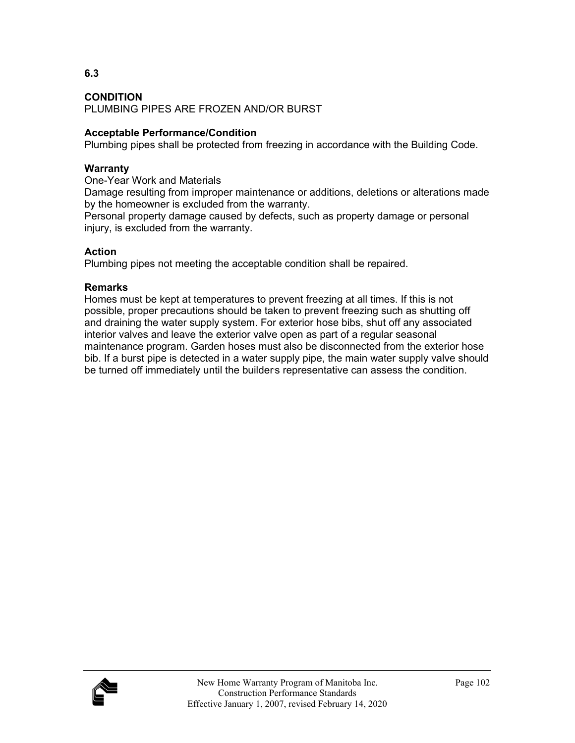**6.3**

**CONDITION**
PLUMBING PIPES ARE FROZEN AND/OR BURST

**Acceptable Performance/Condition**
Plumbing pipes shall be protected from freezing in accordance with the Building Code.

**Warranty**
One-Year Work and Materials
Damage resulting from improper maintenance or additions, deletions or alterations made by the homeowner is excluded from the warranty.
Personal property damage caused by defects, such as property damage or personal injury, is excluded from the warranty.

**Action**
Plumbing pipes not meeting the acceptable condition shall be repaired.

**Remarks**
Homes must be kept at temperatures to prevent freezing at all times. If this is not possible, proper precautions should be taken to prevent freezing such as shutting off and draining the water supply system. For exterior hose bibs, shut off any associated interior valves and leave the exterior valve open as part of a regular seasonal maintenance program. Garden hoses must also be disconnected from the exterior hose bib. If a burst pipe is detected in a water supply pipe, the main water supply valve should be turned off immediately until the builders representative can assess the condition.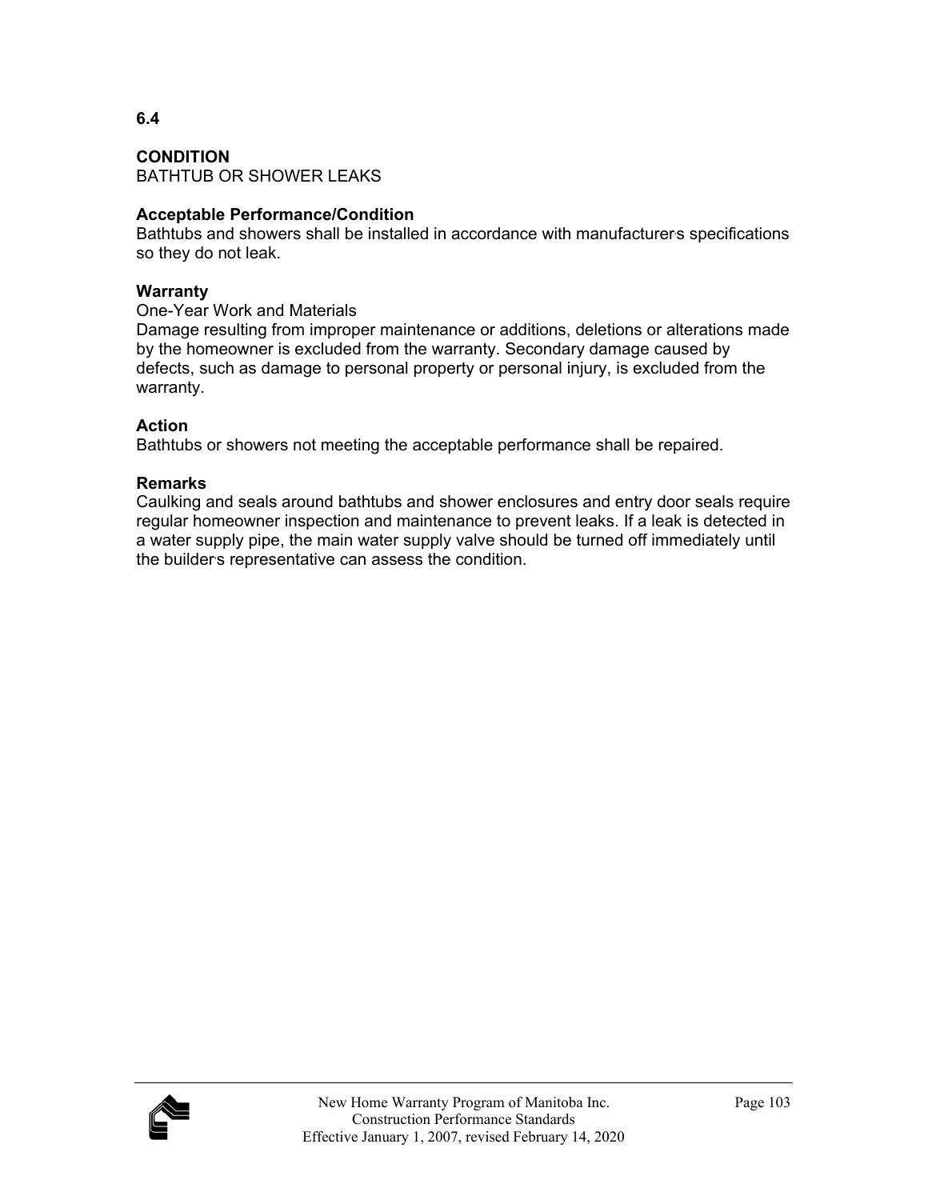**6.4**

**CONDITION**
BATHTUB OR SHOWER LEAKS

**Acceptable Performance/Condition**
Bathtubs and showers shall be installed in accordance with manufacturer's specifications so they do not leak.

**Warranty**
One-Year Work and Materials
Damage resulting from improper maintenance or additions, deletions or alterations made by the homeowner is excluded from the warranty. Secondary damage caused by defects, such as damage to personal property or personal injury, is excluded from the warranty.

**Action**
Bathtubs or showers not meeting the acceptable performance shall be repaired.

**Remarks**
Caulking and seals around bathtubs and shower enclosures and entry door seals require regular homeowner inspection and maintenance to prevent leaks. If a leak is detected in a water supply pipe, the main water supply valve should be turned off immediately until the builder's representative can assess the condition.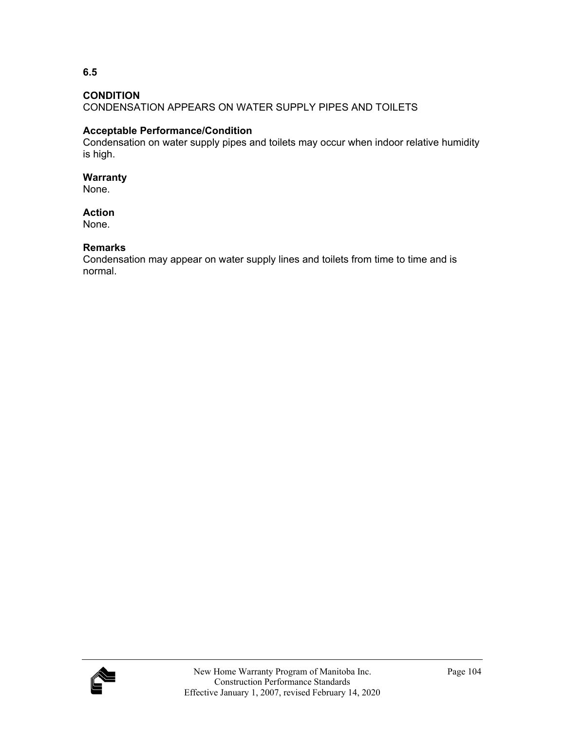**6.5**

**CONDITION**
CONDENSATION APPEARS ON WATER SUPPLY PIPES AND TOILETS

**Acceptable Performance/Condition**
Condensation on water supply pipes and toilets may occur when indoor relative humidity is high.

**Warranty**
None.

**Action**
None.

**Remarks**
Condensation may appear on water supply lines and toilets from time to time and is normal.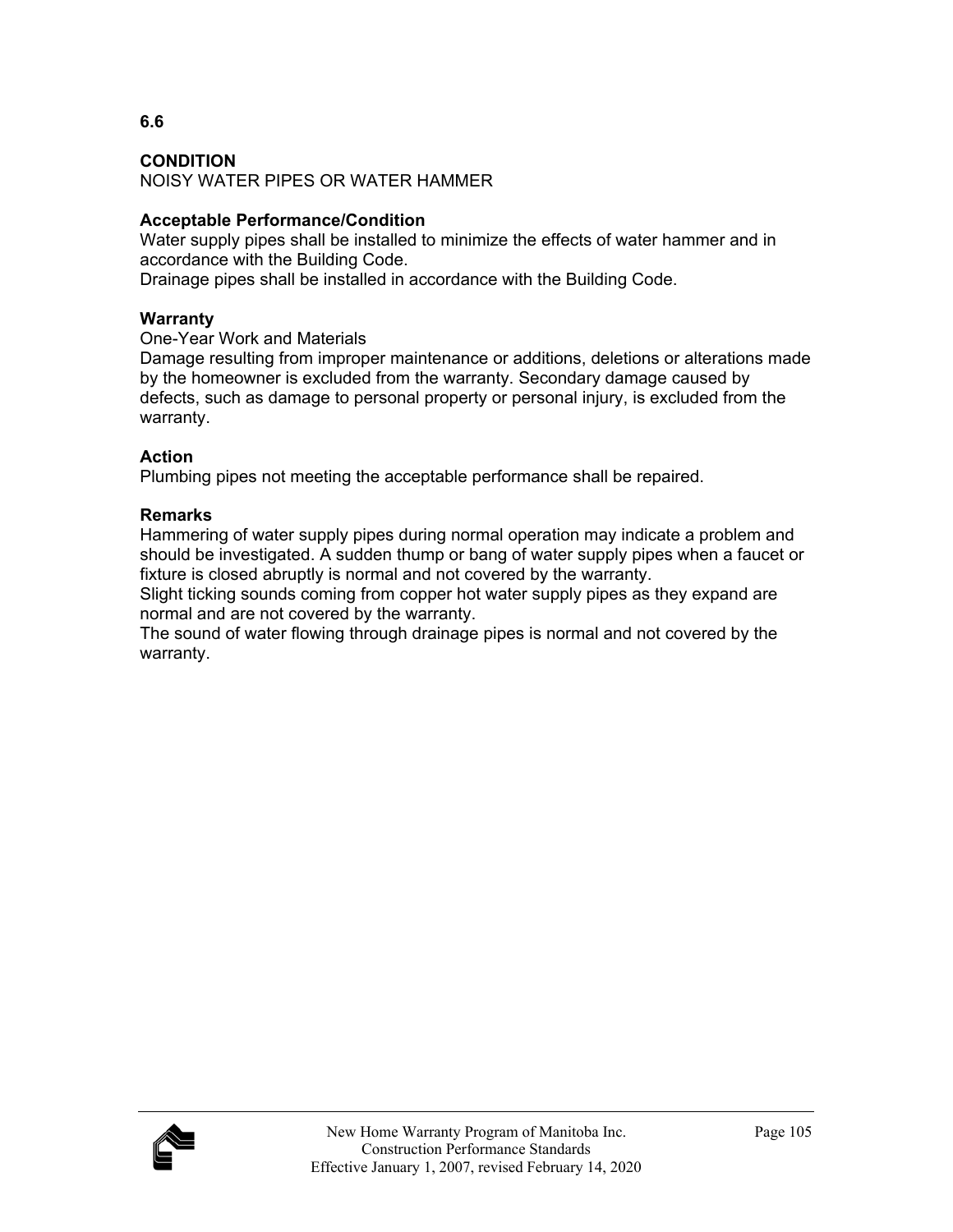**6.6**

**CONDITION**
NOISY WATER PIPES OR WATER HAMMER

**Acceptable Performance/Condition**
Water supply pipes shall be installed to minimize the effects of water hammer and in accordance with the Building Code.
Drainage pipes shall be installed in accordance with the Building Code.

**Warranty**
One-Year Work and Materials
Damage resulting from improper maintenance or additions, deletions or alterations made by the homeowner is excluded from the warranty. Secondary damage caused by defects, such as damage to personal property or personal injury, is excluded from the warranty.

**Action**
Plumbing pipes not meeting the acceptable performance shall be repaired.

**Remarks**
Hammering of water supply pipes during normal operation may indicate a problem and should be investigated. A sudden thump or bang of water supply pipes when a faucet or fixture is closed abruptly is normal and not covered by the warranty.
Slight ticking sounds coming from copper hot water supply pipes as they expand are normal and are not covered by the warranty.
The sound of water flowing through drainage pipes is normal and not covered by the warranty.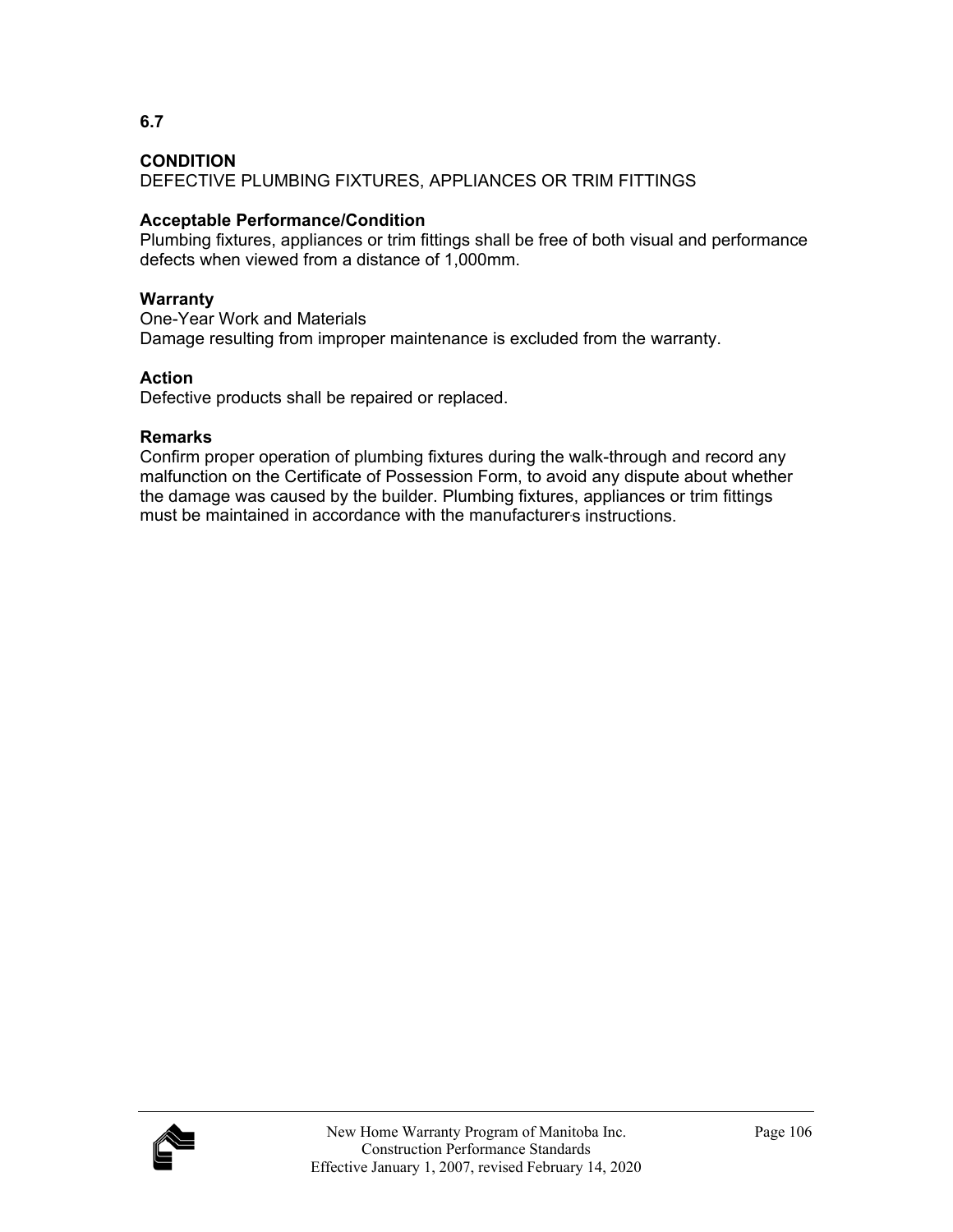**6.7**

**CONDITION**
DEFECTIVE PLUMBING FIXTURES, APPLIANCES OR TRIM FITTINGS

**Acceptable Performance/Condition**
Plumbing fixtures, appliances or trim fittings shall be free of both visual and performance defects when viewed from a distance of 1,000mm.

**Warranty**
One-Year Work and Materials
Damage resulting from improper maintenance is excluded from the warranty.

**Action**
Defective products shall be repaired or replaced.

**Remarks**
Confirm proper operation of plumbing fixtures during the walk-through and record any malfunction on the Certificate of Possession Form, to avoid any dispute about whether the damage was caused by the builder. Plumbing fixtures, appliances or trim fittings must be maintained in accordance with the manufacturer's instructions.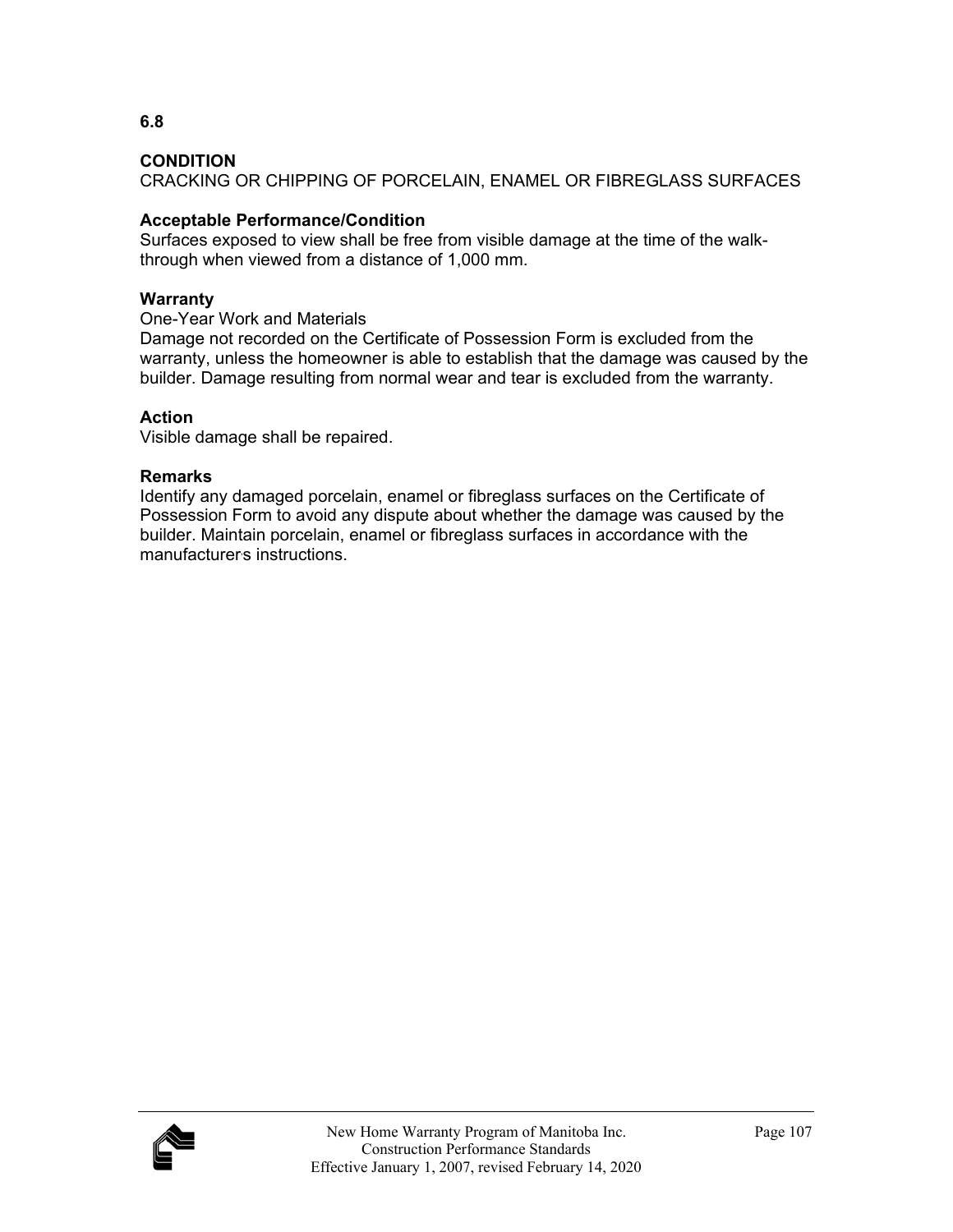**6.8**

**CONDITION**
CRACKING OR CHIPPING OF PORCELAIN, ENAMEL OR FIBREGLASS SURFACES

**Acceptable Performance/Condition**
Surfaces exposed to view shall be free from visible damage at the time of the walk-through when viewed from a distance of 1,000 mm.

**Warranty**
One-Year Work and Materials
Damage not recorded on the Certificate of Possession Form is excluded from the warranty, unless the homeowner is able to establish that the damage was caused by the builder. Damage resulting from normal wear and tear is excluded from the warranty.

**Action**
Visible damage shall be repaired.

**Remarks**
Identify any damaged porcelain, enamel or fibreglass surfaces on the Certificate of Possession Form to avoid any dispute about whether the damage was caused by the builder. Maintain porcelain, enamel or fibreglass surfaces in accordance with the manufacturer's instructions.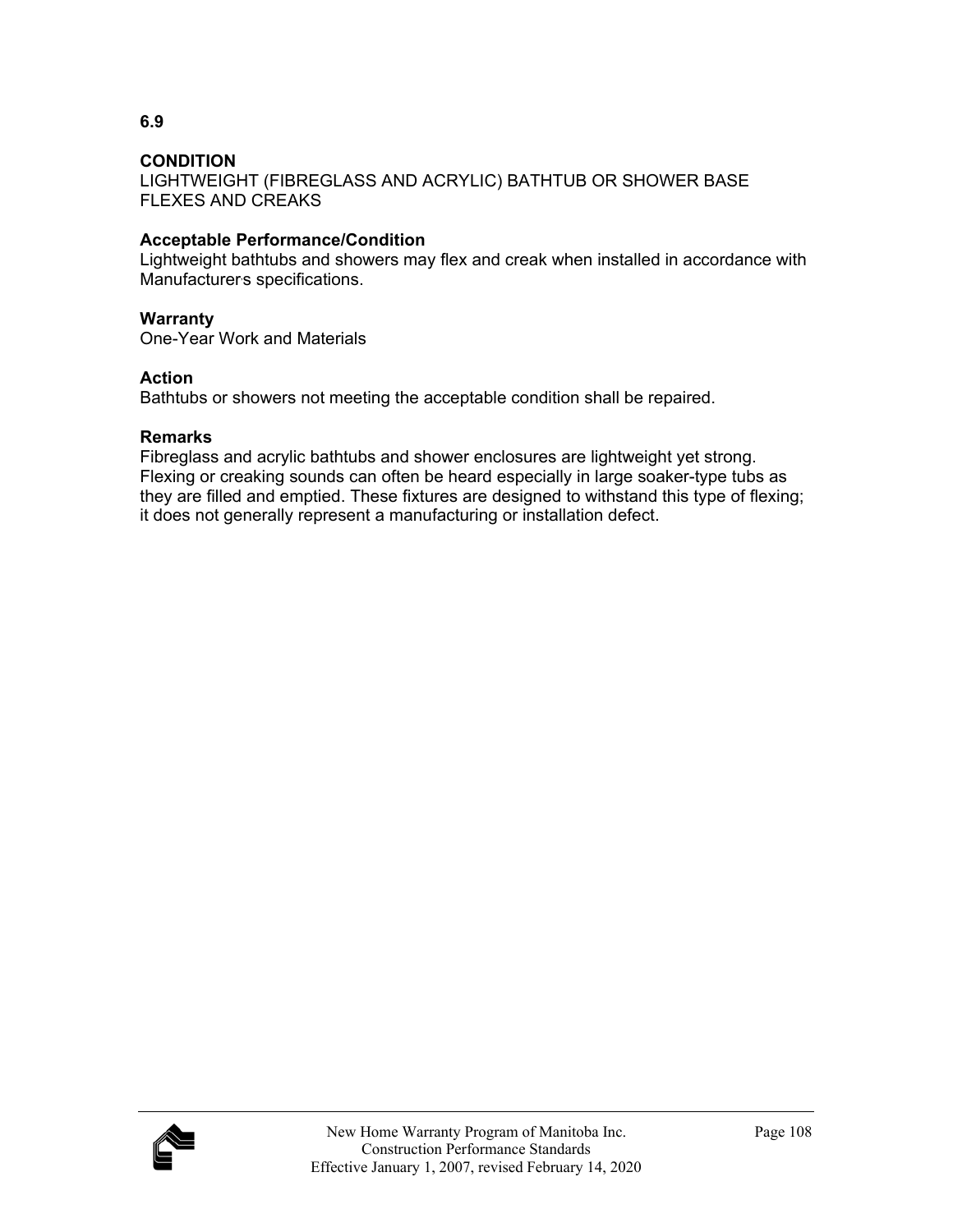**6.9**

**CONDITION**
LIGHTWEIGHT (FIBREGLASS AND ACRYLIC) BATHTUB OR SHOWER BASE FLEXES AND CREAKS

**Acceptable Performance/Condition**
Lightweight bathtubs and showers may flex and creak when installed in accordance with Manufacturer's specifications.

**Warranty**
One-Year Work and Materials

**Action**
Bathtubs or showers not meeting the acceptable condition shall be repaired.

**Remarks**
Fibreglass and acrylic bathtubs and shower enclosures are lightweight yet strong. Flexing or creaking sounds can often be heard especially in large soaker-type tubs as they are filled and emptied. These fixtures are designed to withstand this type of flexing; it does not generally represent a manufacturing or installation defect.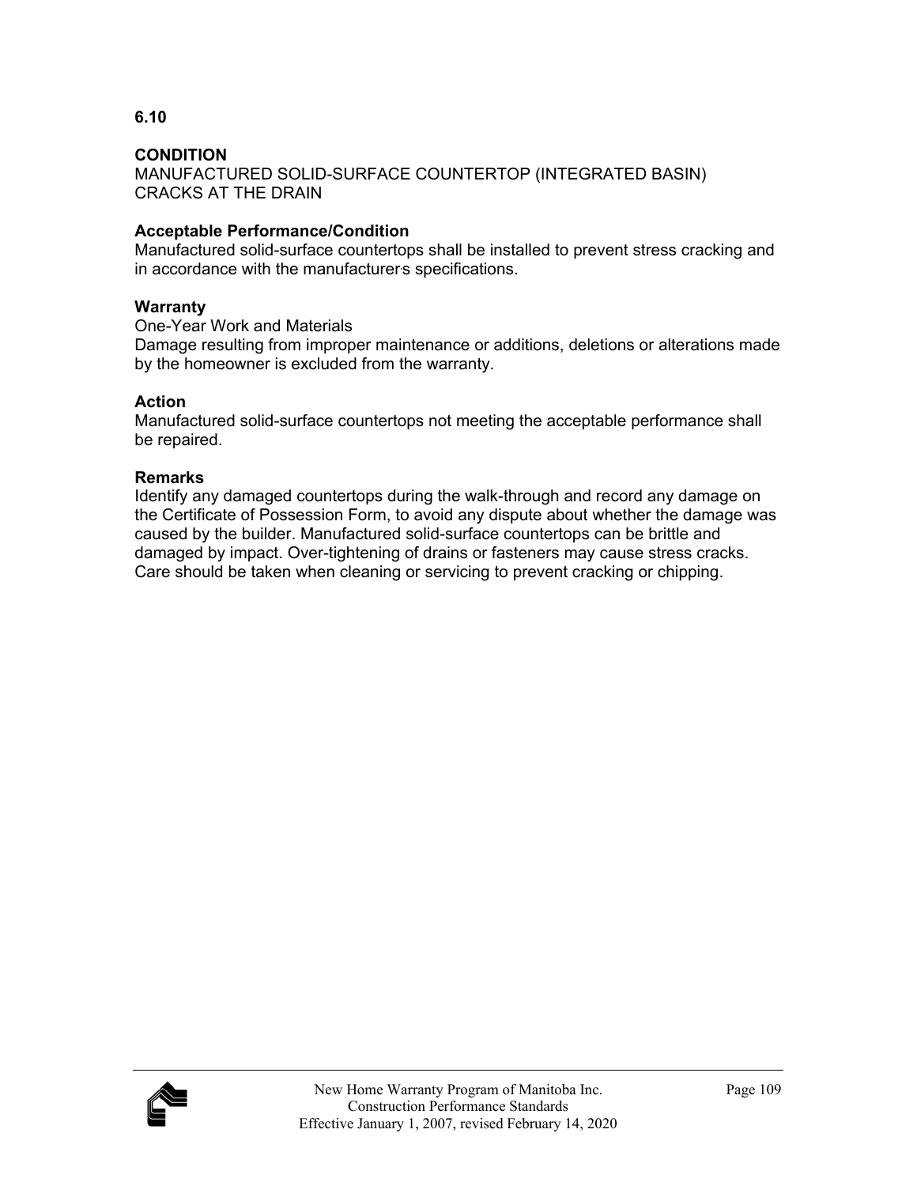**6.10**

**CONDITION**

MANUFACTURED SOLID-SURFACE COUNTERTOP (INTEGRATED BASIN) CRACKS AT THE DRAIN

**Acceptable Performance/Condition**

Manufactured solid-surface countertops shall be installed to prevent stress cracking and in accordance with the manufacturer's specifications.

**Warranty**

One-Year Work and Materials

Damage resulting from improper maintenance or additions, deletions or alterations made by the homeowner is excluded from the warranty.

**Action**

Manufactured solid-surface countertops not meeting the acceptable performance shall be repaired.

**Remarks**

Identify any damaged countertops during the walk-through and record any damage on the Certificate of Possession Form, to avoid any dispute about whether the damage was caused by the builder. Manufactured solid-surface countertops can be brittle and damaged by impact. Over-tightening of drains or fasteners may cause stress cracks. Care should be taken when cleaning or servicing to prevent cracking or chipping.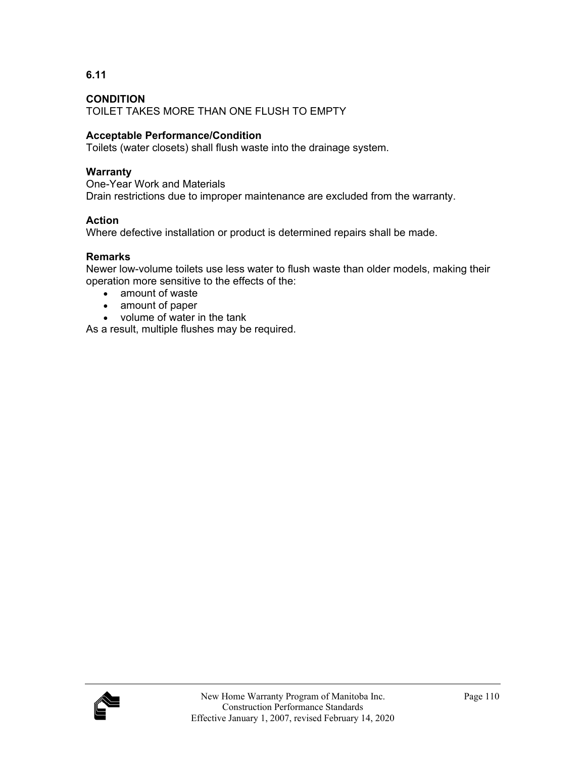**6.11**

**CONDITION**
TOILET TAKES MORE THAN ONE FLUSH TO EMPTY

**Acceptable Performance/Condition**
Toilets (water closets) shall flush waste into the drainage system.

**Warranty**
One-Year Work and Materials
Drain restrictions due to improper maintenance are excluded from the warranty.

**Action**
Where defective installation or product is determined repairs shall be made.

**Remarks**
Newer low-volume toilets use less water to flush waste than older models, making their operation more sensitive to the effects of the:

- amount of waste
- amount of paper
- volume of water in the tank

As a result, multiple flushes may be required.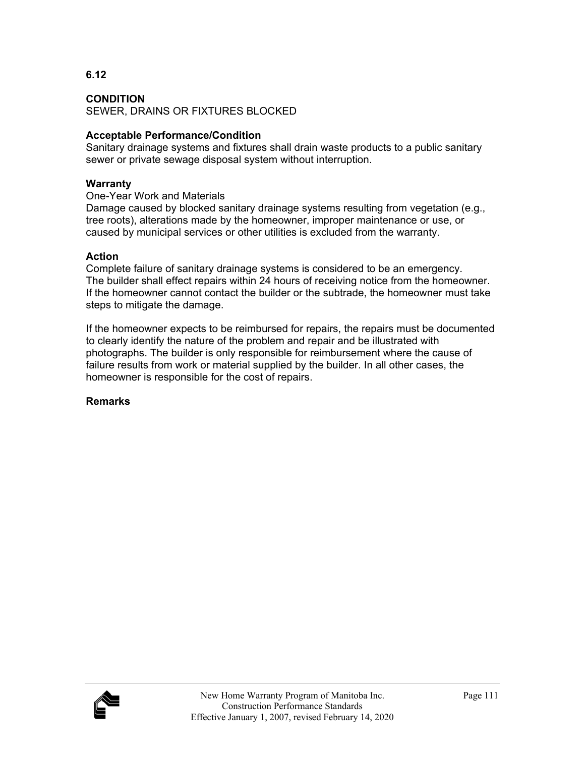**6.12**

**CONDITION**
SEWER, DRAINS OR FIXTURES BLOCKED

**Acceptable Performance/Condition**
Sanitary drainage systems and fixtures shall drain waste products to a public sanitary sewer or private sewage disposal system without interruption.

**Warranty**
One-Year Work and Materials
Damage caused by blocked sanitary drainage systems resulting from vegetation (e.g., tree roots), alterations made by the homeowner, improper maintenance or use, or caused by municipal services or other utilities is excluded from the warranty.

**Action**
Complete failure of sanitary drainage systems is considered to be an emergency. The builder shall effect repairs within 24 hours of receiving notice from the homeowner. If the homeowner cannot contact the builder or the subtrade, the homeowner must take steps to mitigate the damage.

If the homeowner expects to be reimbursed for repairs, the repairs must be documented to clearly identify the nature of the problem and repair and be illustrated with photographs. The builder is only responsible for reimbursement where the cause of failure results from work or material supplied by the builder. In all other cases, the homeowner is responsible for the cost of repairs.

**Remarks**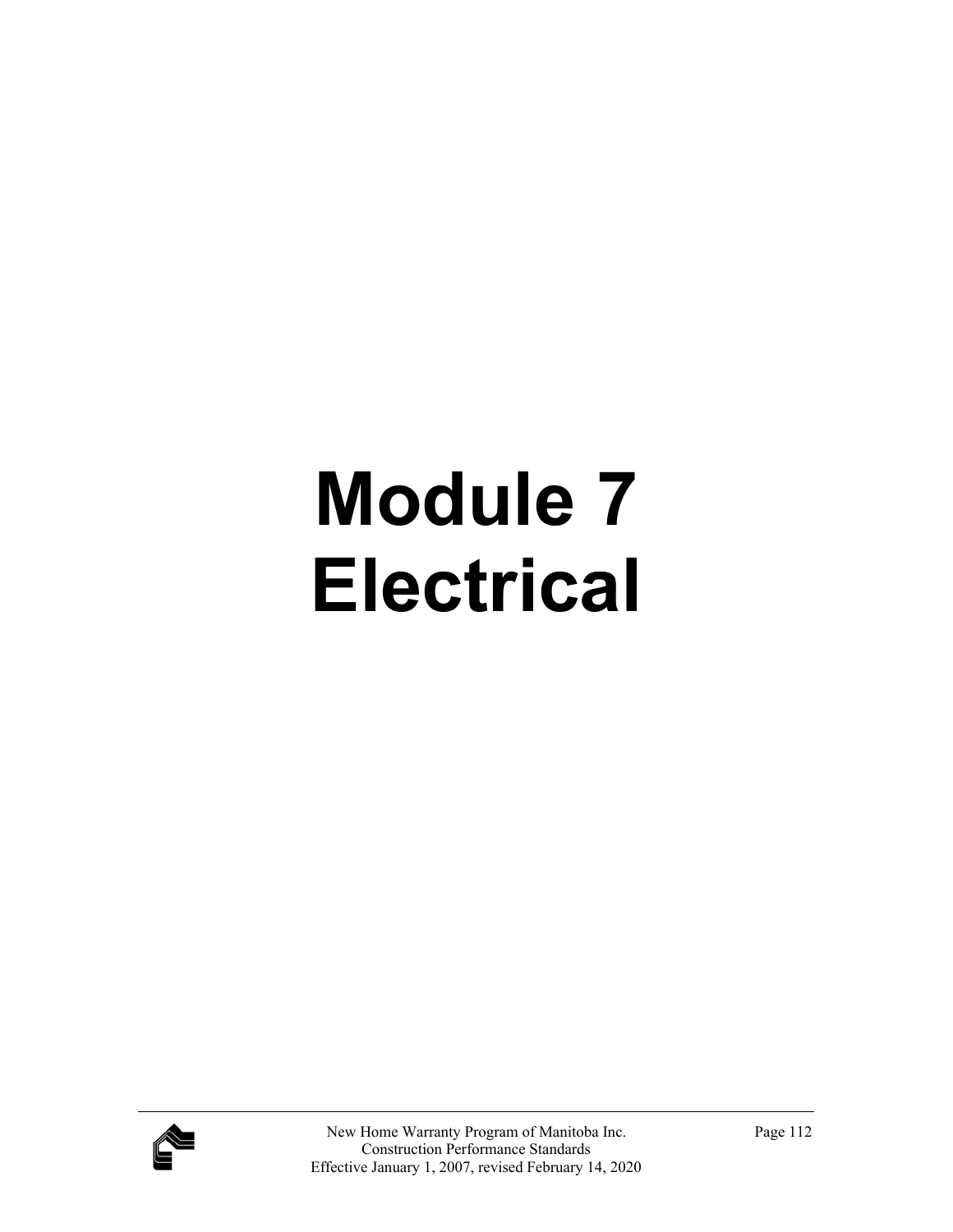# Module 7
# Electrical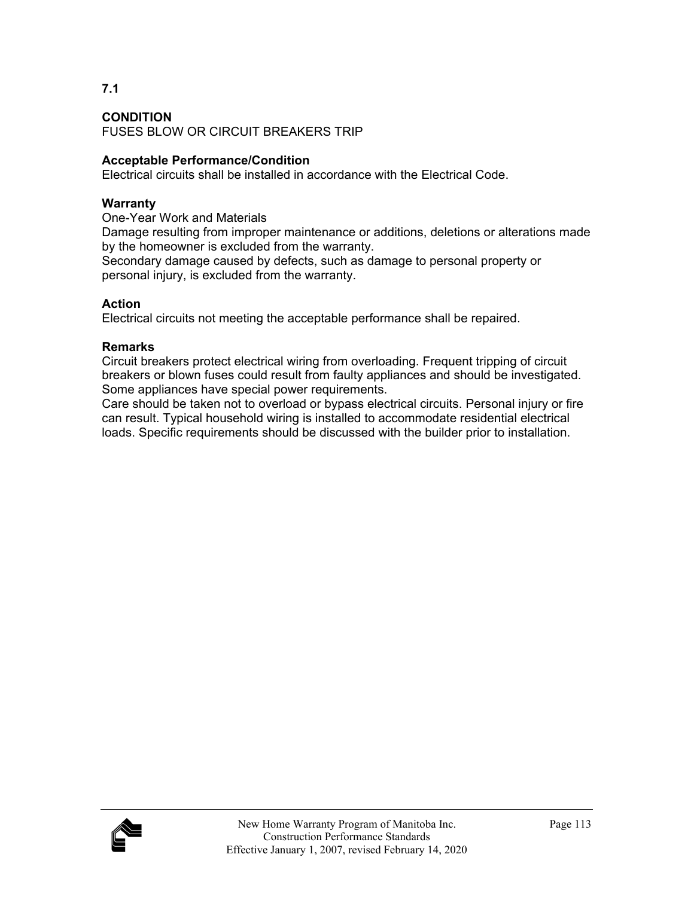**7.1**

**CONDITION**
FUSES BLOW OR CIRCUIT BREAKERS TRIP

**Acceptable Performance/Condition**
Electrical circuits shall be installed in accordance with the Electrical Code.

**Warranty**
One-Year Work and Materials
Damage resulting from improper maintenance or additions, deletions or alterations made by the homeowner is excluded from the warranty.
Secondary damage caused by defects, such as damage to personal property or personal injury, is excluded from the warranty.

**Action**
Electrical circuits not meeting the acceptable performance shall be repaired.

**Remarks**
Circuit breakers protect electrical wiring from overloading. Frequent tripping of circuit breakers or blown fuses could result from faulty appliances and should be investigated. Some appliances have special power requirements.
Care should be taken not to overload or bypass electrical circuits. Personal injury or fire can result. Typical household wiring is installed to accommodate residential electrical loads. Specific requirements should be discussed with the builder prior to installation.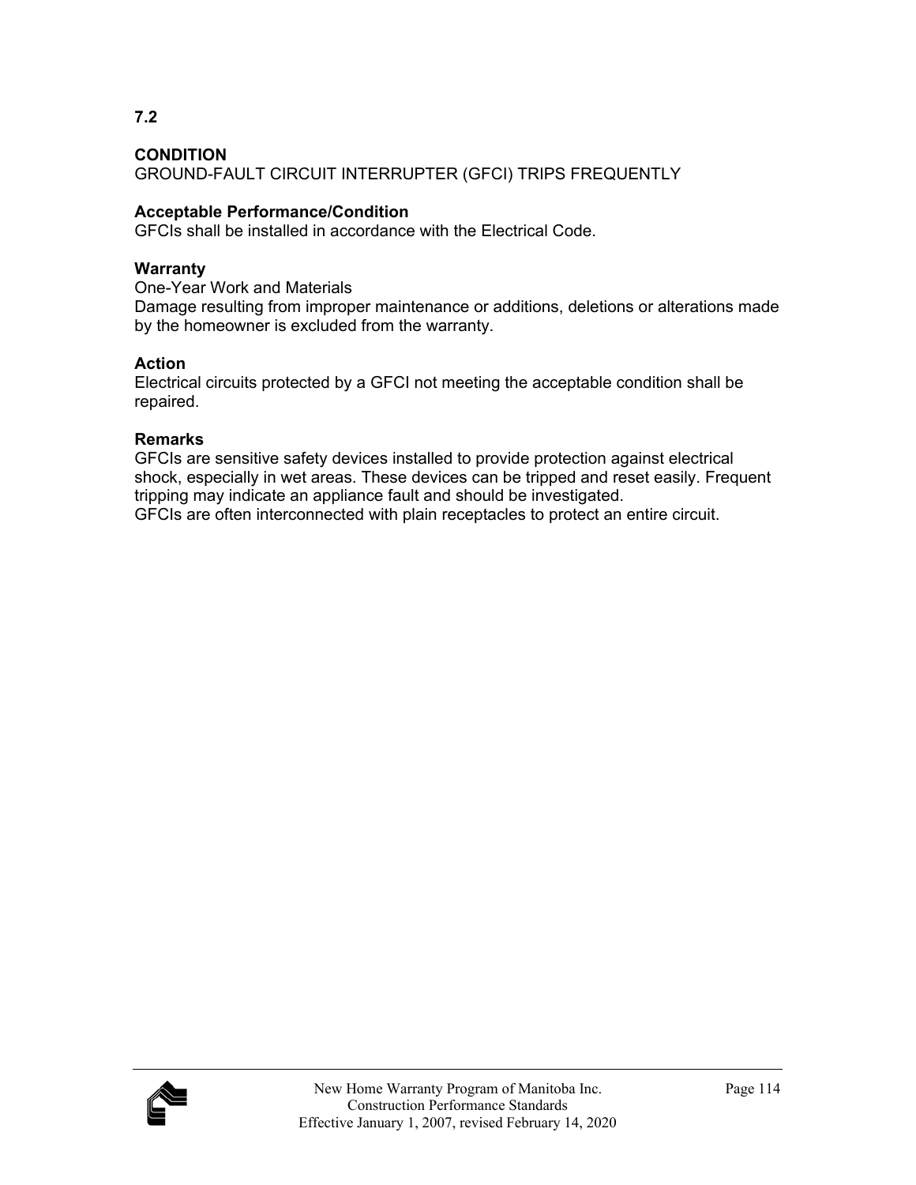**7.2**

**CONDITION**
GROUND-FAULT CIRCUIT INTERRUPTER (GFCI) TRIPS FREQUENTLY

**Acceptable Performance/Condition**
GFCIs shall be installed in accordance with the Electrical Code.

**Warranty**
One-Year Work and Materials
Damage resulting from improper maintenance or additions, deletions or alterations made by the homeowner is excluded from the warranty.

**Action**
Electrical circuits protected by a GFCI not meeting the acceptable condition shall be repaired.

**Remarks**
GFCIs are sensitive safety devices installed to provide protection against electrical shock, especially in wet areas. These devices can be tripped and reset easily. Frequent tripping may indicate an appliance fault and should be investigated.
GFCIs are often interconnected with plain receptacles to protect an entire circuit.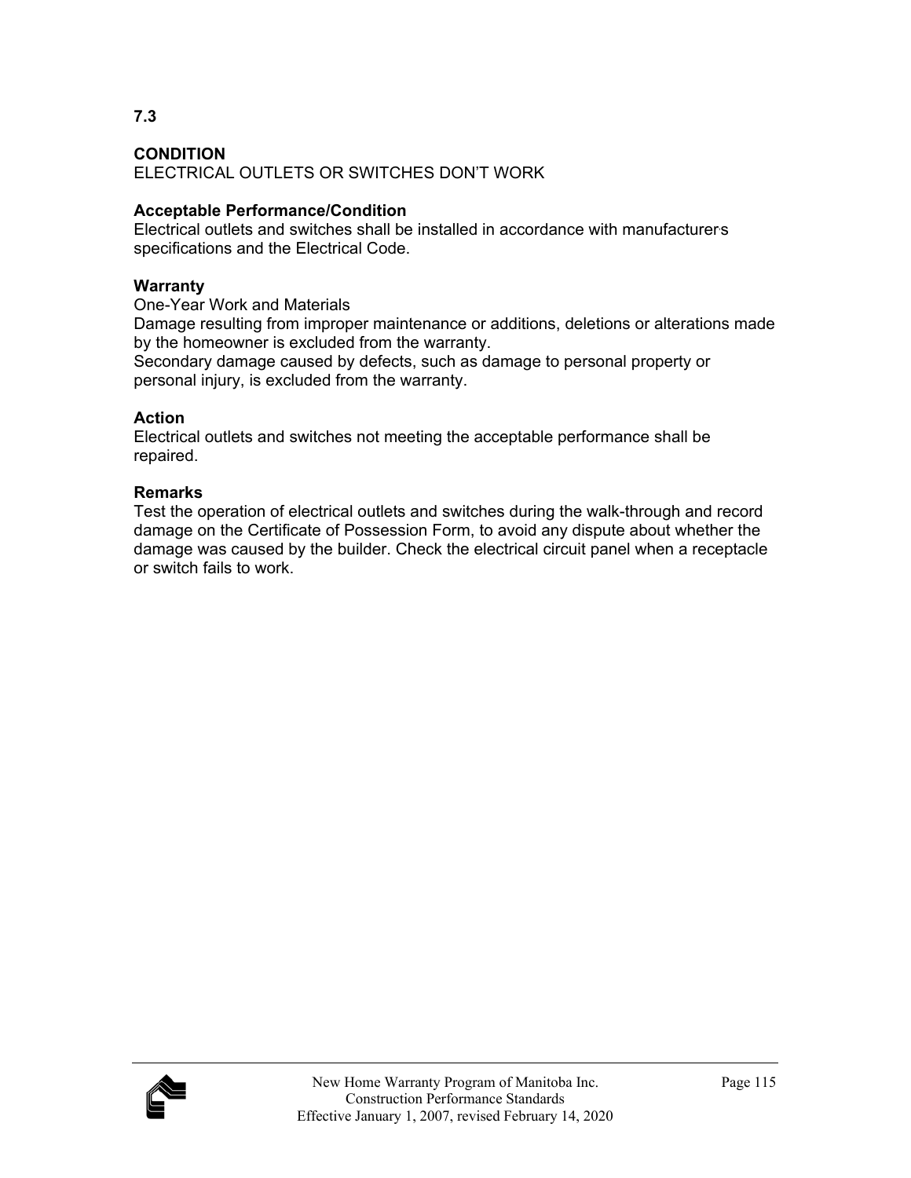**7.3**

**CONDITION**
ELECTRICAL OUTLETS OR SWITCHES DON'T WORK

**Acceptable Performance/Condition**
Electrical outlets and switches shall be installed in accordance with manufacturer's specifications and the Electrical Code.

**Warranty**
One-Year Work and Materials
Damage resulting from improper maintenance or additions, deletions or alterations made by the homeowner is excluded from the warranty.
Secondary damage caused by defects, such as damage to personal property or personal injury, is excluded from the warranty.

**Action**
Electrical outlets and switches not meeting the acceptable performance shall be repaired.

**Remarks**
Test the operation of electrical outlets and switches during the walk-through and record damage on the Certificate of Possession Form, to avoid any dispute about whether the damage was caused by the builder. Check the electrical circuit panel when a receptacle or switch fails to work.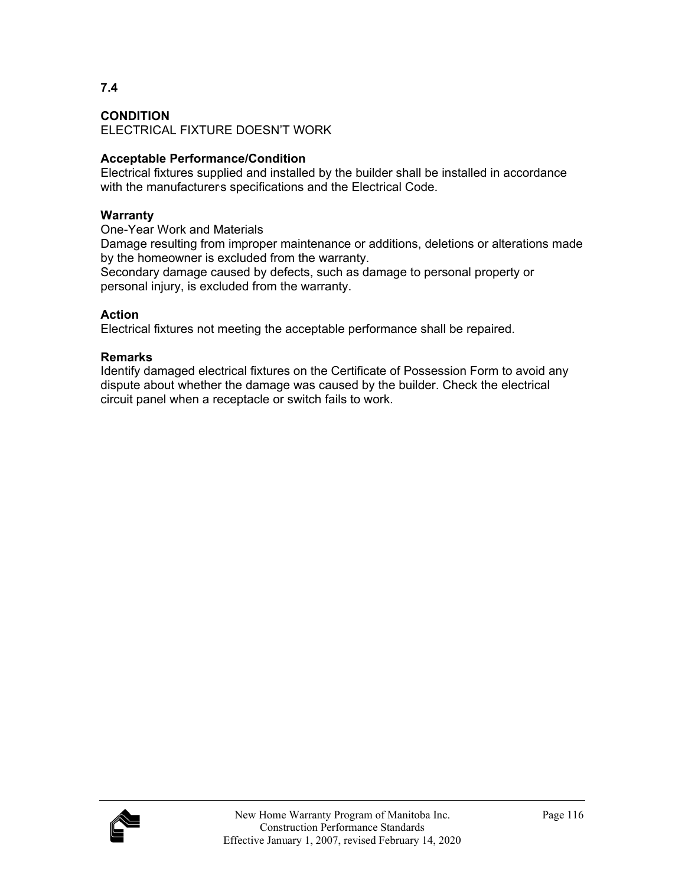## 7.4

**CONDITION**
ELECTRICAL FIXTURE DOESN'T WORK

**Acceptable Performance/Condition**
Electrical fixtures supplied and installed by the builder shall be installed in accordance with the manufacturer's specifications and the Electrical Code.

**Warranty**
One-Year Work and Materials
Damage resulting from improper maintenance or additions, deletions or alterations made by the homeowner is excluded from the warranty.
Secondary damage caused by defects, such as damage to personal property or personal injury, is excluded from the warranty.

**Action**
Electrical fixtures not meeting the acceptable performance shall be repaired.

**Remarks**
Identify damaged electrical fixtures on the Certificate of Possession Form to avoid any dispute about whether the damage was caused by the builder. Check the electrical circuit panel when a receptacle or switch fails to work.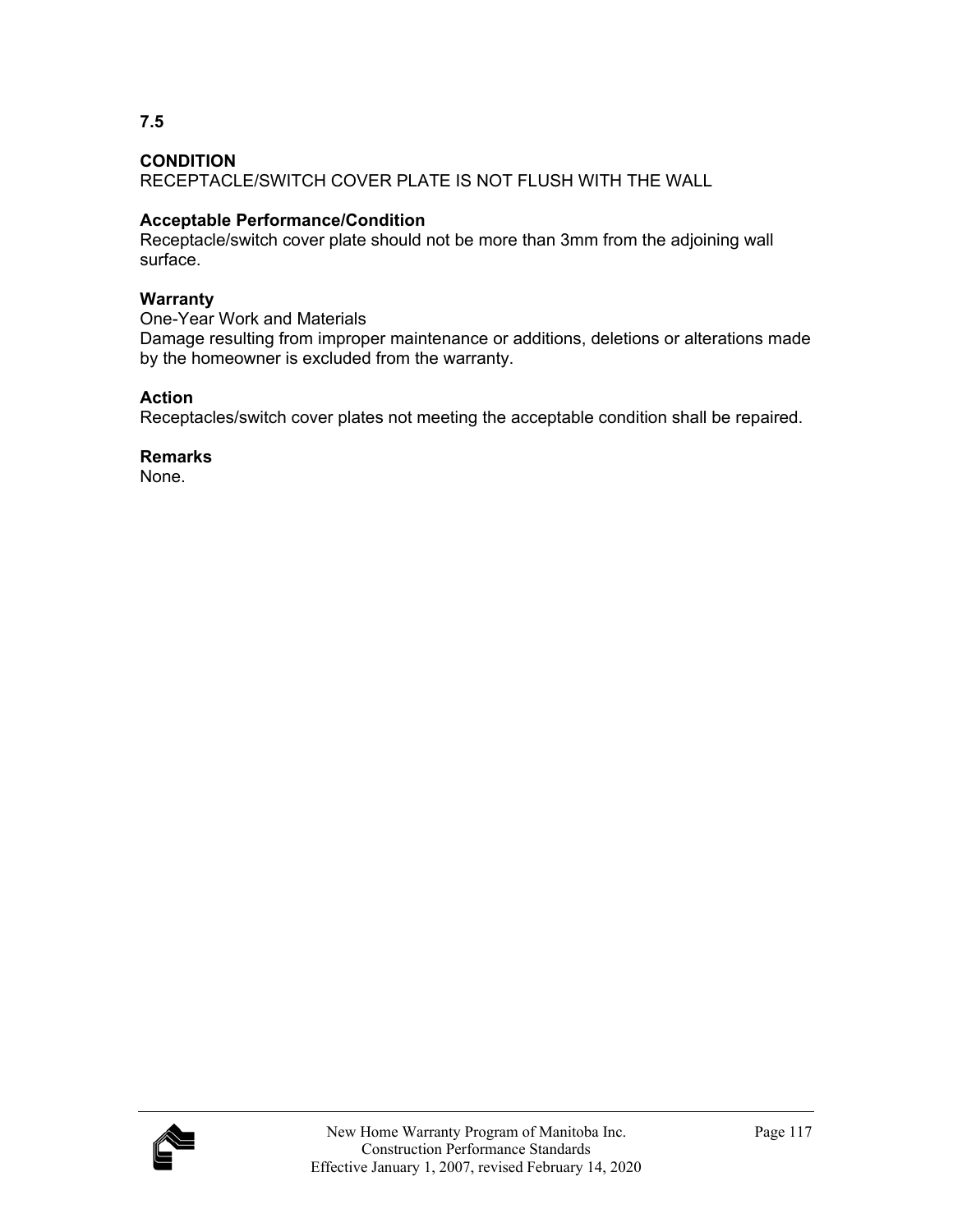**7.5**

**CONDITION**
RECEPTACLE/SWITCH COVER PLATE IS NOT FLUSH WITH THE WALL

**Acceptable Performance/Condition**
Receptacle/switch cover plate should not be more than 3mm from the adjoining wall surface.

**Warranty**
One-Year Work and Materials
Damage resulting from improper maintenance or additions, deletions or alterations made by the homeowner is excluded from the warranty.

**Action**
Receptacles/switch cover plates not meeting the acceptable condition shall be repaired.

**Remarks**
None.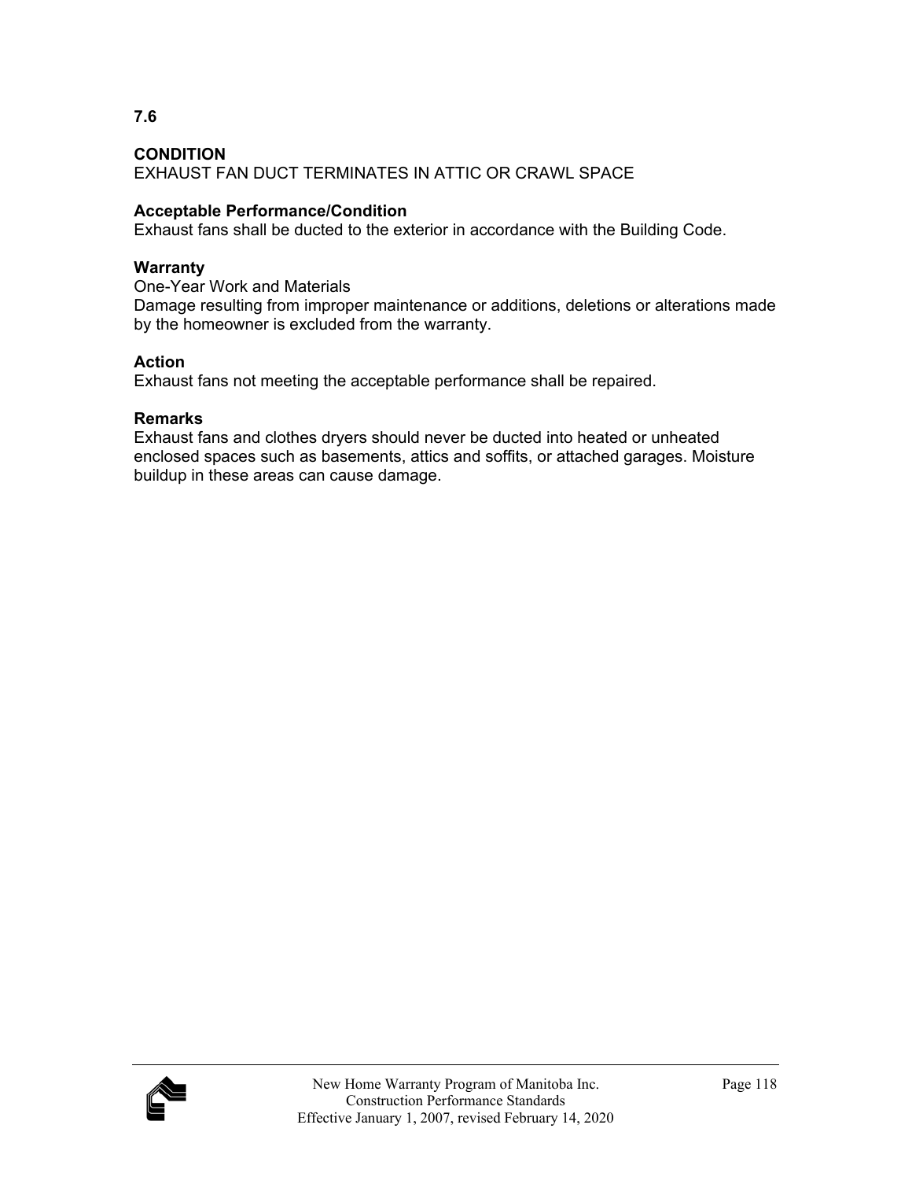**7.6**

**CONDITION**
EXHAUST FAN DUCT TERMINATES IN ATTIC OR CRAWL SPACE

**Acceptable Performance/Condition**
Exhaust fans shall be ducted to the exterior in accordance with the Building Code.

**Warranty**
One-Year Work and Materials
Damage resulting from improper maintenance or additions, deletions or alterations made by the homeowner is excluded from the warranty.

**Action**
Exhaust fans not meeting the acceptable performance shall be repaired.

**Remarks**
Exhaust fans and clothes dryers should never be ducted into heated or unheated enclosed spaces such as basements, attics and soffits, or attached garages. Moisture buildup in these areas can cause damage.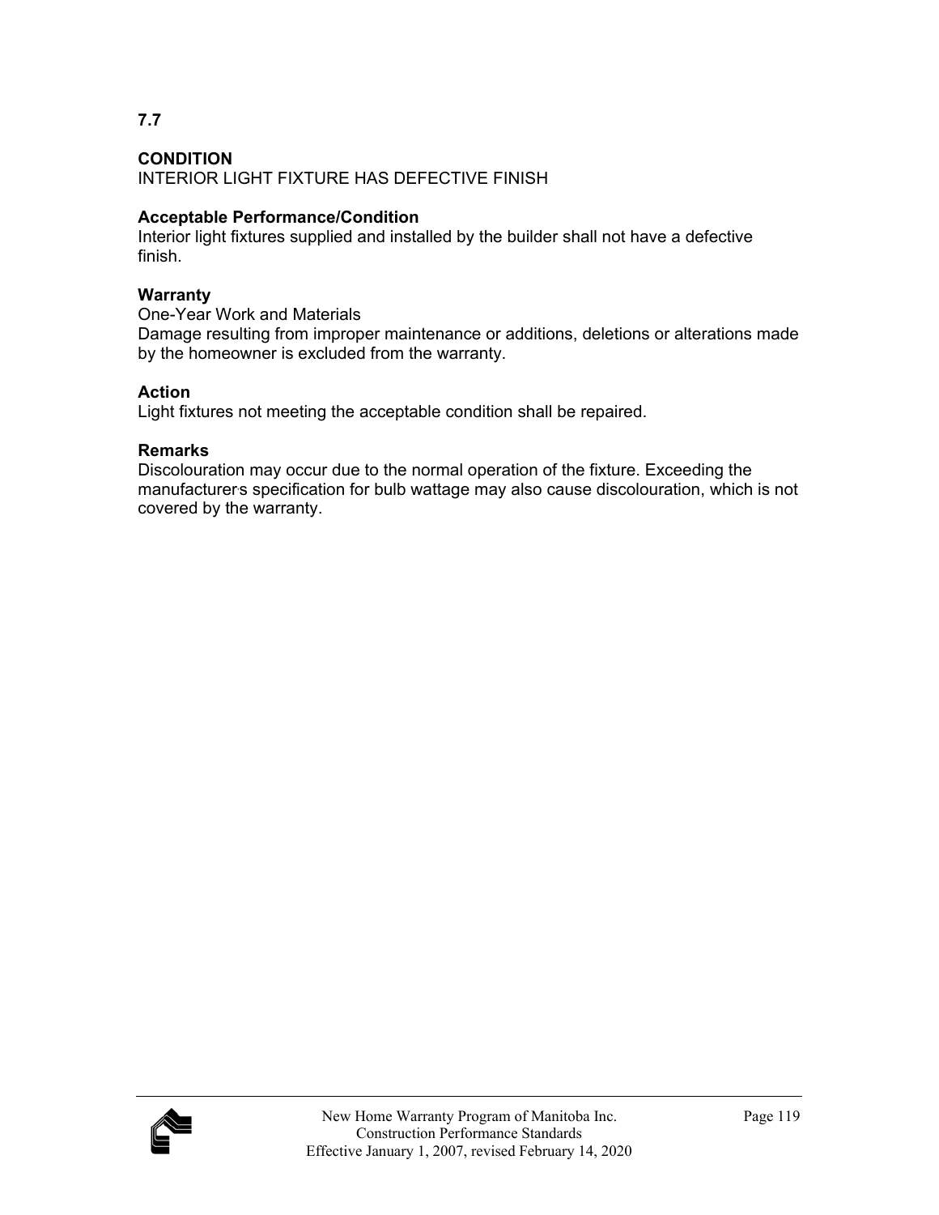**7.7**

**CONDITION**
INTERIOR LIGHT FIXTURE HAS DEFECTIVE FINISH

**Acceptable Performance/Condition**
Interior light fixtures supplied and installed by the builder shall not have a defective finish.

**Warranty**
One-Year Work and Materials
Damage resulting from improper maintenance or additions, deletions or alterations made by the homeowner is excluded from the warranty.

**Action**
Light fixtures not meeting the acceptable condition shall be repaired.

**Remarks**
Discolouration may occur due to the normal operation of the fixture. Exceeding the manufacturers specification for bulb wattage may also cause discolouration, which is not covered by the warranty.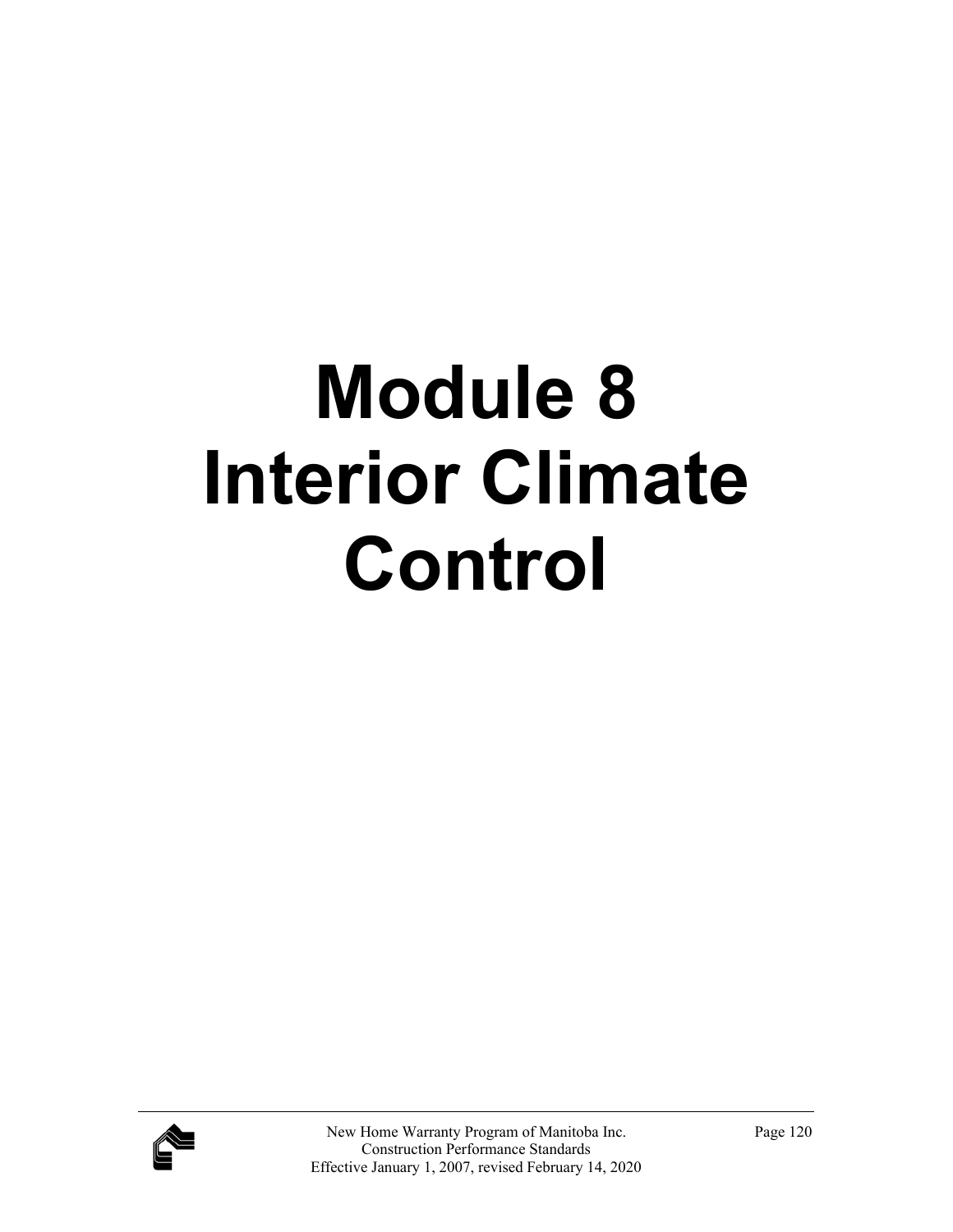# Module 8 Interior Climate Control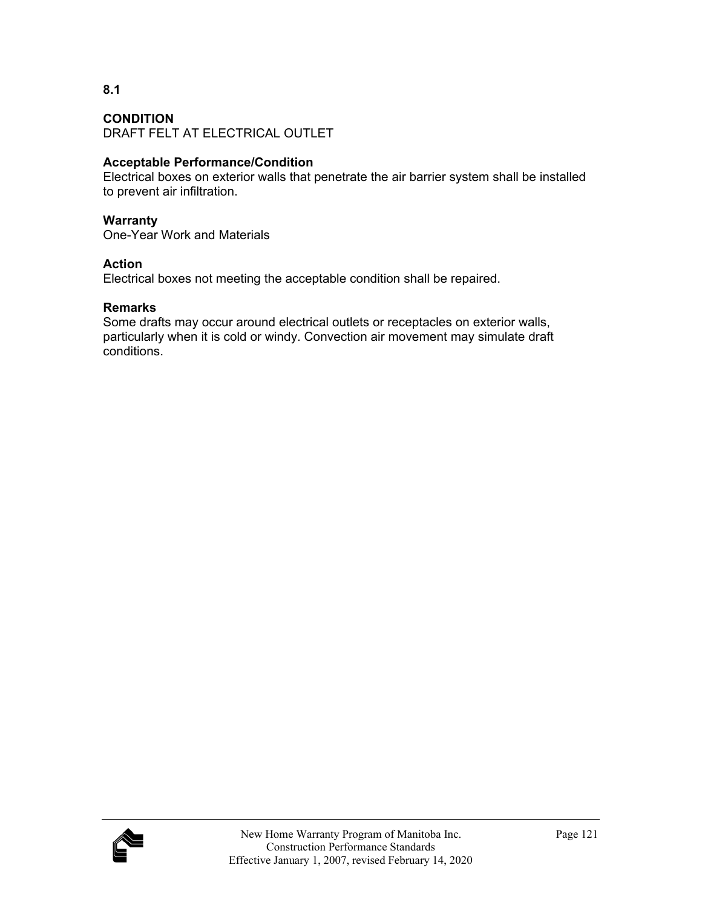**8.1**

**CONDITION**
DRAFT FELT AT ELECTRICAL OUTLET

**Acceptable Performance/Condition**
Electrical boxes on exterior walls that penetrate the air barrier system shall be installed to prevent air infiltration.

**Warranty**
One-Year Work and Materials

**Action**
Electrical boxes not meeting the acceptable condition shall be repaired.

**Remarks**
Some drafts may occur around electrical outlets or receptacles on exterior walls, particularly when it is cold or windy. Convection air movement may simulate draft conditions.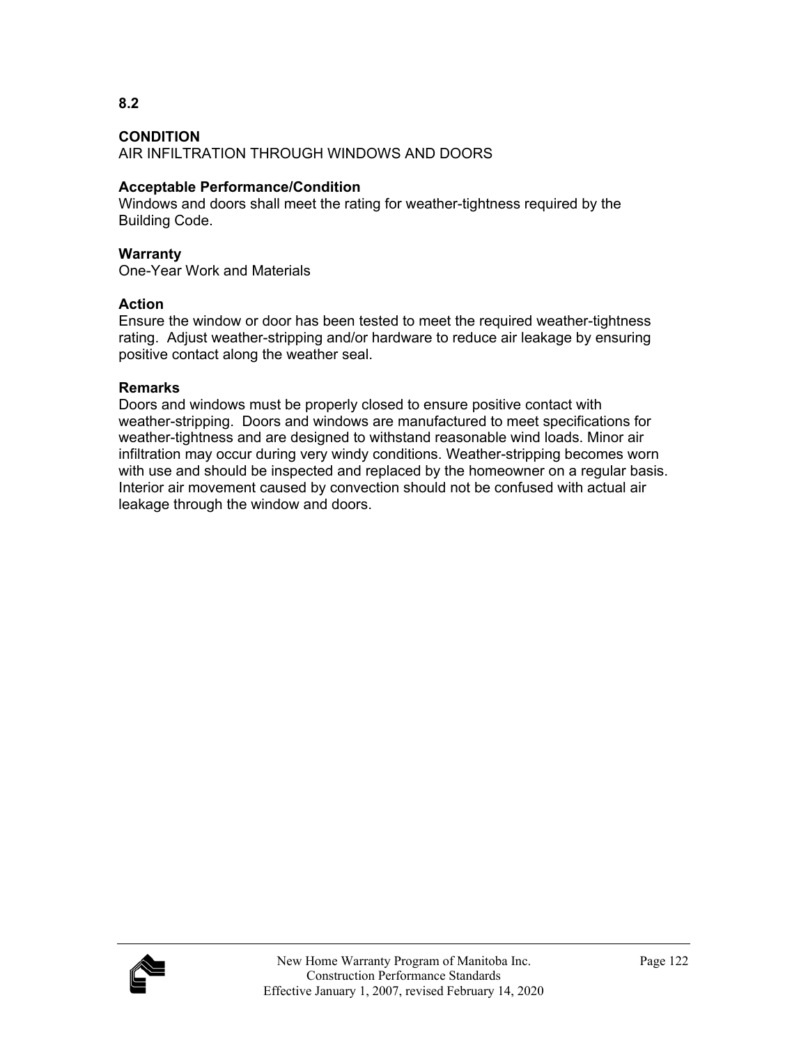**8.2**

**CONDITION**
AIR INFILTRATION THROUGH WINDOWS AND DOORS

**Acceptable Performance/Condition**
Windows and doors shall meet the rating for weather-tightness required by the Building Code.

**Warranty**
One-Year Work and Materials

**Action**
Ensure the window or door has been tested to meet the required weather-tightness rating. Adjust weather-stripping and/or hardware to reduce air leakage by ensuring positive contact along the weather seal.

**Remarks**
Doors and windows must be properly closed to ensure positive contact with weather-stripping. Doors and windows are manufactured to meet specifications for weather-tightness and are designed to withstand reasonable wind loads. Minor air infiltration may occur during very windy conditions. Weather-stripping becomes worn with use and should be inspected and replaced by the homeowner on a regular basis. Interior air movement caused by convection should not be confused with actual air leakage through the window and doors.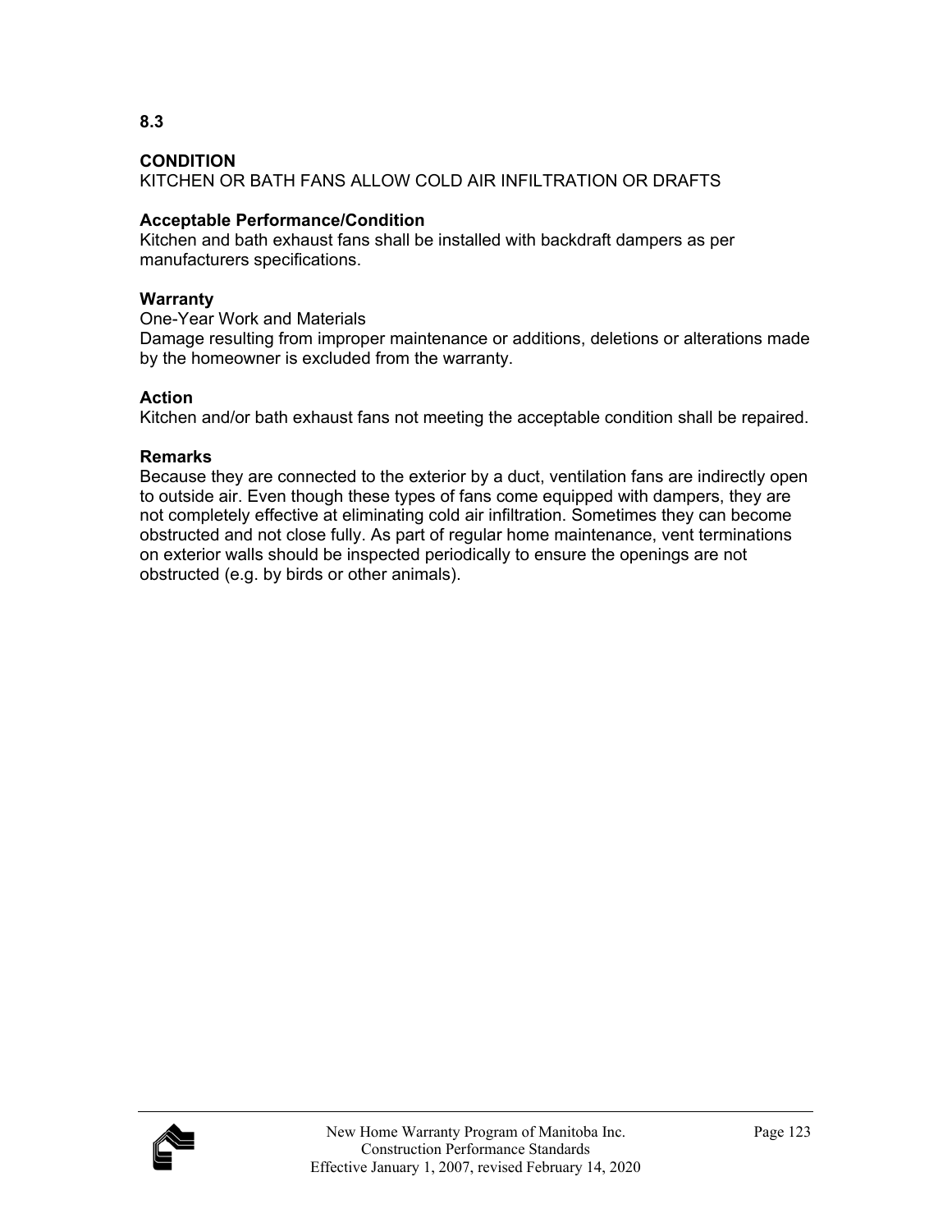**8.3**

**CONDITION**
KITCHEN OR BATH FANS ALLOW COLD AIR INFILTRATION OR DRAFTS

**Acceptable Performance/Condition**
Kitchen and bath exhaust fans shall be installed with backdraft dampers as per manufacturers specifications.

**Warranty**
One-Year Work and Materials
Damage resulting from improper maintenance or additions, deletions or alterations made by the homeowner is excluded from the warranty.

**Action**
Kitchen and/or bath exhaust fans not meeting the acceptable condition shall be repaired.

**Remarks**
Because they are connected to the exterior by a duct, ventilation fans are indirectly open to outside air. Even though these types of fans come equipped with dampers, they are not completely effective at eliminating cold air infiltration. Sometimes they can become obstructed and not close fully. As part of regular home maintenance, vent terminations on exterior walls should be inspected periodically to ensure the openings are not obstructed (e.g. by birds or other animals).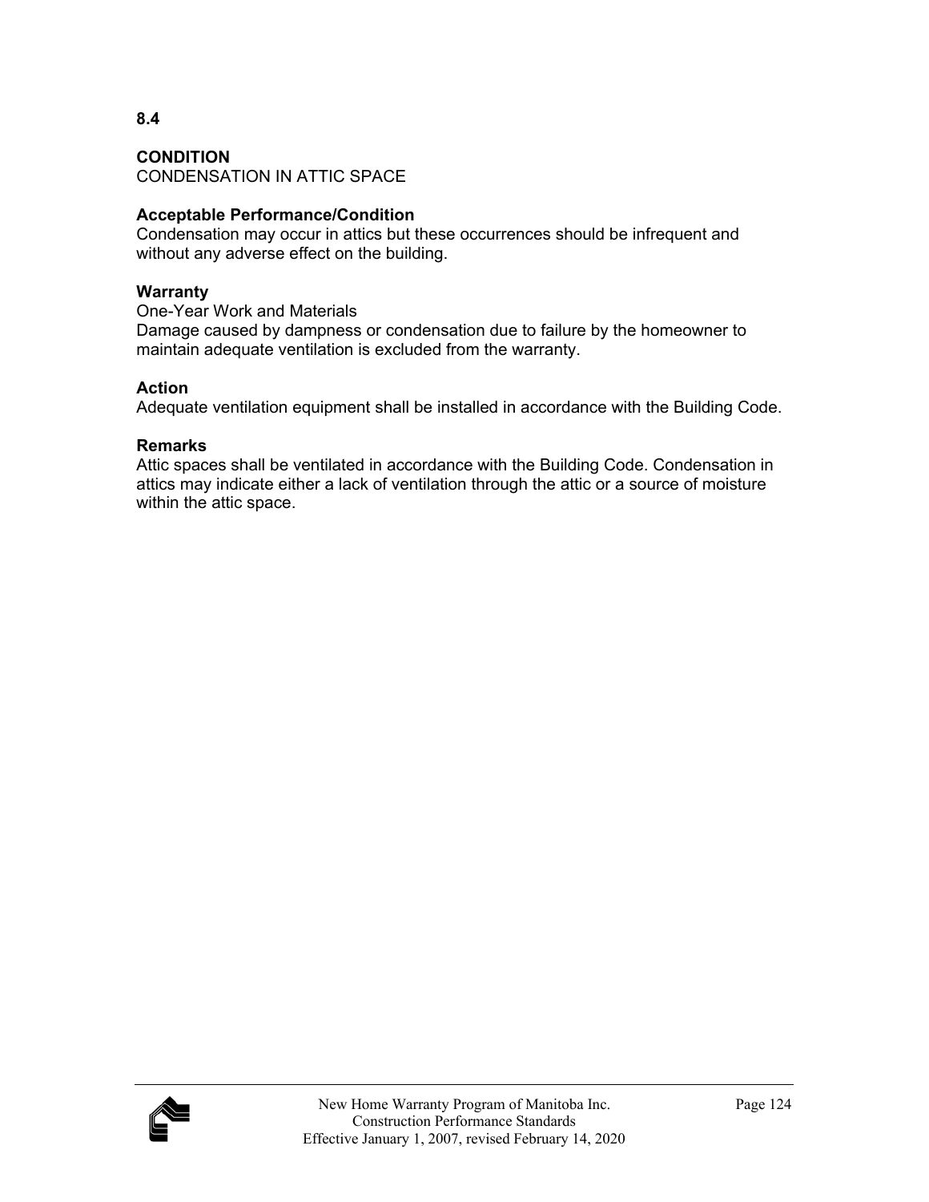**8.4**

**CONDITION**
CONDENSATION IN ATTIC SPACE

**Acceptable Performance/Condition**
Condensation may occur in attics but these occurrences should be infrequent and without any adverse effect on the building.

**Warranty**
One-Year Work and Materials
Damage caused by dampness or condensation due to failure by the homeowner to maintain adequate ventilation is excluded from the warranty.

**Action**
Adequate ventilation equipment shall be installed in accordance with the Building Code.

**Remarks**
Attic spaces shall be ventilated in accordance with the Building Code. Condensation in attics may indicate either a lack of ventilation through the attic or a source of moisture within the attic space.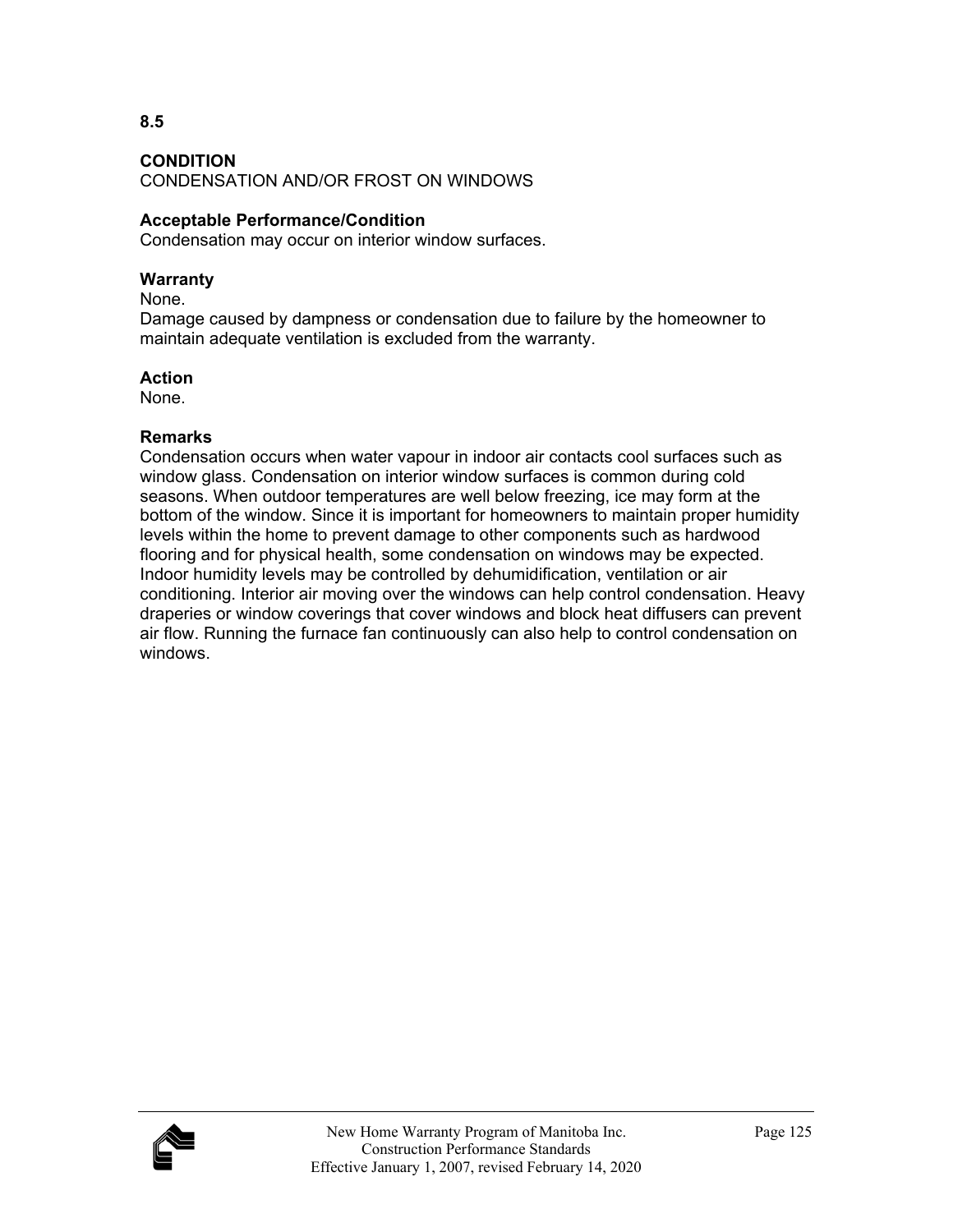**8.5**

**CONDITION**
CONDENSATION AND/OR FROST ON WINDOWS

**Acceptable Performance/Condition**
Condensation may occur on interior window surfaces.

**Warranty**
None.
Damage caused by dampness or condensation due to failure by the homeowner to maintain adequate ventilation is excluded from the warranty.

**Action**
None.

**Remarks**
Condensation occurs when water vapour in indoor air contacts cool surfaces such as window glass. Condensation on interior window surfaces is common during cold seasons. When outdoor temperatures are well below freezing, ice may form at the bottom of the window. Since it is important for homeowners to maintain proper humidity levels within the home to prevent damage to other components such as hardwood flooring and for physical health, some condensation on windows may be expected. Indoor humidity levels may be controlled by dehumidification, ventilation or air conditioning. Interior air moving over the windows can help control condensation. Heavy draperies or window coverings that cover windows and block heat diffusers can prevent air flow. Running the furnace fan continuously can also help to control condensation on windows.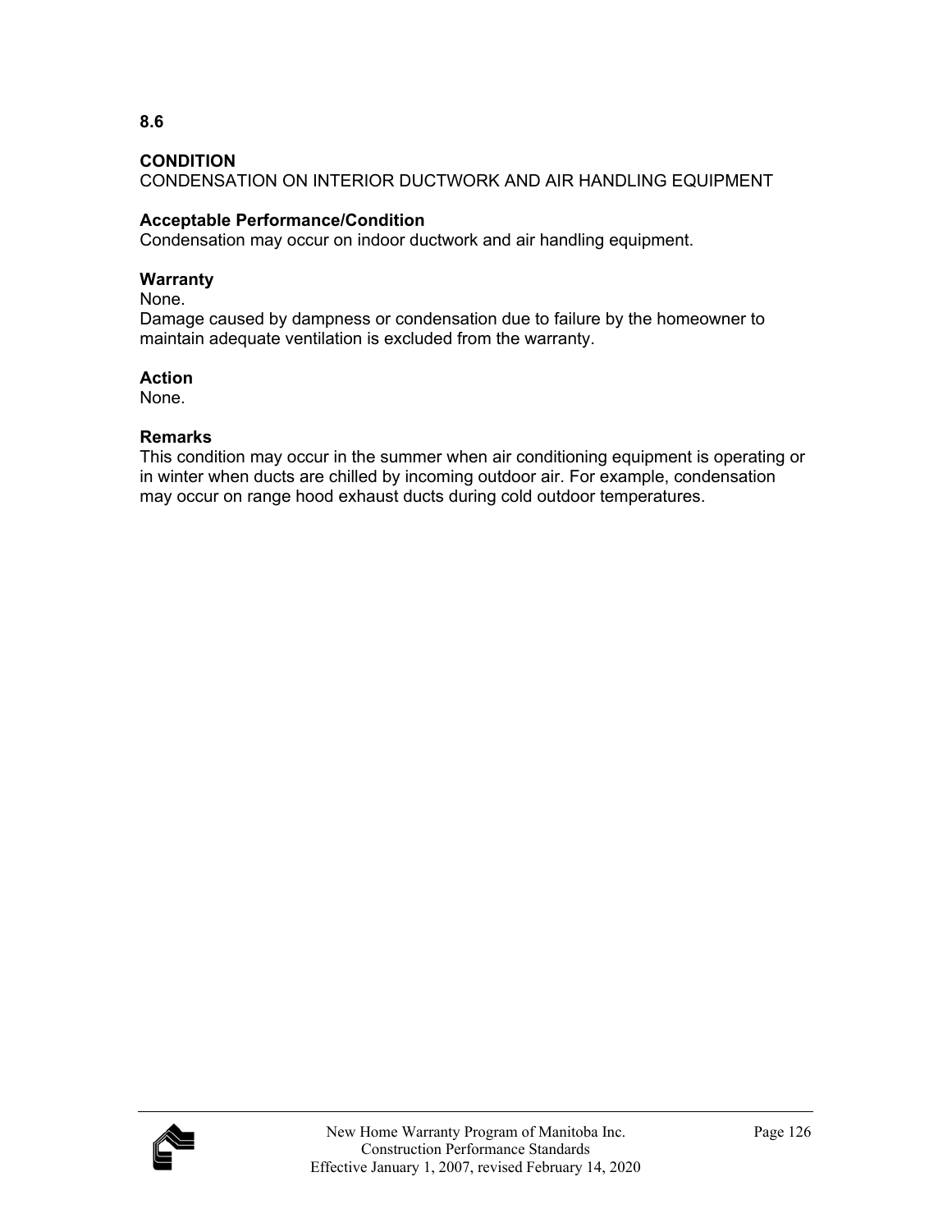**8.6**

**CONDITION**
CONDENSATION ON INTERIOR DUCTWORK AND AIR HANDLING EQUIPMENT

**Acceptable Performance/Condition**
Condensation may occur on indoor ductwork and air handling equipment.

**Warranty**
None.
Damage caused by dampness or condensation due to failure by the homeowner to maintain adequate ventilation is excluded from the warranty.

**Action**
None.

**Remarks**
This condition may occur in the summer when air conditioning equipment is operating or in winter when ducts are chilled by incoming outdoor air. For example, condensation may occur on range hood exhaust ducts during cold outdoor temperatures.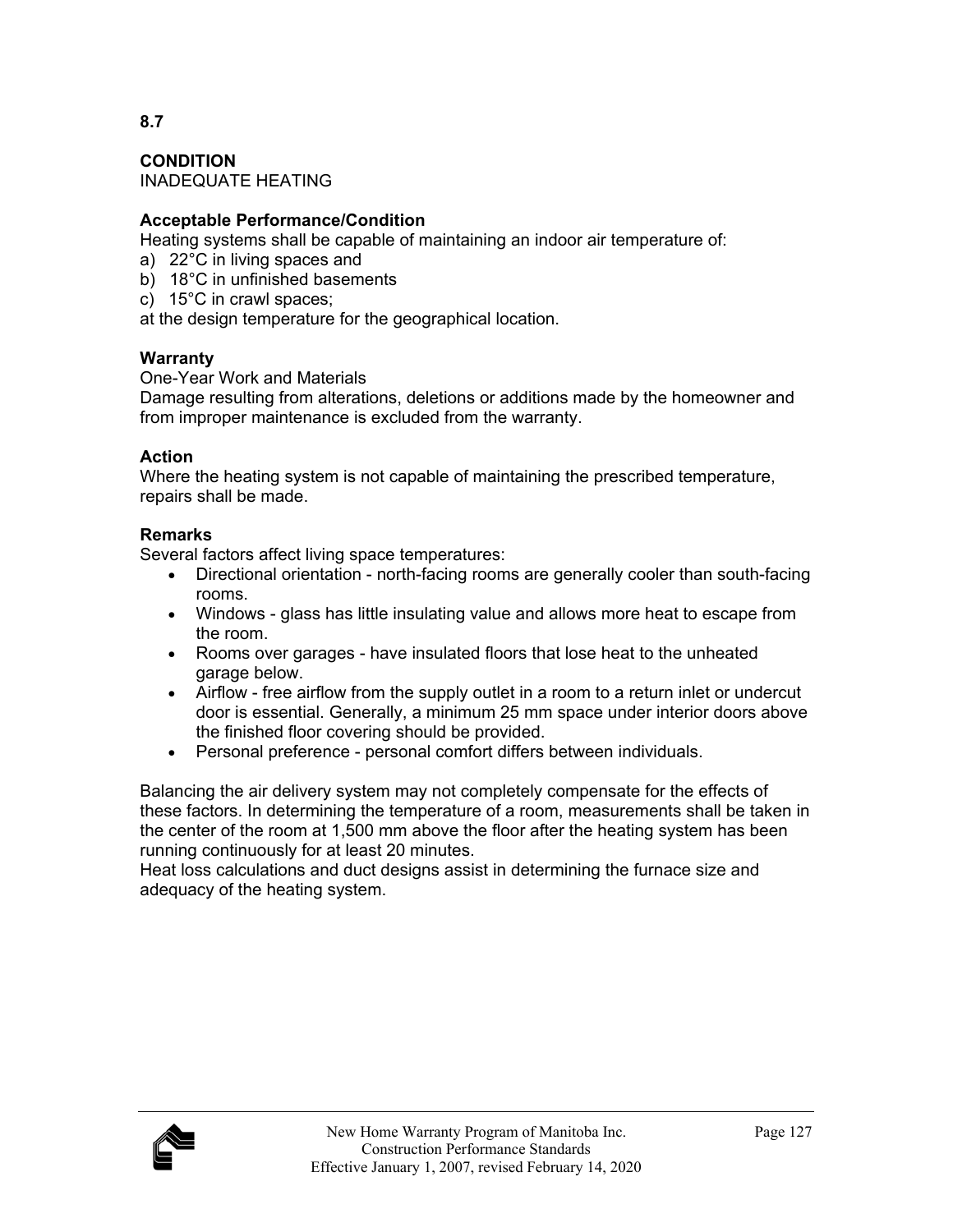**8.7**

**CONDITION**
INADEQUATE HEATING

**Acceptable Performance/Condition**
Heating systems shall be capable of maintaining an indoor air temperature of:
a) 22°C in living spaces and
b) 18°C in unfinished basements
c) 15°C in crawl spaces;
at the design temperature for the geographical location.

**Warranty**
One-Year Work and Materials
Damage resulting from alterations, deletions or additions made by the homeowner and from improper maintenance is excluded from the warranty.

**Action**
Where the heating system is not capable of maintaining the prescribed temperature, repairs shall be made.

**Remarks**
Several factors affect living space temperatures:

- Directional orientation - north-facing rooms are generally cooler than south-facing rooms.
- Windows - glass has little insulating value and allows more heat to escape from the room.
- Rooms over garages - have insulated floors that lose heat to the unheated garage below.
- Airflow - free airflow from the supply outlet in a room to a return inlet or undercut door is essential. Generally, a minimum 25 mm space under interior doors above the finished floor covering should be provided.
- Personal preference - personal comfort differs between individuals.

Balancing the air delivery system may not completely compensate for the effects of these factors. In determining the temperature of a room, measurements shall be taken in the center of the room at 1,500 mm above the floor after the heating system has been running continuously for at least 20 minutes.
Heat loss calculations and duct designs assist in determining the furnace size and adequacy of the heating system.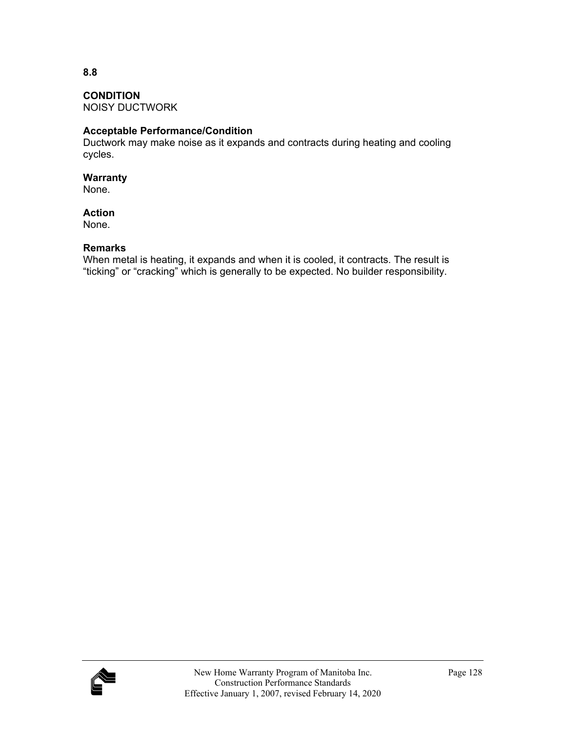**8.8**

**CONDITION**
NOISY DUCTWORK

**Acceptable Performance/Condition**
Ductwork may make noise as it expands and contracts during heating and cooling cycles.

**Warranty**
None.

**Action**
None.

**Remarks**
When metal is heating, it expands and when it is cooled, it contracts. The result is “ticking” or “cracking” which is generally to be expected. No builder responsibility.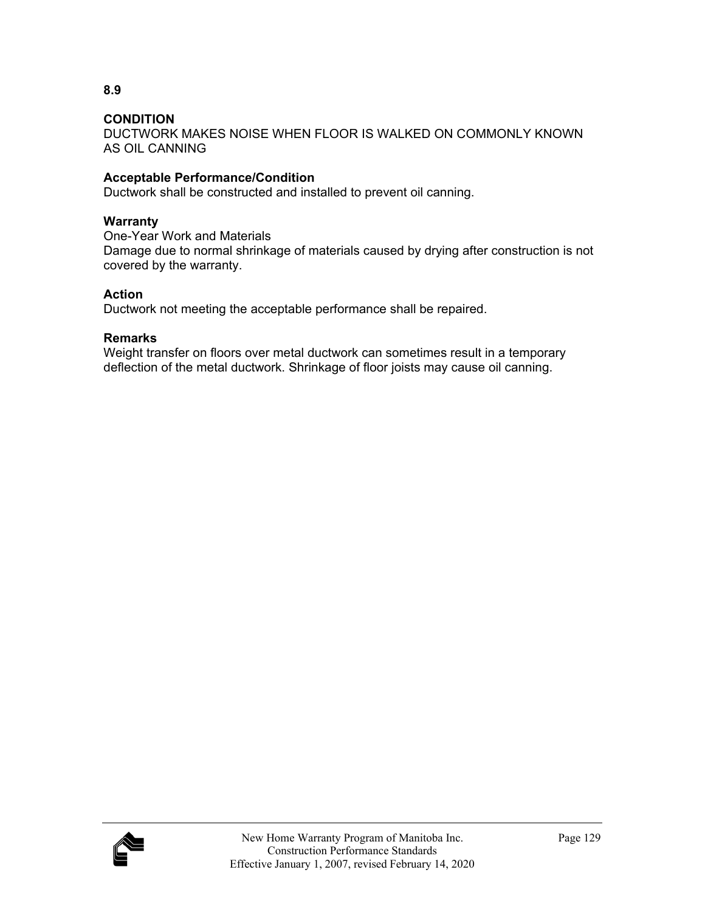**8.9**

**CONDITION**
DUCTWORK MAKES NOISE WHEN FLOOR IS WALKED ON COMMONLY KNOWN AS OIL CANNING

**Acceptable Performance/Condition**
Ductwork shall be constructed and installed to prevent oil canning.

**Warranty**
One-Year Work and Materials
Damage due to normal shrinkage of materials caused by drying after construction is not covered by the warranty.

**Action**
Ductwork not meeting the acceptable performance shall be repaired.

**Remarks**
Weight transfer on floors over metal ductwork can sometimes result in a temporary deflection of the metal ductwork. Shrinkage of floor joists may cause oil canning.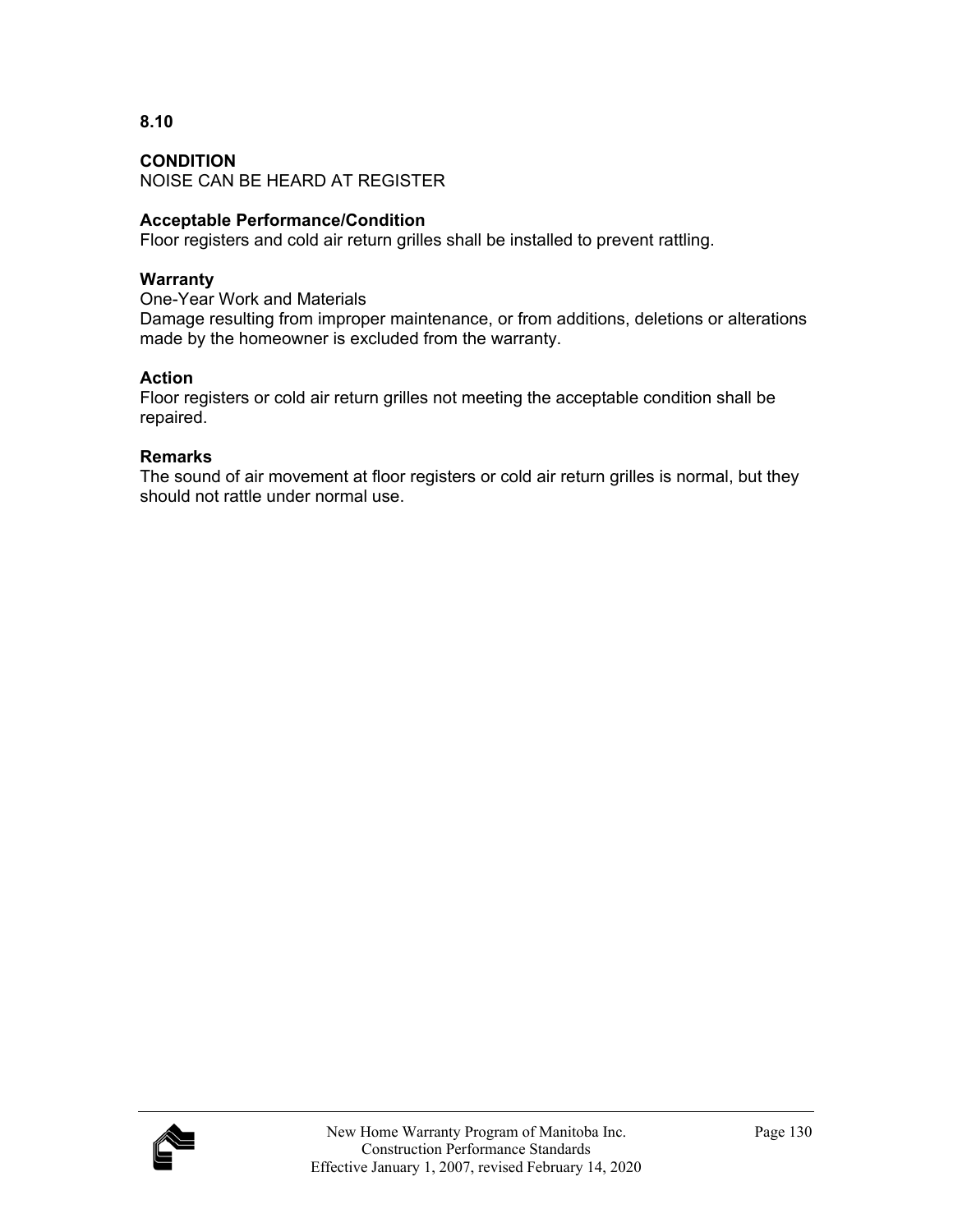**8.10**

**CONDITION**
NOISE CAN BE HEARD AT REGISTER

**Acceptable Performance/Condition**
Floor registers and cold air return grilles shall be installed to prevent rattling.

**Warranty**
One-Year Work and Materials
Damage resulting from improper maintenance, or from additions, deletions or alterations made by the homeowner is excluded from the warranty.

**Action**
Floor registers or cold air return grilles not meeting the acceptable condition shall be repaired.

**Remarks**
The sound of air movement at floor registers or cold air return grilles is normal, but they should not rattle under normal use.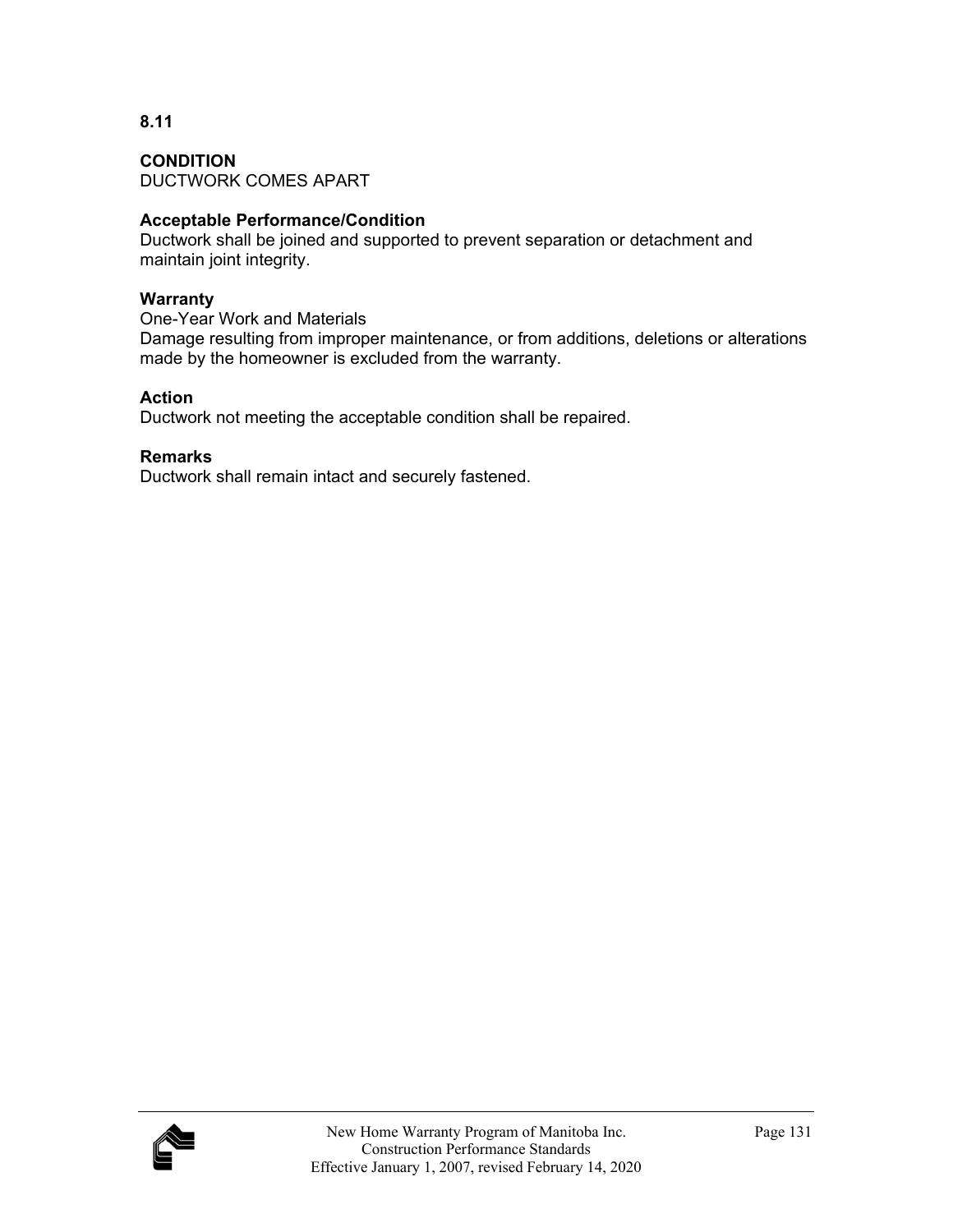**8.11**

**CONDITION**
DUCTWORK COMES APART

**Acceptable Performance/Condition**
Ductwork shall be joined and supported to prevent separation or detachment and maintain joint integrity.

**Warranty**
One-Year Work and Materials
Damage resulting from improper maintenance, or from additions, deletions or alterations made by the homeowner is excluded from the warranty.

**Action**
Ductwork not meeting the acceptable condition shall be repaired.

**Remarks**
Ductwork shall remain intact and securely fastened.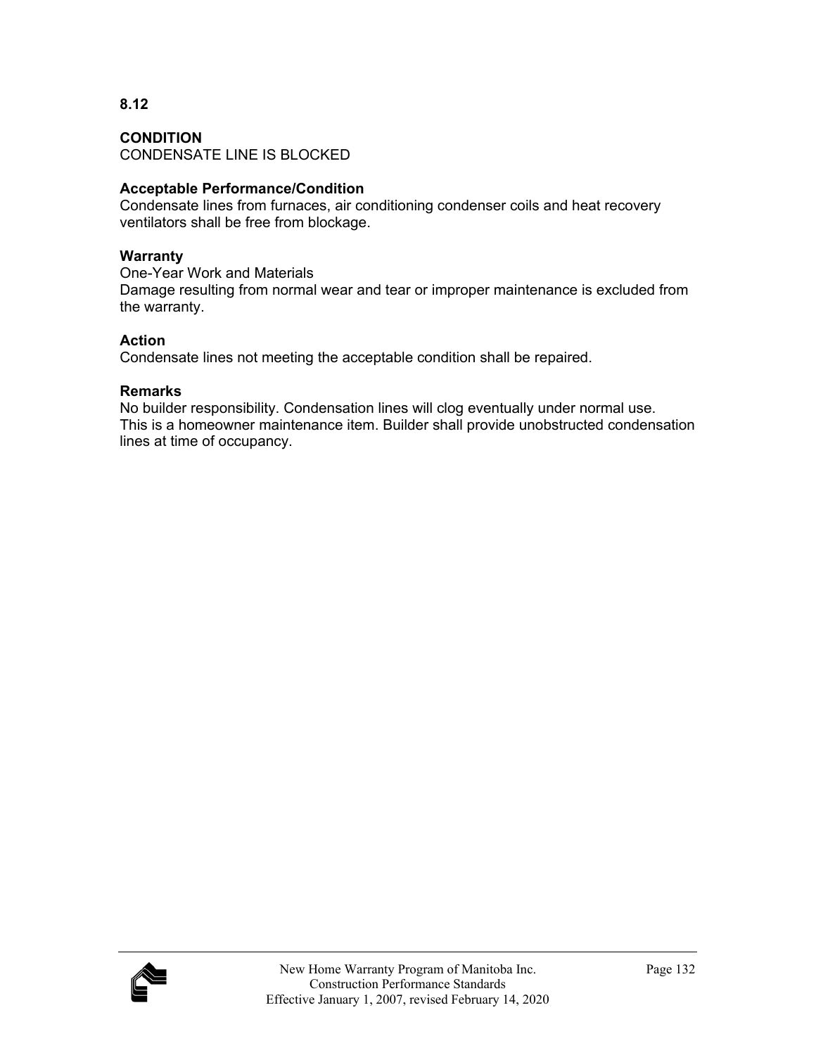**8.12**

**CONDITION**
CONDENSATE LINE IS BLOCKED

**Acceptable Performance/Condition**
Condensate lines from furnaces, air conditioning condenser coils and heat recovery ventilators shall be free from blockage.

**Warranty**
One-Year Work and Materials
Damage resulting from normal wear and tear or improper maintenance is excluded from the warranty.

**Action**
Condensate lines not meeting the acceptable condition shall be repaired.

**Remarks**
No builder responsibility. Condensation lines will clog eventually under normal use. This is a homeowner maintenance item. Builder shall provide unobstructed condensation lines at time of occupancy.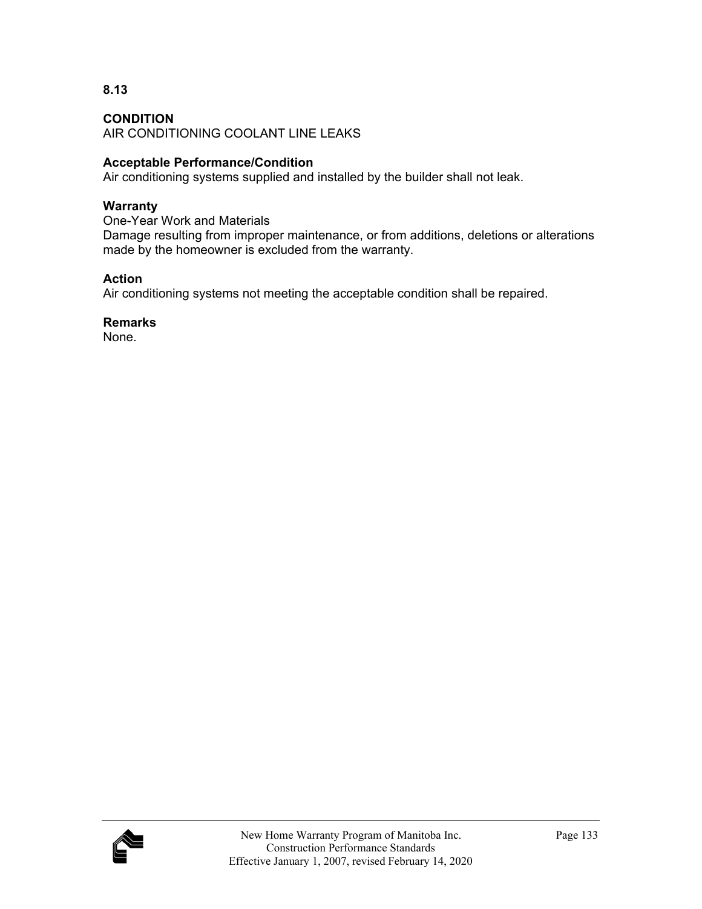**8.13**

**CONDITION**
AIR CONDITIONING COOLANT LINE LEAKS

**Acceptable Performance/Condition**
Air conditioning systems supplied and installed by the builder shall not leak.

**Warranty**
One-Year Work and Materials
Damage resulting from improper maintenance, or from additions, deletions or alterations made by the homeowner is excluded from the warranty.

**Action**
Air conditioning systems not meeting the acceptable condition shall be repaired.

**Remarks**
None.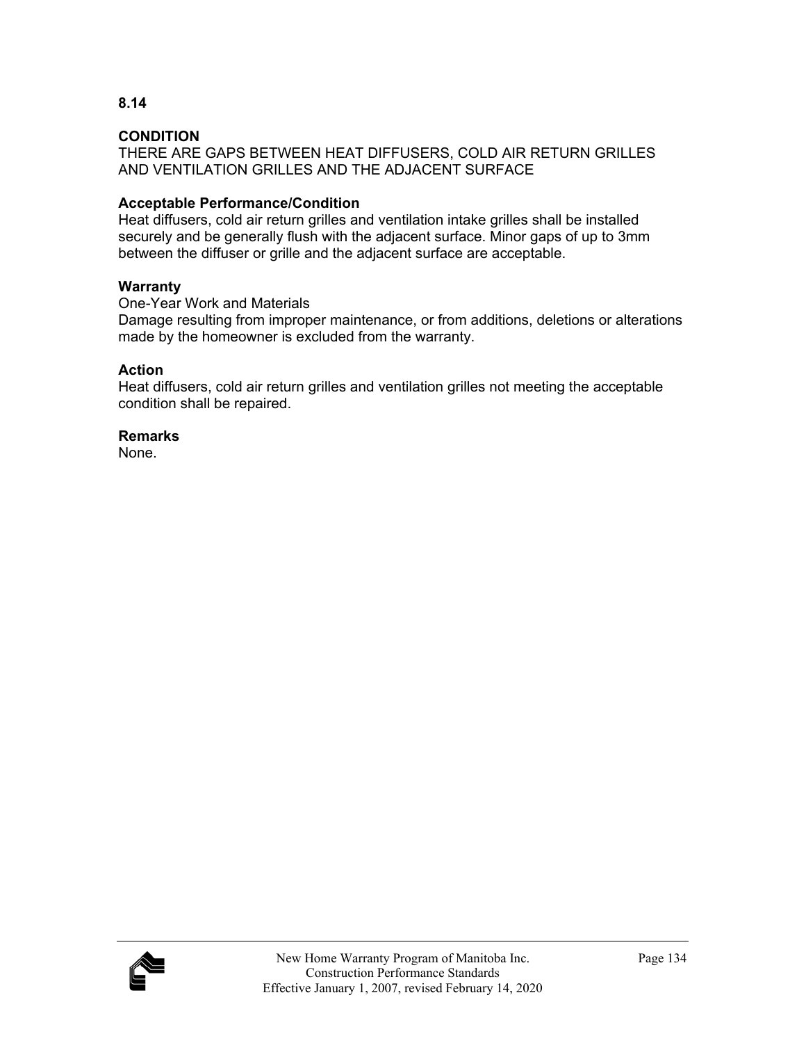**8.14**

**CONDITION**
THERE ARE GAPS BETWEEN HEAT DIFFUSERS, COLD AIR RETURN GRILLES AND VENTILATION GRILLES AND THE ADJACENT SURFACE

**Acceptable Performance/Condition**
Heat diffusers, cold air return grilles and ventilation intake grilles shall be installed securely and be generally flush with the adjacent surface. Minor gaps of up to 3mm between the diffuser or grille and the adjacent surface are acceptable.

**Warranty**
One-Year Work and Materials
Damage resulting from improper maintenance, or from additions, deletions or alterations made by the homeowner is excluded from the warranty.

**Action**
Heat diffusers, cold air return grilles and ventilation grilles not meeting the acceptable condition shall be repaired.

**Remarks**
None.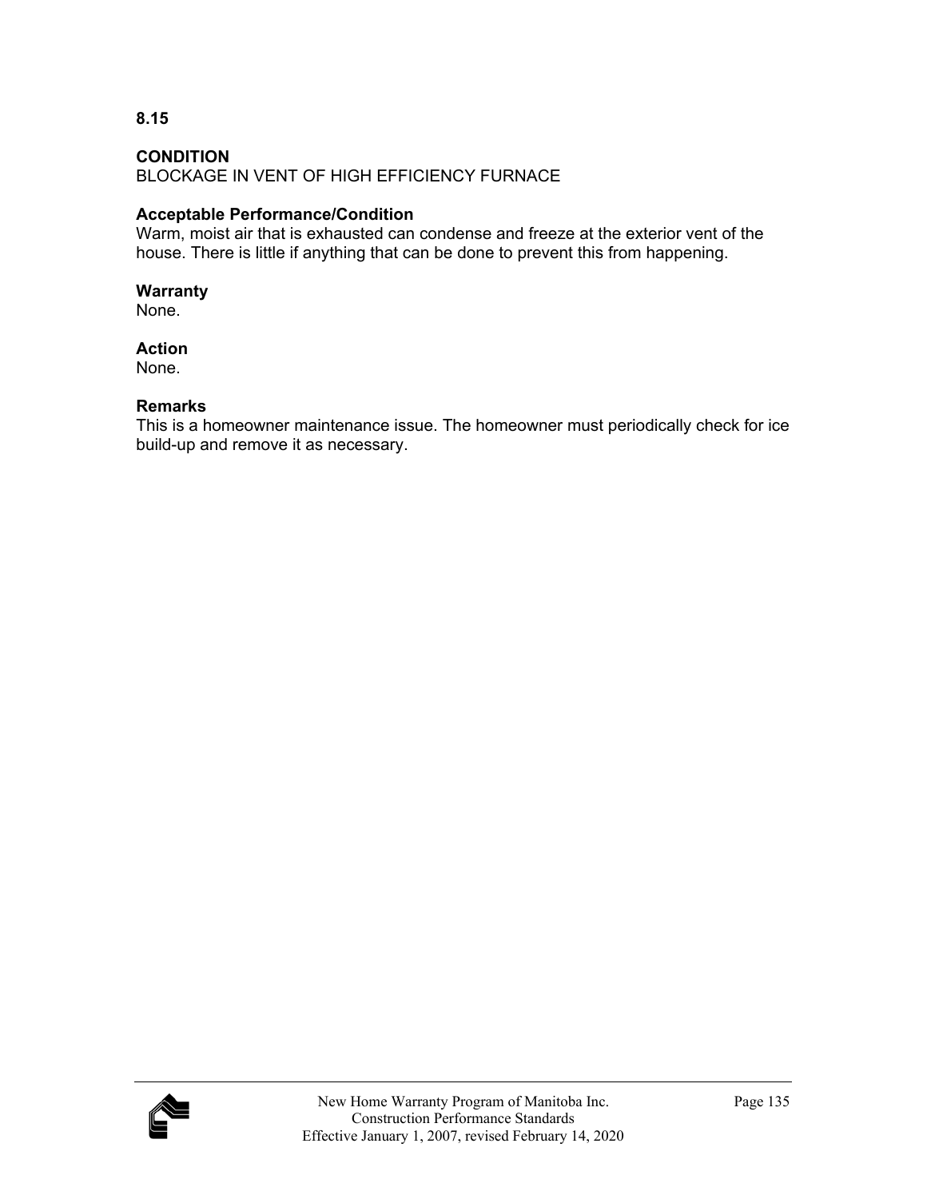**8.15**

**CONDITION**
BLOCKAGE IN VENT OF HIGH EFFICIENCY FURNACE

**Acceptable Performance/Condition**
Warm, moist air that is exhausted can condense and freeze at the exterior vent of the house. There is little if anything that can be done to prevent this from happening.

**Warranty**
None.

**Action**
None.

**Remarks**
This is a homeowner maintenance issue. The homeowner must periodically check for ice build-up and remove it as necessary.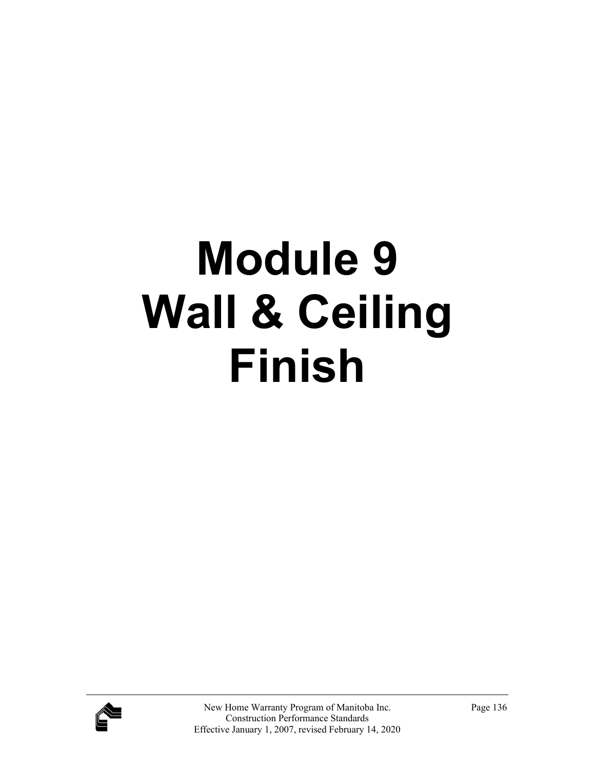# Module 9
# Wall & Ceiling
# Finish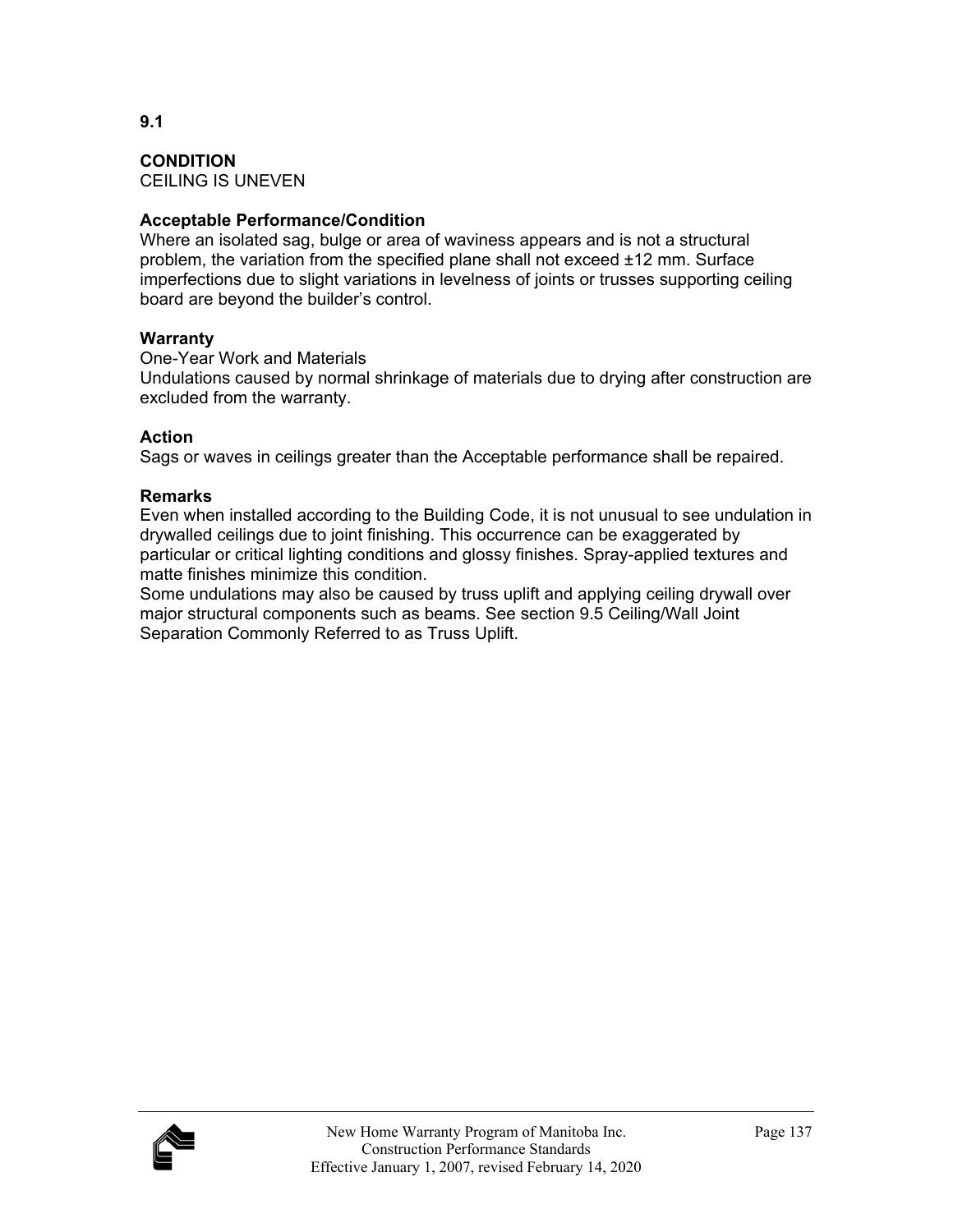# 9.1

## CONDITION

CEILING IS UNEVEN

### Acceptable Performance/Condition

Where an isolated sag, bulge or area of waviness appears and is not a structural problem, the variation from the specified plane shall not exceed ±12 mm. Surface imperfections due to slight variations in levelness of joints or trusses supporting ceiling board are beyond the builder's control.

### Warranty

One-Year Work and Materials

Undulations caused by normal shrinkage of materials due to drying after construction are excluded from the warranty.

### Action

Sags or waves in ceilings greater than the Acceptable performance shall be repaired.

### Remarks

Even when installed according to the Building Code, it is not unusual to see undulation in drywalled ceilings due to joint finishing. This occurrence can be exaggerated by particular or critical lighting conditions and glossy finishes. Spray-applied textures and matte finishes minimize this condition.

Some undulations may also be caused by truss uplift and applying ceiling drywall over major structural components such as beams. See section 9.5 Ceiling/Wall Joint Separation Commonly Referred to as Truss Uplift.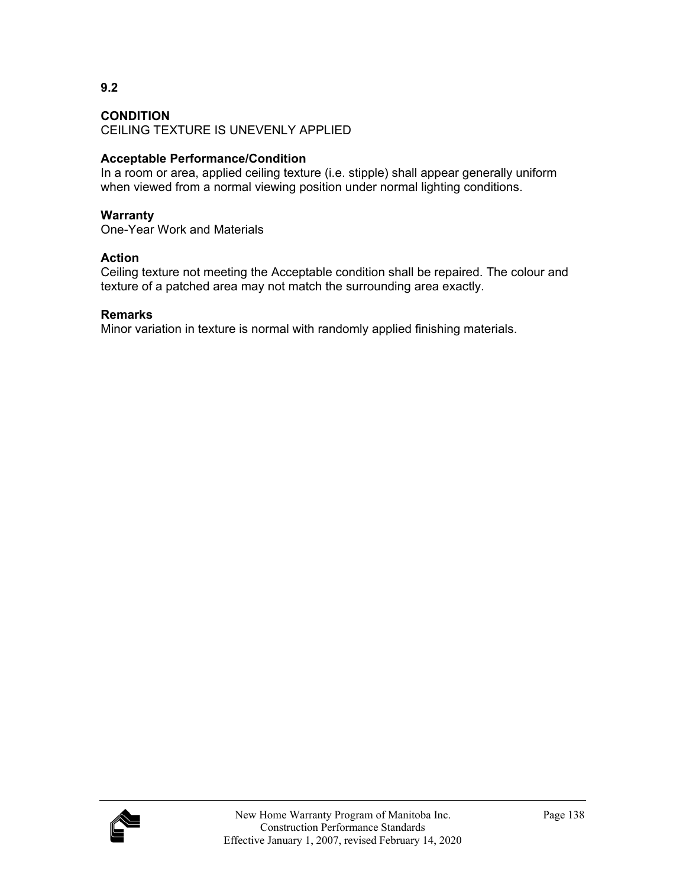## 9.2

**CONDITION**
CEILING TEXTURE IS UNEVENLY APPLIED

**Acceptable Performance/Condition**
In a room or area, applied ceiling texture (i.e. stipple) shall appear generally uniform when viewed from a normal viewing position under normal lighting conditions.

**Warranty**
One-Year Work and Materials

**Action**
Ceiling texture not meeting the Acceptable condition shall be repaired. The colour and texture of a patched area may not match the surrounding area exactly.

**Remarks**
Minor variation in texture is normal with randomly applied finishing materials.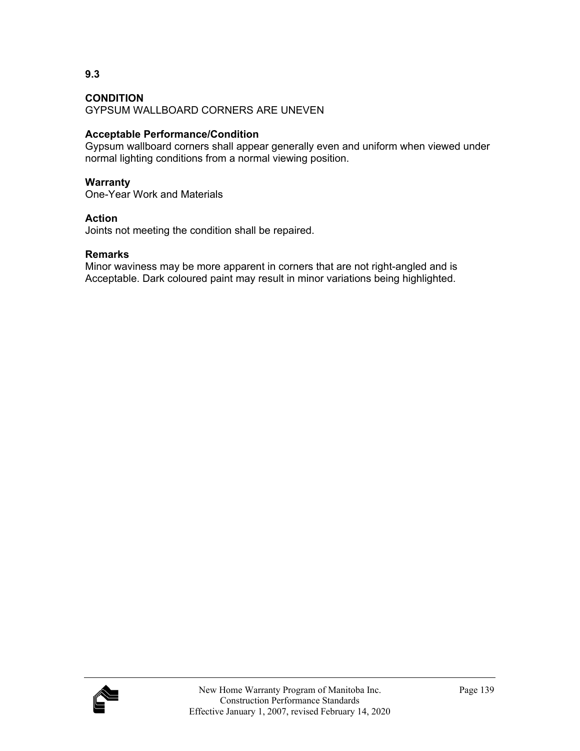**9.3**

**CONDITION**
GYPSUM WALLBOARD CORNERS ARE UNEVEN

**Acceptable Performance/Condition**
Gypsum wallboard corners shall appear generally even and uniform when viewed under normal lighting conditions from a normal viewing position.

**Warranty**
One-Year Work and Materials

**Action**
Joints not meeting the condition shall be repaired.

**Remarks**
Minor waviness may be more apparent in corners that are not right-angled and is Acceptable. Dark coloured paint may result in minor variations being highlighted.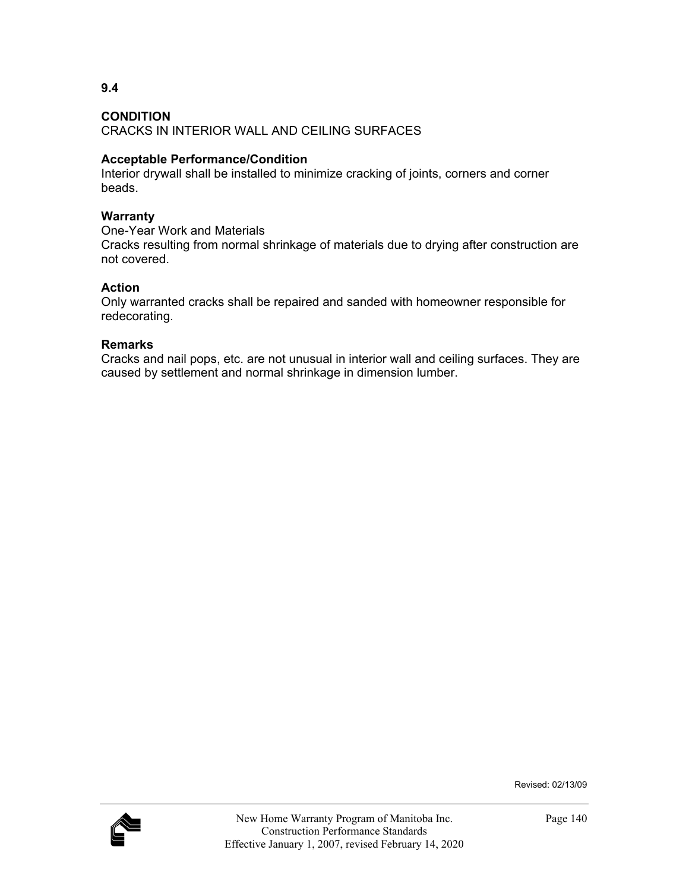**9.4**

**CONDITION**
CRACKS IN INTERIOR WALL AND CEILING SURFACES

**Acceptable Performance/Condition**
Interior drywall shall be installed to minimize cracking of joints, corners and corner beads.

**Warranty**
One-Year Work and Materials
Cracks resulting from normal shrinkage of materials due to drying after construction are not covered.

**Action**
Only warranted cracks shall be repaired and sanded with homeowner responsible for redecorating.

**Remarks**
Cracks and nail pops, etc. are not unusual in interior wall and ceiling surfaces. They are caused by settlement and normal shrinkage in dimension lumber.

Revised: 02/13/09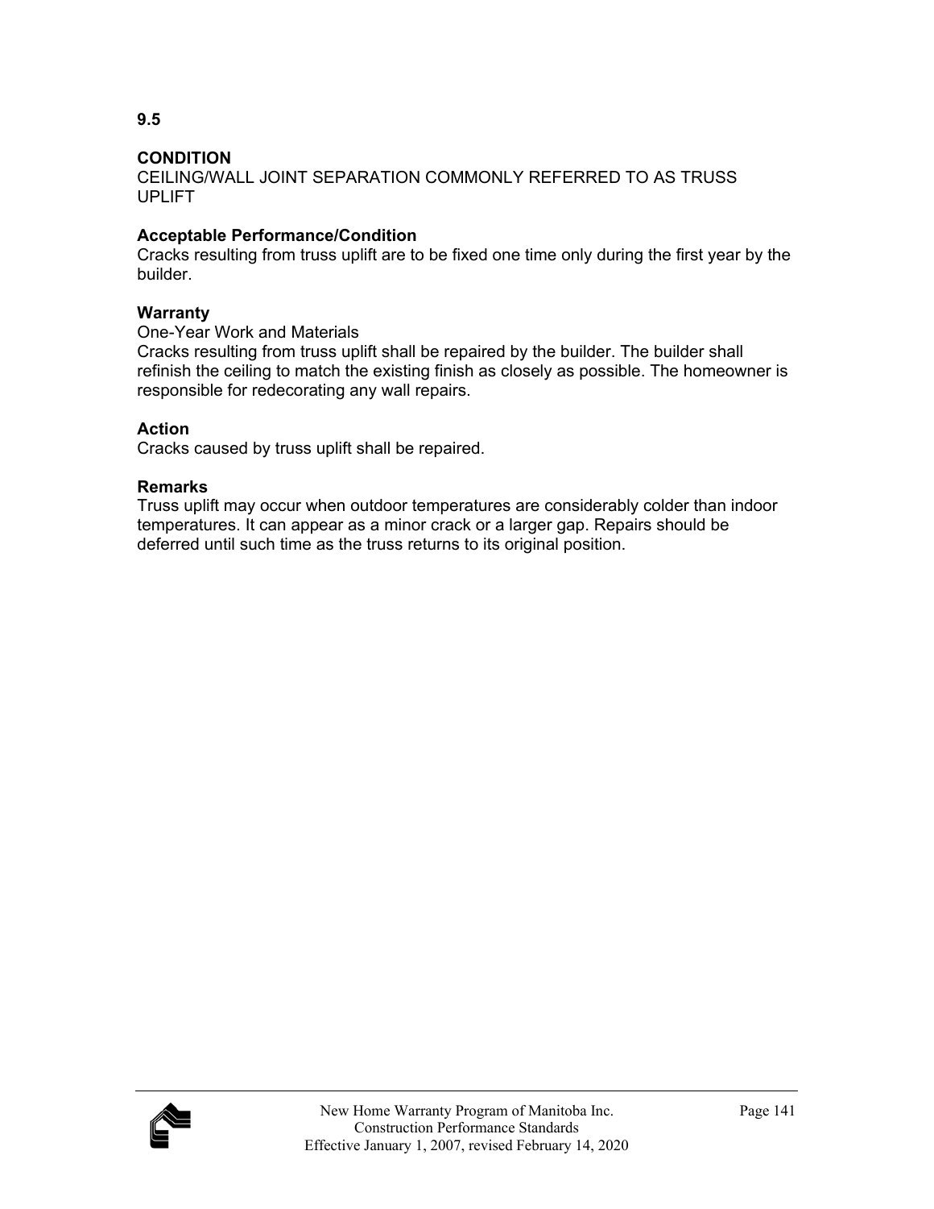**9.5**

**CONDITION**

CEILING/WALL JOINT SEPARATION COMMONLY REFERRED TO AS TRUSS UPLIFT

**Acceptable Performance/Condition**

Cracks resulting from truss uplift are to be fixed one time only during the first year by the builder.

**Warranty**

One-Year Work and Materials

Cracks resulting from truss uplift shall be repaired by the builder. The builder shall refinish the ceiling to match the existing finish as closely as possible. The homeowner is responsible for redecorating any wall repairs.

**Action**

Cracks caused by truss uplift shall be repaired.

**Remarks**

Truss uplift may occur when outdoor temperatures are considerably colder than indoor temperatures. It can appear as a minor crack or a larger gap. Repairs should be deferred until such time as the truss returns to its original position.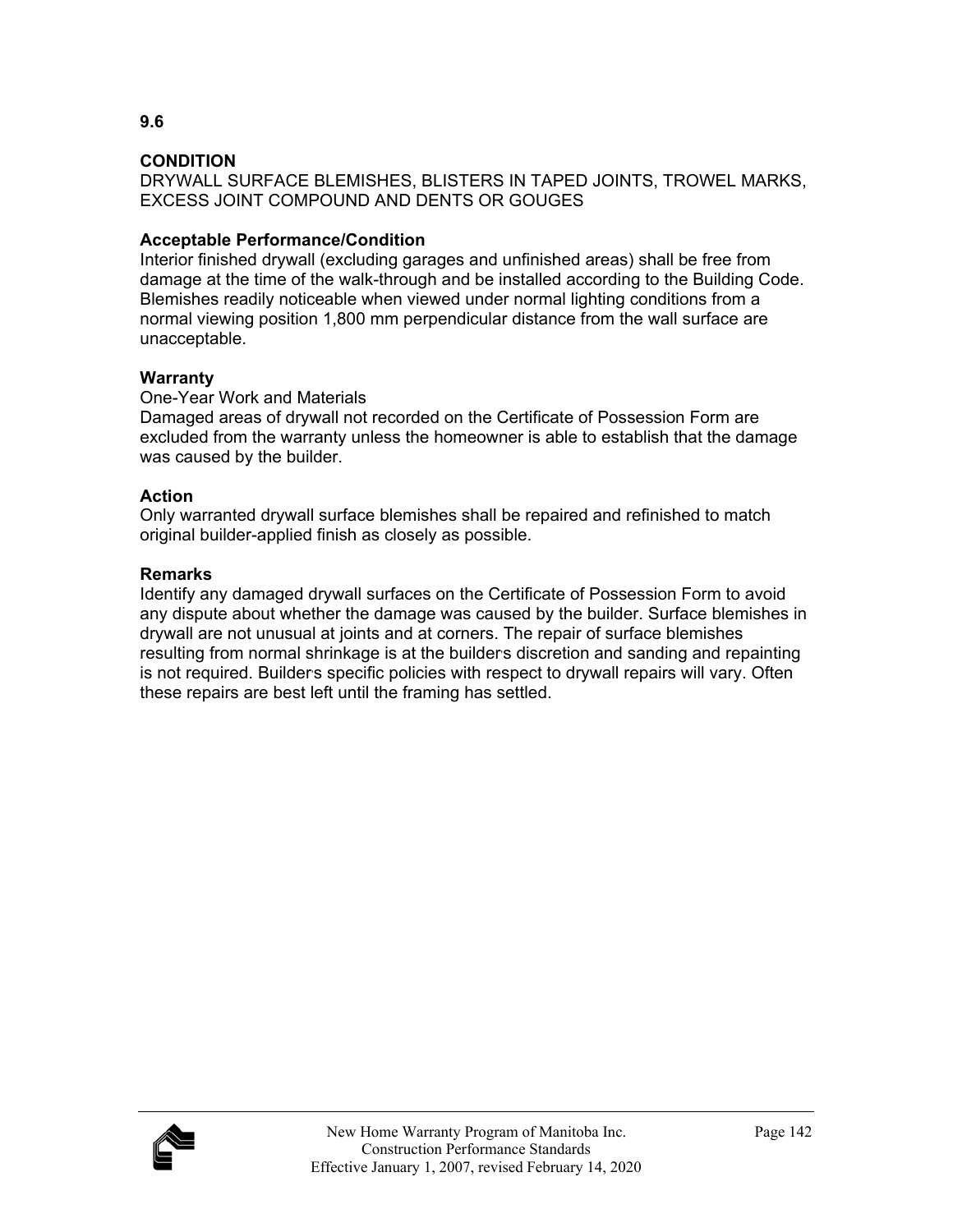**9.6**

**CONDITION**
DRYWALL SURFACE BLEMISHES, BLISTERS IN TAPED JOINTS, TROWEL MARKS, EXCESS JOINT COMPOUND AND DENTS OR GOUGES

**Acceptable Performance/Condition**
Interior finished drywall (excluding garages and unfinished areas) shall be free from damage at the time of the walk-through and be installed according to the Building Code. Blemishes readily noticeable when viewed under normal lighting conditions from a normal viewing position 1,800 mm perpendicular distance from the wall surface are unacceptable.

**Warranty**
One-Year Work and Materials
Damaged areas of drywall not recorded on the Certificate of Possession Form are excluded from the warranty unless the homeowner is able to establish that the damage was caused by the builder.

**Action**
Only warranted drywall surface blemishes shall be repaired and refinished to match original builder-applied finish as closely as possible.

**Remarks**
Identify any damaged drywall surfaces on the Certificate of Possession Form to avoid any dispute about whether the damage was caused by the builder. Surface blemishes in drywall are not unusual at joints and at corners. The repair of surface blemishes resulting from normal shrinkage is at the builder's discretion and sanding and repainting is not required. Builder's specific policies with respect to drywall repairs will vary. Often these repairs are best left until the framing has settled.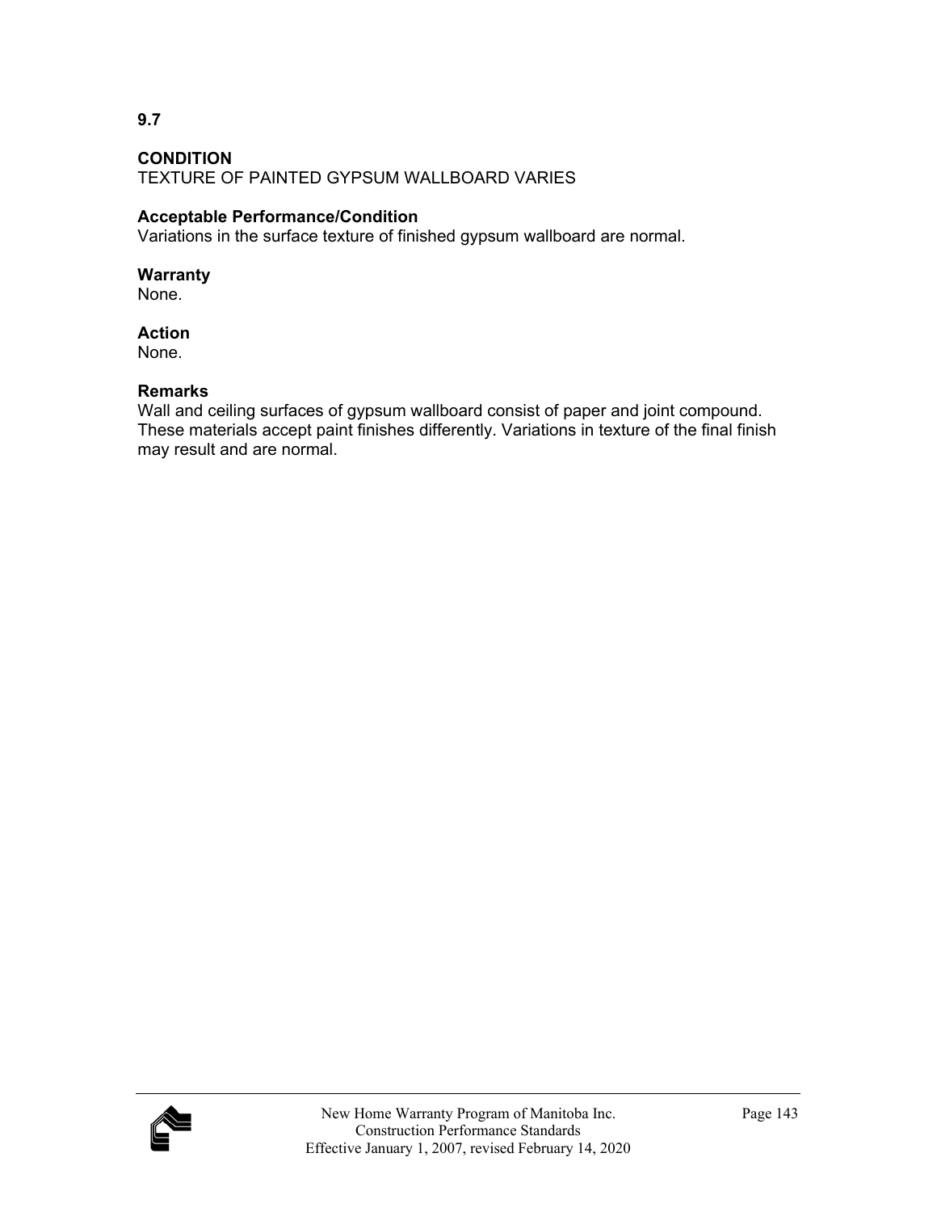## 9.7

**CONDITION**
TEXTURE OF PAINTED GYPSUM WALLBOARD VARIES

**Acceptable Performance/Condition**
Variations in the surface texture of finished gypsum wallboard are normal.

**Warranty**
None.

**Action**
None.

**Remarks**
Wall and ceiling surfaces of gypsum wallboard consist of paper and joint compound. These materials accept paint finishes differently. Variations in texture of the final finish may result and are normal.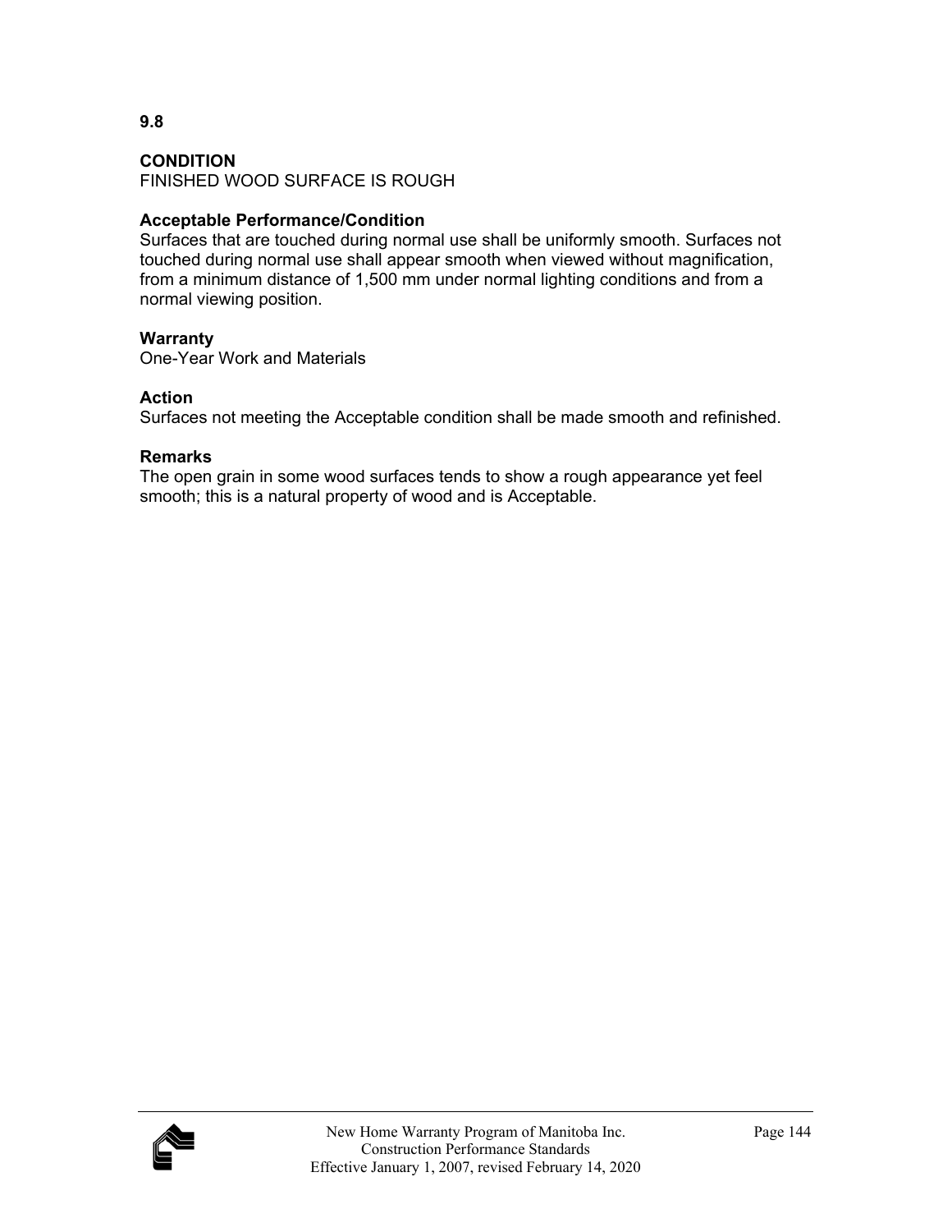**9.8**

**CONDITION**
FINISHED WOOD SURFACE IS ROUGH

**Acceptable Performance/Condition**
Surfaces that are touched during normal use shall be uniformly smooth. Surfaces not touched during normal use shall appear smooth when viewed without magnification, from a minimum distance of 1,500 mm under normal lighting conditions and from a normal viewing position.

**Warranty**
One-Year Work and Materials

**Action**
Surfaces not meeting the Acceptable condition shall be made smooth and refinished.

**Remarks**
The open grain in some wood surfaces tends to show a rough appearance yet feel smooth; this is a natural property of wood and is Acceptable.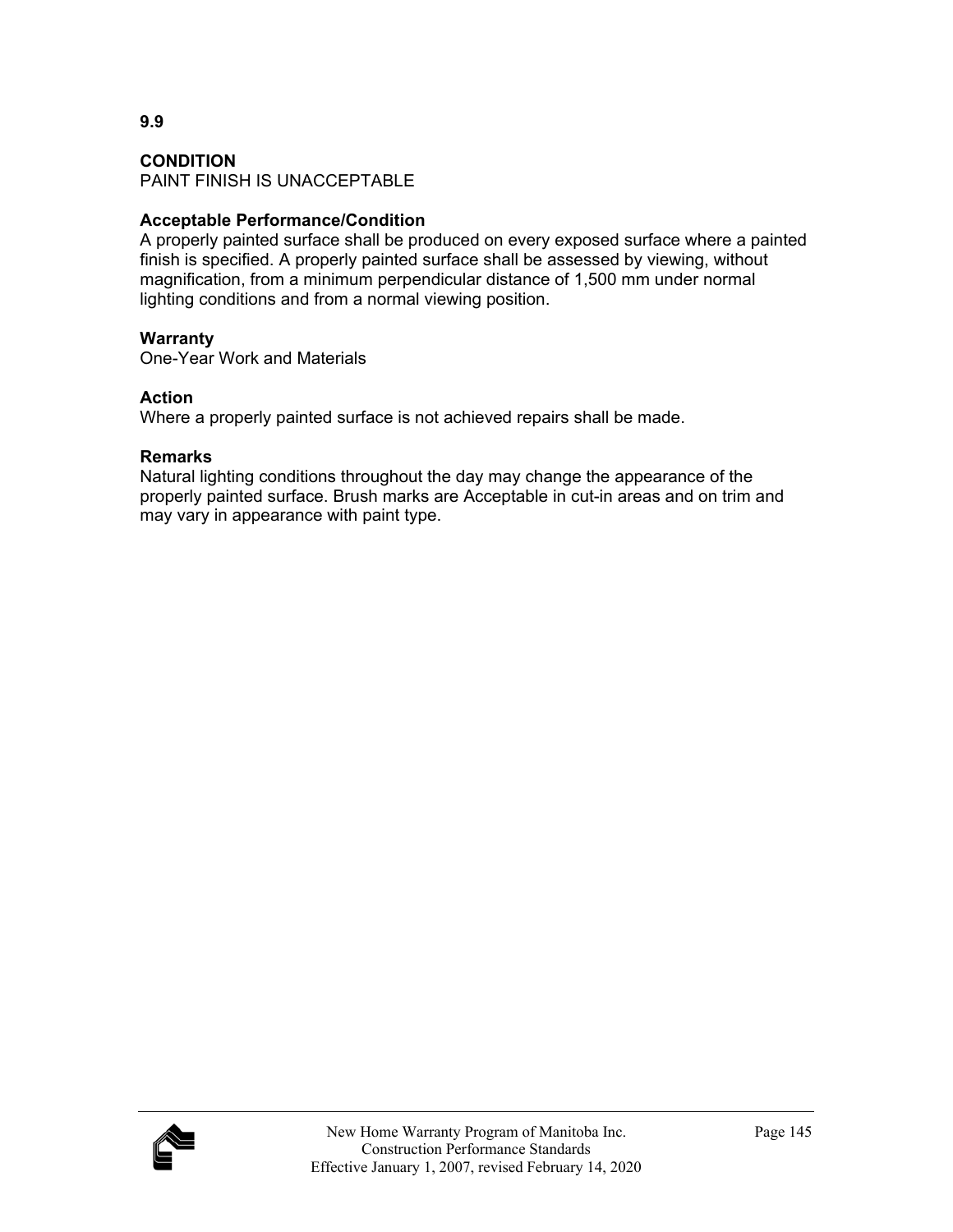**9.9**

**CONDITION**
PAINT FINISH IS UNACCEPTABLE

**Acceptable Performance/Condition**
A properly painted surface shall be produced on every exposed surface where a painted finish is specified. A properly painted surface shall be assessed by viewing, without magnification, from a minimum perpendicular distance of 1,500 mm under normal lighting conditions and from a normal viewing position.

**Warranty**
One-Year Work and Materials

**Action**
Where a properly painted surface is not achieved repairs shall be made.

**Remarks**
Natural lighting conditions throughout the day may change the appearance of the properly painted surface. Brush marks are Acceptable in cut-in areas and on trim and may vary in appearance with paint type.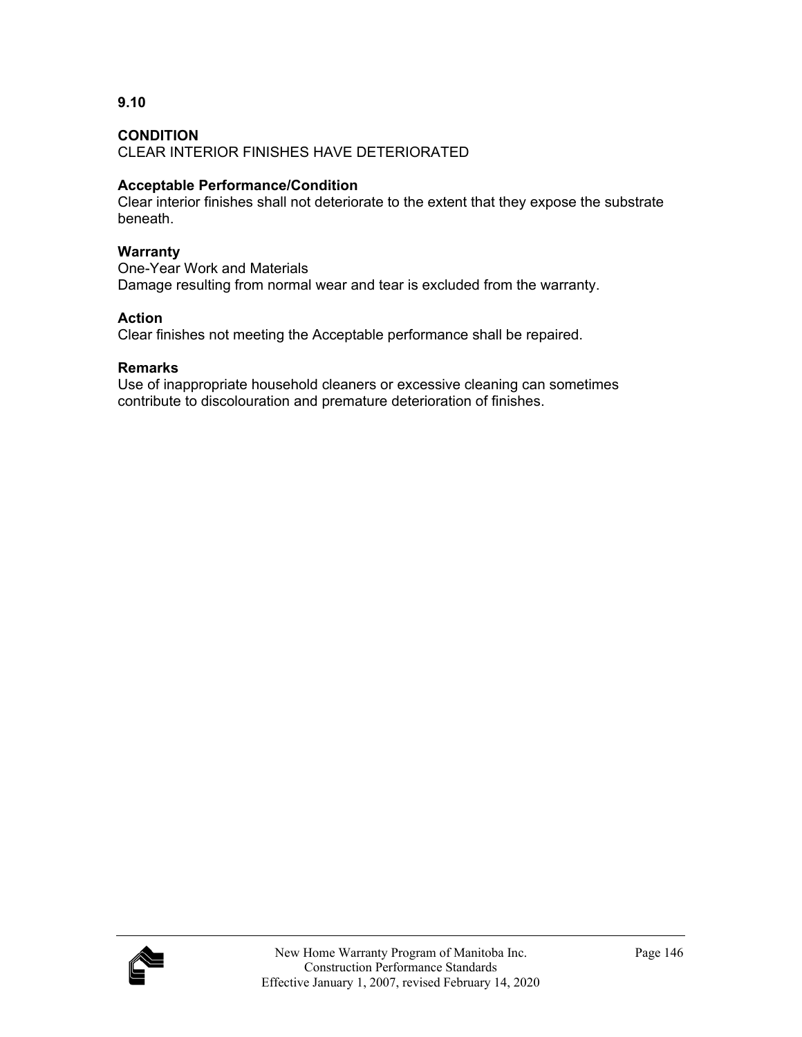**9.10**

**CONDITION**
CLEAR INTERIOR FINISHES HAVE DETERIORATED

**Acceptable Performance/Condition**
Clear interior finishes shall not deteriorate to the extent that they expose the substrate beneath.

**Warranty**
One-Year Work and Materials
Damage resulting from normal wear and tear is excluded from the warranty.

**Action**
Clear finishes not meeting the Acceptable performance shall be repaired.

**Remarks**
Use of inappropriate household cleaners or excessive cleaning can sometimes contribute to discolouration and premature deterioration of finishes.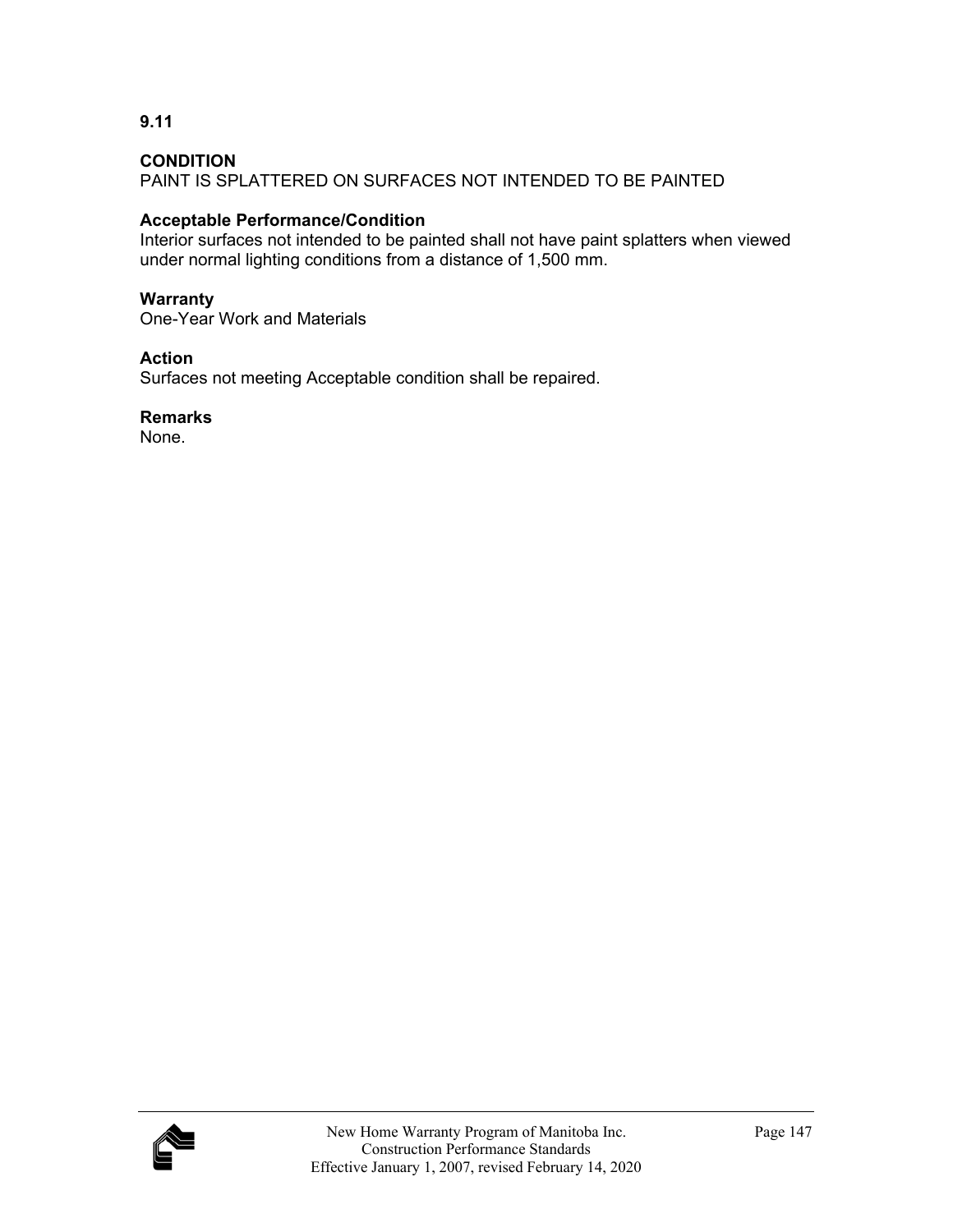**9.11**

**CONDITION**
PAINT IS SPLATTERED ON SURFACES NOT INTENDED TO BE PAINTED

**Acceptable Performance/Condition**
Interior surfaces not intended to be painted shall not have paint splatters when viewed under normal lighting conditions from a distance of 1,500 mm.

**Warranty**
One-Year Work and Materials

**Action**
Surfaces not meeting Acceptable condition shall be repaired.

**Remarks**
None.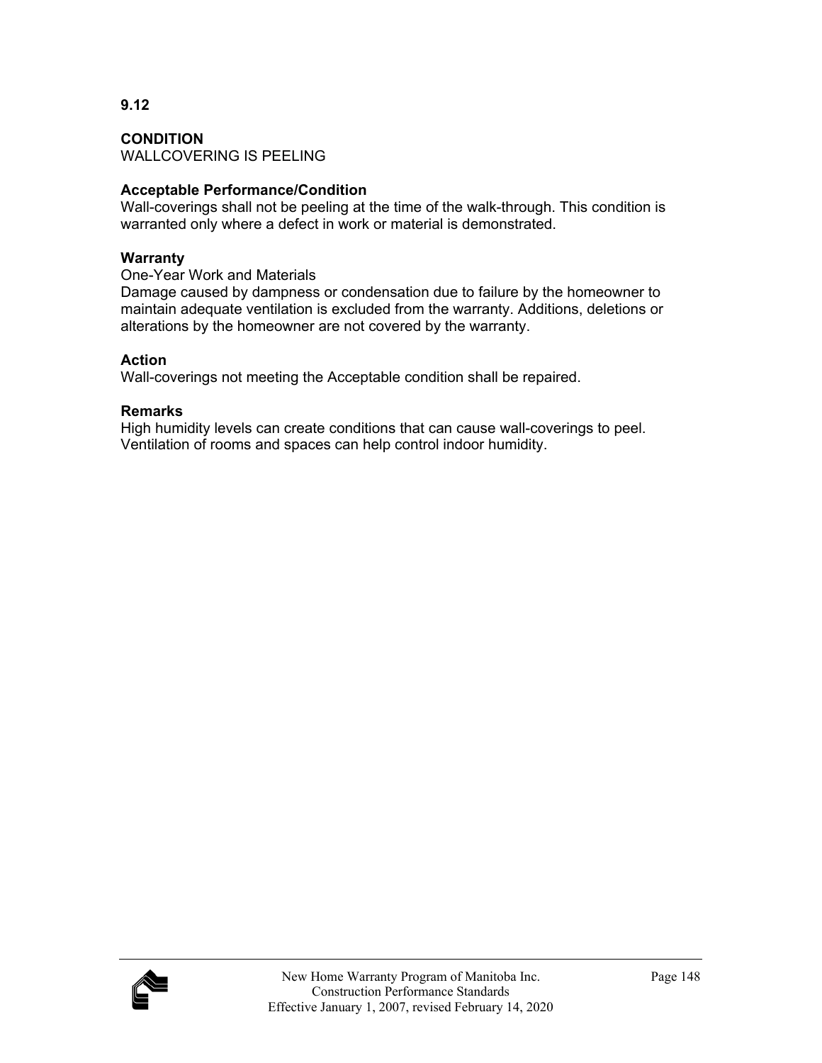**9.12**

**CONDITION**
WALLCOVERING IS PEELING

**Acceptable Performance/Condition**
Wall-coverings shall not be peeling at the time of the walk-through. This condition is warranted only where a defect in work or material is demonstrated.

**Warranty**
One-Year Work and Materials
Damage caused by dampness or condensation due to failure by the homeowner to maintain adequate ventilation is excluded from the warranty. Additions, deletions or alterations by the homeowner are not covered by the warranty.

**Action**
Wall-coverings not meeting the Acceptable condition shall be repaired.

**Remarks**
High humidity levels can create conditions that can cause wall-coverings to peel. Ventilation of rooms and spaces can help control indoor humidity.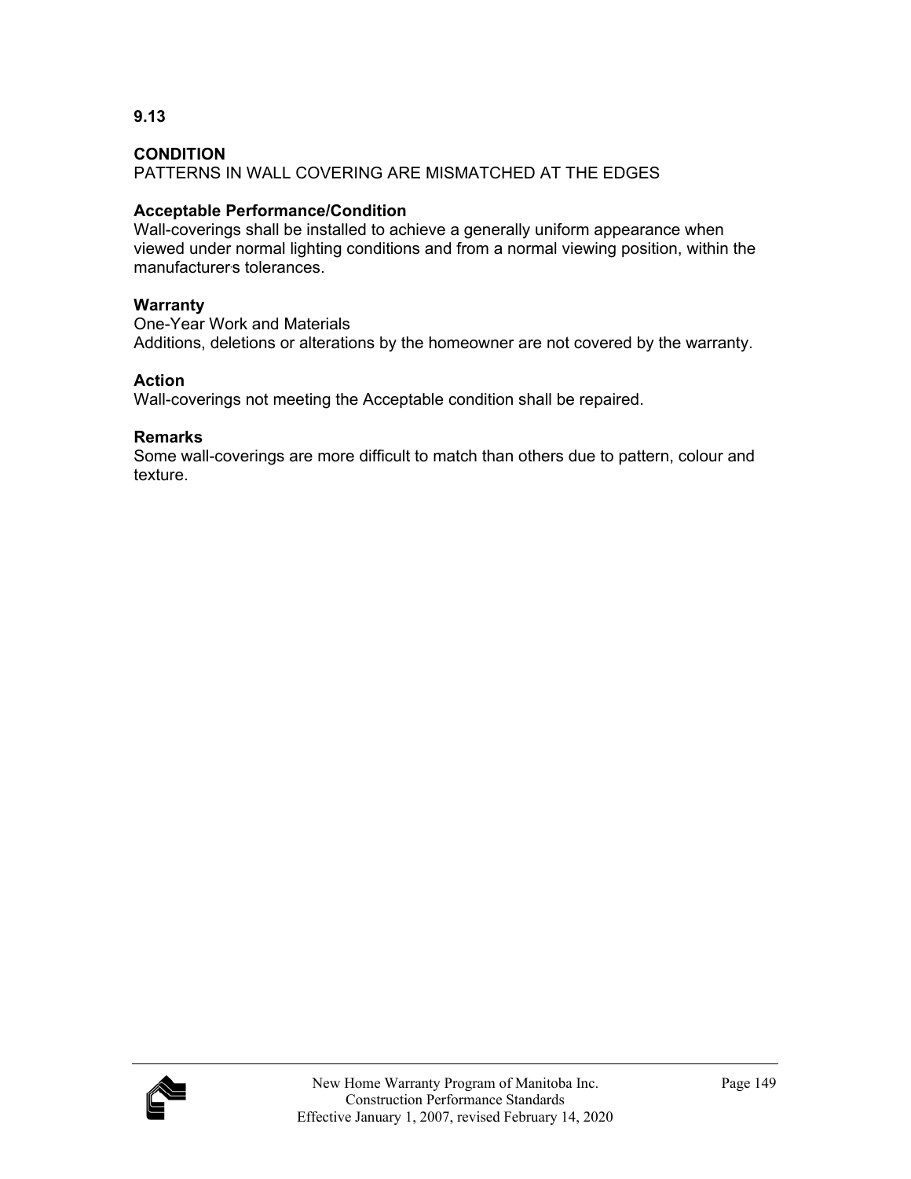**9.13**

**CONDITION**
PATTERNS IN WALL COVERING ARE MISMATCHED AT THE EDGES

**Acceptable Performance/Condition**
Wall-coverings shall be installed to achieve a generally uniform appearance when viewed under normal lighting conditions and from a normal viewing position, within the manufacturer's tolerances.

**Warranty**
One-Year Work and Materials
Additions, deletions or alterations by the homeowner are not covered by the warranty.

**Action**
Wall-coverings not meeting the Acceptable condition shall be repaired.

**Remarks**
Some wall-coverings are more difficult to match than others due to pattern, colour and texture.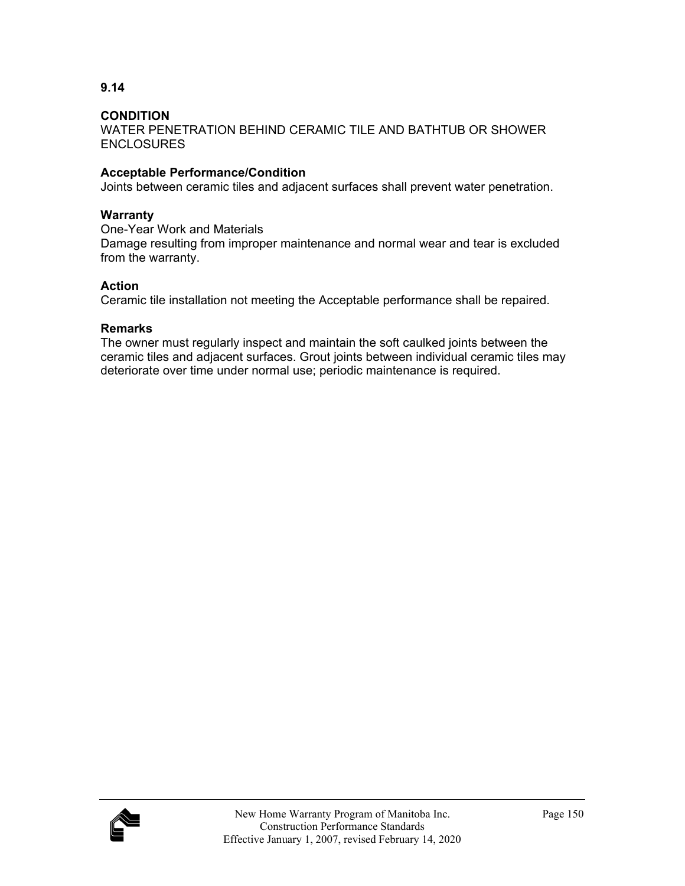## 9.14

### CONDITION

WATER PENETRATION BEHIND CERAMIC TILE AND BATHTUB OR SHOWER ENCLOSURES

**Acceptable Performance/Condition**

Joints between ceramic tiles and adjacent surfaces shall prevent water penetration.

**Warranty**

One-Year Work and Materials

Damage resulting from improper maintenance and normal wear and tear is excluded from the warranty.

**Action**

Ceramic tile installation not meeting the Acceptable performance shall be repaired.

**Remarks**

The owner must regularly inspect and maintain the soft caulked joints between the ceramic tiles and adjacent surfaces. Grout joints between individual ceramic tiles may deteriorate over time under normal use; periodic maintenance is required.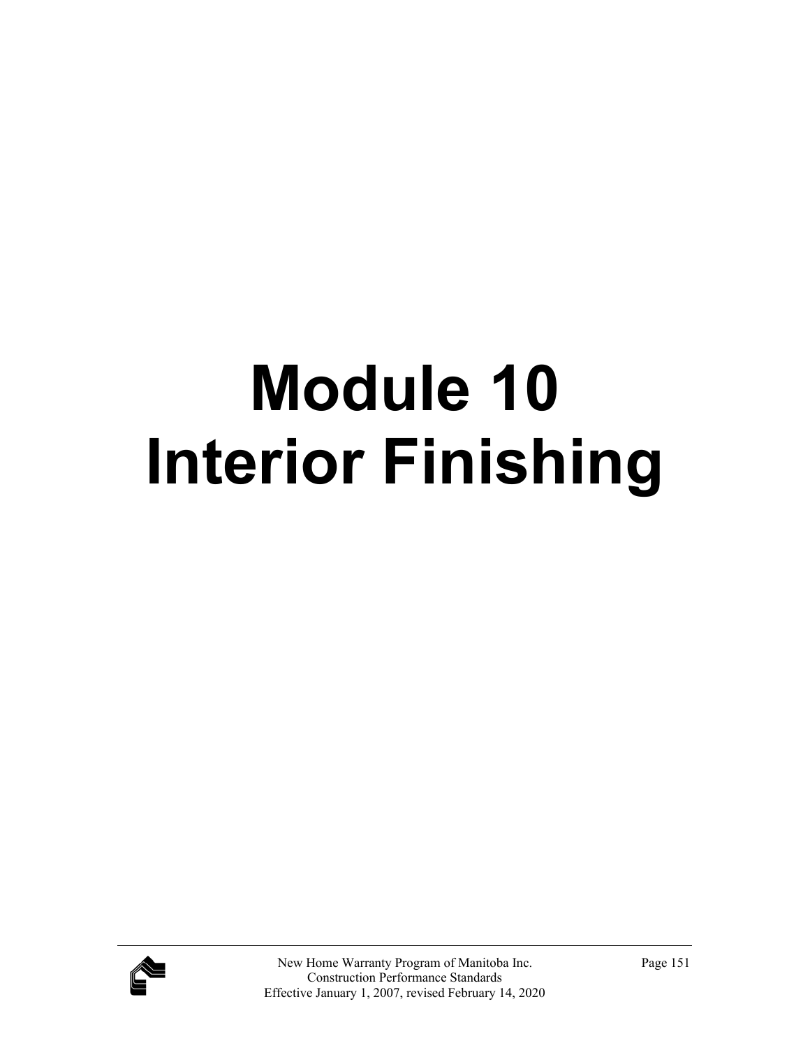# Module 10
# Interior Finishing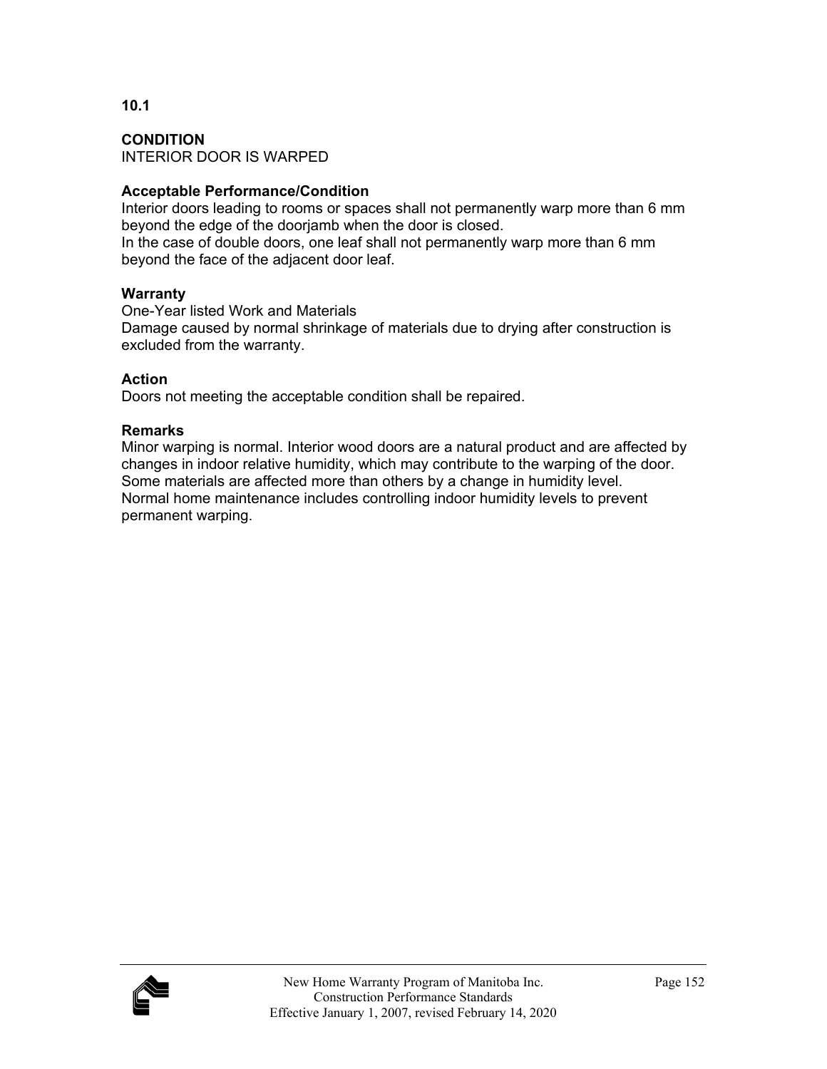**10.1**

**CONDITION**
INTERIOR DOOR IS WARPED

**Acceptable Performance/Condition**
Interior doors leading to rooms or spaces shall not permanently warp more than 6 mm beyond the edge of the doorjamb when the door is closed.
In the case of double doors, one leaf shall not permanently warp more than 6 mm beyond the face of the adjacent door leaf.

**Warranty**
One-Year listed Work and Materials
Damage caused by normal shrinkage of materials due to drying after construction is excluded from the warranty.

**Action**
Doors not meeting the acceptable condition shall be repaired.

**Remarks**
Minor warping is normal. Interior wood doors are a natural product and are affected by changes in indoor relative humidity, which may contribute to the warping of the door. Some materials are affected more than others by a change in humidity level.
Normal home maintenance includes controlling indoor humidity levels to prevent permanent warping.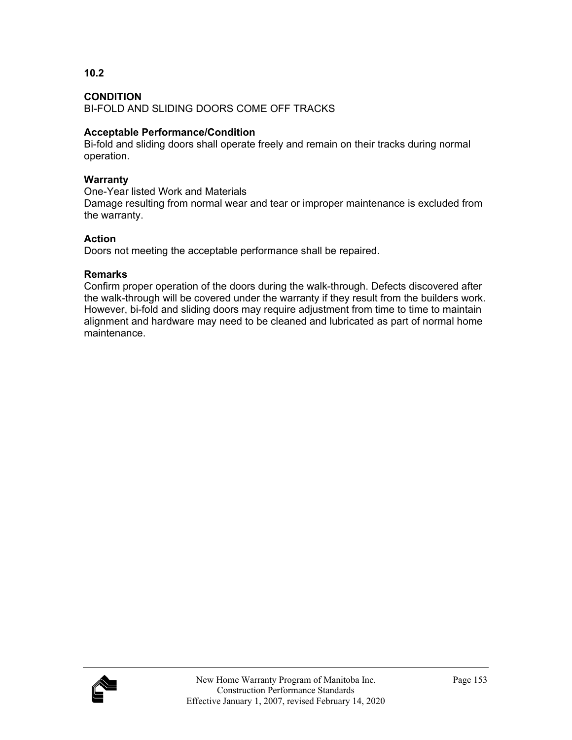**10.2**

**CONDITION**
BI-FOLD AND SLIDING DOORS COME OFF TRACKS

**Acceptable Performance/Condition**
Bi-fold and sliding doors shall operate freely and remain on their tracks during normal operation.

**Warranty**
One-Year listed Work and Materials
Damage resulting from normal wear and tear or improper maintenance is excluded from the warranty.

**Action**
Doors not meeting the acceptable performance shall be repaired.

**Remarks**
Confirm proper operation of the doors during the walk-through. Defects discovered after the walk-through will be covered under the warranty if they result from the builder's work. However, bi-fold and sliding doors may require adjustment from time to time to maintain alignment and hardware may need to be cleaned and lubricated as part of normal home maintenance.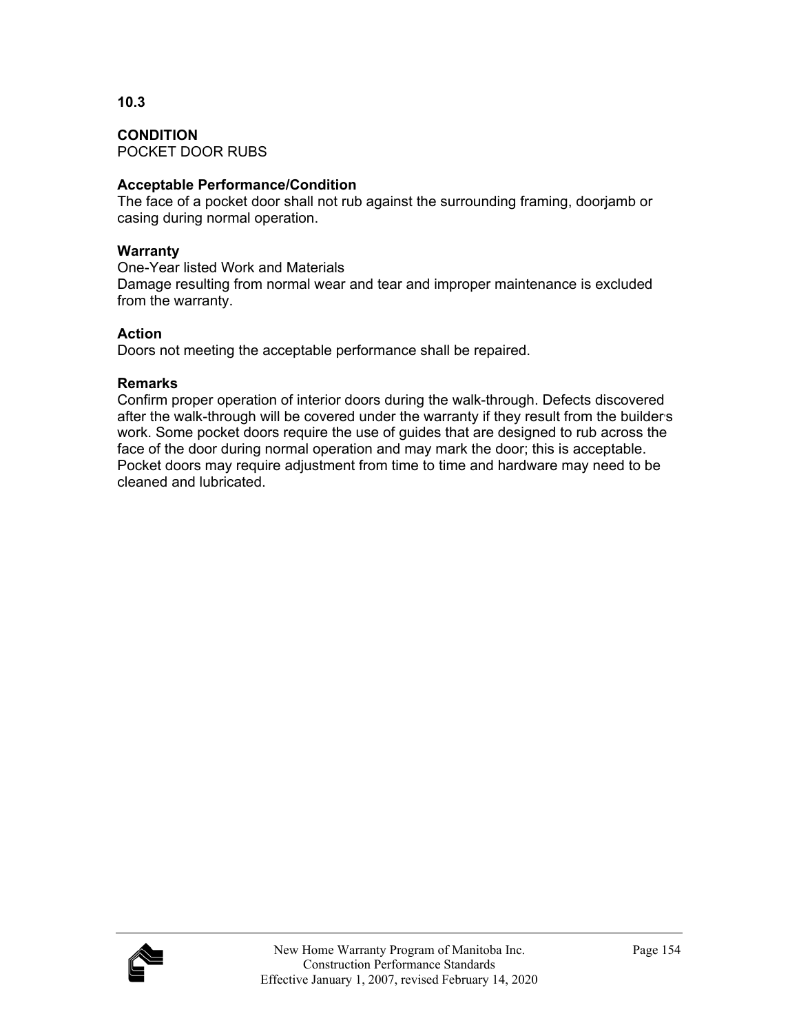**10.3**

**CONDITION**
POCKET DOOR RUBS

**Acceptable Performance/Condition**
The face of a pocket door shall not rub against the surrounding framing, doorjamb or casing during normal operation.

**Warranty**
One-Year listed Work and Materials
Damage resulting from normal wear and tear and improper maintenance is excluded from the warranty.

**Action**
Doors not meeting the acceptable performance shall be repaired.

**Remarks**
Confirm proper operation of interior doors during the walk-through. Defects discovered after the walk-through will be covered under the warranty if they result from the builder's work. Some pocket doors require the use of guides that are designed to rub across the face of the door during normal operation and may mark the door; this is acceptable. Pocket doors may require adjustment from time to time and hardware may need to be cleaned and lubricated.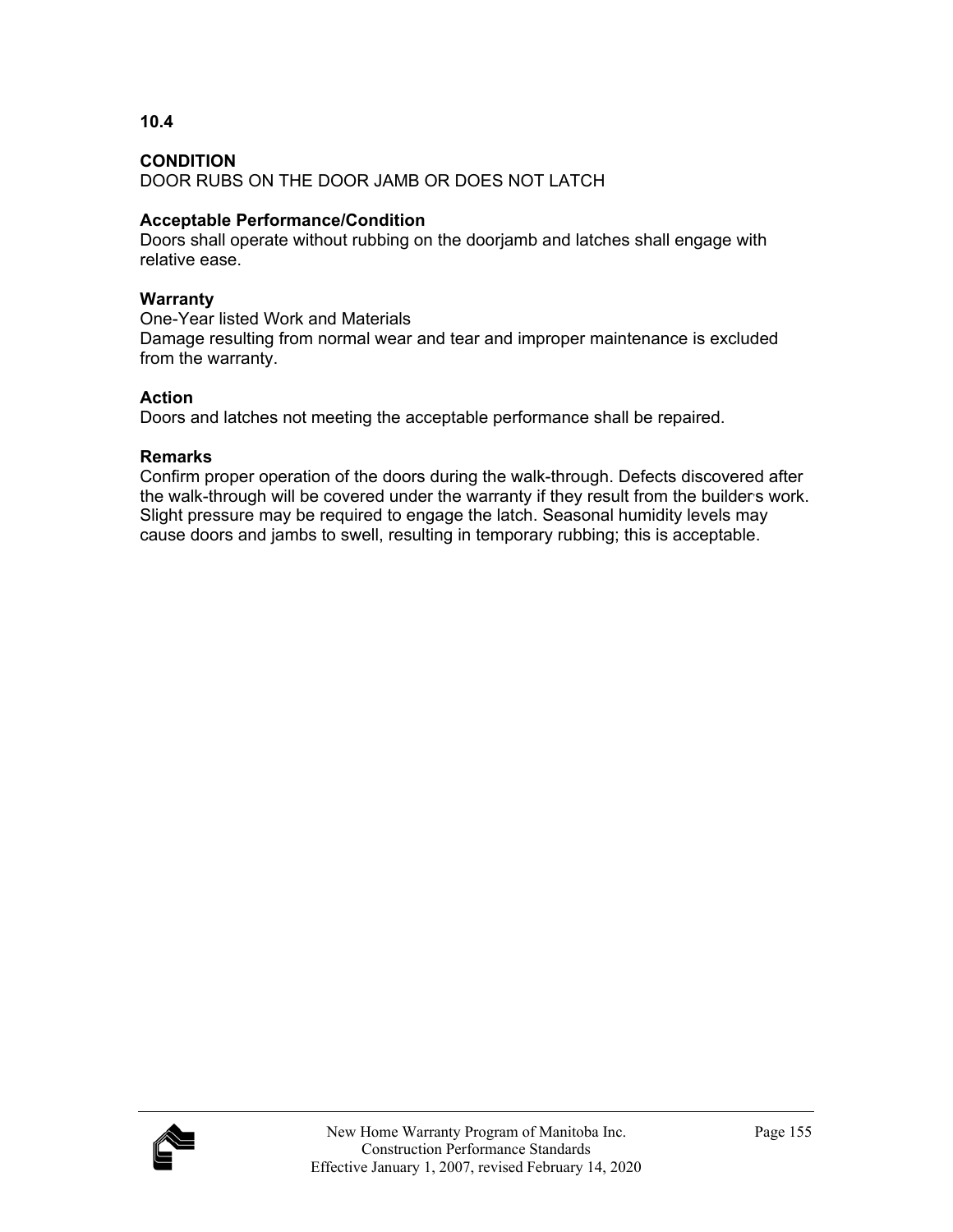**10.4**

**CONDITION**
DOOR RUBS ON THE DOOR JAMB OR DOES NOT LATCH

**Acceptable Performance/Condition**
Doors shall operate without rubbing on the doorjamb and latches shall engage with relative ease.

**Warranty**
One-Year listed Work and Materials
Damage resulting from normal wear and tear and improper maintenance is excluded from the warranty.

**Action**
Doors and latches not meeting the acceptable performance shall be repaired.

**Remarks**
Confirm proper operation of the doors during the walk-through. Defects discovered after the walk-through will be covered under the warranty if they result from the builder's work. Slight pressure may be required to engage the latch. Seasonal humidity levels may cause doors and jambs to swell, resulting in temporary rubbing; this is acceptable.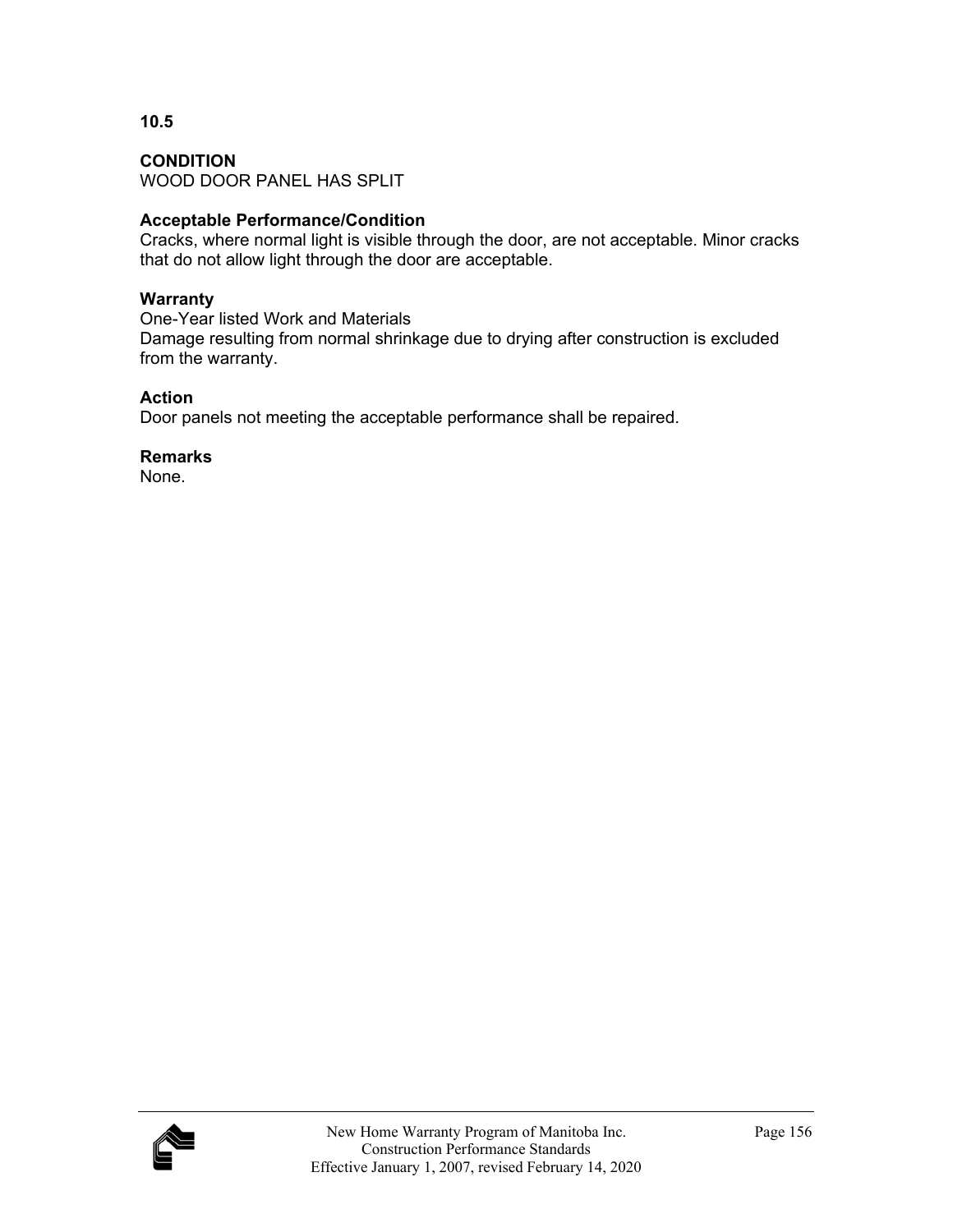**10.5**

**CONDITION**
WOOD DOOR PANEL HAS SPLIT

**Acceptable Performance/Condition**
Cracks, where normal light is visible through the door, are not acceptable. Minor cracks that do not allow light through the door are acceptable.

**Warranty**
One-Year listed Work and Materials
Damage resulting from normal shrinkage due to drying after construction is excluded from the warranty.

**Action**
Door panels not meeting the acceptable performance shall be repaired.

**Remarks**
None.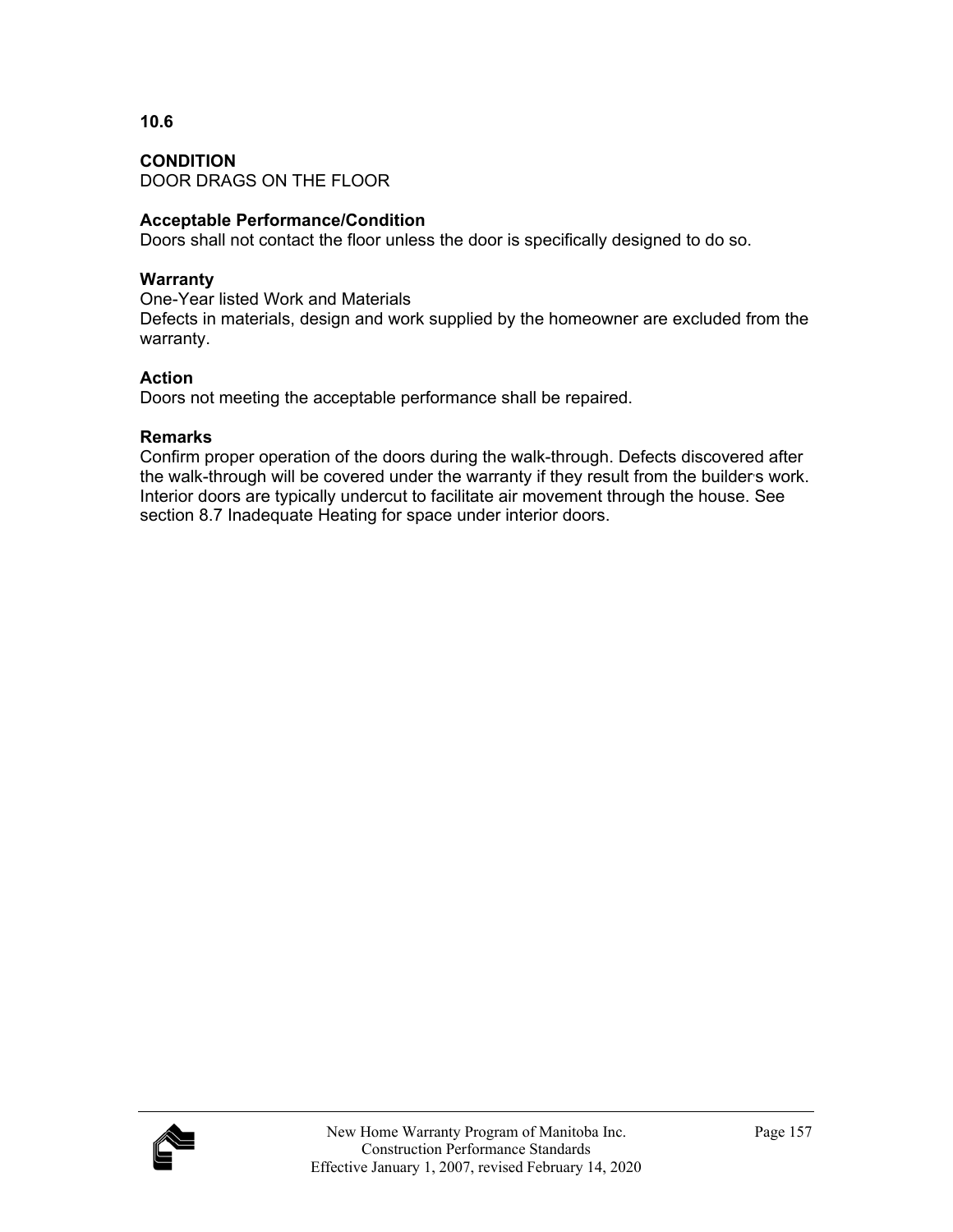**10.6**

**CONDITION**
DOOR DRAGS ON THE FLOOR

**Acceptable Performance/Condition**
Doors shall not contact the floor unless the door is specifically designed to do so.

**Warranty**
One-Year listed Work and Materials
Defects in materials, design and work supplied by the homeowner are excluded from the warranty.

**Action**
Doors not meeting the acceptable performance shall be repaired.

**Remarks**
Confirm proper operation of the doors during the walk-through. Defects discovered after the walk-through will be covered under the warranty if they result from the builder's work. Interior doors are typically undercut to facilitate air movement through the house. See section 8.7 Inadequate Heating for space under interior doors.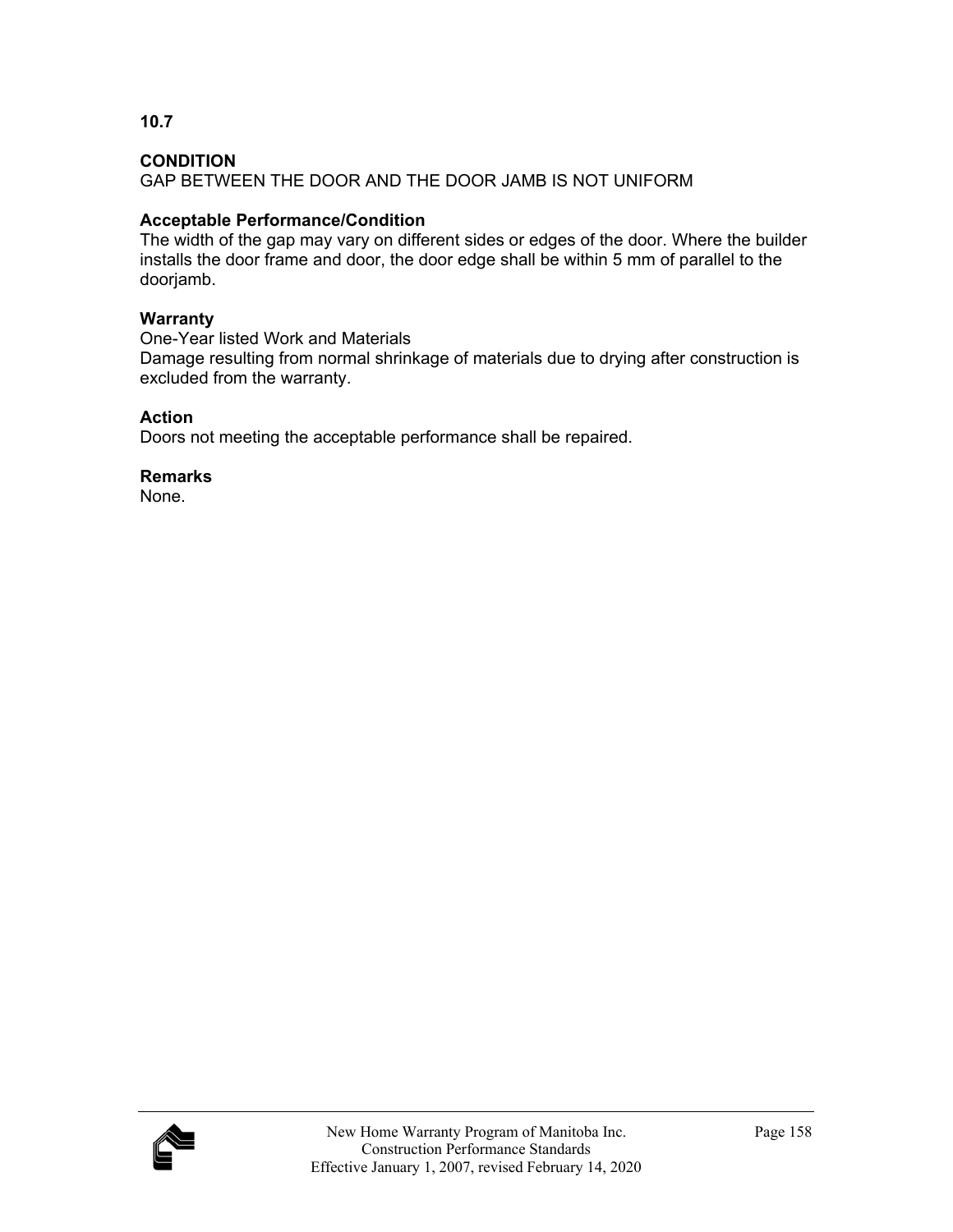**10.7**

**CONDITION**
GAP BETWEEN THE DOOR AND THE DOOR JAMB IS NOT UNIFORM

**Acceptable Performance/Condition**
The width of the gap may vary on different sides or edges of the door. Where the builder installs the door frame and door, the door edge shall be within 5 mm of parallel to the doorjamb.

**Warranty**
One-Year listed Work and Materials
Damage resulting from normal shrinkage of materials due to drying after construction is excluded from the warranty.

**Action**
Doors not meeting the acceptable performance shall be repaired.

**Remarks**
None.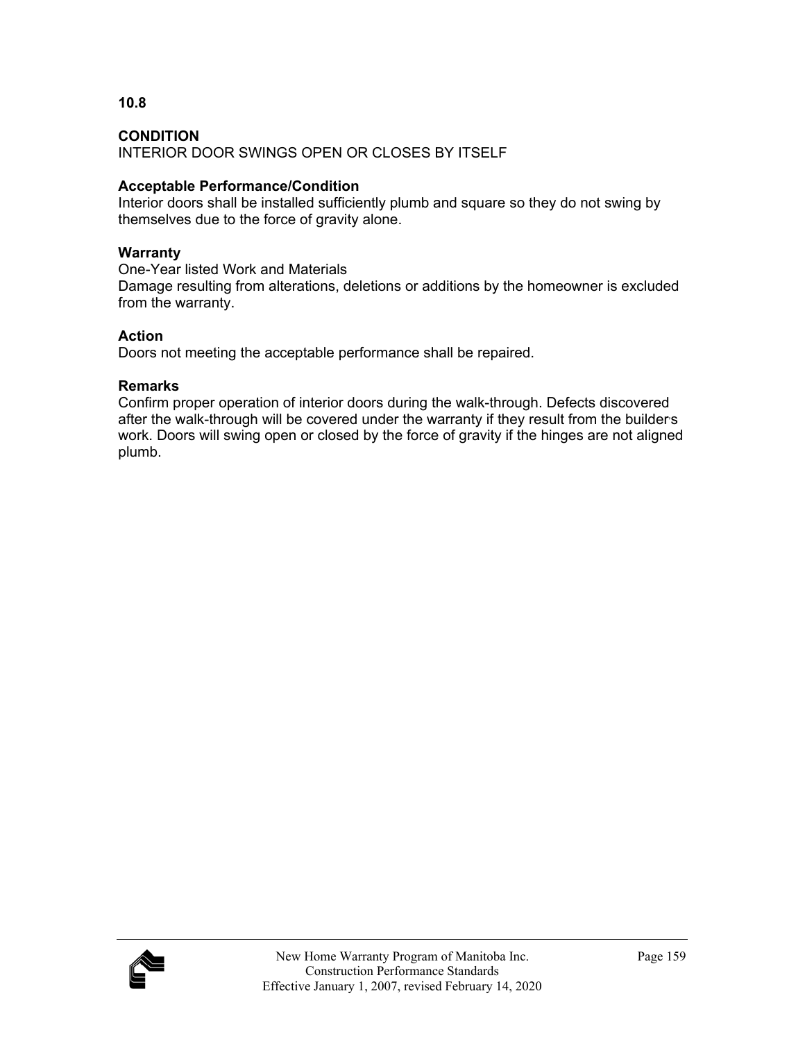## 10.8

### CONDITION

INTERIOR DOOR SWINGS OPEN OR CLOSES BY ITSELF

### Acceptable Performance/Condition

Interior doors shall be installed sufficiently plumb and square so they do not swing by themselves due to the force of gravity alone.

### Warranty

One-Year listed Work and Materials
Damage resulting from alterations, deletions or additions by the homeowner is excluded from the warranty.

### Action

Doors not meeting the acceptable performance shall be repaired.

### Remarks

Confirm proper operation of interior doors during the walk-through. Defects discovered after the walk-through will be covered under the warranty if they result from the builder's work. Doors will swing open or closed by the force of gravity if the hinges are not aligned plumb.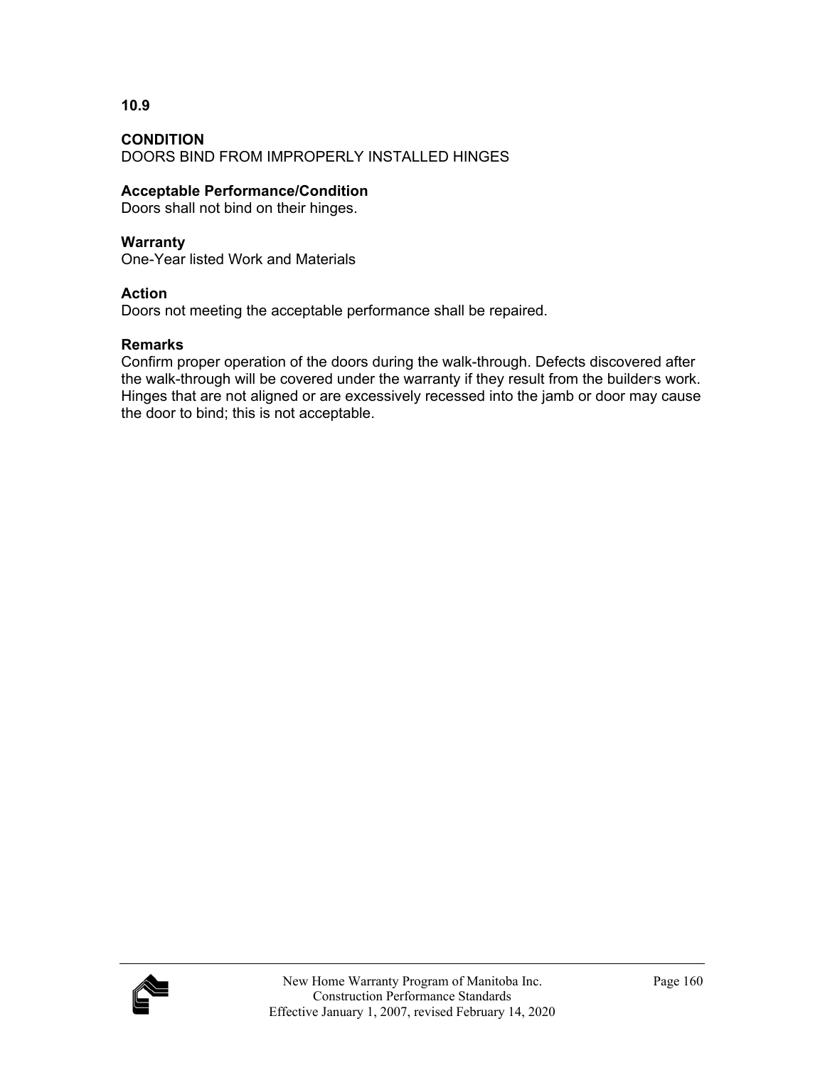**10.9**

**CONDITION**
DOORS BIND FROM IMPROPERLY INSTALLED HINGES

**Acceptable Performance/Condition**
Doors shall not bind on their hinges.

**Warranty**
One-Year listed Work and Materials

**Action**
Doors not meeting the acceptable performance shall be repaired.

**Remarks**
Confirm proper operation of the doors during the walk-through. Defects discovered after the walk-through will be covered under the warranty if they result from the builder's work. Hinges that are not aligned or are excessively recessed into the jamb or door may cause the door to bind; this is not acceptable.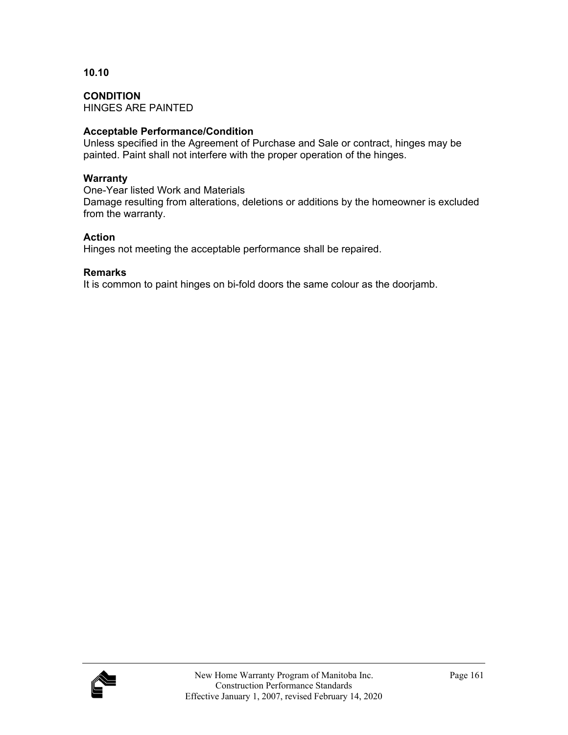**10.10**

**CONDITION**
HINGES ARE PAINTED

**Acceptable Performance/Condition**
Unless specified in the Agreement of Purchase and Sale or contract, hinges may be painted. Paint shall not interfere with the proper operation of the hinges.

**Warranty**
One-Year listed Work and Materials
Damage resulting from alterations, deletions or additions by the homeowner is excluded from the warranty.

**Action**
Hinges not meeting the acceptable performance shall be repaired.

**Remarks**
It is common to paint hinges on bi-fold doors the same colour as the doorjamb.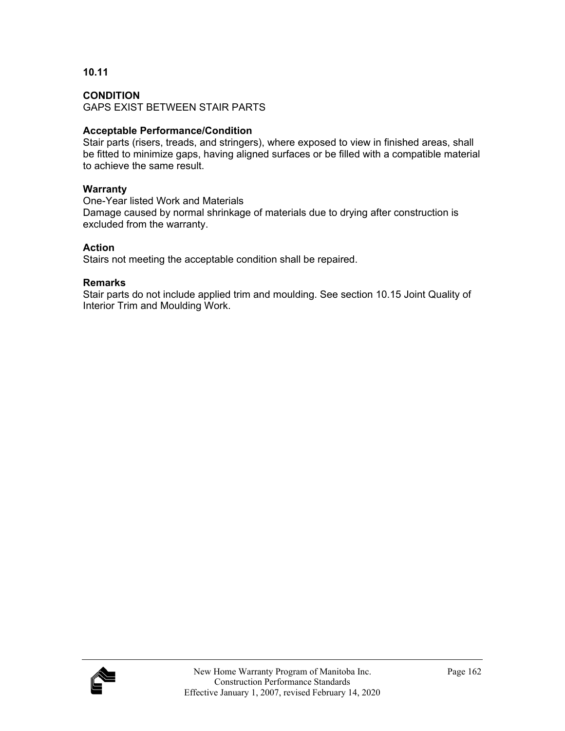**10.11**

**CONDITION**
GAPS EXIST BETWEEN STAIR PARTS

**Acceptable Performance/Condition**
Stair parts (risers, treads, and stringers), where exposed to view in finished areas, shall be fitted to minimize gaps, having aligned surfaces or be filled with a compatible material to achieve the same result.

**Warranty**
One-Year listed Work and Materials
Damage caused by normal shrinkage of materials due to drying after construction is excluded from the warranty.

**Action**
Stairs not meeting the acceptable condition shall be repaired.

**Remarks**
Stair parts do not include applied trim and moulding. See section 10.15 Joint Quality of Interior Trim and Moulding Work.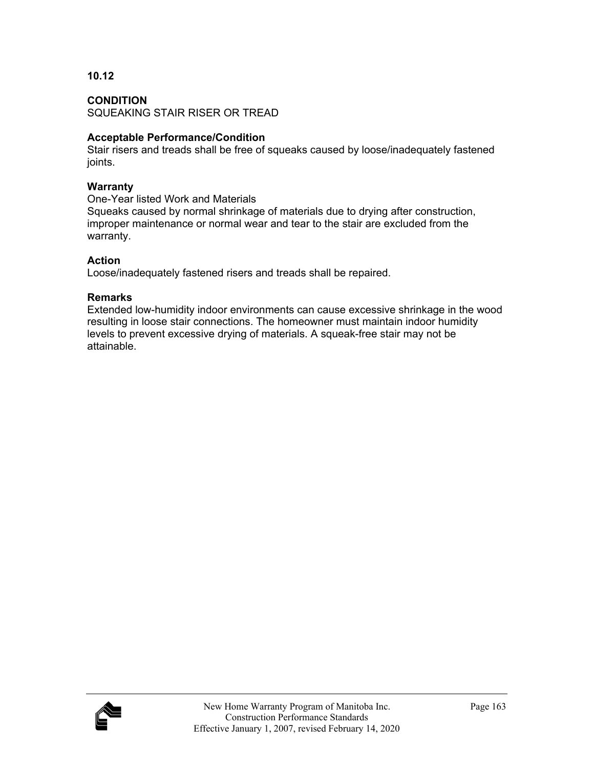**10.12**

**CONDITION**
SQUEAKING STAIR RISER OR TREAD

**Acceptable Performance/Condition**
Stair risers and treads shall be free of squeaks caused by loose/inadequately fastened joints.

**Warranty**
One-Year listed Work and Materials
Squeaks caused by normal shrinkage of materials due to drying after construction, improper maintenance or normal wear and tear to the stair are excluded from the warranty.

**Action**
Loose/inadequately fastened risers and treads shall be repaired.

**Remarks**
Extended low-humidity indoor environments can cause excessive shrinkage in the wood resulting in loose stair connections. The homeowner must maintain indoor humidity levels to prevent excessive drying of materials. A squeak-free stair may not be attainable.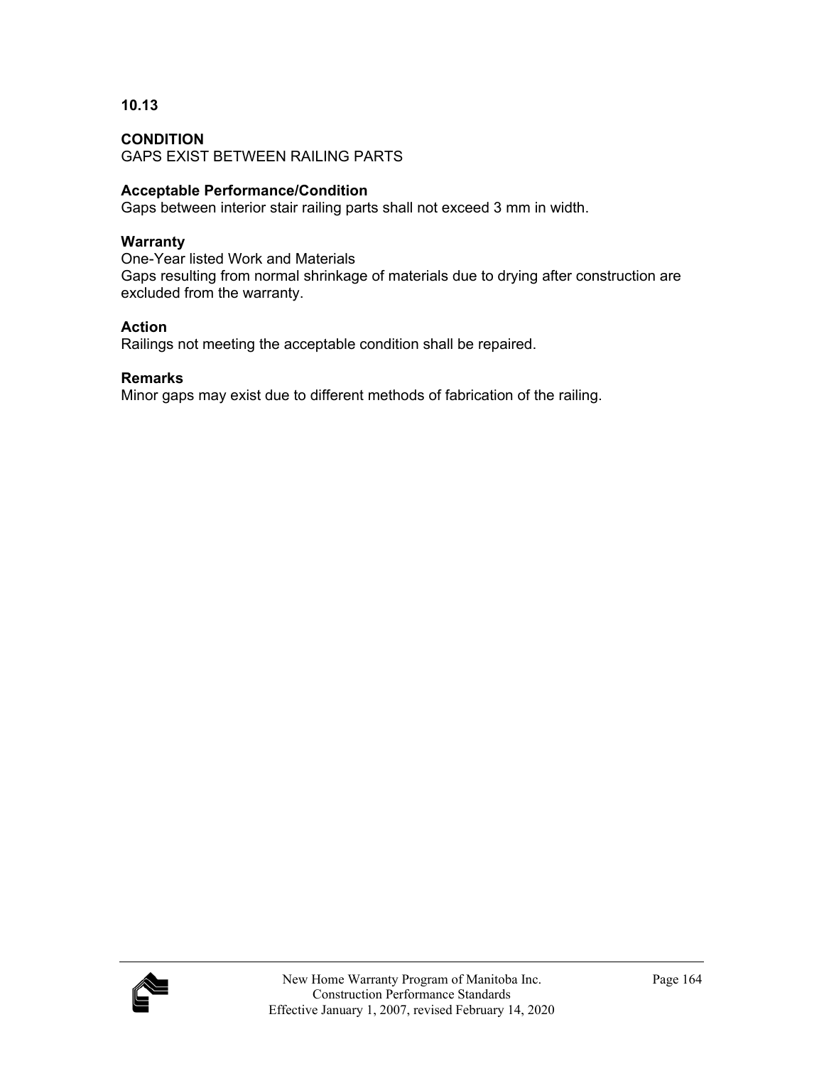**10.13**

**CONDITION**
GAPS EXIST BETWEEN RAILING PARTS

**Acceptable Performance/Condition**
Gaps between interior stair railing parts shall not exceed 3 mm in width.

**Warranty**
One-Year listed Work and Materials
Gaps resulting from normal shrinkage of materials due to drying after construction are excluded from the warranty.

**Action**
Railings not meeting the acceptable condition shall be repaired.

**Remarks**
Minor gaps may exist due to different methods of fabrication of the railing.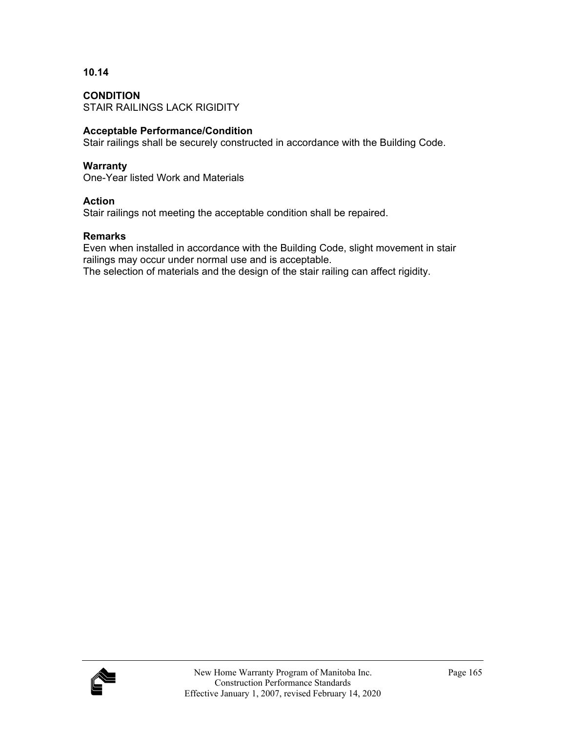**10.14**

**CONDITION**
STAIR RAILINGS LACK RIGIDITY

**Acceptable Performance/Condition**
Stair railings shall be securely constructed in accordance with the Building Code.

**Warranty**
One-Year listed Work and Materials

**Action**
Stair railings not meeting the acceptable condition shall be repaired.

**Remarks**
Even when installed in accordance with the Building Code, slight movement in stair railings may occur under normal use and is acceptable.
The selection of materials and the design of the stair railing can affect rigidity.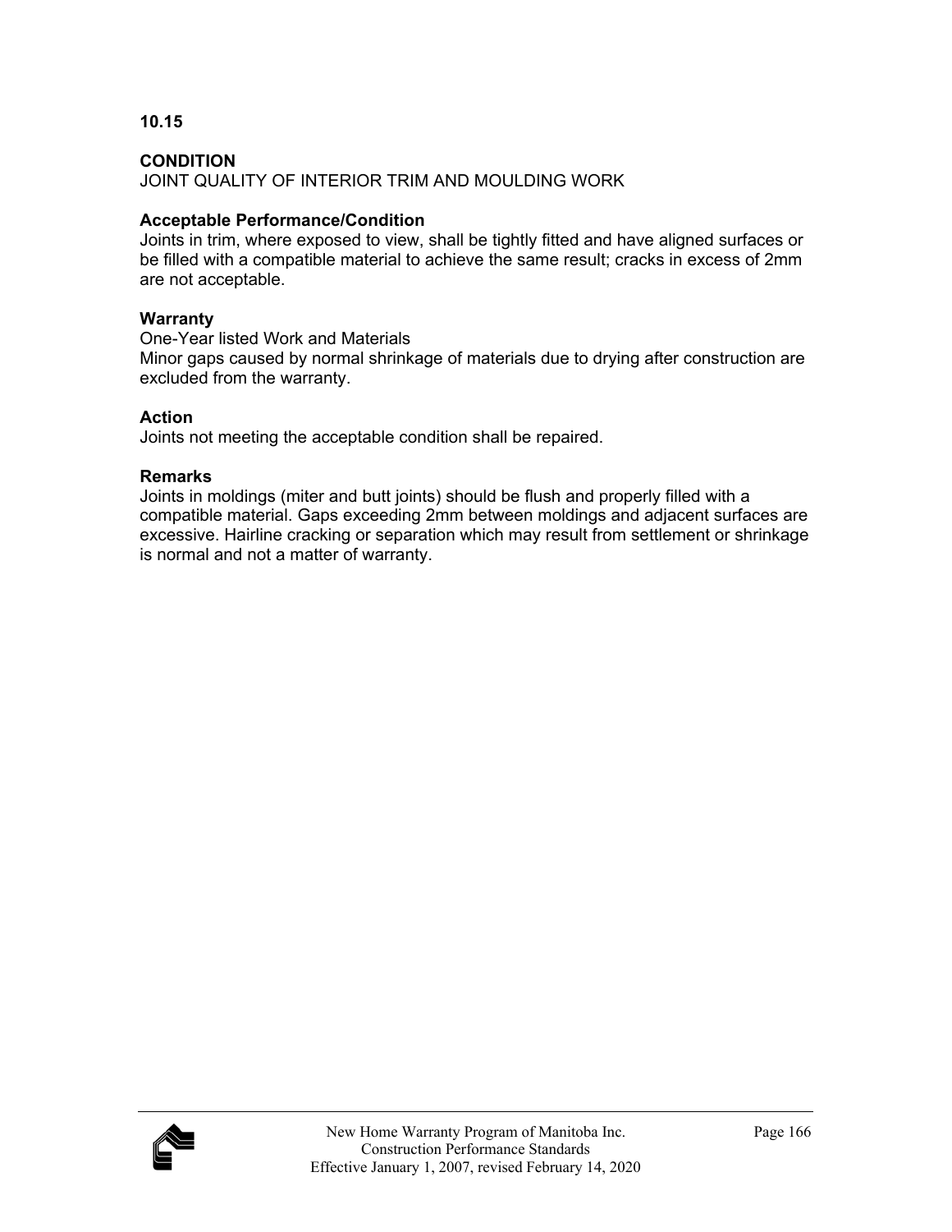**10.15**

**CONDITION**
JOINT QUALITY OF INTERIOR TRIM AND MOULDING WORK

**Acceptable Performance/Condition**
Joints in trim, where exposed to view, shall be tightly fitted and have aligned surfaces or be filled with a compatible material to achieve the same result; cracks in excess of 2mm are not acceptable.

**Warranty**
One-Year listed Work and Materials
Minor gaps caused by normal shrinkage of materials due to drying after construction are excluded from the warranty.

**Action**
Joints not meeting the acceptable condition shall be repaired.

**Remarks**
Joints in moldings (miter and butt joints) should be flush and properly filled with a compatible material. Gaps exceeding 2mm between moldings and adjacent surfaces are excessive. Hairline cracking or separation which may result from settlement or shrinkage is normal and not a matter of warranty.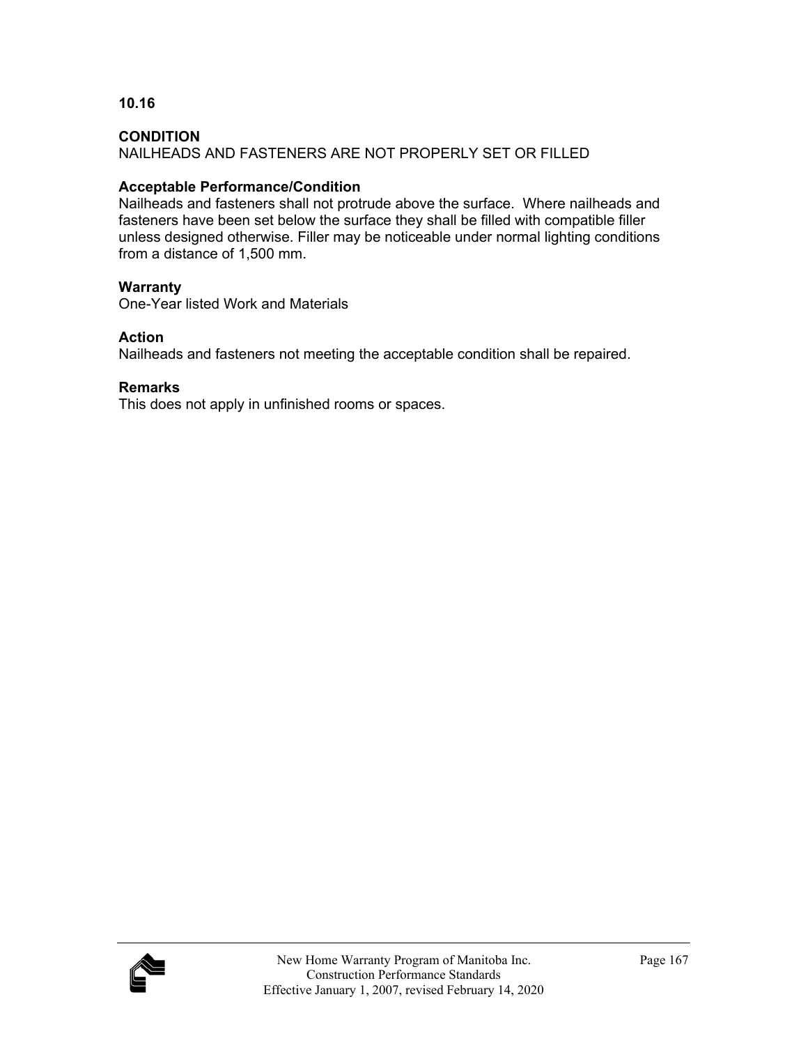**10.16**

**CONDITION**
NAILHEADS AND FASTENERS ARE NOT PROPERLY SET OR FILLED

**Acceptable Performance/Condition**
Nailheads and fasteners shall not protrude above the surface. Where nailheads and fasteners have been set below the surface they shall be filled with compatible filler unless designed otherwise. Filler may be noticeable under normal lighting conditions from a distance of 1,500 mm.

**Warranty**
One-Year listed Work and Materials

**Action**
Nailheads and fasteners not meeting the acceptable condition shall be repaired.

**Remarks**
This does not apply in unfinished rooms or spaces.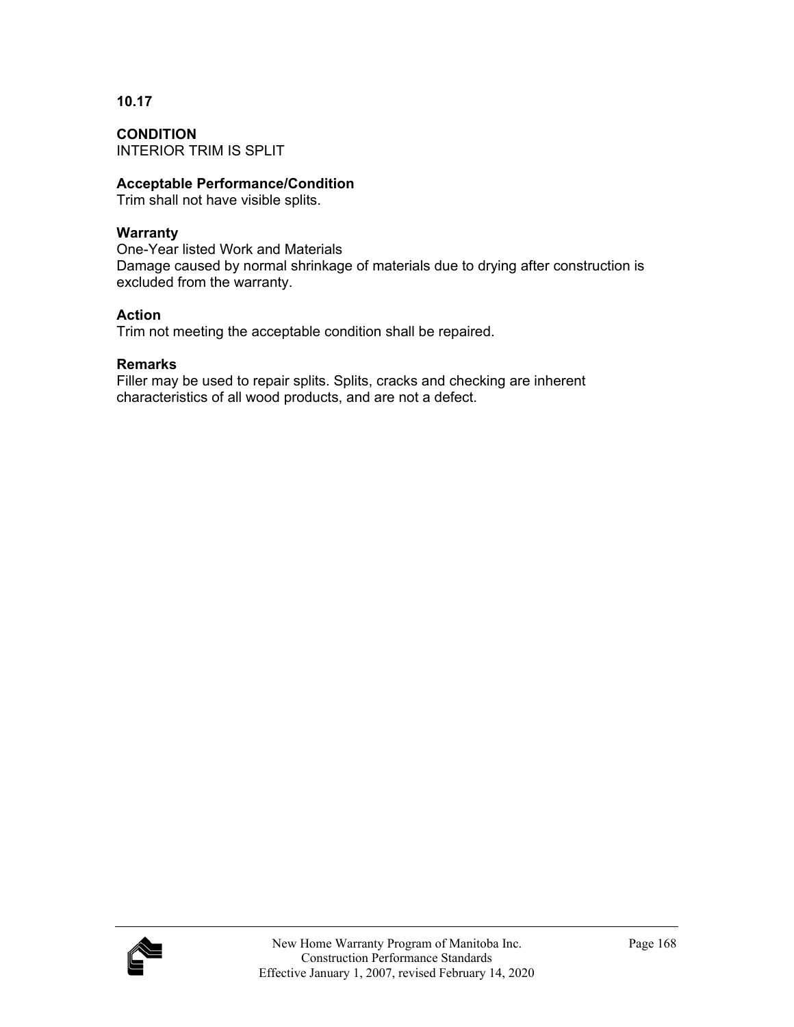**10.17**

**CONDITION**
INTERIOR TRIM IS SPLIT

**Acceptable Performance/Condition**
Trim shall not have visible splits.

**Warranty**
One-Year listed Work and Materials
Damage caused by normal shrinkage of materials due to drying after construction is excluded from the warranty.

**Action**
Trim not meeting the acceptable condition shall be repaired.

**Remarks**
Filler may be used to repair splits. Splits, cracks and checking are inherent characteristics of all wood products, and are not a defect.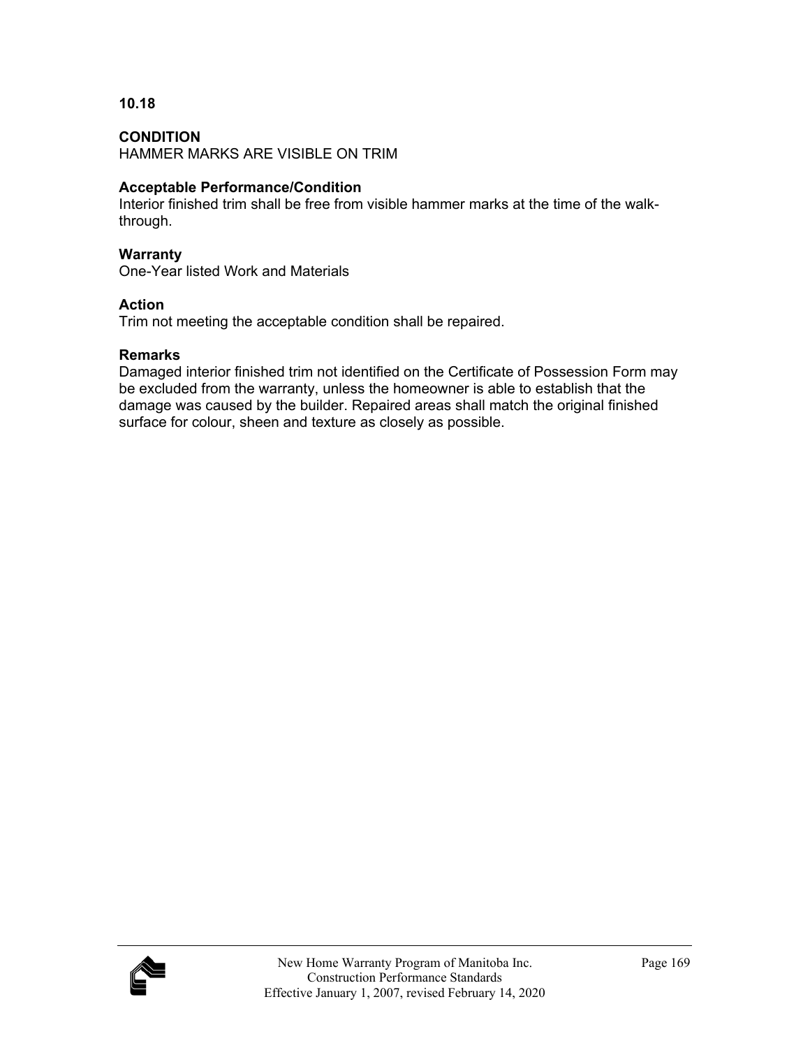**10.18**

**CONDITION**
HAMMER MARKS ARE VISIBLE ON TRIM

**Acceptable Performance/Condition**
Interior finished trim shall be free from visible hammer marks at the time of the walk-through.

**Warranty**
One-Year listed Work and Materials

**Action**
Trim not meeting the acceptable condition shall be repaired.

**Remarks**
Damaged interior finished trim not identified on the Certificate of Possession Form may be excluded from the warranty, unless the homeowner is able to establish that the damage was caused by the builder. Repaired areas shall match the original finished surface for colour, sheen and texture as closely as possible.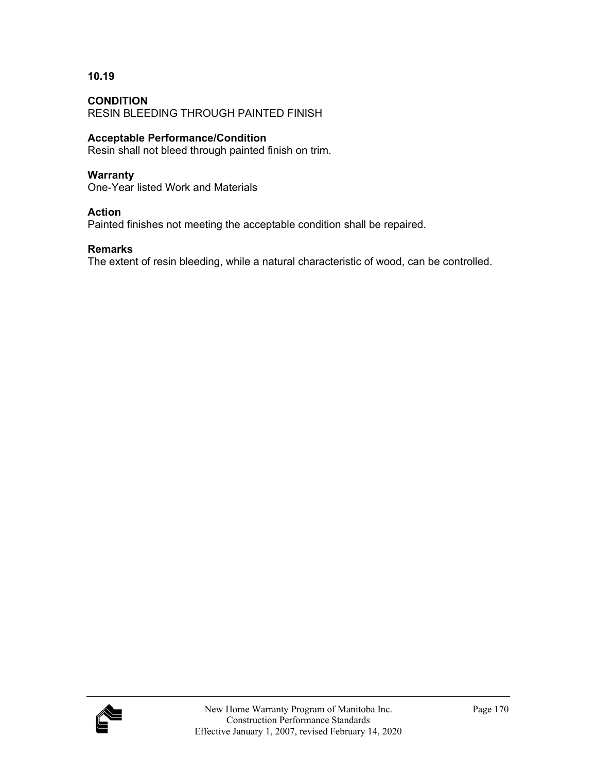**10.19**

**CONDITION**
RESIN BLEEDING THROUGH PAINTED FINISH

**Acceptable Performance/Condition**
Resin shall not bleed through painted finish on trim.

**Warranty**
One-Year listed Work and Materials

**Action**
Painted finishes not meeting the acceptable condition shall be repaired.

**Remarks**
The extent of resin bleeding, while a natural characteristic of wood, can be controlled.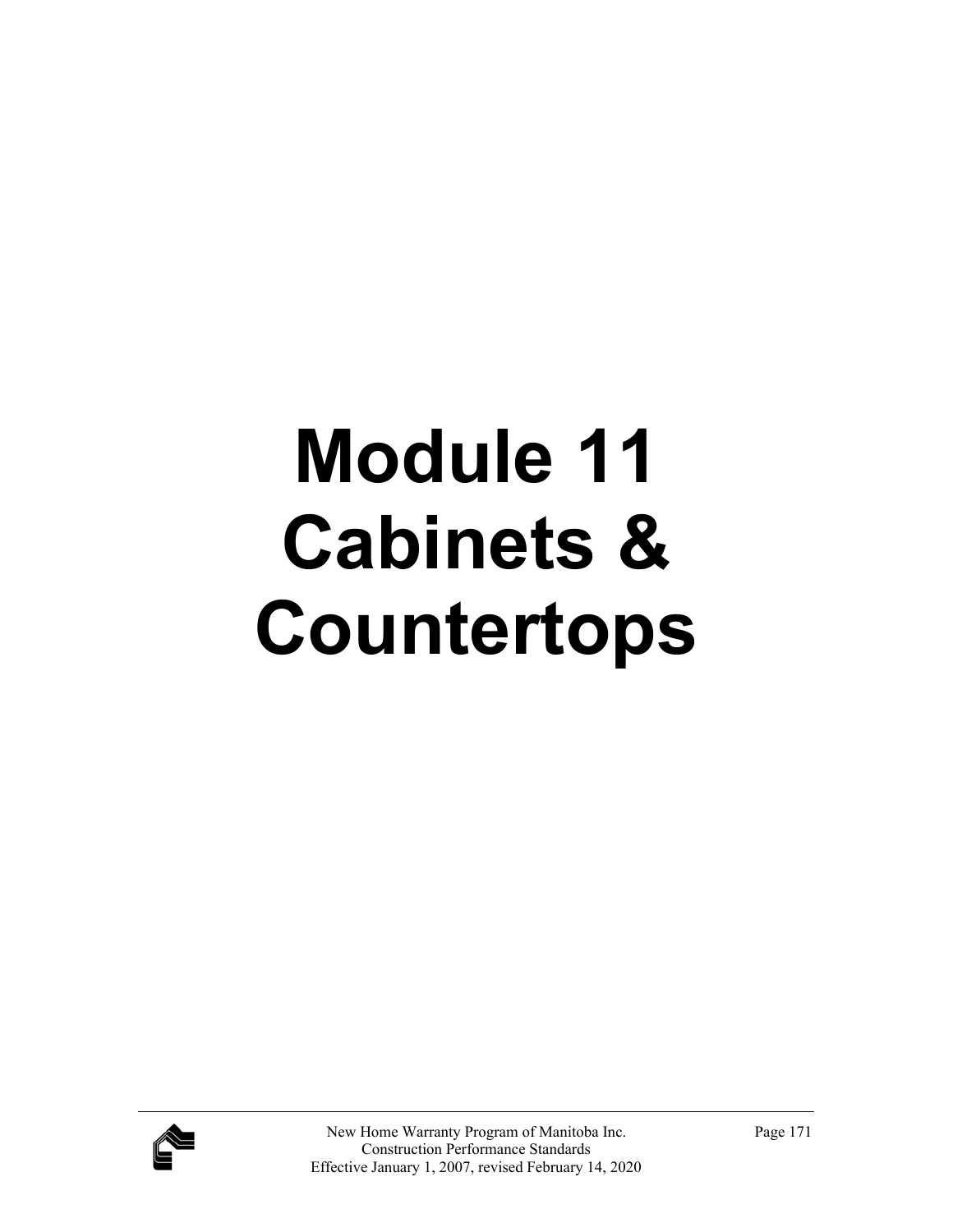# Module 11 Cabinets & Countertops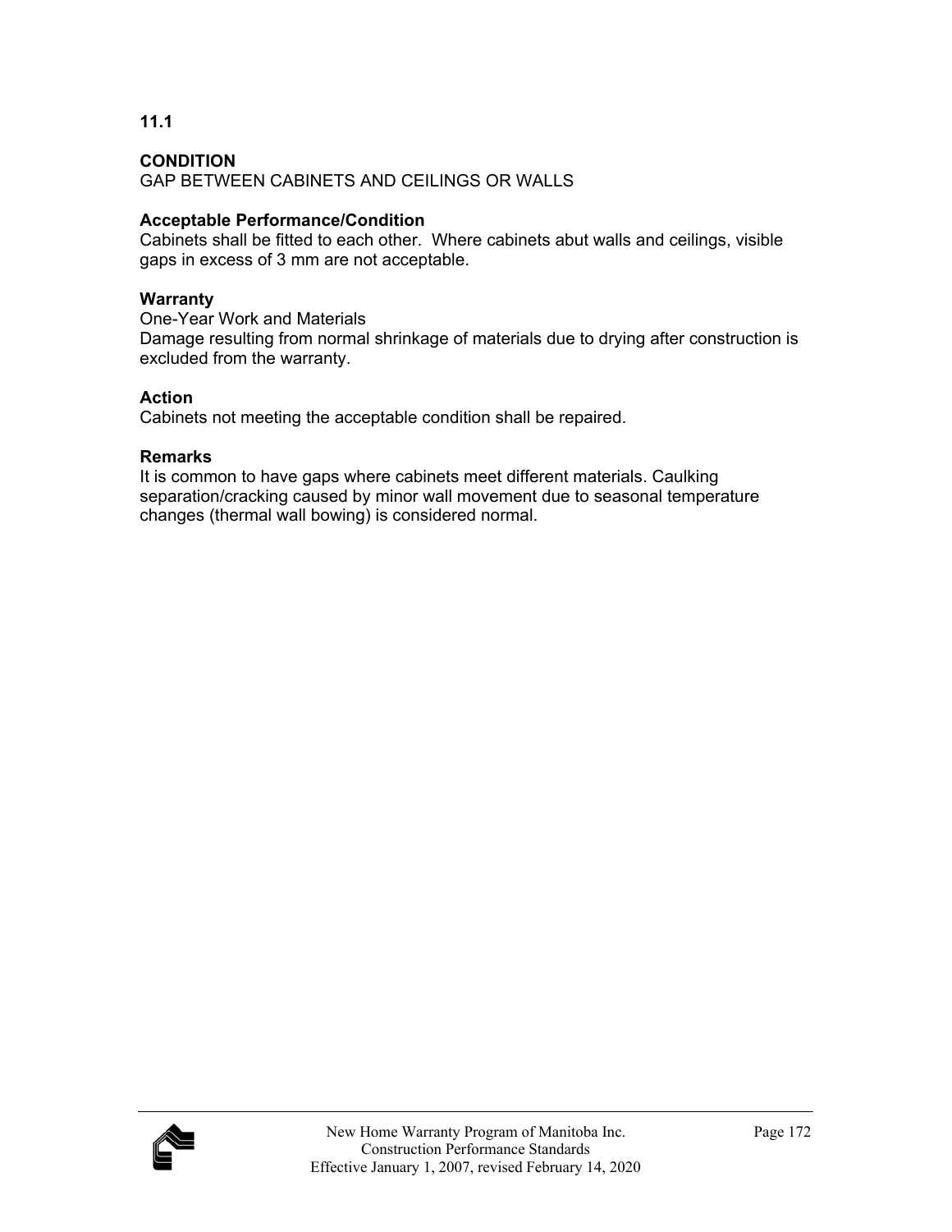**11.1**

**CONDITION**
GAP BETWEEN CABINETS AND CEILINGS OR WALLS

**Acceptable Performance/Condition**
Cabinets shall be fitted to each other. Where cabinets abut walls and ceilings, visible gaps in excess of 3 mm are not acceptable.

**Warranty**
One-Year Work and Materials
Damage resulting from normal shrinkage of materials due to drying after construction is excluded from the warranty.

**Action**
Cabinets not meeting the acceptable condition shall be repaired.

**Remarks**
It is common to have gaps where cabinets meet different materials. Caulking separation/cracking caused by minor wall movement due to seasonal temperature changes (thermal wall bowing) is considered normal.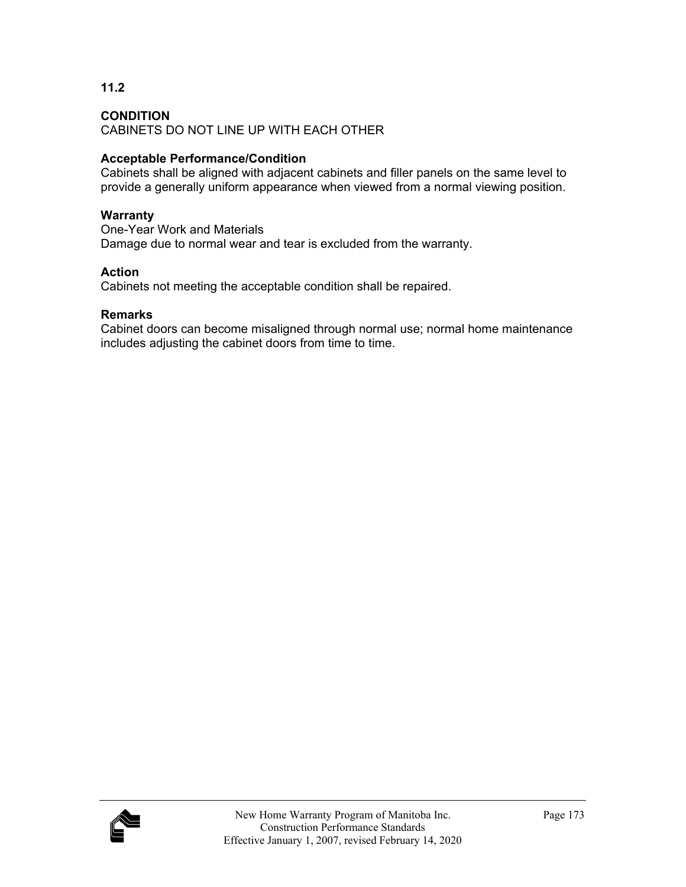**11.2**

**CONDITION**
CABINETS DO NOT LINE UP WITH EACH OTHER

**Acceptable Performance/Condition**
Cabinets shall be aligned with adjacent cabinets and filler panels on the same level to provide a generally uniform appearance when viewed from a normal viewing position.

**Warranty**
One-Year Work and Materials
Damage due to normal wear and tear is excluded from the warranty.

**Action**
Cabinets not meeting the acceptable condition shall be repaired.

**Remarks**
Cabinet doors can become misaligned through normal use; normal home maintenance includes adjusting the cabinet doors from time to time.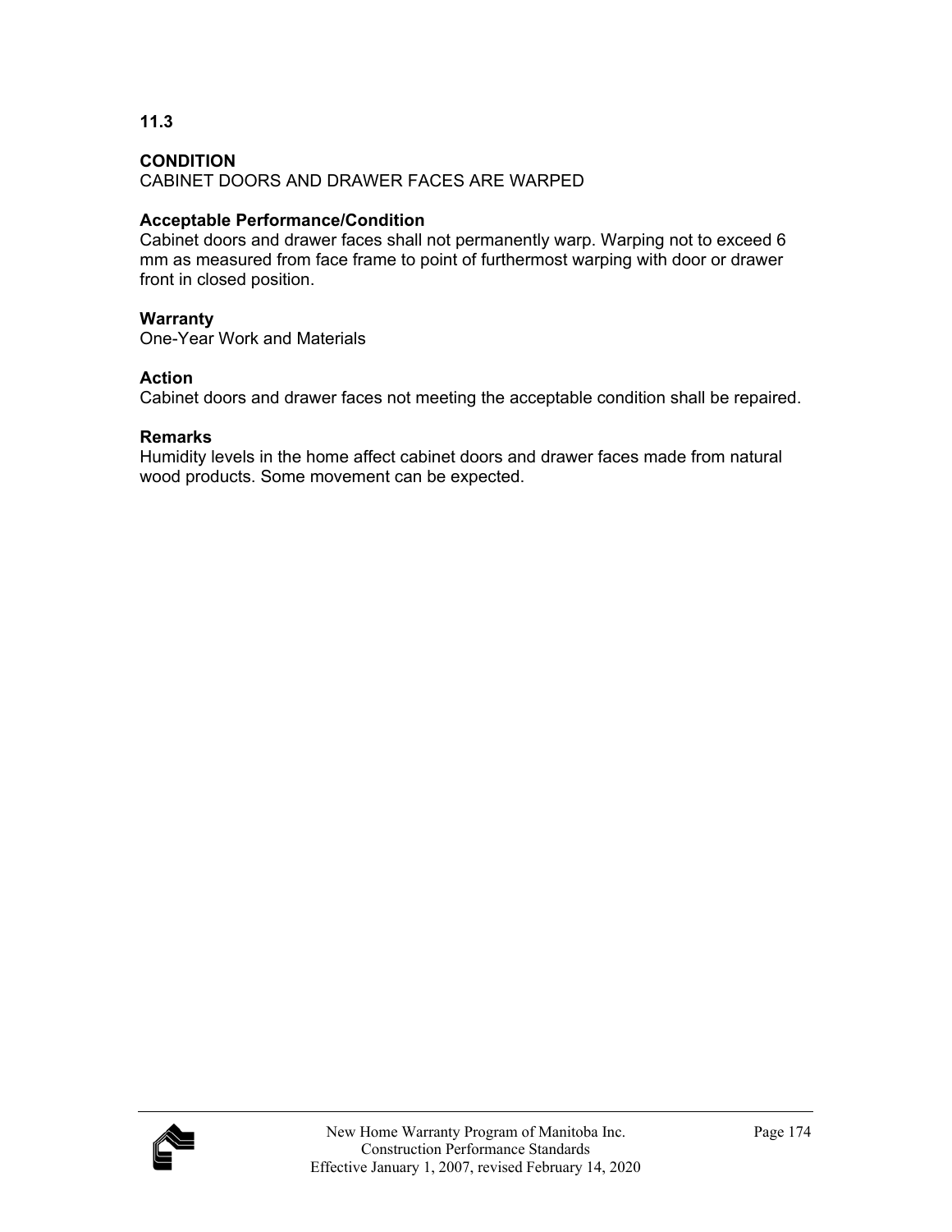**11.3**

**CONDITION**
CABINET DOORS AND DRAWER FACES ARE WARPED

**Acceptable Performance/Condition**
Cabinet doors and drawer faces shall not permanently warp. Warping not to exceed 6 mm as measured from face frame to point of furthermost warping with door or drawer front in closed position.

**Warranty**
One-Year Work and Materials

**Action**
Cabinet doors and drawer faces not meeting the acceptable condition shall be repaired.

**Remarks**
Humidity levels in the home affect cabinet doors and drawer faces made from natural wood products. Some movement can be expected.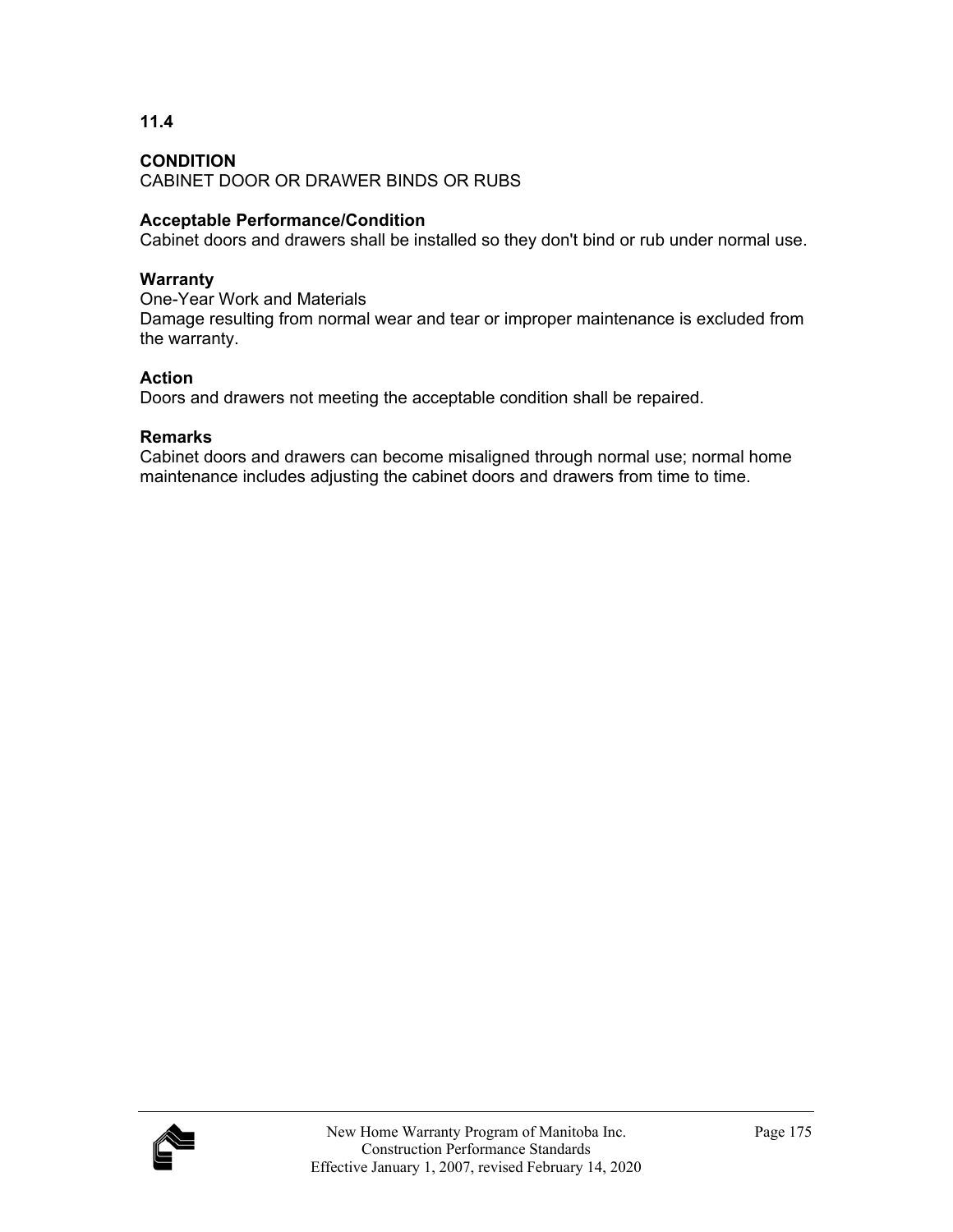## 11.4

### CONDITION

CABINET DOOR OR DRAWER BINDS OR RUBS

**Acceptable Performance/Condition**

Cabinet doors and drawers shall be installed so they don't bind or rub under normal use.

**Warranty**

One-Year Work and Materials
Damage resulting from normal wear and tear or improper maintenance is excluded from the warranty.

**Action**

Doors and drawers not meeting the acceptable condition shall be repaired.

**Remarks**

Cabinet doors and drawers can become misaligned through normal use; normal home maintenance includes adjusting the cabinet doors and drawers from time to time.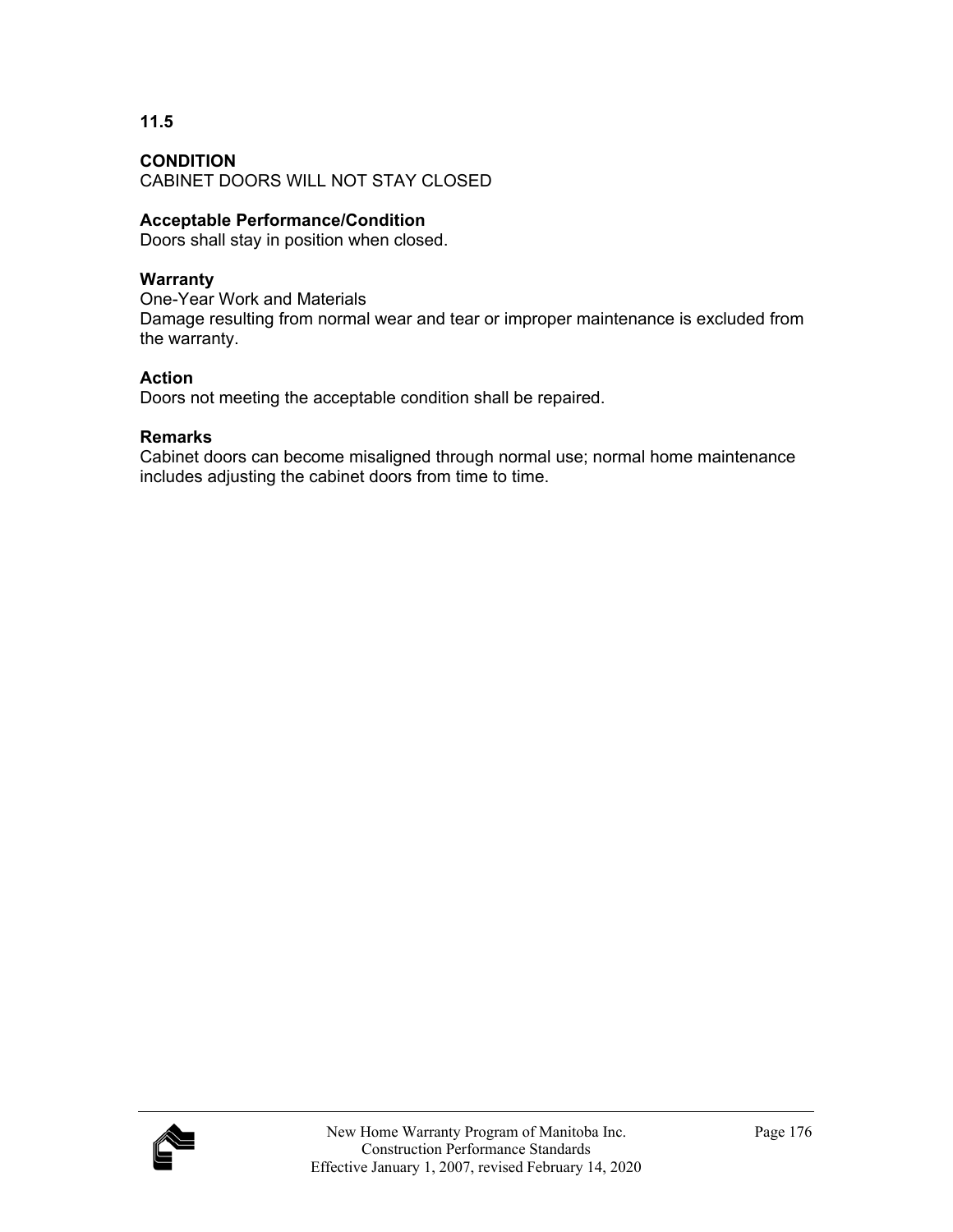**11.5**

**CONDITION**
CABINET DOORS WILL NOT STAY CLOSED

**Acceptable Performance/Condition**
Doors shall stay in position when closed.

**Warranty**
One-Year Work and Materials
Damage resulting from normal wear and tear or improper maintenance is excluded from the warranty.

**Action**
Doors not meeting the acceptable condition shall be repaired.

**Remarks**
Cabinet doors can become misaligned through normal use; normal home maintenance includes adjusting the cabinet doors from time to time.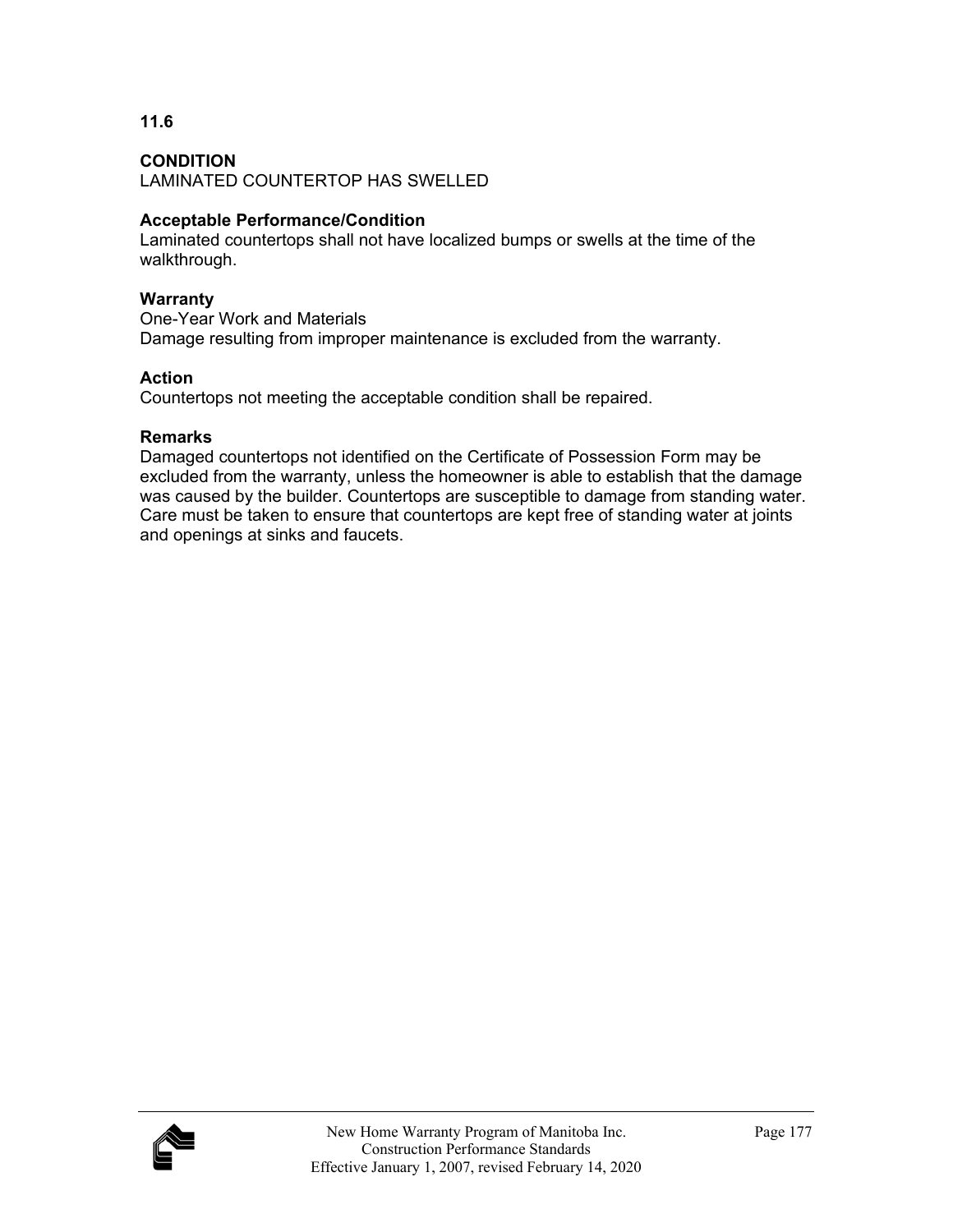**11.6**

**CONDITION**
LAMINATED COUNTERTOP HAS SWELLED

**Acceptable Performance/Condition**
Laminated countertops shall not have localized bumps or swells at the time of the walkthrough.

**Warranty**
One-Year Work and Materials
Damage resulting from improper maintenance is excluded from the warranty.

**Action**
Countertops not meeting the acceptable condition shall be repaired.

**Remarks**
Damaged countertops not identified on the Certificate of Possession Form may be excluded from the warranty, unless the homeowner is able to establish that the damage was caused by the builder. Countertops are susceptible to damage from standing water. Care must be taken to ensure that countertops are kept free of standing water at joints and openings at sinks and faucets.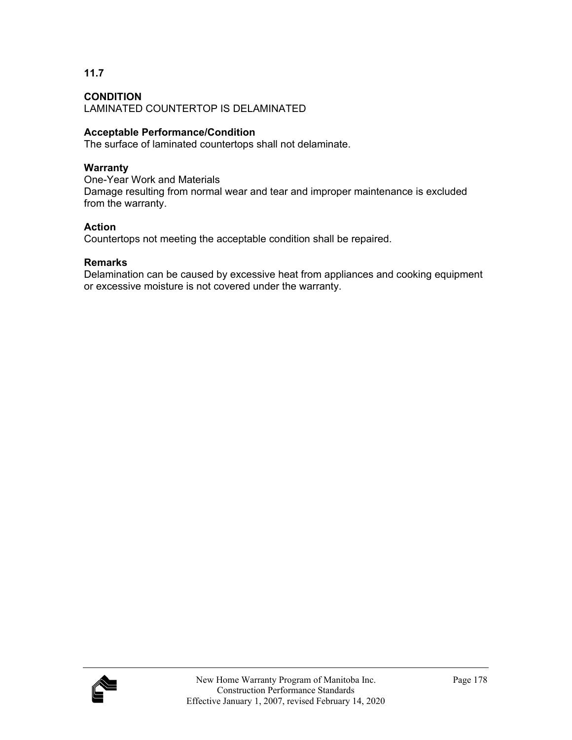**11.7**

**CONDITION**
LAMINATED COUNTERTOP IS DELAMINATED

**Acceptable Performance/Condition**
The surface of laminated countertops shall not delaminate.

**Warranty**
One-Year Work and Materials
Damage resulting from normal wear and tear and improper maintenance is excluded from the warranty.

**Action**
Countertops not meeting the acceptable condition shall be repaired.

**Remarks**
Delamination can be caused by excessive heat from appliances and cooking equipment or excessive moisture is not covered under the warranty.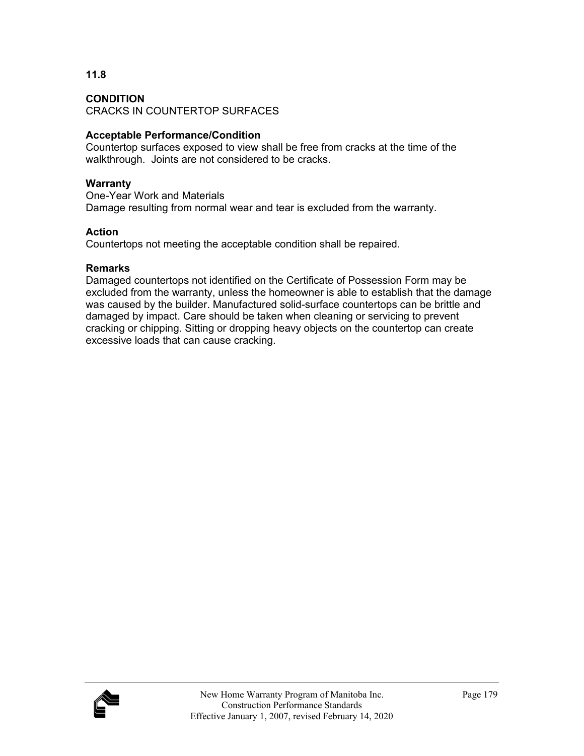**11.8**

**CONDITION**
CRACKS IN COUNTERTOP SURFACES

**Acceptable Performance/Condition**
Countertop surfaces exposed to view shall be free from cracks at the time of the walkthrough. Joints are not considered to be cracks.

**Warranty**
One-Year Work and Materials
Damage resulting from normal wear and tear is excluded from the warranty.

**Action**
Countertops not meeting the acceptable condition shall be repaired.

**Remarks**
Damaged countertops not identified on the Certificate of Possession Form may be excluded from the warranty, unless the homeowner is able to establish that the damage was caused by the builder. Manufactured solid-surface countertops can be brittle and damaged by impact. Care should be taken when cleaning or servicing to prevent cracking or chipping. Sitting or dropping heavy objects on the countertop can create excessive loads that can cause cracking.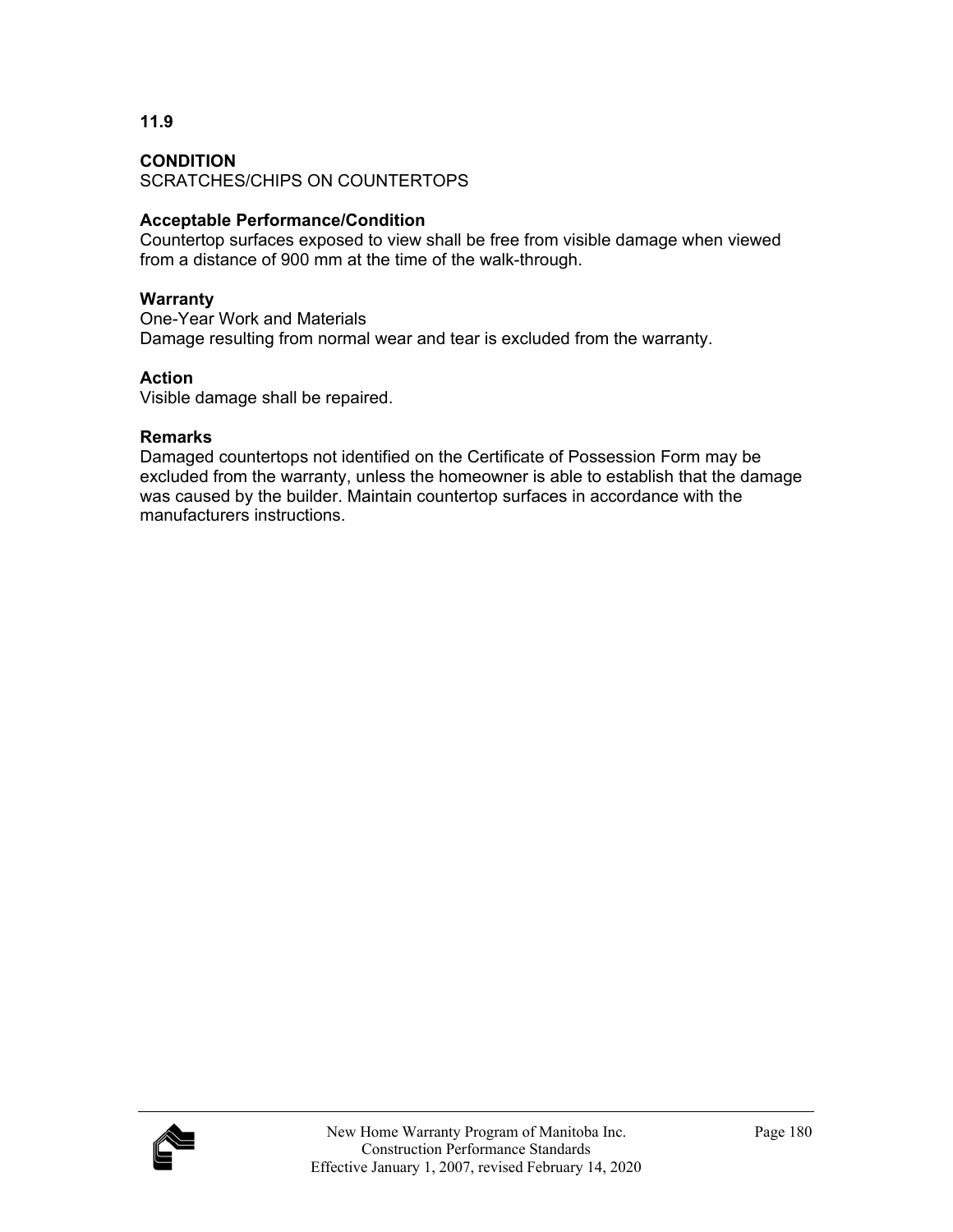**11.9**

**CONDITION**
SCRATCHES/CHIPS ON COUNTERTOPS

**Acceptable Performance/Condition**
Countertop surfaces exposed to view shall be free from visible damage when viewed from a distance of 900 mm at the time of the walk-through.

**Warranty**
One-Year Work and Materials
Damage resulting from normal wear and tear is excluded from the warranty.

**Action**
Visible damage shall be repaired.

**Remarks**
Damaged countertops not identified on the Certificate of Possession Form may be excluded from the warranty, unless the homeowner is able to establish that the damage was caused by the builder. Maintain countertop surfaces in accordance with the manufacturers instructions.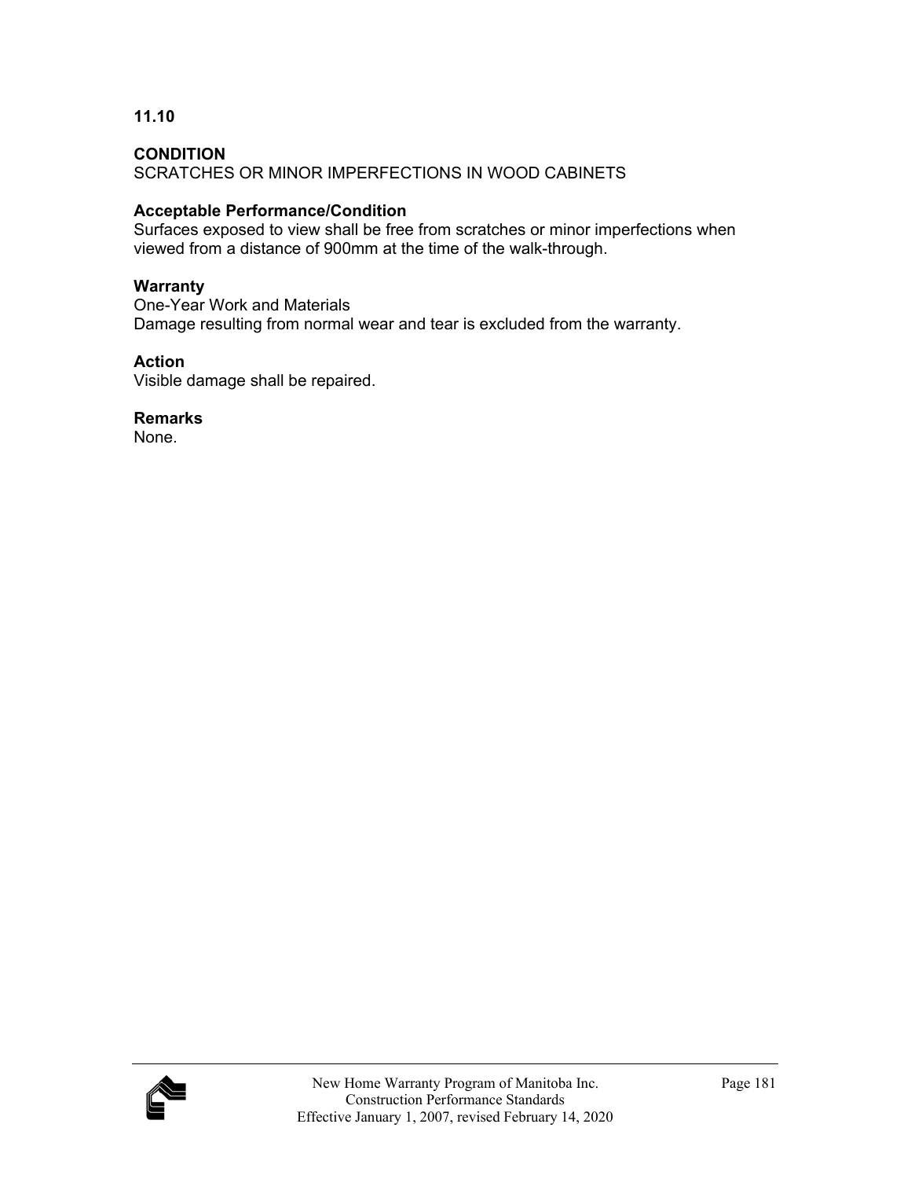**11.10**

**CONDITION**
SCRATCHES OR MINOR IMPERFECTIONS IN WOOD CABINETS

**Acceptable Performance/Condition**
Surfaces exposed to view shall be free from scratches or minor imperfections when viewed from a distance of 900mm at the time of the walk-through.

**Warranty**
One-Year Work and Materials
Damage resulting from normal wear and tear is excluded from the warranty.

**Action**
Visible damage shall be repaired.

**Remarks**
None.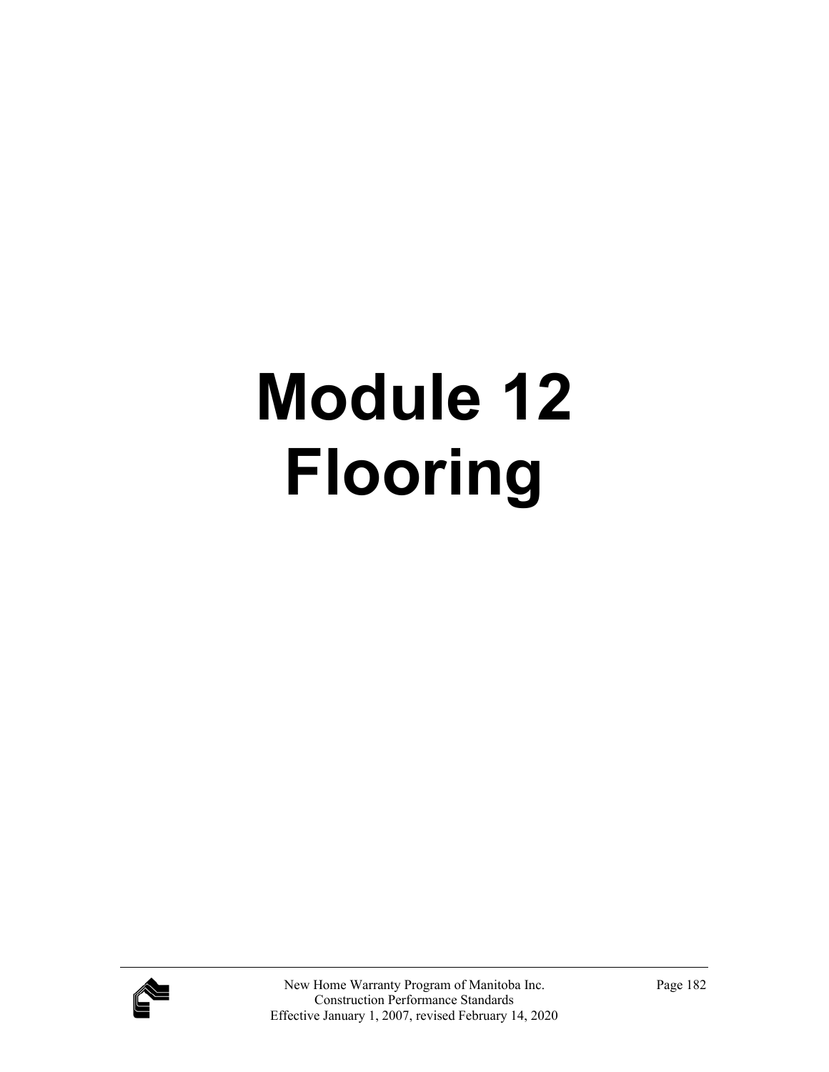# Module 12
# Flooring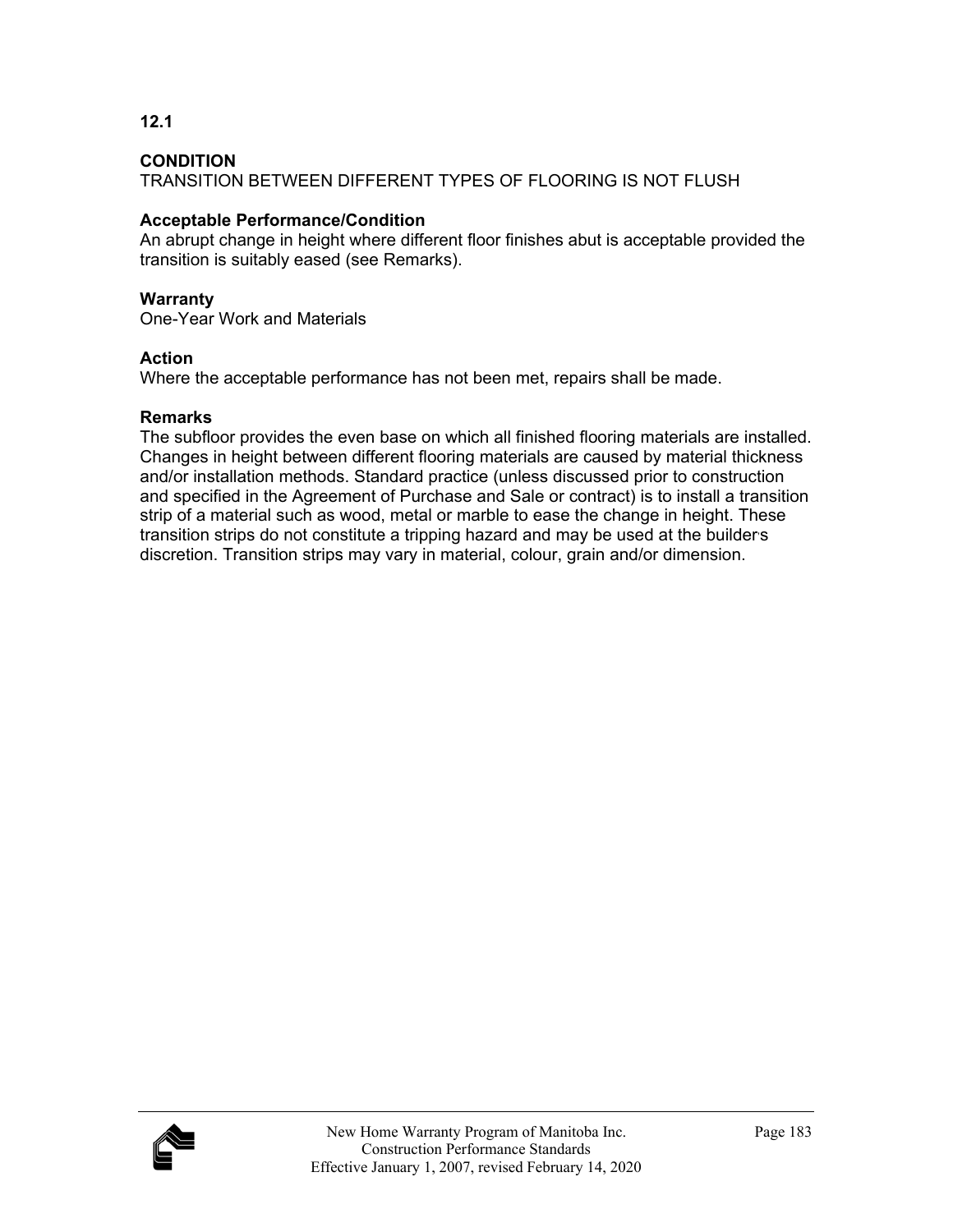**12.1**

**CONDITION**
TRANSITION BETWEEN DIFFERENT TYPES OF FLOORING IS NOT FLUSH

**Acceptable Performance/Condition**
An abrupt change in height where different floor finishes abut is acceptable provided the transition is suitably eased (see Remarks).

**Warranty**
One-Year Work and Materials

**Action**
Where the acceptable performance has not been met, repairs shall be made.

**Remarks**
The subfloor provides the even base on which all finished flooring materials are installed. Changes in height between different flooring materials are caused by material thickness and/or installation methods. Standard practice (unless discussed prior to construction and specified in the Agreement of Purchase and Sale or contract) is to install a transition strip of a material such as wood, metal or marble to ease the change in height. These transition strips do not constitute a tripping hazard and may be used at the builder's discretion. Transition strips may vary in material, colour, grain and/or dimension.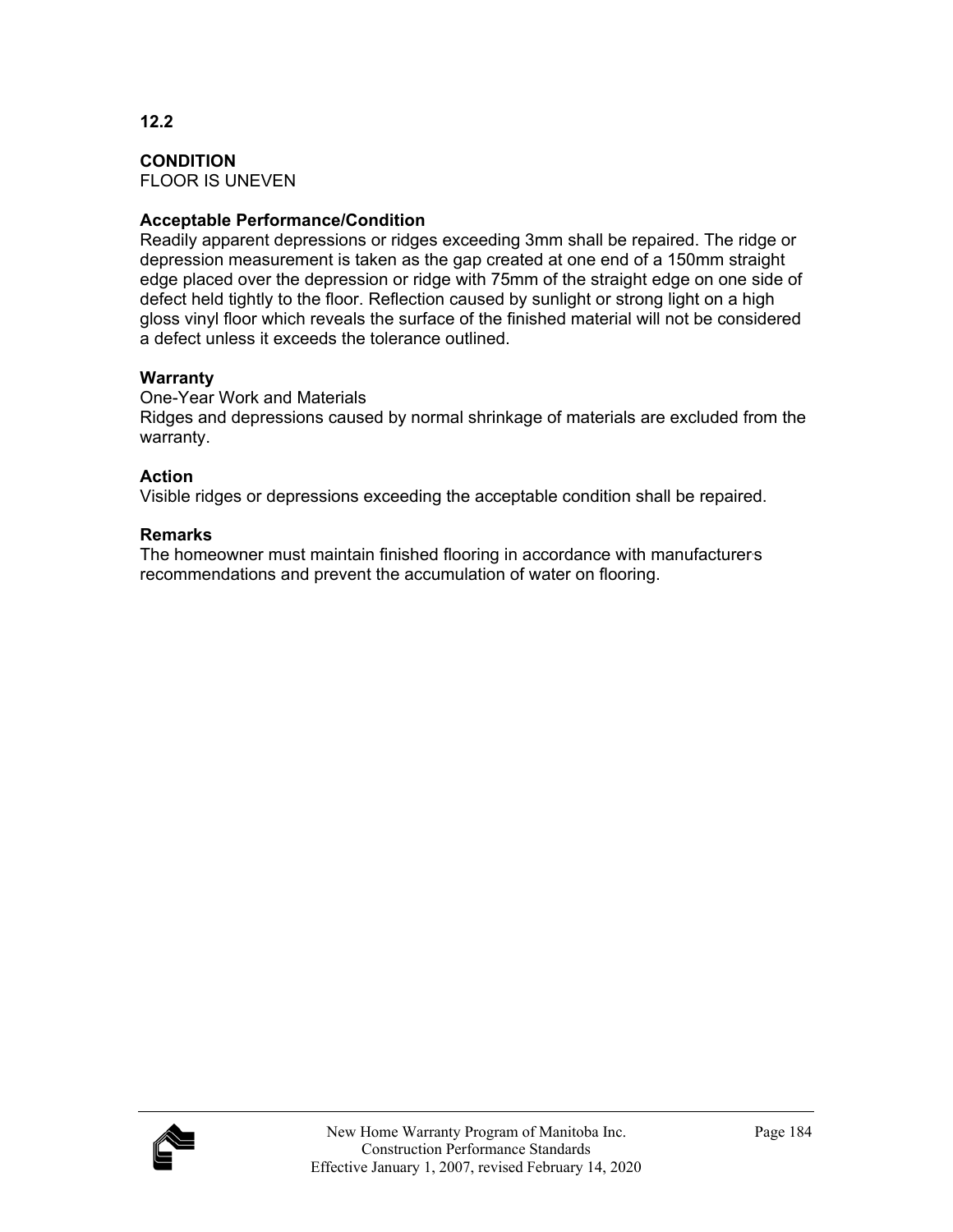**12.2**

**CONDITION**
FLOOR IS UNEVEN

**Acceptable Performance/Condition**
Readily apparent depressions or ridges exceeding 3mm shall be repaired. The ridge or depression measurement is taken as the gap created at one end of a 150mm straight edge placed over the depression or ridge with 75mm of the straight edge on one side of defect held tightly to the floor. Reflection caused by sunlight or strong light on a high gloss vinyl floor which reveals the surface of the finished material will not be considered a defect unless it exceeds the tolerance outlined.

**Warranty**
One-Year Work and Materials
Ridges and depressions caused by normal shrinkage of materials are excluded from the warranty.

**Action**
Visible ridges or depressions exceeding the acceptable condition shall be repaired.

**Remarks**
The homeowner must maintain finished flooring in accordance with manufacturer's recommendations and prevent the accumulation of water on flooring.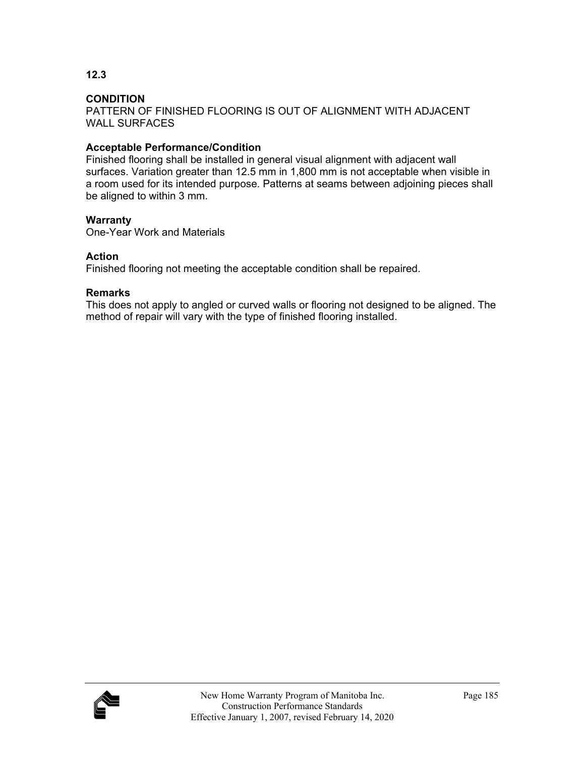## 12.3

**CONDITION**
PATTERN OF FINISHED FLOORING IS OUT OF ALIGNMENT WITH ADJACENT WALL SURFACES

**Acceptable Performance/Condition**
Finished flooring shall be installed in general visual alignment with adjacent wall surfaces. Variation greater than 12.5 mm in 1,800 mm is not acceptable when visible in a room used for its intended purpose. Patterns at seams between adjoining pieces shall be aligned to within 3 mm.

**Warranty**
One-Year Work and Materials

**Action**
Finished flooring not meeting the acceptable condition shall be repaired.

**Remarks**
This does not apply to angled or curved walls or flooring not designed to be aligned. The method of repair will vary with the type of finished flooring installed.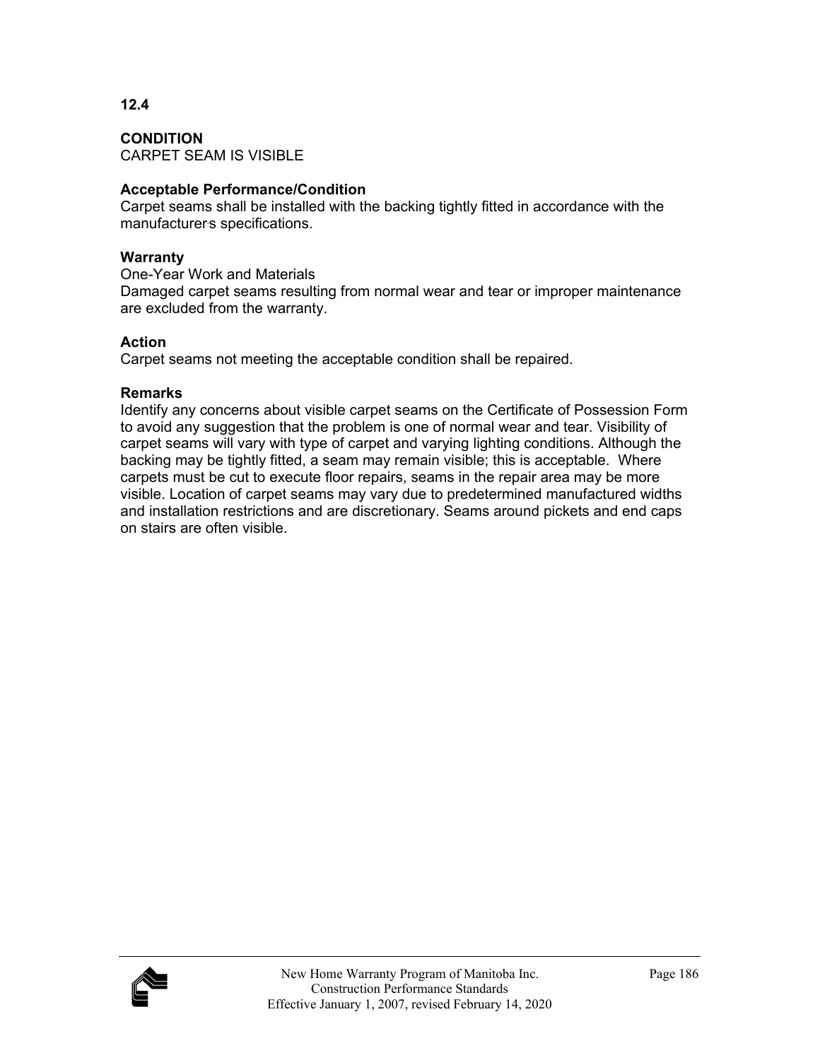**12.4**

**CONDITION**
CARPET SEAM IS VISIBLE

**Acceptable Performance/Condition**
Carpet seams shall be installed with the backing tightly fitted in accordance with the manufacturer's specifications.

**Warranty**
One-Year Work and Materials
Damaged carpet seams resulting from normal wear and tear or improper maintenance are excluded from the warranty.

**Action**
Carpet seams not meeting the acceptable condition shall be repaired.

**Remarks**
Identify any concerns about visible carpet seams on the Certificate of Possession Form to avoid any suggestion that the problem is one of normal wear and tear. Visibility of carpet seams will vary with type of carpet and varying lighting conditions. Although the backing may be tightly fitted, a seam may remain visible; this is acceptable. Where carpets must be cut to execute floor repairs, seams in the repair area may be more visible. Location of carpet seams may vary due to predetermined manufactured widths and installation restrictions and are discretionary. Seams around pickets and end caps on stairs are often visible.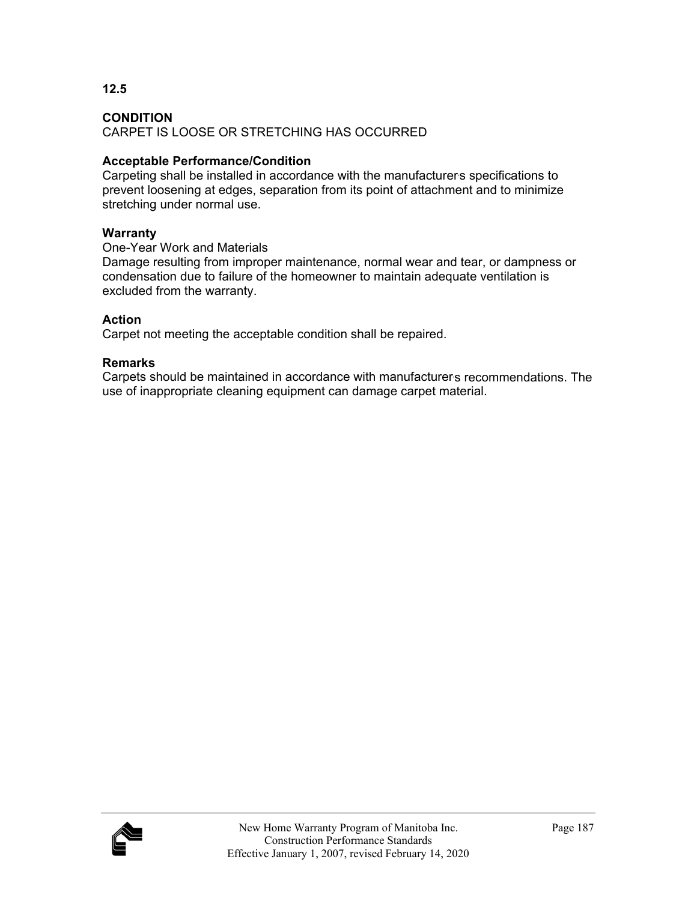**12.5**

**CONDITION**
CARPET IS LOOSE OR STRETCHING HAS OCCURRED

**Acceptable Performance/Condition**
Carpeting shall be installed in accordance with the manufacturer's specifications to prevent loosening at edges, separation from its point of attachment and to minimize stretching under normal use.

**Warranty**
One-Year Work and Materials
Damage resulting from improper maintenance, normal wear and tear, or dampness or condensation due to failure of the homeowner to maintain adequate ventilation is excluded from the warranty.

**Action**
Carpet not meeting the acceptable condition shall be repaired.

**Remarks**
Carpets should be maintained in accordance with manufacturer's recommendations. The use of inappropriate cleaning equipment can damage carpet material.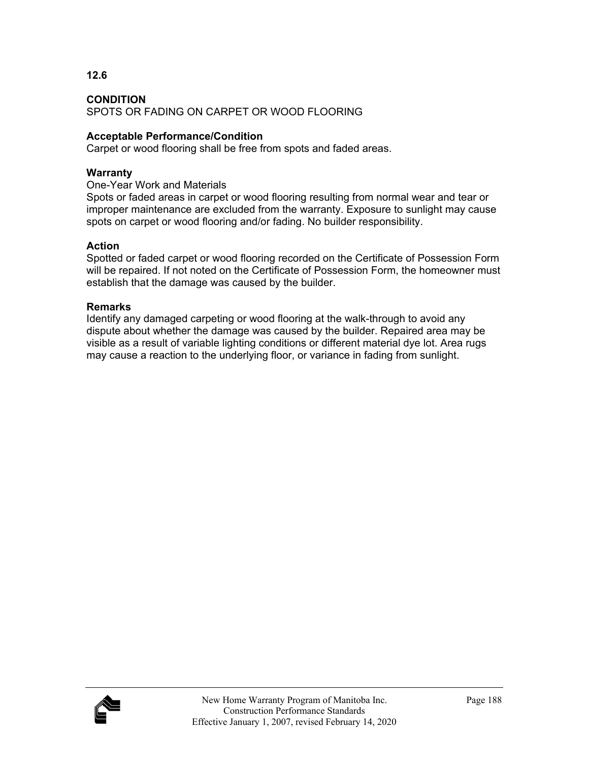**12.6**

**CONDITION**
SPOTS OR FADING ON CARPET OR WOOD FLOORING

**Acceptable Performance/Condition**
Carpet or wood flooring shall be free from spots and faded areas.

**Warranty**
One-Year Work and Materials
Spots or faded areas in carpet or wood flooring resulting from normal wear and tear or improper maintenance are excluded from the warranty. Exposure to sunlight may cause spots on carpet or wood flooring and/or fading. No builder responsibility.

**Action**
Spotted or faded carpet or wood flooring recorded on the Certificate of Possession Form will be repaired. If not noted on the Certificate of Possession Form, the homeowner must establish that the damage was caused by the builder.

**Remarks**
Identify any damaged carpeting or wood flooring at the walk-through to avoid any dispute about whether the damage was caused by the builder. Repaired area may be visible as a result of variable lighting conditions or different material dye lot. Area rugs may cause a reaction to the underlying floor, or variance in fading from sunlight.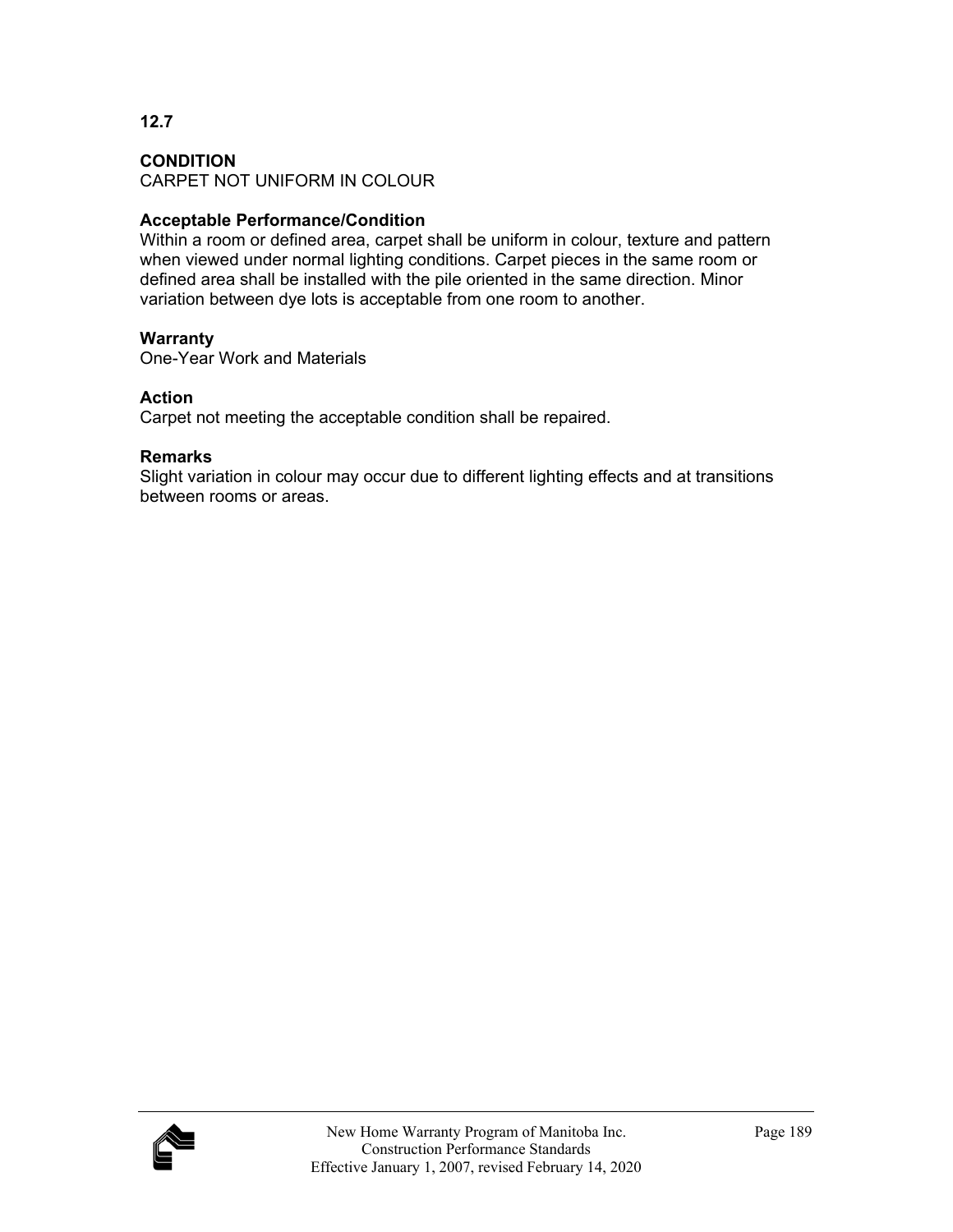**12.7**

**CONDITION**
CARPET NOT UNIFORM IN COLOUR

**Acceptable Performance/Condition**
Within a room or defined area, carpet shall be uniform in colour, texture and pattern when viewed under normal lighting conditions. Carpet pieces in the same room or defined area shall be installed with the pile oriented in the same direction. Minor variation between dye lots is acceptable from one room to another.

**Warranty**
One-Year Work and Materials

**Action**
Carpet not meeting the acceptable condition shall be repaired.

**Remarks**
Slight variation in colour may occur due to different lighting effects and at transitions between rooms or areas.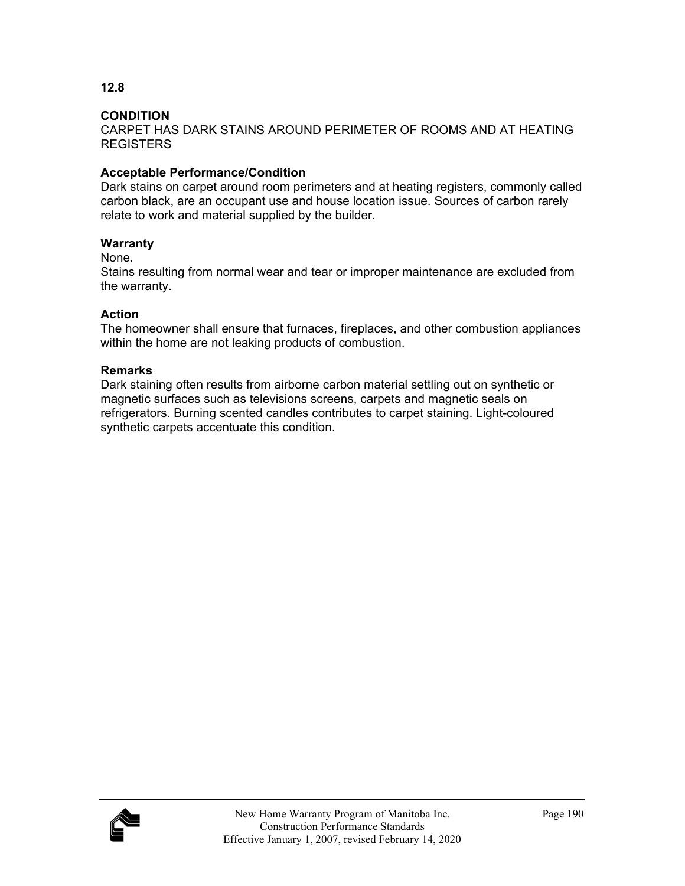## 12.8

### CONDITION

CARPET HAS DARK STAINS AROUND PERIMETER OF ROOMS AND AT HEATING REGISTERS

**Acceptable Performance/Condition**

Dark stains on carpet around room perimeters and at heating registers, commonly called carbon black, are an occupant use and house location issue. Sources of carbon rarely relate to work and material supplied by the builder.

**Warranty**

None.

Stains resulting from normal wear and tear or improper maintenance are excluded from the warranty.

**Action**

The homeowner shall ensure that furnaces, fireplaces, and other combustion appliances within the home are not leaking products of combustion.

**Remarks**

Dark staining often results from airborne carbon material settling out on synthetic or magnetic surfaces such as televisions screens, carpets and magnetic seals on refrigerators. Burning scented candles contributes to carpet staining. Light-coloured synthetic carpets accentuate this condition.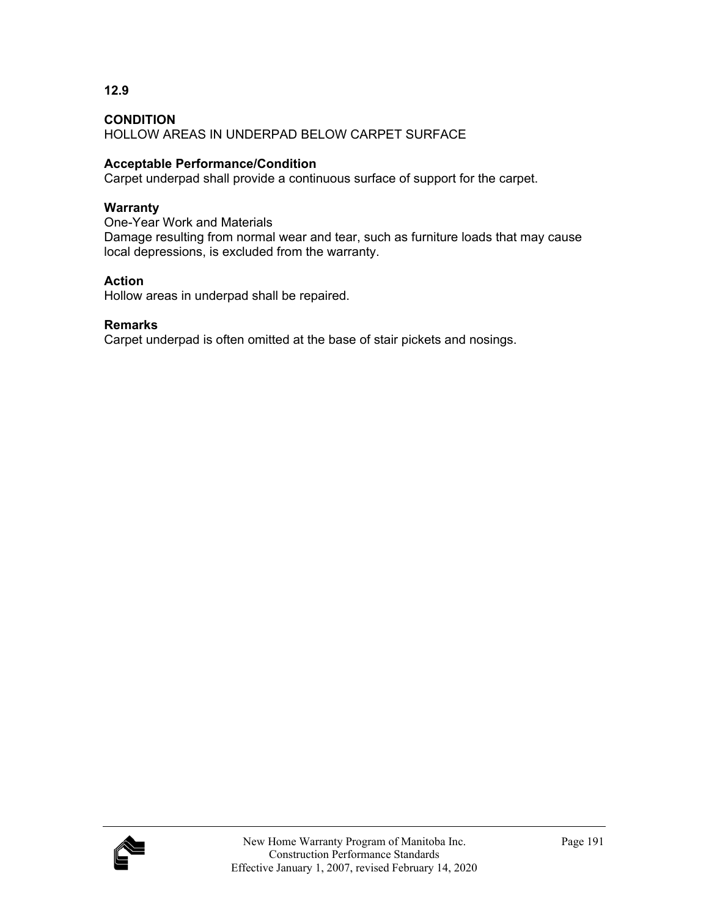**12.9**

**CONDITION**
HOLLOW AREAS IN UNDERPAD BELOW CARPET SURFACE

**Acceptable Performance/Condition**
Carpet underpad shall provide a continuous surface of support for the carpet.

**Warranty**
One-Year Work and Materials
Damage resulting from normal wear and tear, such as furniture loads that may cause local depressions, is excluded from the warranty.

**Action**
Hollow areas in underpad shall be repaired.

**Remarks**
Carpet underpad is often omitted at the base of stair pickets and nosings.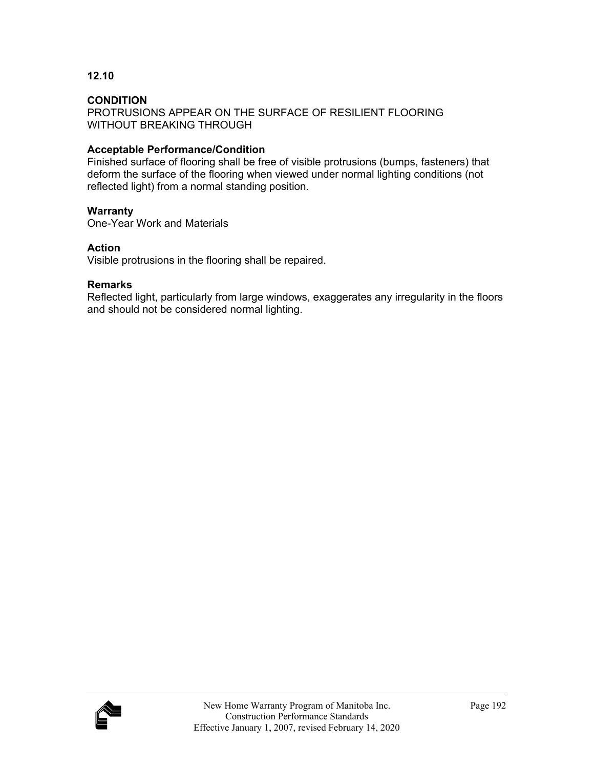**12.10**

**CONDITION**
PROTRUSIONS APPEAR ON THE SURFACE OF RESILIENT FLOORING WITHOUT BREAKING THROUGH

**Acceptable Performance/Condition**
Finished surface of flooring shall be free of visible protrusions (bumps, fasteners) that deform the surface of the flooring when viewed under normal lighting conditions (not reflected light) from a normal standing position.

**Warranty**
One-Year Work and Materials

**Action**
Visible protrusions in the flooring shall be repaired.

**Remarks**
Reflected light, particularly from large windows, exaggerates any irregularity in the floors and should not be considered normal lighting.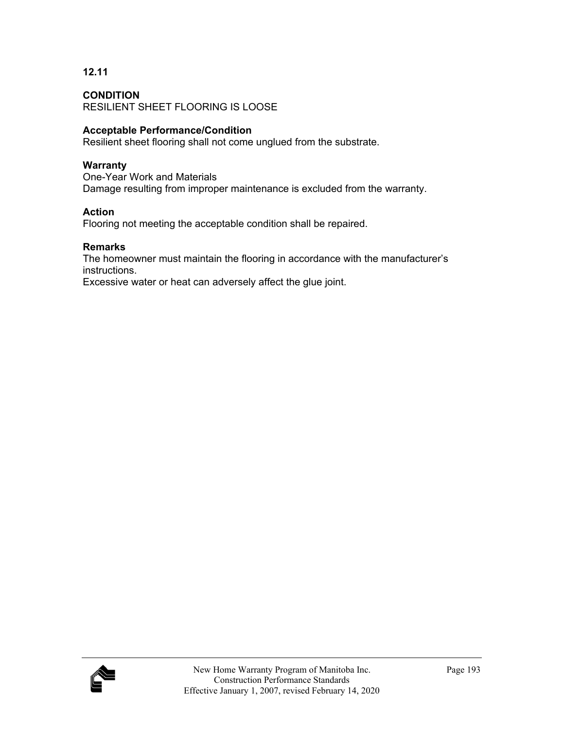**12.11**

**CONDITION**
RESILIENT SHEET FLOORING IS LOOSE

**Acceptable Performance/Condition**
Resilient sheet flooring shall not come unglued from the substrate.

**Warranty**
One-Year Work and Materials
Damage resulting from improper maintenance is excluded from the warranty.

**Action**
Flooring not meeting the acceptable condition shall be repaired.

**Remarks**
The homeowner must maintain the flooring in accordance with the manufacturer's instructions.
Excessive water or heat can adversely affect the glue joint.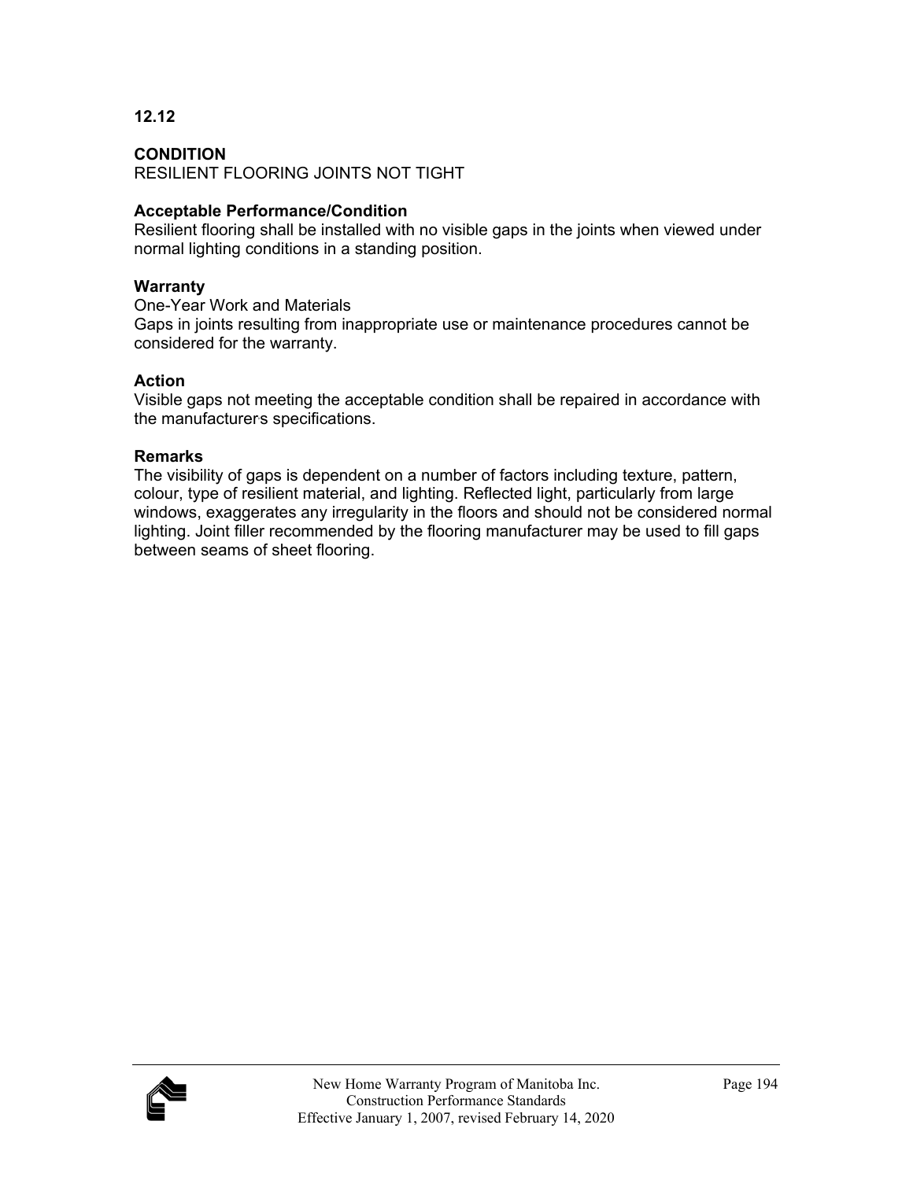**12.12**

**CONDITION**
RESILIENT FLOORING JOINTS NOT TIGHT

**Acceptable Performance/Condition**
Resilient flooring shall be installed with no visible gaps in the joints when viewed under normal lighting conditions in a standing position.

**Warranty**
One-Year Work and Materials
Gaps in joints resulting from inappropriate use or maintenance procedures cannot be considered for the warranty.

**Action**
Visible gaps not meeting the acceptable condition shall be repaired in accordance with the manufacturer's specifications.

**Remarks**
The visibility of gaps is dependent on a number of factors including texture, pattern, colour, type of resilient material, and lighting. Reflected light, particularly from large windows, exaggerates any irregularity in the floors and should not be considered normal lighting. Joint filler recommended by the flooring manufacturer may be used to fill gaps between seams of sheet flooring.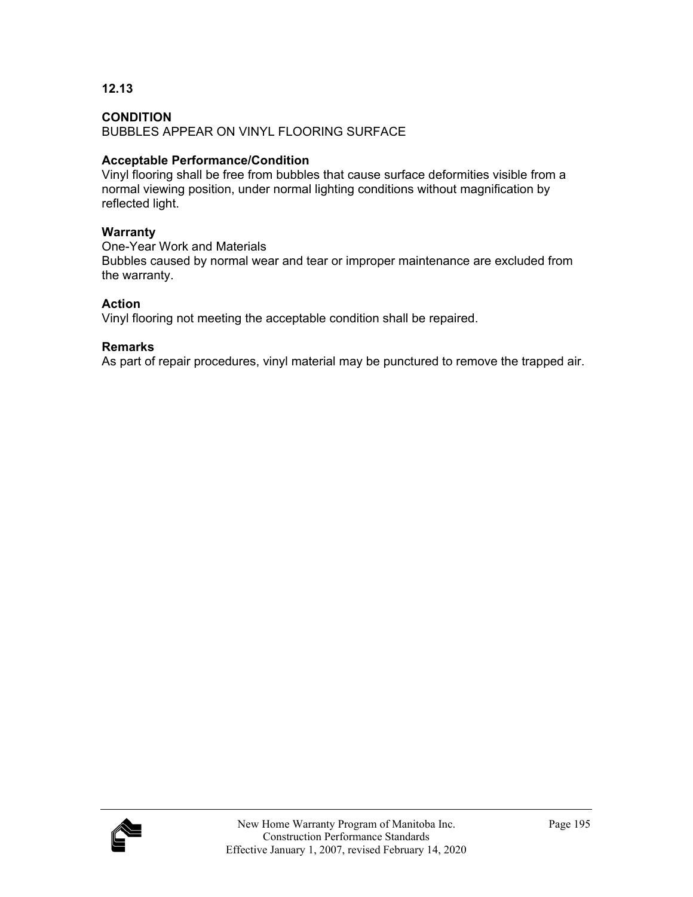**12.13**

**CONDITION**
BUBBLES APPEAR ON VINYL FLOORING SURFACE

**Acceptable Performance/Condition**
Vinyl flooring shall be free from bubbles that cause surface deformities visible from a normal viewing position, under normal lighting conditions without magnification by reflected light.

**Warranty**
One-Year Work and Materials
Bubbles caused by normal wear and tear or improper maintenance are excluded from the warranty.

**Action**
Vinyl flooring not meeting the acceptable condition shall be repaired.

**Remarks**
As part of repair procedures, vinyl material may be punctured to remove the trapped air.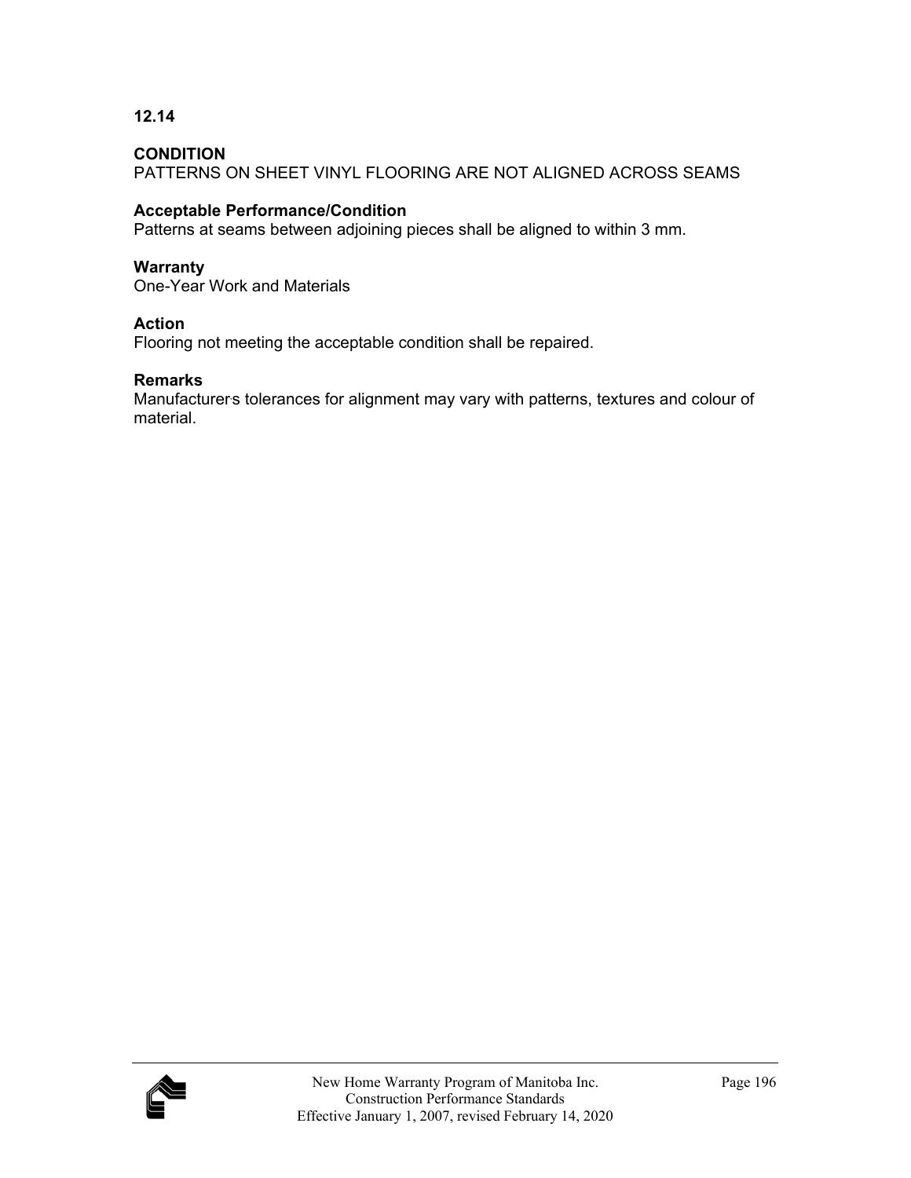**12.14**

**CONDITION**
PATTERNS ON SHEET VINYL FLOORING ARE NOT ALIGNED ACROSS SEAMS

**Acceptable Performance/Condition**
Patterns at seams between adjoining pieces shall be aligned to within 3 mm.

**Warranty**
One-Year Work and Materials

**Action**
Flooring not meeting the acceptable condition shall be repaired.

**Remarks**
Manufacturers tolerances for alignment may vary with patterns, textures and colour of material.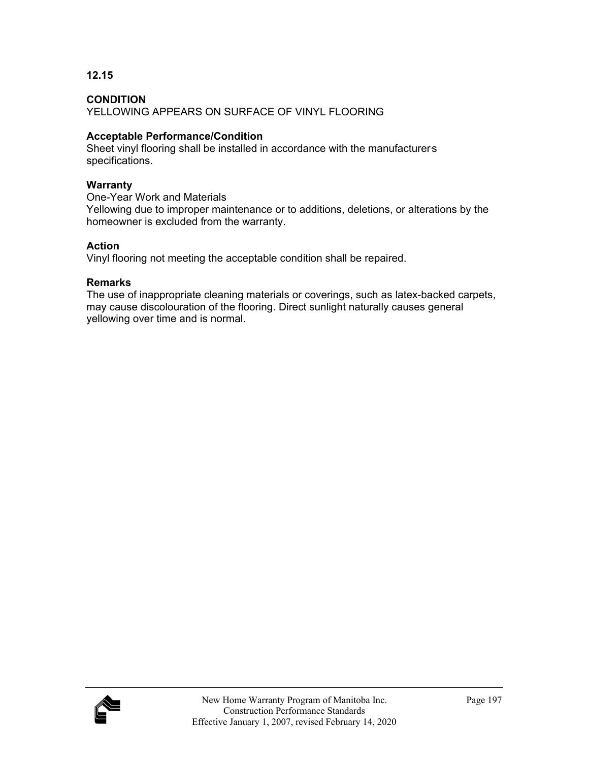**12.15**

**CONDITION**
YELLOWING APPEARS ON SURFACE OF VINYL FLOORING

**Acceptable Performance/Condition**
Sheet vinyl flooring shall be installed in accordance with the manufacturer's specifications.

**Warranty**
One-Year Work and Materials
Yellowing due to improper maintenance or to additions, deletions, or alterations by the homeowner is excluded from the warranty.

**Action**
Vinyl flooring not meeting the acceptable condition shall be repaired.

**Remarks**
The use of inappropriate cleaning materials or coverings, such as latex-backed carpets, may cause discolouration of the flooring. Direct sunlight naturally causes general yellowing over time and is normal.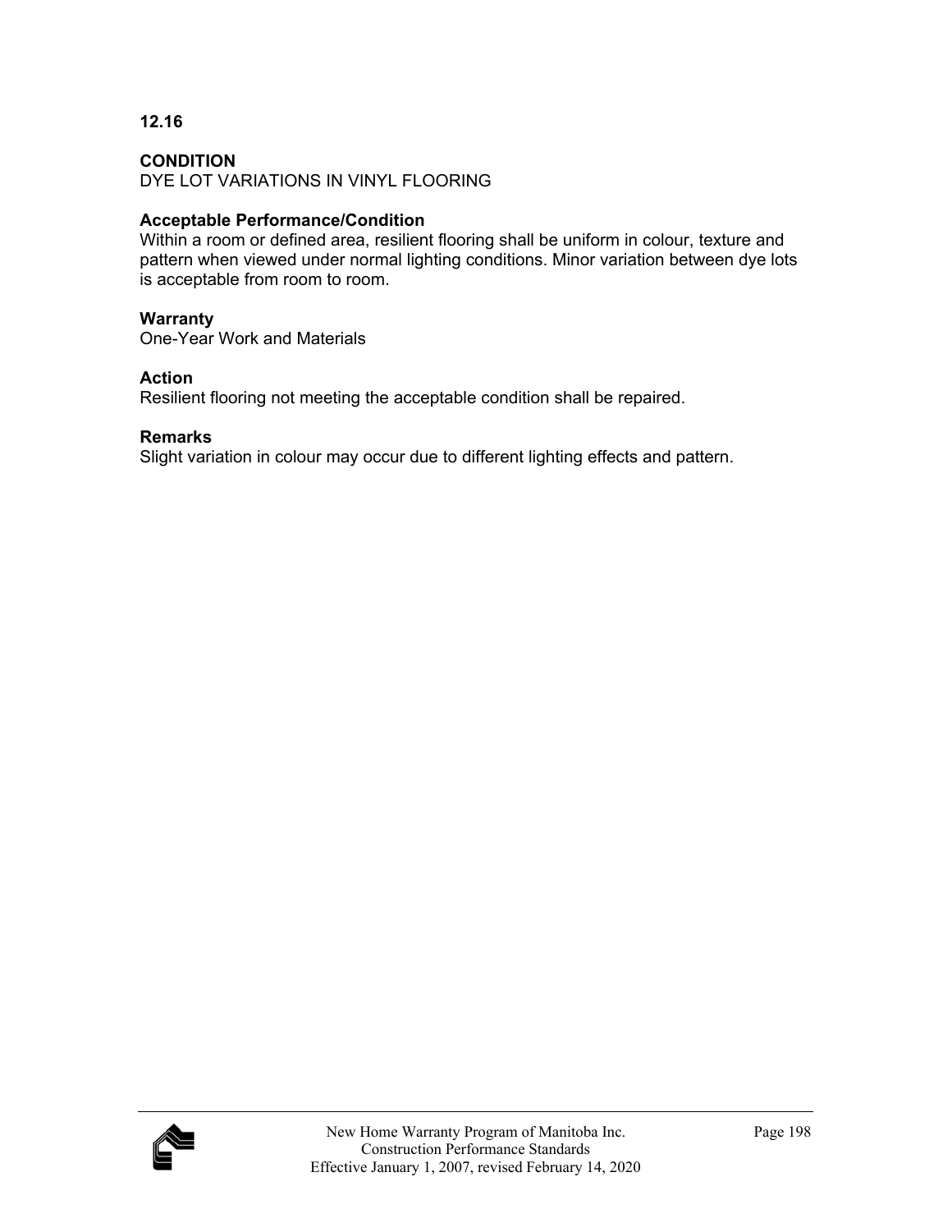**12.16**

**CONDITION**
DYE LOT VARIATIONS IN VINYL FLOORING

**Acceptable Performance/Condition**
Within a room or defined area, resilient flooring shall be uniform in colour, texture and pattern when viewed under normal lighting conditions. Minor variation between dye lots is acceptable from room to room.

**Warranty**
One-Year Work and Materials

**Action**
Resilient flooring not meeting the acceptable condition shall be repaired.

**Remarks**
Slight variation in colour may occur due to different lighting effects and pattern.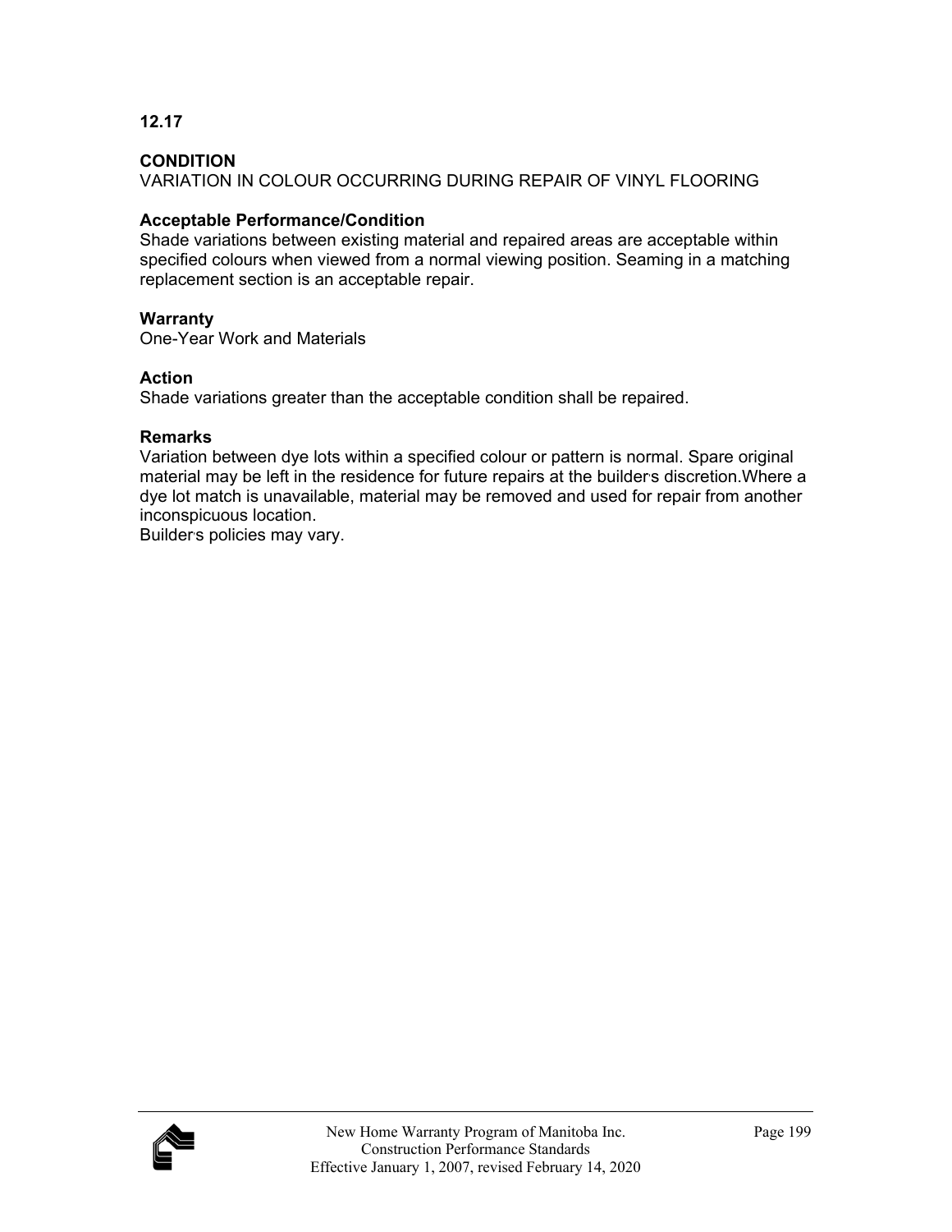**12.17**

**CONDITION**
VARIATION IN COLOUR OCCURRING DURING REPAIR OF VINYL FLOORING

**Acceptable Performance/Condition**
Shade variations between existing material and repaired areas are acceptable within specified colours when viewed from a normal viewing position. Seaming in a matching replacement section is an acceptable repair.

**Warranty**
One-Year Work and Materials

**Action**
Shade variations greater than the acceptable condition shall be repaired.

**Remarks**
Variation between dye lots within a specified colour or pattern is normal. Spare original material may be left in the residence for future repairs at the builder's discretion.Where a dye lot match is unavailable, material may be removed and used for repair from another inconspicuous location.
Builder's policies may vary.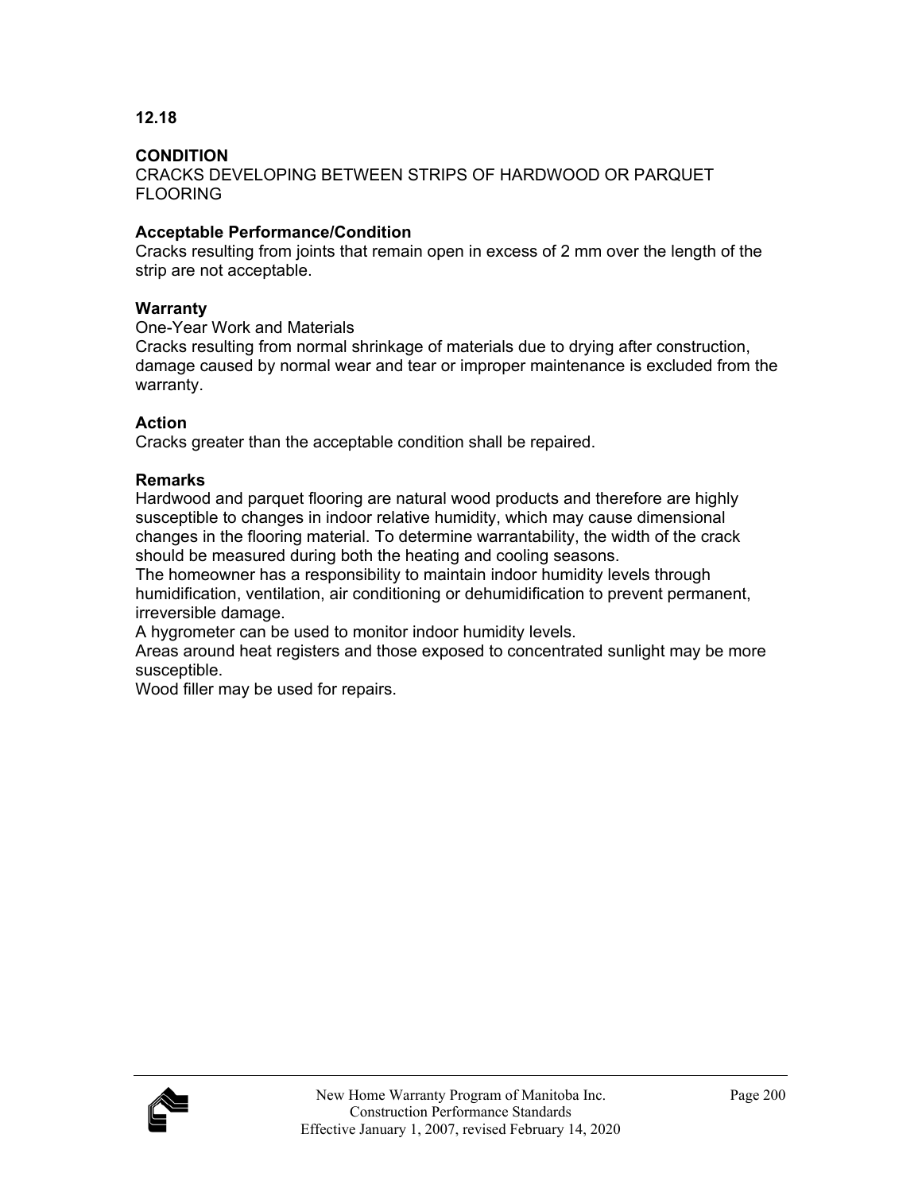**12.18**

**CONDITION**

CRACKS DEVELOPING BETWEEN STRIPS OF HARDWOOD OR PARQUET FLOORING

**Acceptable Performance/Condition**

Cracks resulting from joints that remain open in excess of 2 mm over the length of the strip are not acceptable.

**Warranty**

One-Year Work and Materials

Cracks resulting from normal shrinkage of materials due to drying after construction, damage caused by normal wear and tear or improper maintenance is excluded from the warranty.

**Action**

Cracks greater than the acceptable condition shall be repaired.

**Remarks**

Hardwood and parquet flooring are natural wood products and therefore are highly susceptible to changes in indoor relative humidity, which may cause dimensional changes in the flooring material. To determine warrantability, the width of the crack should be measured during both the heating and cooling seasons.

The homeowner has a responsibility to maintain indoor humidity levels through humidification, ventilation, air conditioning or dehumidification to prevent permanent, irreversible damage.

A hygrometer can be used to monitor indoor humidity levels.

Areas around heat registers and those exposed to concentrated sunlight may be more susceptible.

Wood filler may be used for repairs.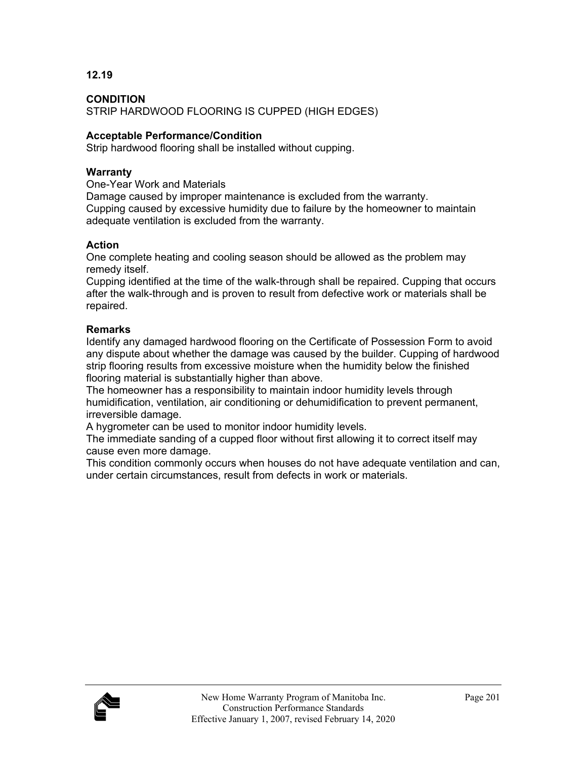**12.19**

**CONDITION**
STRIP HARDWOOD FLOORING IS CUPPED (HIGH EDGES)

**Acceptable Performance/Condition**
Strip hardwood flooring shall be installed without cupping.

**Warranty**
One-Year Work and Materials
Damage caused by improper maintenance is excluded from the warranty.
Cupping caused by excessive humidity due to failure by the homeowner to maintain adequate ventilation is excluded from the warranty.

**Action**
One complete heating and cooling season should be allowed as the problem may remedy itself.
Cupping identified at the time of the walk-through shall be repaired. Cupping that occurs after the walk-through and is proven to result from defective work or materials shall be repaired.

**Remarks**
Identify any damaged hardwood flooring on the Certificate of Possession Form to avoid any dispute about whether the damage was caused by the builder. Cupping of hardwood strip flooring results from excessive moisture when the humidity below the finished flooring material is substantially higher than above.
The homeowner has a responsibility to maintain indoor humidity levels through humidification, ventilation, air conditioning or dehumidification to prevent permanent, irreversible damage.
A hygrometer can be used to monitor indoor humidity levels.
The immediate sanding of a cupped floor without first allowing it to correct itself may cause even more damage.
This condition commonly occurs when houses do not have adequate ventilation and can, under certain circumstances, result from defects in work or materials.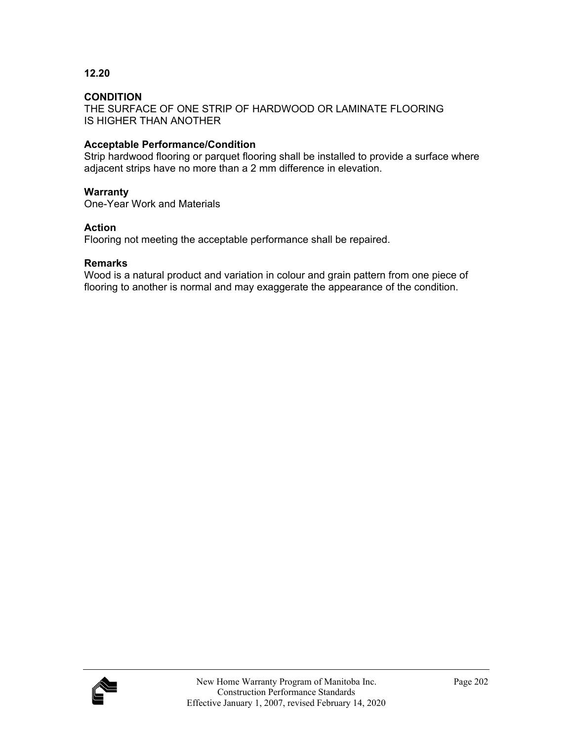**12.20**

**CONDITION**
THE SURFACE OF ONE STRIP OF HARDWOOD OR LAMINATE FLOORING IS HIGHER THAN ANOTHER

**Acceptable Performance/Condition**
Strip hardwood flooring or parquet flooring shall be installed to provide a surface where adjacent strips have no more than a 2 mm difference in elevation.

**Warranty**
One-Year Work and Materials

**Action**
Flooring not meeting the acceptable performance shall be repaired.

**Remarks**
Wood is a natural product and variation in colour and grain pattern from one piece of flooring to another is normal and may exaggerate the appearance of the condition.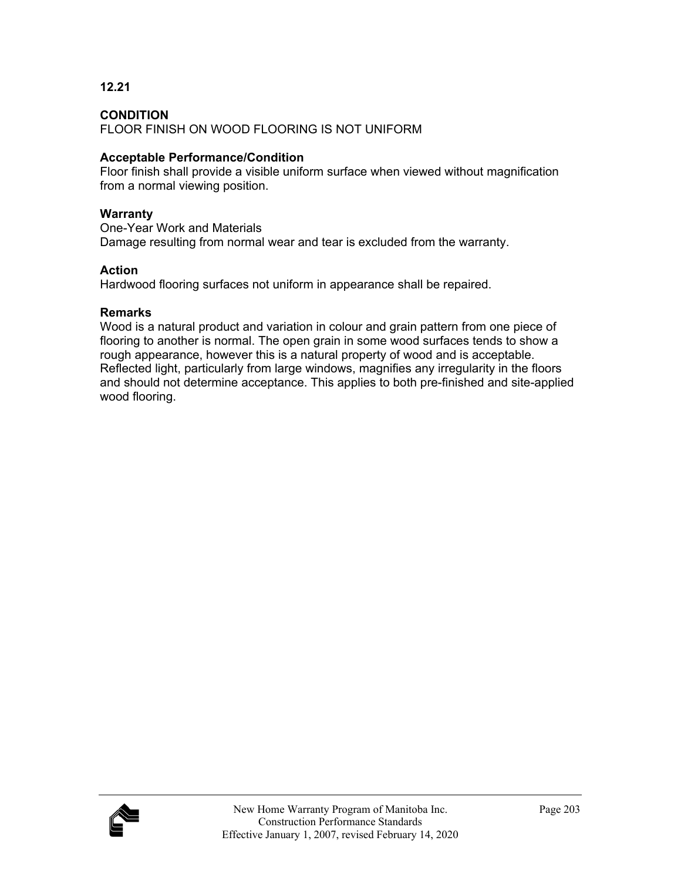**12.21**

**CONDITION**
FLOOR FINISH ON WOOD FLOORING IS NOT UNIFORM

**Acceptable Performance/Condition**
Floor finish shall provide a visible uniform surface when viewed without magnification from a normal viewing position.

**Warranty**
One-Year Work and Materials
Damage resulting from normal wear and tear is excluded from the warranty.

**Action**
Hardwood flooring surfaces not uniform in appearance shall be repaired.

**Remarks**
Wood is a natural product and variation in colour and grain pattern from one piece of flooring to another is normal. The open grain in some wood surfaces tends to show a rough appearance, however this is a natural property of wood and is acceptable. Reflected light, particularly from large windows, magnifies any irregularity in the floors and should not determine acceptance. This applies to both pre-finished and site-applied wood flooring.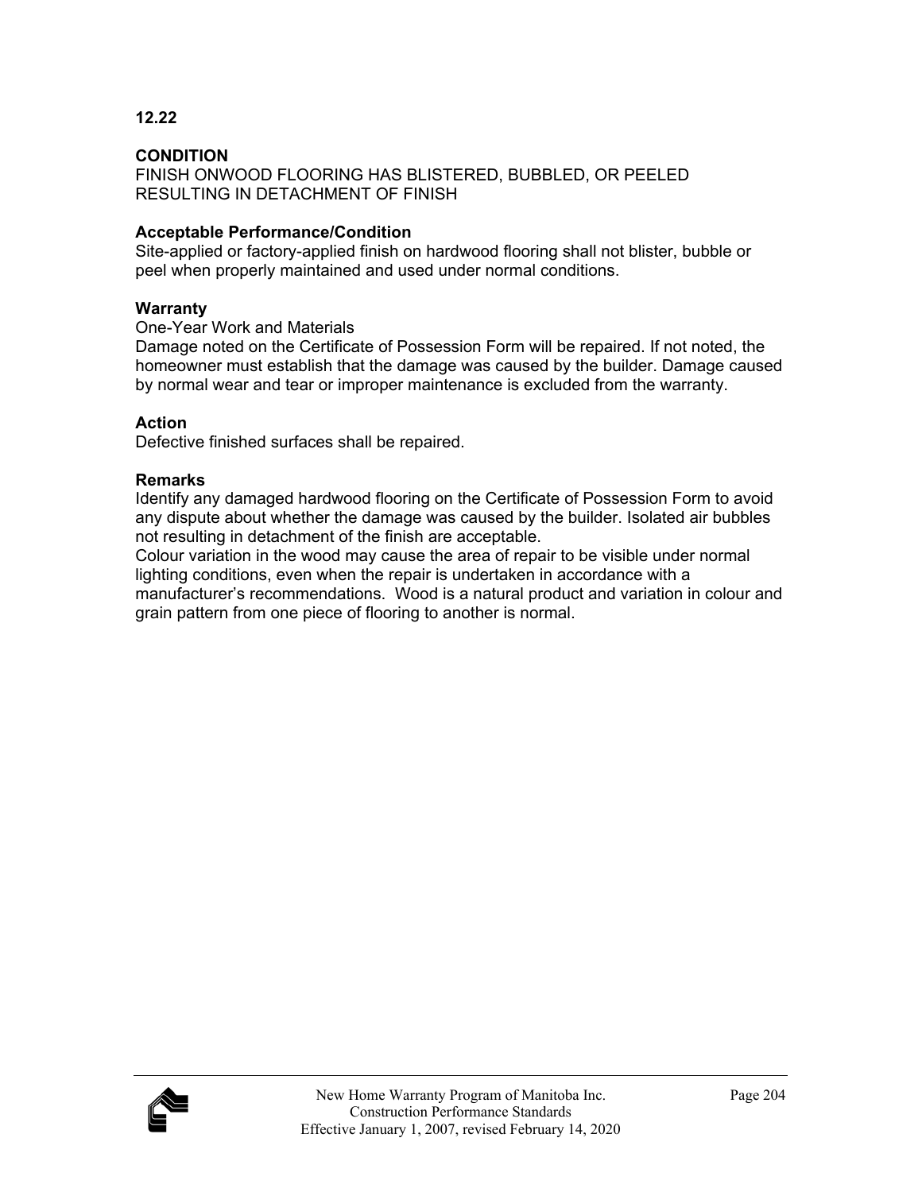**12.22**

**CONDITION**
FINISH ONWOOD FLOORING HAS BLISTERED, BUBBLED, OR PEELED RESULTING IN DETACHMENT OF FINISH

**Acceptable Performance/Condition**
Site-applied or factory-applied finish on hardwood flooring shall not blister, bubble or peel when properly maintained and used under normal conditions.

**Warranty**
One-Year Work and Materials
Damage noted on the Certificate of Possession Form will be repaired. If not noted, the homeowner must establish that the damage was caused by the builder. Damage caused by normal wear and tear or improper maintenance is excluded from the warranty.

**Action**
Defective finished surfaces shall be repaired.

**Remarks**
Identify any damaged hardwood flooring on the Certificate of Possession Form to avoid any dispute about whether the damage was caused by the builder. Isolated air bubbles not resulting in detachment of the finish are acceptable.
Colour variation in the wood may cause the area of repair to be visible under normal lighting conditions, even when the repair is undertaken in accordance with a manufacturer's recommendations. Wood is a natural product and variation in colour and grain pattern from one piece of flooring to another is normal.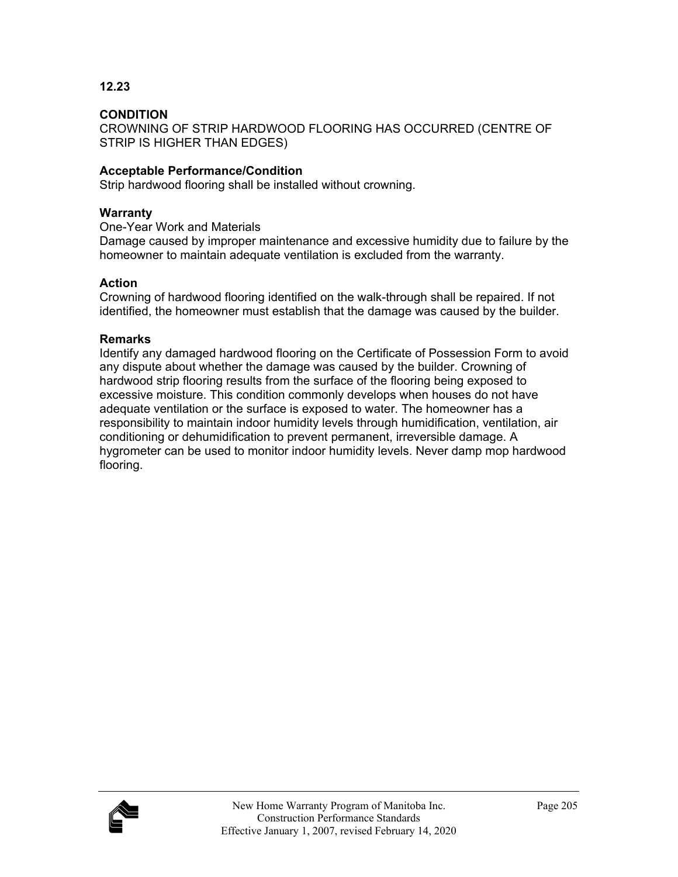**12.23**

**CONDITION**
CROWNING OF STRIP HARDWOOD FLOORING HAS OCCURRED (CENTRE OF STRIP IS HIGHER THAN EDGES)

**Acceptable Performance/Condition**
Strip hardwood flooring shall be installed without crowning.

**Warranty**
One-Year Work and Materials
Damage caused by improper maintenance and excessive humidity due to failure by the homeowner to maintain adequate ventilation is excluded from the warranty.

**Action**
Crowning of hardwood flooring identified on the walk-through shall be repaired. If not identified, the homeowner must establish that the damage was caused by the builder.

**Remarks**
Identify any damaged hardwood flooring on the Certificate of Possession Form to avoid any dispute about whether the damage was caused by the builder. Crowning of hardwood strip flooring results from the surface of the flooring being exposed to excessive moisture. This condition commonly develops when houses do not have adequate ventilation or the surface is exposed to water. The homeowner has a responsibility to maintain indoor humidity levels through humidification, ventilation, air conditioning or dehumidification to prevent permanent, irreversible damage. A hygrometer can be used to monitor indoor humidity levels. Never damp mop hardwood flooring.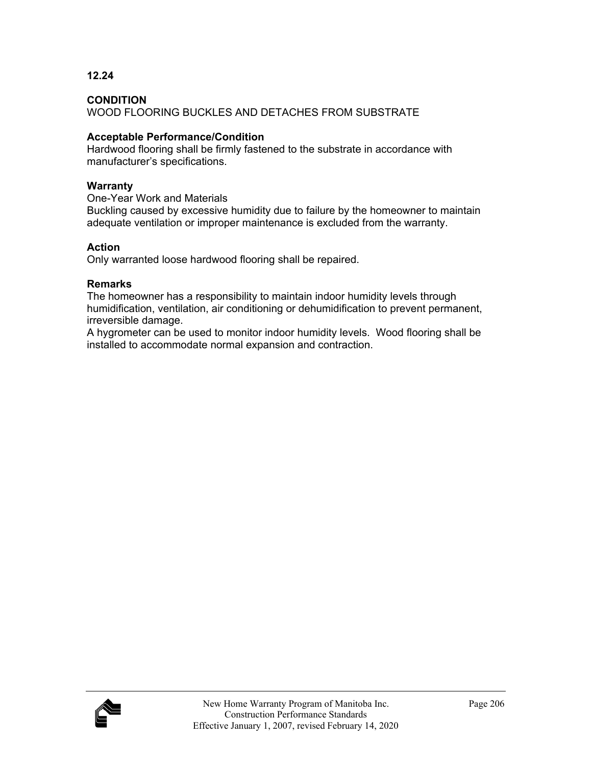**12.24**

**CONDITION**
WOOD FLOORING BUCKLES AND DETACHES FROM SUBSTRATE

**Acceptable Performance/Condition**
Hardwood flooring shall be firmly fastened to the substrate in accordance with manufacturer's specifications.

**Warranty**
One-Year Work and Materials
Buckling caused by excessive humidity due to failure by the homeowner to maintain adequate ventilation or improper maintenance is excluded from the warranty.

**Action**
Only warranted loose hardwood flooring shall be repaired.

**Remarks**
The homeowner has a responsibility to maintain indoor humidity levels through humidification, ventilation, air conditioning or dehumidification to prevent permanent, irreversible damage.
A hygrometer can be used to monitor indoor humidity levels. Wood flooring shall be installed to accommodate normal expansion and contraction.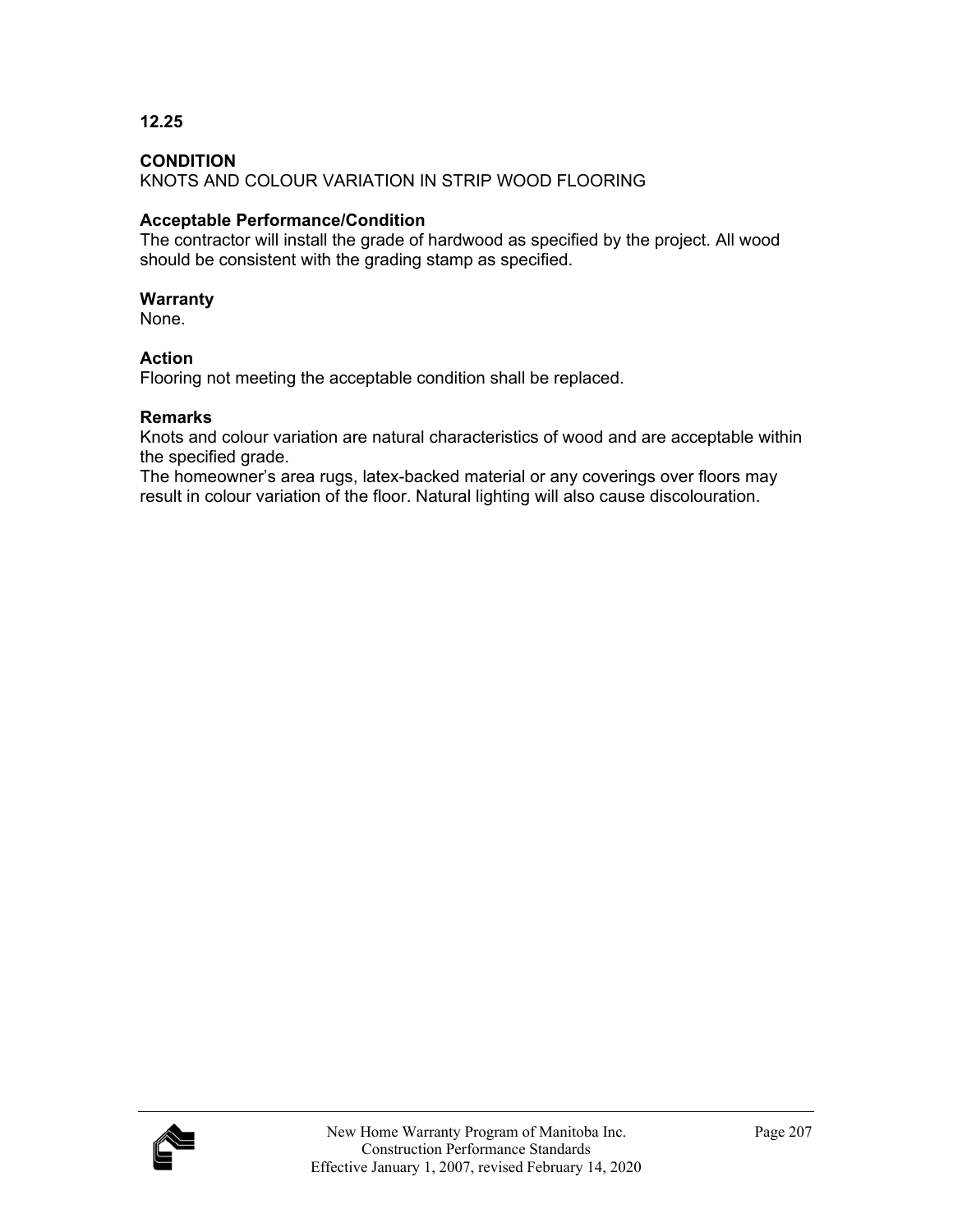**12.25**

**CONDITION**
KNOTS AND COLOUR VARIATION IN STRIP WOOD FLOORING

**Acceptable Performance/Condition**
The contractor will install the grade of hardwood as specified by the project. All wood should be consistent with the grading stamp as specified.

**Warranty**
None.

**Action**
Flooring not meeting the acceptable condition shall be replaced.

**Remarks**
Knots and colour variation are natural characteristics of wood and are acceptable within the specified grade.
The homeowner's area rugs, latex-backed material or any coverings over floors may result in colour variation of the floor. Natural lighting will also cause discolouration.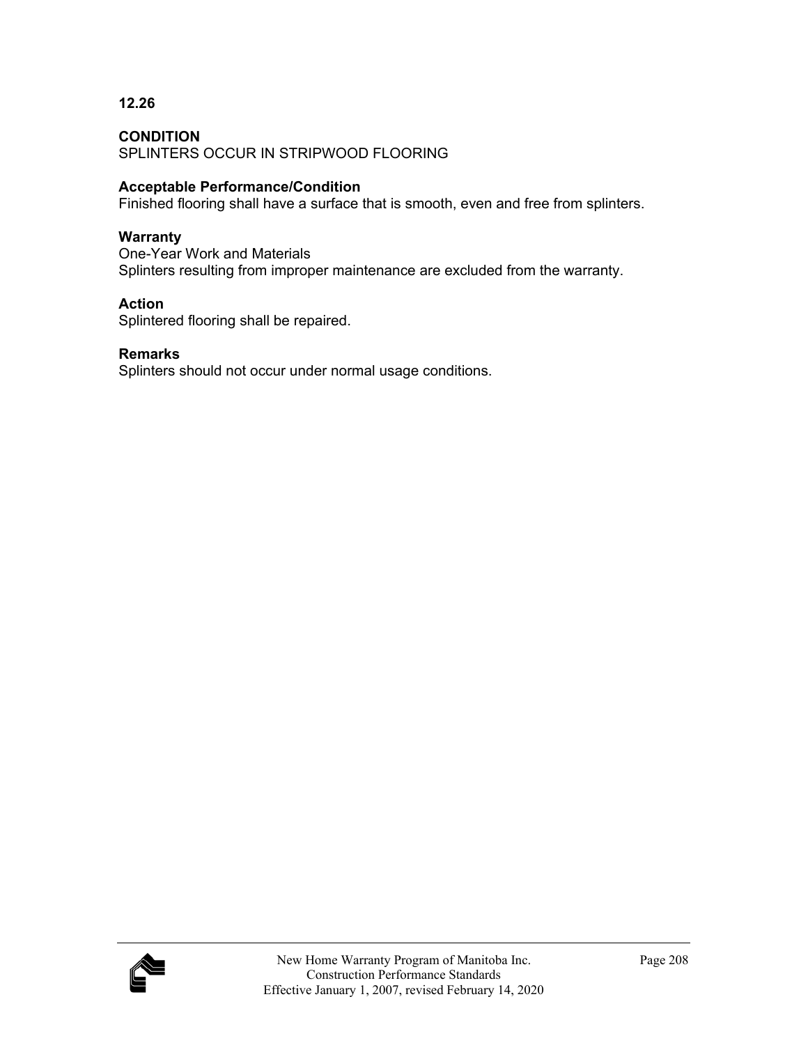**12.26**

**CONDITION**
SPLINTERS OCCUR IN STRIPWOOD FLOORING

**Acceptable Performance/Condition**
Finished flooring shall have a surface that is smooth, even and free from splinters.

**Warranty**
One-Year Work and Materials
Splinters resulting from improper maintenance are excluded from the warranty.

**Action**
Splintered flooring shall be repaired.

**Remarks**
Splinters should not occur under normal usage conditions.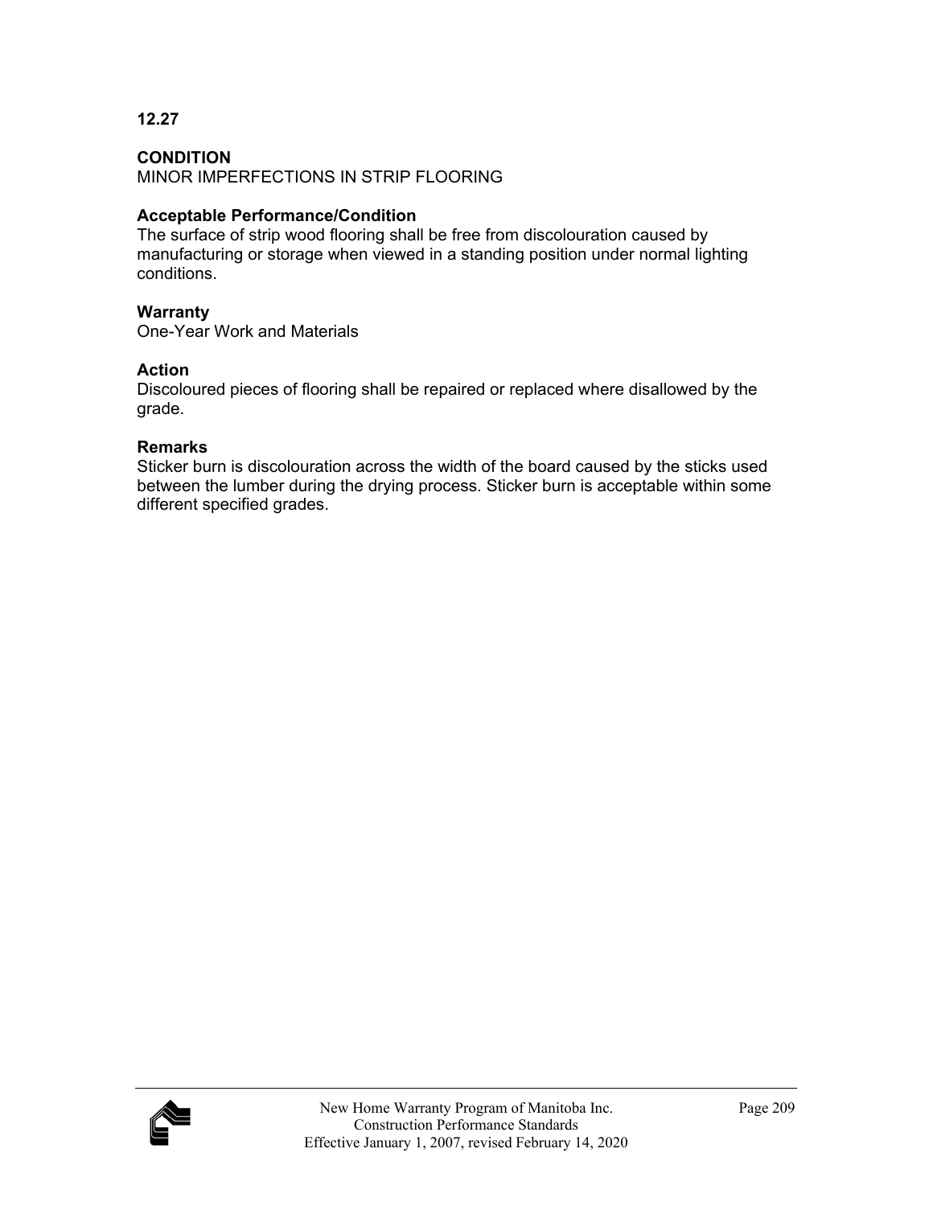**12.27**

**CONDITION**
MINOR IMPERFECTIONS IN STRIP FLOORING

**Acceptable Performance/Condition**
The surface of strip wood flooring shall be free from discolouration caused by manufacturing or storage when viewed in a standing position under normal lighting conditions.

**Warranty**
One-Year Work and Materials

**Action**
Discoloured pieces of flooring shall be repaired or replaced where disallowed by the grade.

**Remarks**
Sticker burn is discolouration across the width of the board caused by the sticks used between the lumber during the drying process. Sticker burn is acceptable within some different specified grades.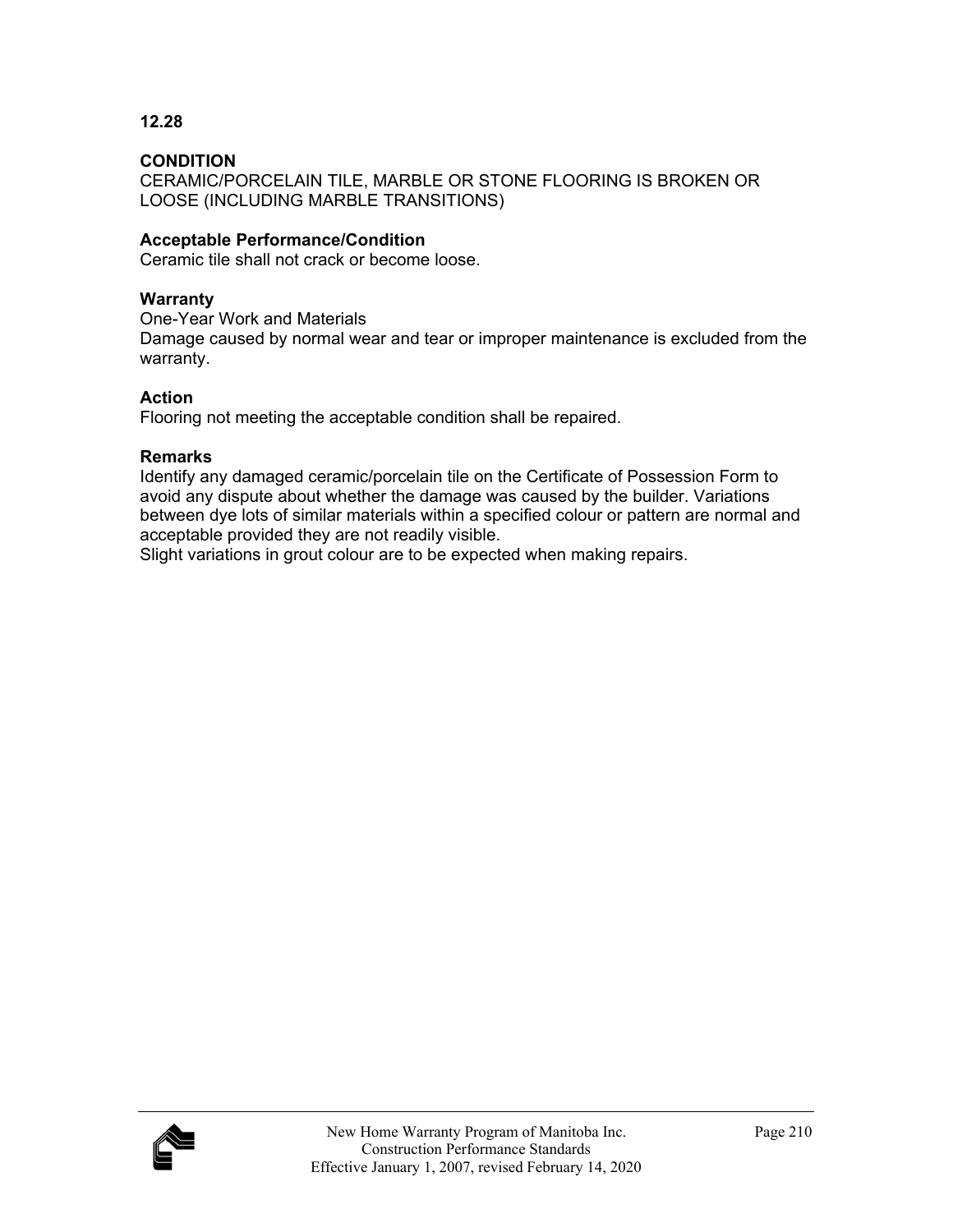**12.28**

**CONDITION**
CERAMIC/PORCELAIN TILE, MARBLE OR STONE FLOORING IS BROKEN OR LOOSE (INCLUDING MARBLE TRANSITIONS)

**Acceptable Performance/Condition**
Ceramic tile shall not crack or become loose.

**Warranty**
One-Year Work and Materials
Damage caused by normal wear and tear or improper maintenance is excluded from the warranty.

**Action**
Flooring not meeting the acceptable condition shall be repaired.

**Remarks**
Identify any damaged ceramic/porcelain tile on the Certificate of Possession Form to avoid any dispute about whether the damage was caused by the builder. Variations between dye lots of similar materials within a specified colour or pattern are normal and acceptable provided they are not readily visible.
Slight variations in grout colour are to be expected when making repairs.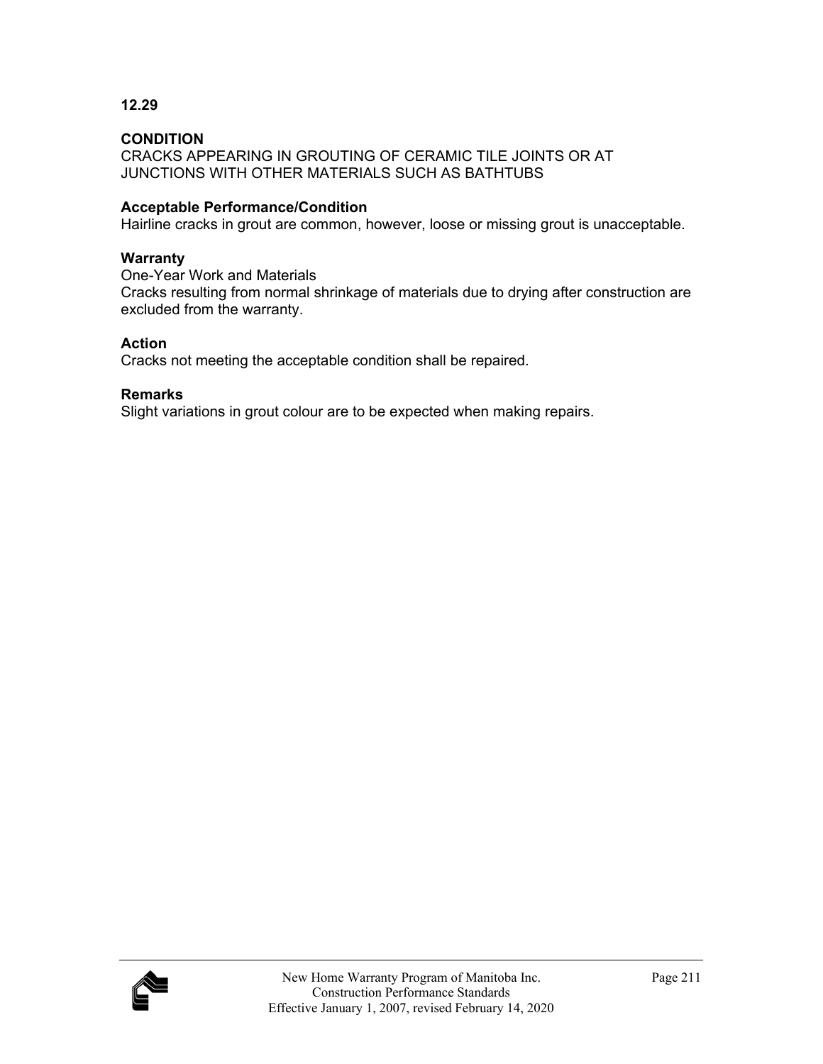**12.29**

**CONDITION**
CRACKS APPEARING IN GROUTING OF CERAMIC TILE JOINTS OR AT JUNCTIONS WITH OTHER MATERIALS SUCH AS BATHTUBS

**Acceptable Performance/Condition**
Hairline cracks in grout are common, however, loose or missing grout is unacceptable.

**Warranty**
One-Year Work and Materials
Cracks resulting from normal shrinkage of materials due to drying after construction are excluded from the warranty.

**Action**
Cracks not meeting the acceptable condition shall be repaired.

**Remarks**
Slight variations in grout colour are to be expected when making repairs.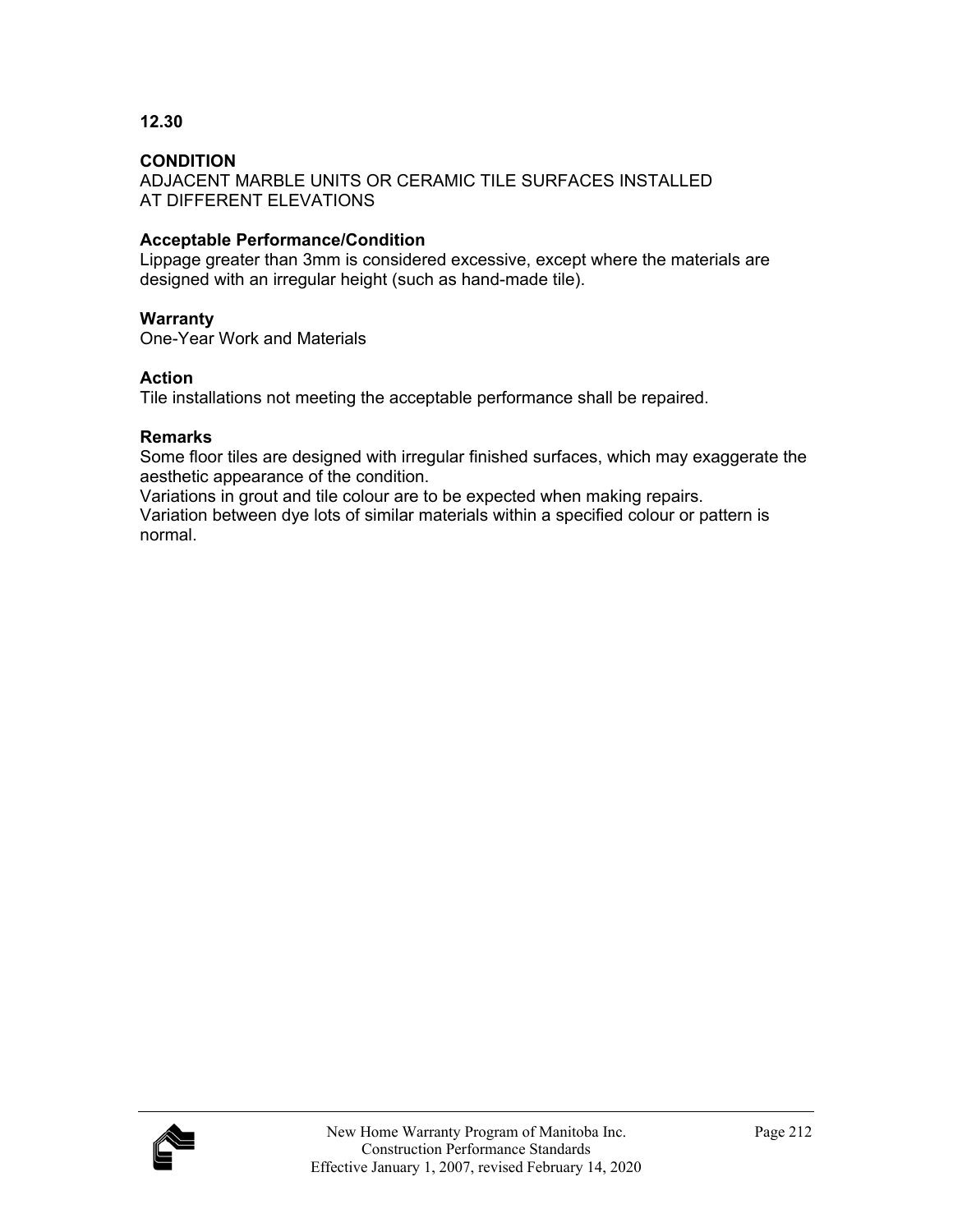**12.30**

**CONDITION**
ADJACENT MARBLE UNITS OR CERAMIC TILE SURFACES INSTALLED AT DIFFERENT ELEVATIONS

**Acceptable Performance/Condition**
Lippage greater than 3mm is considered excessive, except where the materials are designed with an irregular height (such as hand-made tile).

**Warranty**
One-Year Work and Materials

**Action**
Tile installations not meeting the acceptable performance shall be repaired.

**Remarks**
Some floor tiles are designed with irregular finished surfaces, which may exaggerate the aesthetic appearance of the condition.
Variations in grout and tile colour are to be expected when making repairs.
Variation between dye lots of similar materials within a specified colour or pattern is normal.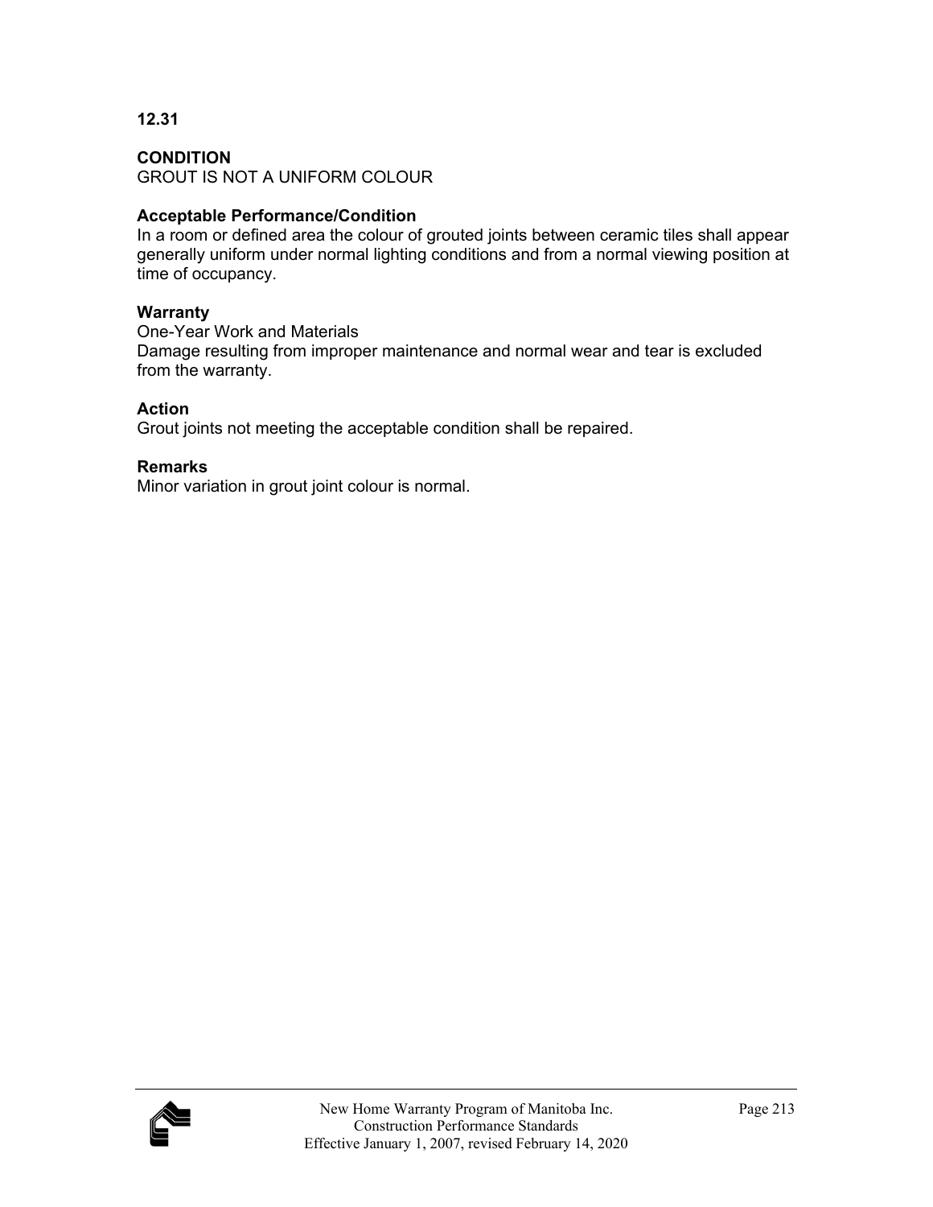**12.31**

**CONDITION**
GROUT IS NOT A UNIFORM COLOUR

**Acceptable Performance/Condition**
In a room or defined area the colour of grouted joints between ceramic tiles shall appear generally uniform under normal lighting conditions and from a normal viewing position at time of occupancy.

**Warranty**
One-Year Work and Materials
Damage resulting from improper maintenance and normal wear and tear is excluded from the warranty.

**Action**
Grout joints not meeting the acceptable condition shall be repaired.

**Remarks**
Minor variation in grout joint colour is normal.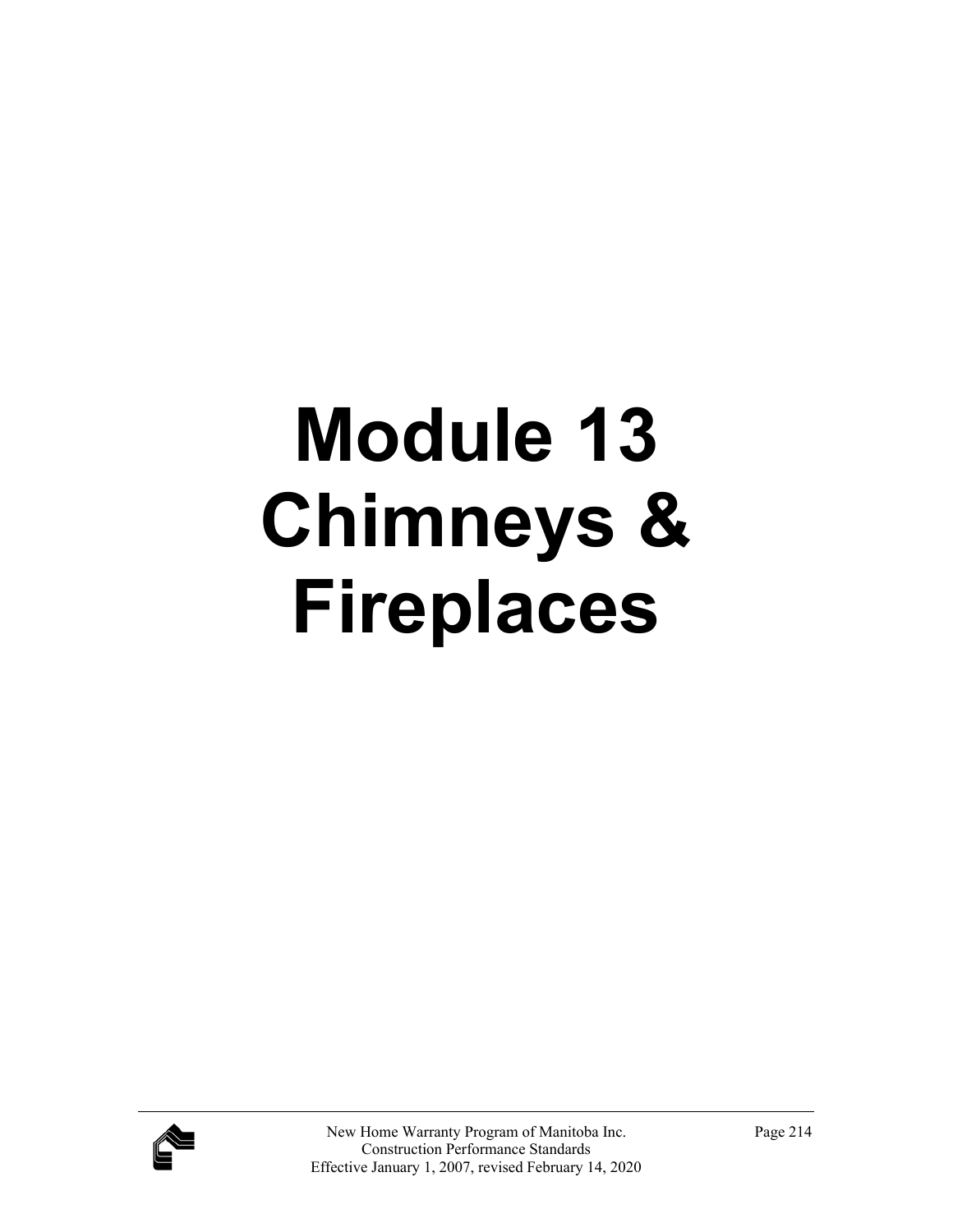# Module 13 Chimneys & Fireplaces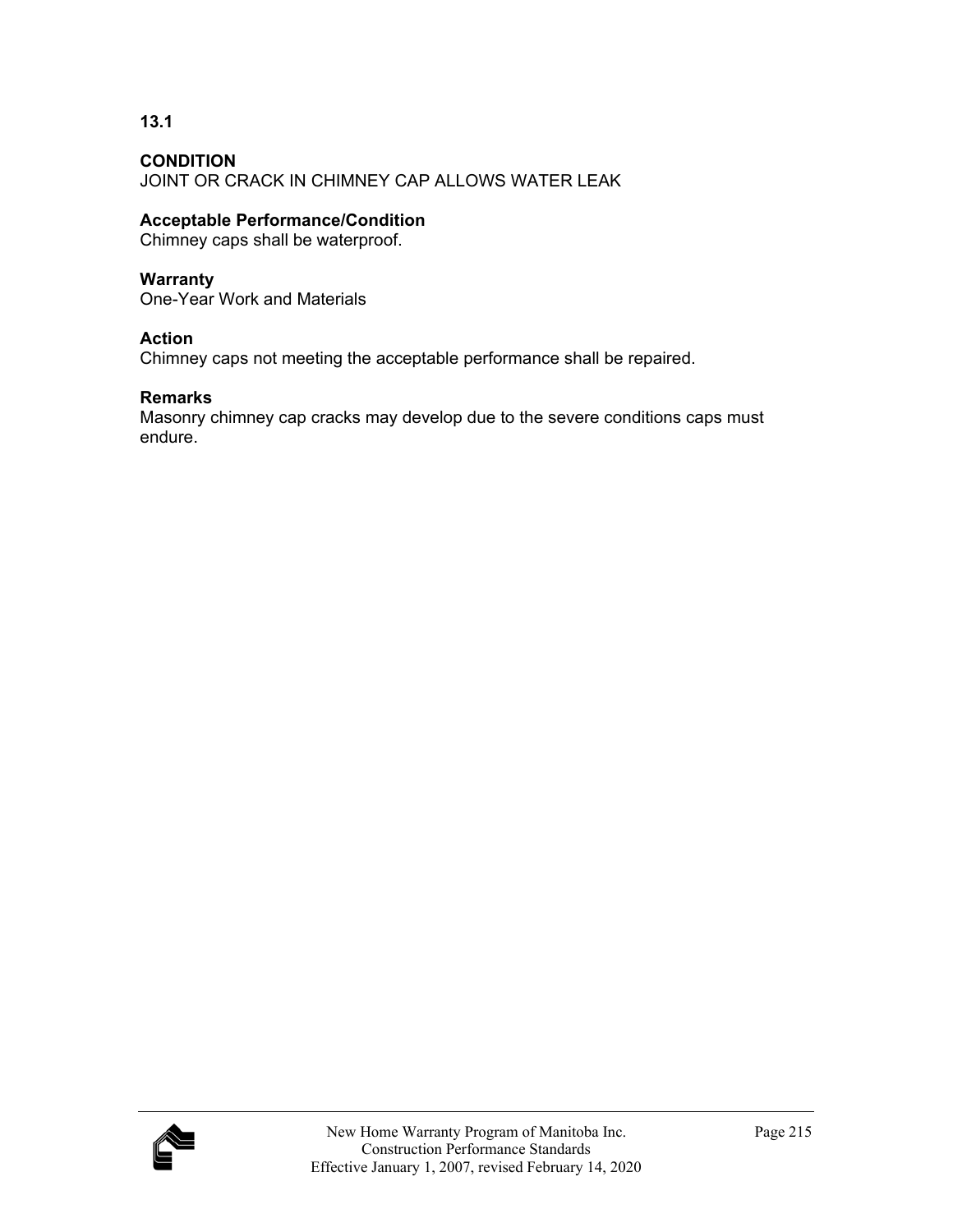**13.1**

**CONDITION**
JOINT OR CRACK IN CHIMNEY CAP ALLOWS WATER LEAK

**Acceptable Performance/Condition**
Chimney caps shall be waterproof.

**Warranty**
One-Year Work and Materials

**Action**
Chimney caps not meeting the acceptable performance shall be repaired.

**Remarks**
Masonry chimney cap cracks may develop due to the severe conditions caps must endure.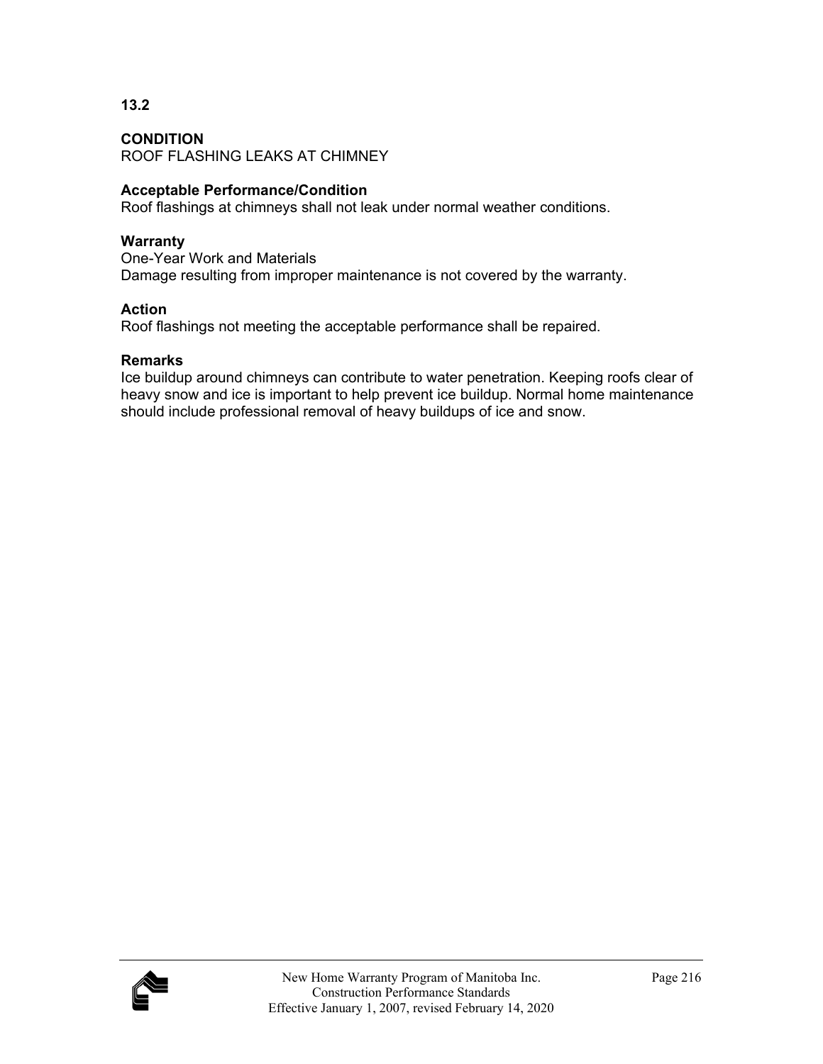**13.2**

**CONDITION**
ROOF FLASHING LEAKS AT CHIMNEY

**Acceptable Performance/Condition**
Roof flashings at chimneys shall not leak under normal weather conditions.

**Warranty**
One-Year Work and Materials
Damage resulting from improper maintenance is not covered by the warranty.

**Action**
Roof flashings not meeting the acceptable performance shall be repaired.

**Remarks**
Ice buildup around chimneys can contribute to water penetration. Keeping roofs clear of heavy snow and ice is important to help prevent ice buildup. Normal home maintenance should include professional removal of heavy buildups of ice and snow.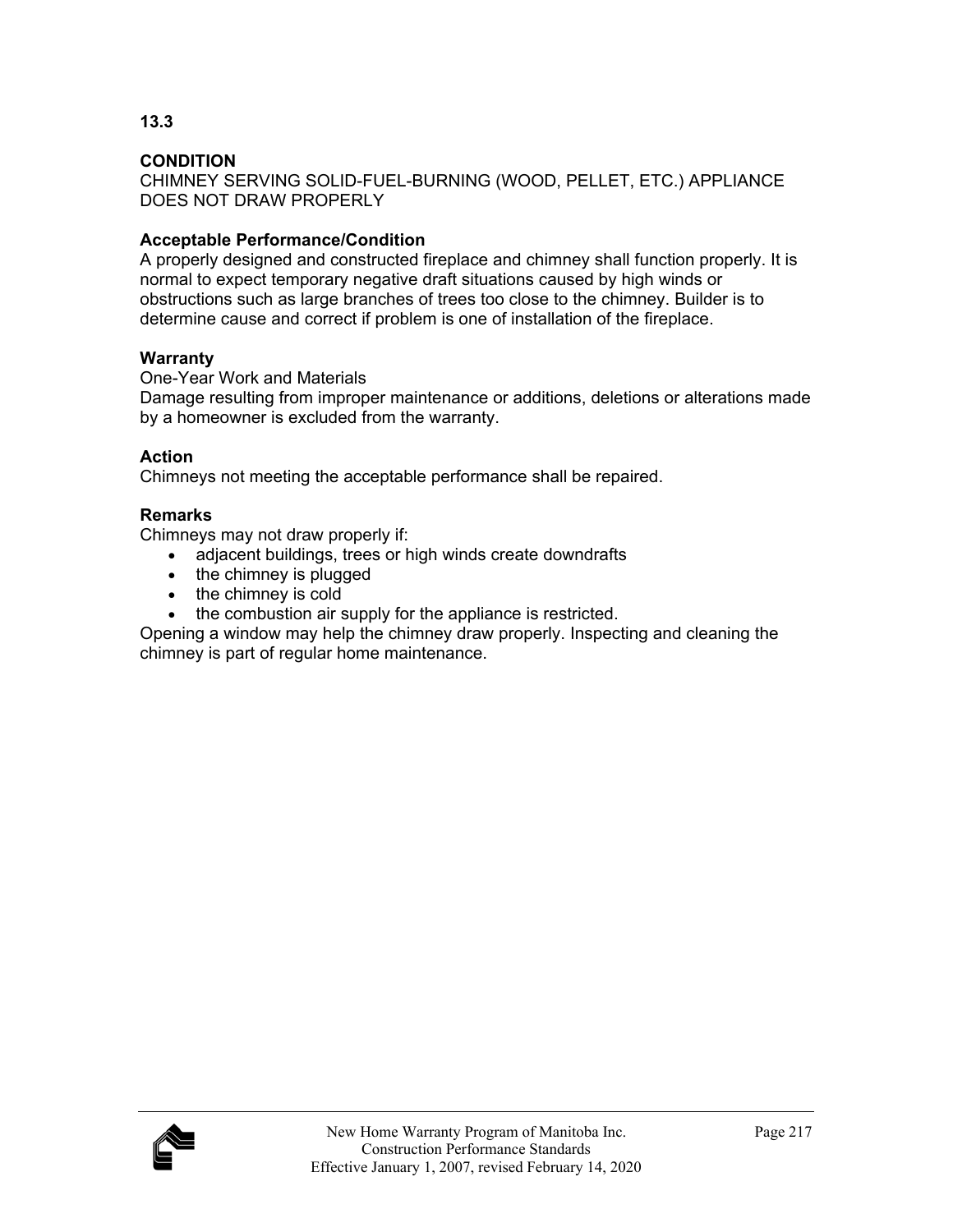**13.3**

**CONDITION**

CHIMNEY SERVING SOLID-FUEL-BURNING (WOOD, PELLET, ETC.) APPLIANCE DOES NOT DRAW PROPERLY

**Acceptable Performance/Condition**

A properly designed and constructed fireplace and chimney shall function properly. It is normal to expect temporary negative draft situations caused by high winds or obstructions such as large branches of trees too close to the chimney. Builder is to determine cause and correct if problem is one of installation of the fireplace.

**Warranty**

One-Year Work and Materials

Damage resulting from improper maintenance or additions, deletions or alterations made by a homeowner is excluded from the warranty.

**Action**

Chimneys not meeting the acceptable performance shall be repaired.

**Remarks**

Chimneys may not draw properly if:

- adjacent buildings, trees or high winds create downdrafts
- the chimney is plugged
- the chimney is cold
- the combustion air supply for the appliance is restricted.

Opening a window may help the chimney draw properly. Inspecting and cleaning the chimney is part of regular home maintenance.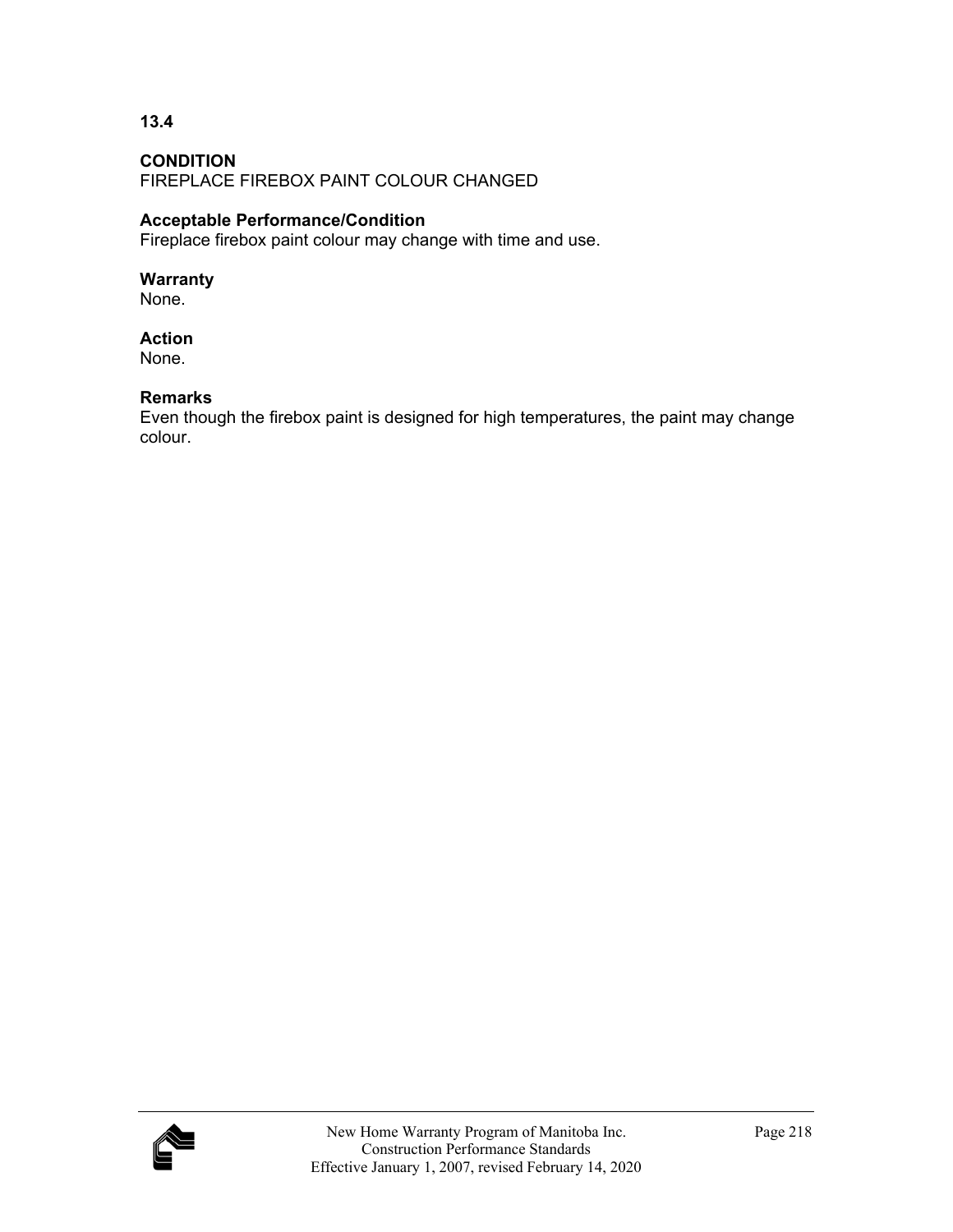**13.4**

**CONDITION**
FIREPLACE FIREBOX PAINT COLOUR CHANGED

**Acceptable Performance/Condition**
Fireplace firebox paint colour may change with time and use.

**Warranty**
None.

**Action**
None.

**Remarks**
Even though the firebox paint is designed for high temperatures, the paint may change colour.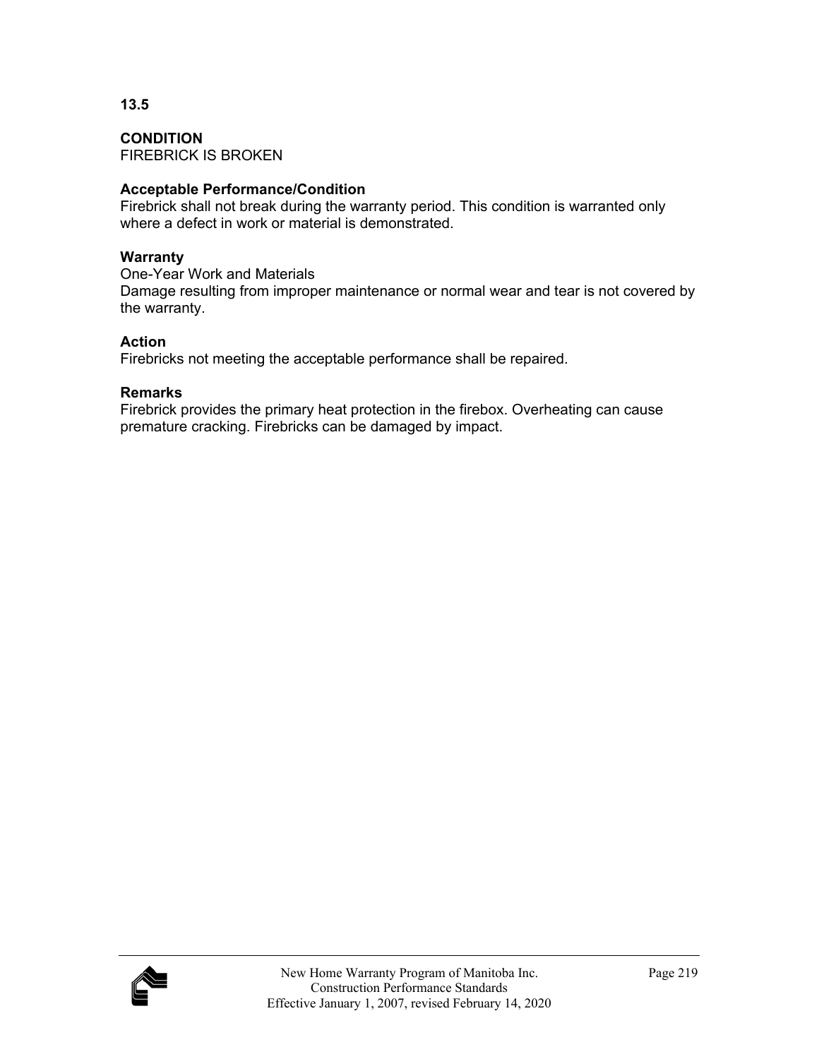**13.5**

**CONDITION**
FIREBRICK IS BROKEN

**Acceptable Performance/Condition**
Firebrick shall not break during the warranty period. This condition is warranted only where a defect in work or material is demonstrated.

**Warranty**
One-Year Work and Materials
Damage resulting from improper maintenance or normal wear and tear is not covered by the warranty.

**Action**
Firebricks not meeting the acceptable performance shall be repaired.

**Remarks**
Firebrick provides the primary heat protection in the firebox. Overheating can cause premature cracking. Firebricks can be damaged by impact.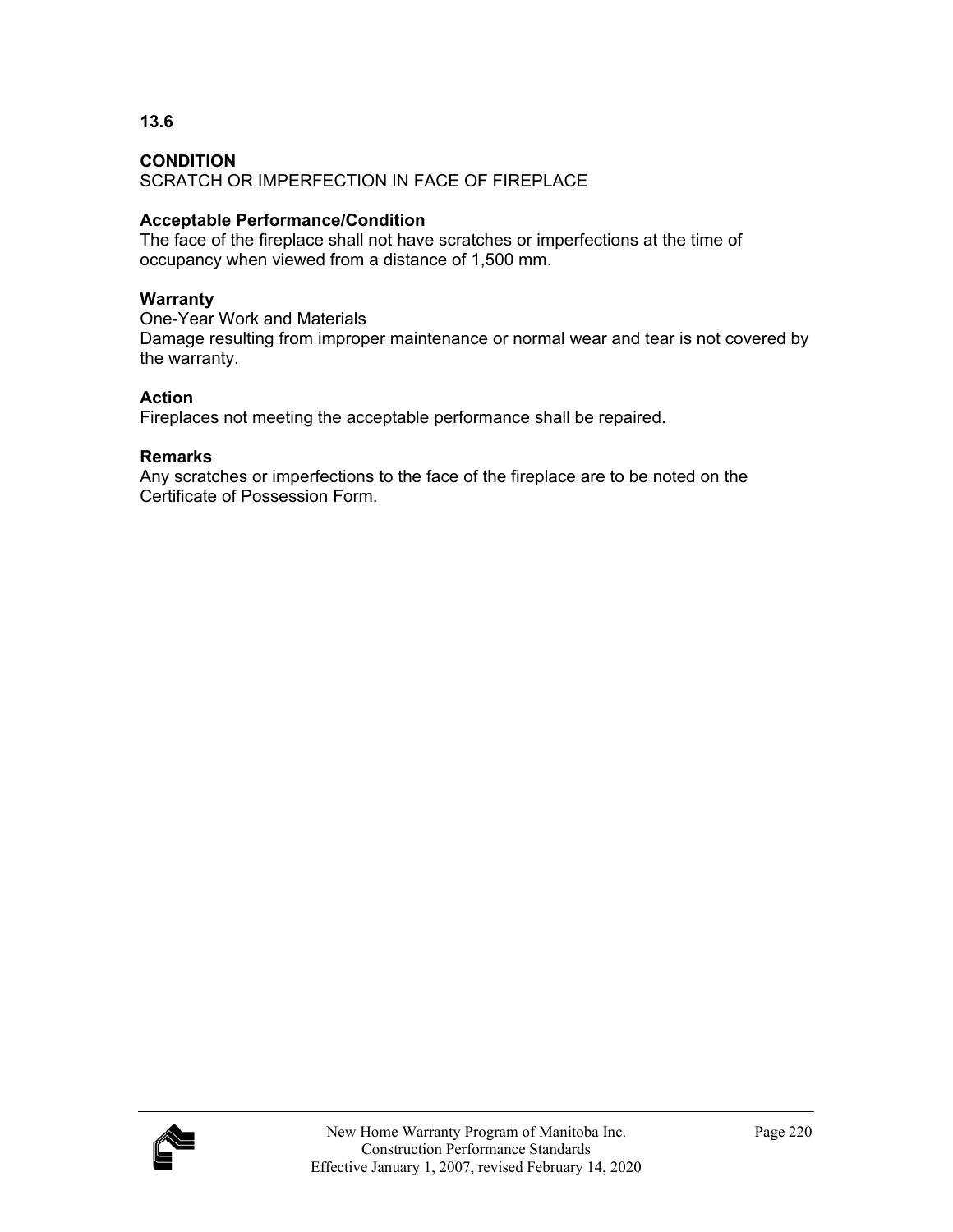**13.6**

**CONDITION**
SCRATCH OR IMPERFECTION IN FACE OF FIREPLACE

**Acceptable Performance/Condition**
The face of the fireplace shall not have scratches or imperfections at the time of occupancy when viewed from a distance of 1,500 mm.

**Warranty**
One-Year Work and Materials
Damage resulting from improper maintenance or normal wear and tear is not covered by the warranty.

**Action**
Fireplaces not meeting the acceptable performance shall be repaired.

**Remarks**
Any scratches or imperfections to the face of the fireplace are to be noted on the Certificate of Possession Form.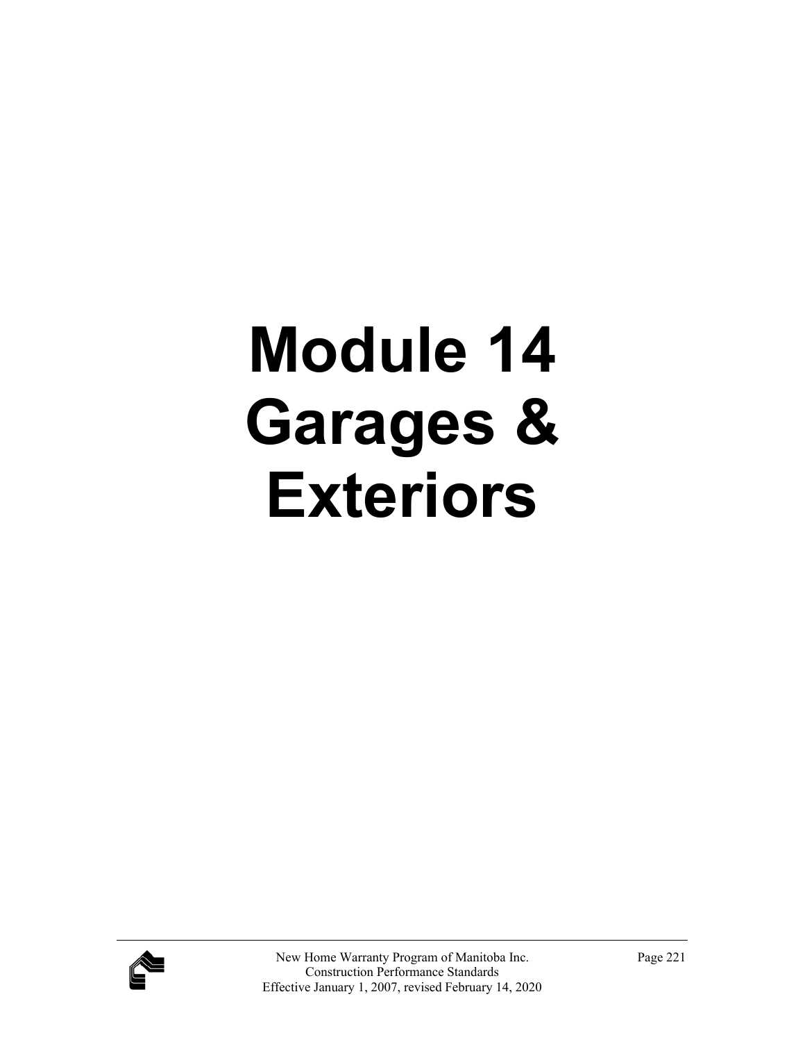# Module 14 Garages & Exteriors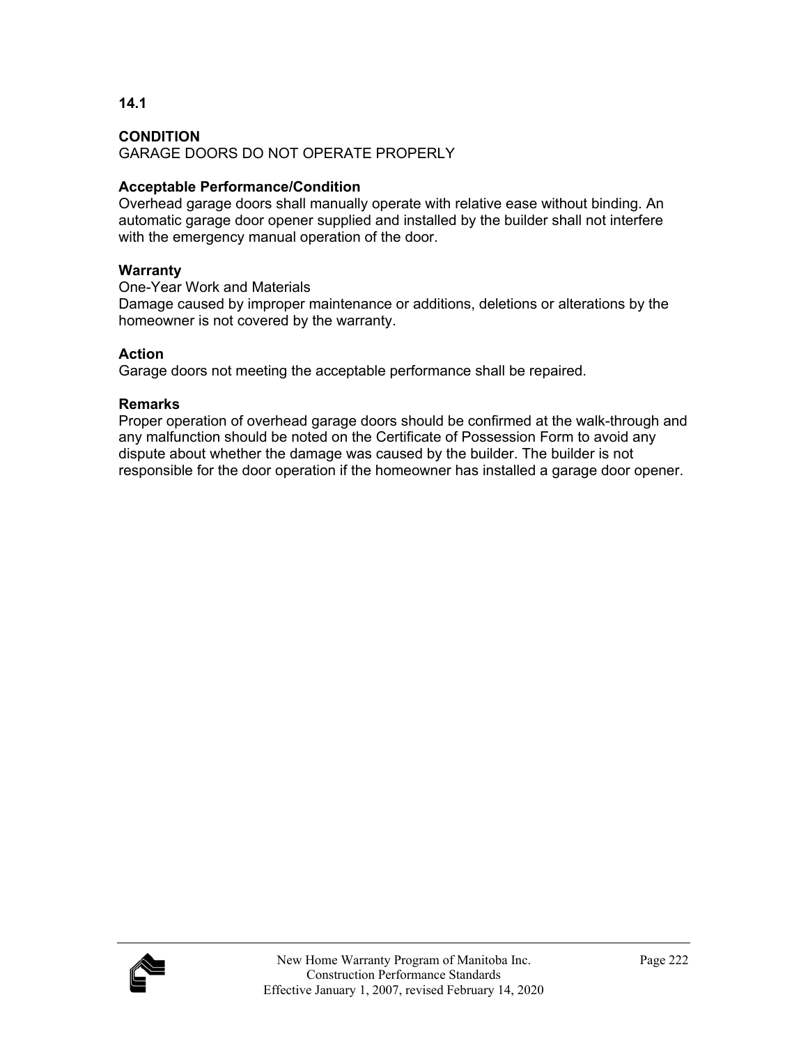## 14.1

### CONDITION

GARAGE DOORS DO NOT OPERATE PROPERLY

**Acceptable Performance/Condition**

Overhead garage doors shall manually operate with relative ease without binding. An automatic garage door opener supplied and installed by the builder shall not interfere with the emergency manual operation of the door.

**Warranty**

One-Year Work and Materials

Damage caused by improper maintenance or additions, deletions or alterations by the homeowner is not covered by the warranty.

**Action**

Garage doors not meeting the acceptable performance shall be repaired.

**Remarks**

Proper operation of overhead garage doors should be confirmed at the walk-through and any malfunction should be noted on the Certificate of Possession Form to avoid any dispute about whether the damage was caused by the builder. The builder is not responsible for the door operation if the homeowner has installed a garage door opener.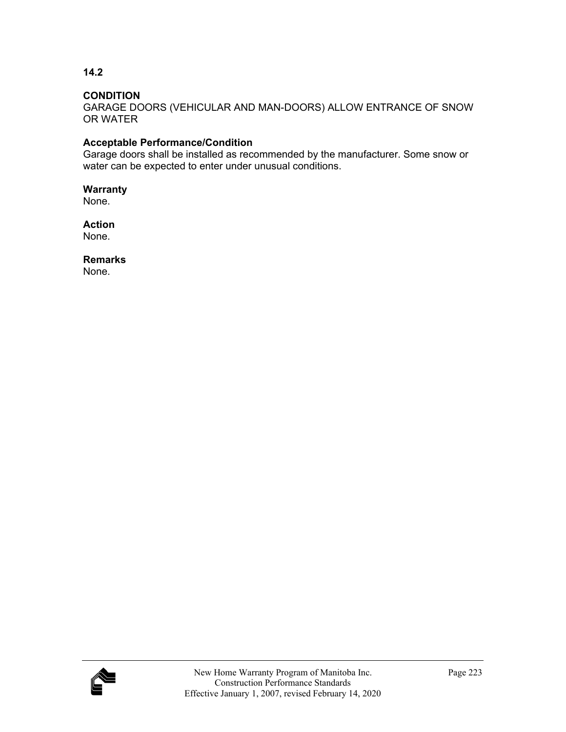## 14.2

**CONDITION**
GARAGE DOORS (VEHICULAR AND MAN-DOORS) ALLOW ENTRANCE OF SNOW OR WATER

**Acceptable Performance/Condition**
Garage doors shall be installed as recommended by the manufacturer. Some snow or water can be expected to enter under unusual conditions.

**Warranty**
None.

**Action**
None.

**Remarks**
None.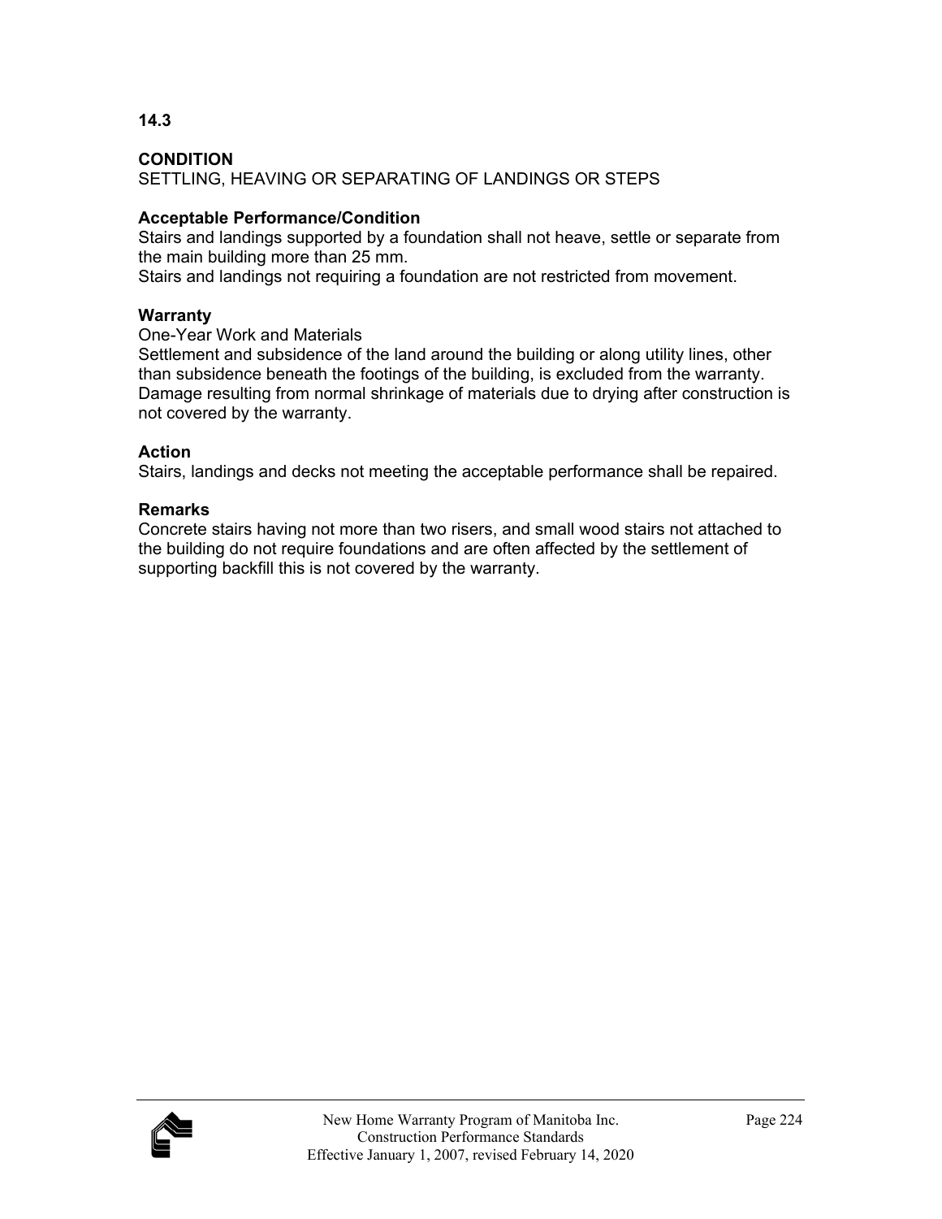**14.3**

**CONDITION**
SETTLING, HEAVING OR SEPARATING OF LANDINGS OR STEPS

**Acceptable Performance/Condition**
Stairs and landings supported by a foundation shall not heave, settle or separate from the main building more than 25 mm.
Stairs and landings not requiring a foundation are not restricted from movement.

**Warranty**
One-Year Work and Materials
Settlement and subsidence of the land around the building or along utility lines, other than subsidence beneath the footings of the building, is excluded from the warranty. Damage resulting from normal shrinkage of materials due to drying after construction is not covered by the warranty.

**Action**
Stairs, landings and decks not meeting the acceptable performance shall be repaired.

**Remarks**
Concrete stairs having not more than two risers, and small wood stairs not attached to the building do not require foundations and are often affected by the settlement of supporting backfill this is not covered by the warranty.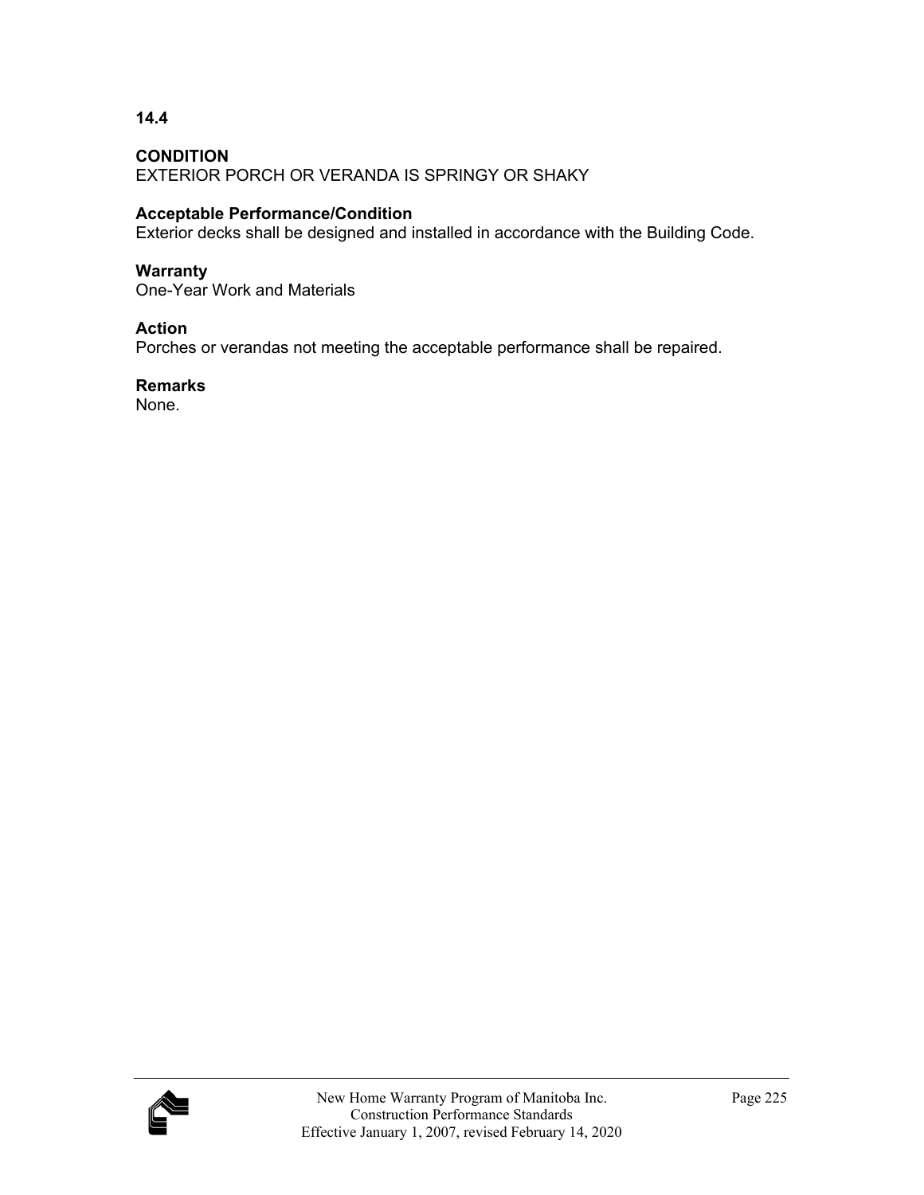**14.4**

**CONDITION**
EXTERIOR PORCH OR VERANDA IS SPRINGY OR SHAKY

**Acceptable Performance/Condition**
Exterior decks shall be designed and installed in accordance with the Building Code.

**Warranty**
One-Year Work and Materials

**Action**
Porches or verandas not meeting the acceptable performance shall be repaired.

**Remarks**
None.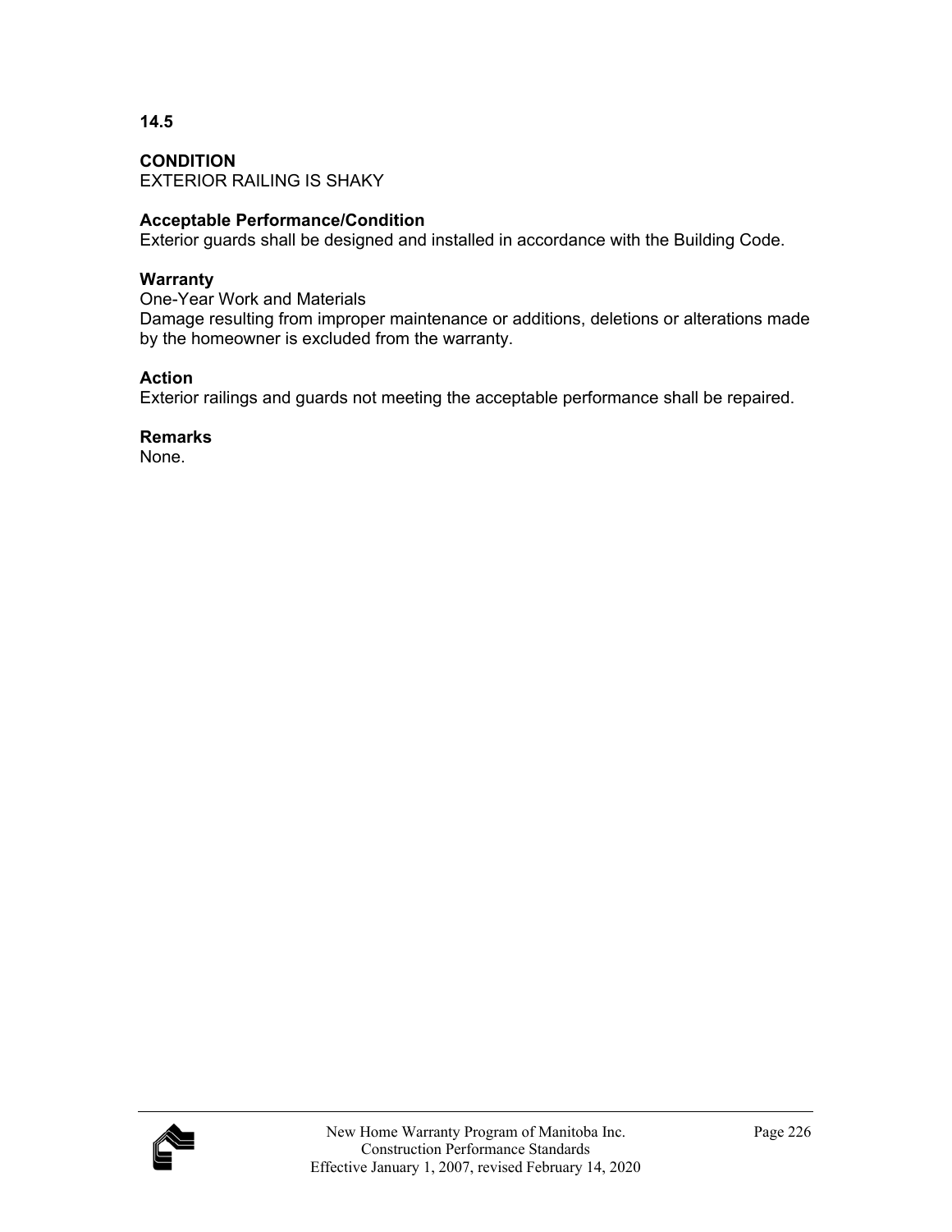**14.5**

**CONDITION**
EXTERIOR RAILING IS SHAKY

**Acceptable Performance/Condition**
Exterior guards shall be designed and installed in accordance with the Building Code.

**Warranty**
One-Year Work and Materials
Damage resulting from improper maintenance or additions, deletions or alterations made by the homeowner is excluded from the warranty.

**Action**
Exterior railings and guards not meeting the acceptable performance shall be repaired.

**Remarks**
None.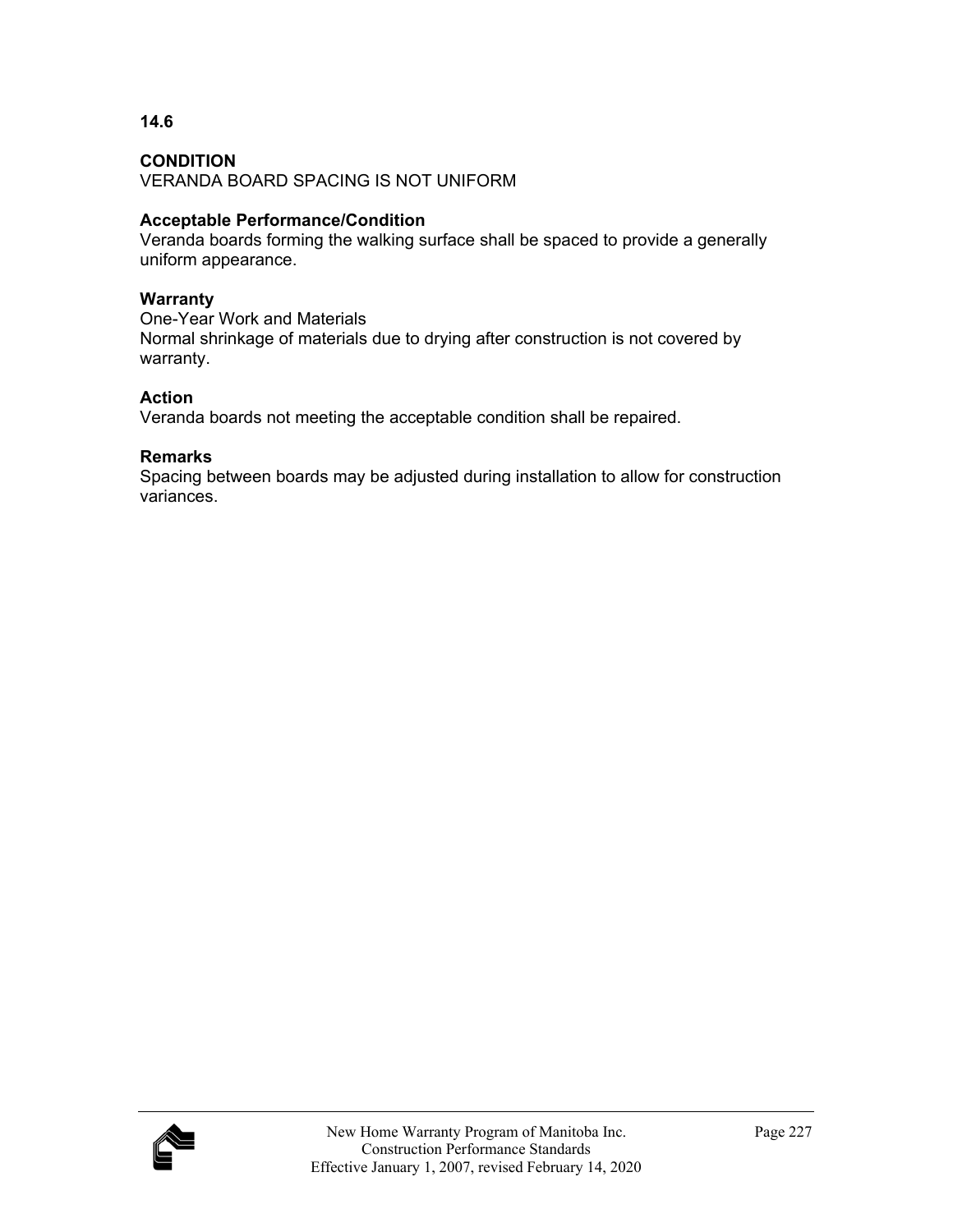**14.6**

**CONDITION**
VERANDA BOARD SPACING IS NOT UNIFORM

**Acceptable Performance/Condition**
Veranda boards forming the walking surface shall be spaced to provide a generally uniform appearance.

**Warranty**
One-Year Work and Materials
Normal shrinkage of materials due to drying after construction is not covered by warranty.

**Action**
Veranda boards not meeting the acceptable condition shall be repaired.

**Remarks**
Spacing between boards may be adjusted during installation to allow for construction variances.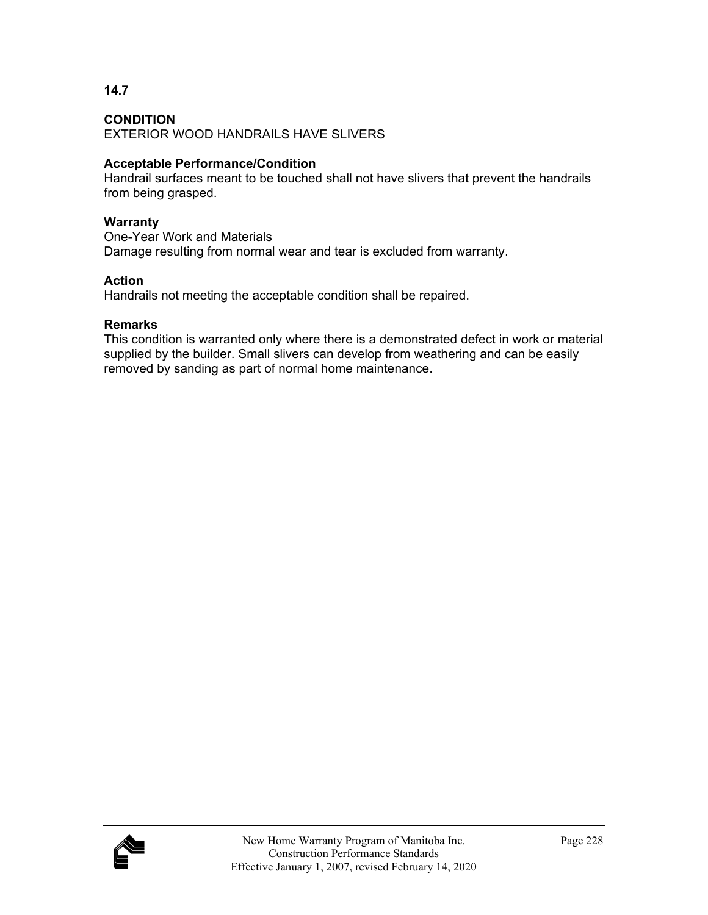**14.7**

**CONDITION**
EXTERIOR WOOD HANDRAILS HAVE SLIVERS

**Acceptable Performance/Condition**
Handrail surfaces meant to be touched shall not have slivers that prevent the handrails from being grasped.

**Warranty**
One-Year Work and Materials
Damage resulting from normal wear and tear is excluded from warranty.

**Action**
Handrails not meeting the acceptable condition shall be repaired.

**Remarks**
This condition is warranted only where there is a demonstrated defect in work or material supplied by the builder. Small slivers can develop from weathering and can be easily removed by sanding as part of normal home maintenance.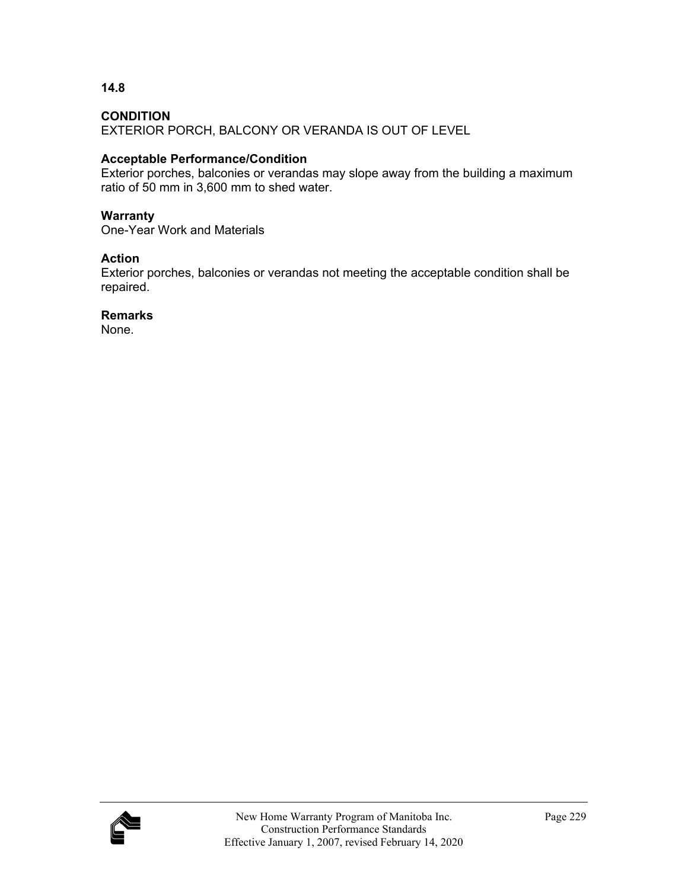**14.8**

**CONDITION**
EXTERIOR PORCH, BALCONY OR VERANDA IS OUT OF LEVEL

**Acceptable Performance/Condition**
Exterior porches, balconies or verandas may slope away from the building a maximum ratio of 50 mm in 3,600 mm to shed water.

**Warranty**
One-Year Work and Materials

**Action**
Exterior porches, balconies or verandas not meeting the acceptable condition shall be repaired.

**Remarks**
None.